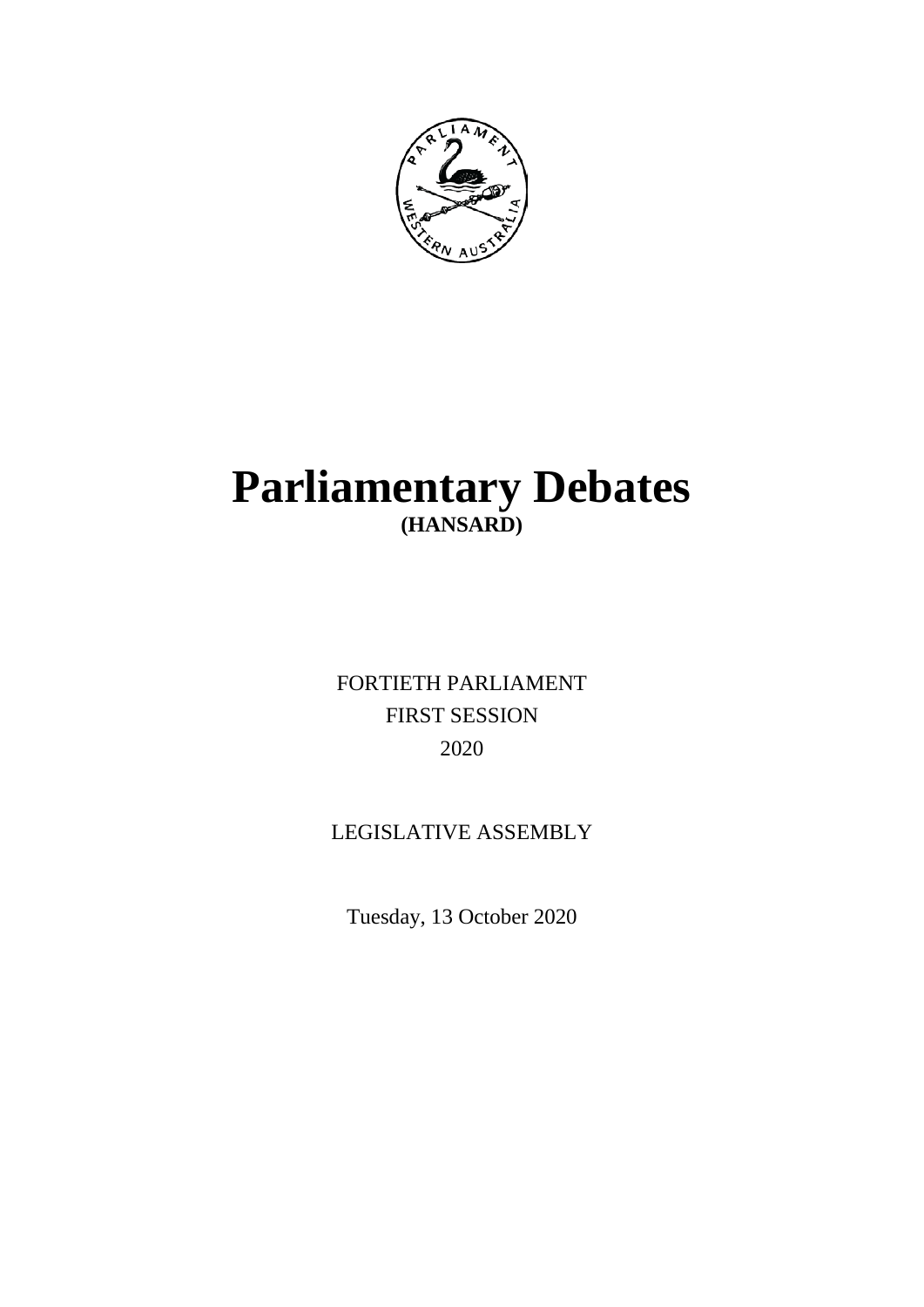# Parliamentary Debates

**(HANSARD)**

FORTIETH PARLIAMENT

FIRST SESSION

2020

LEGISLATIVE ASSEMBLY

Tuesday, 13 October 2020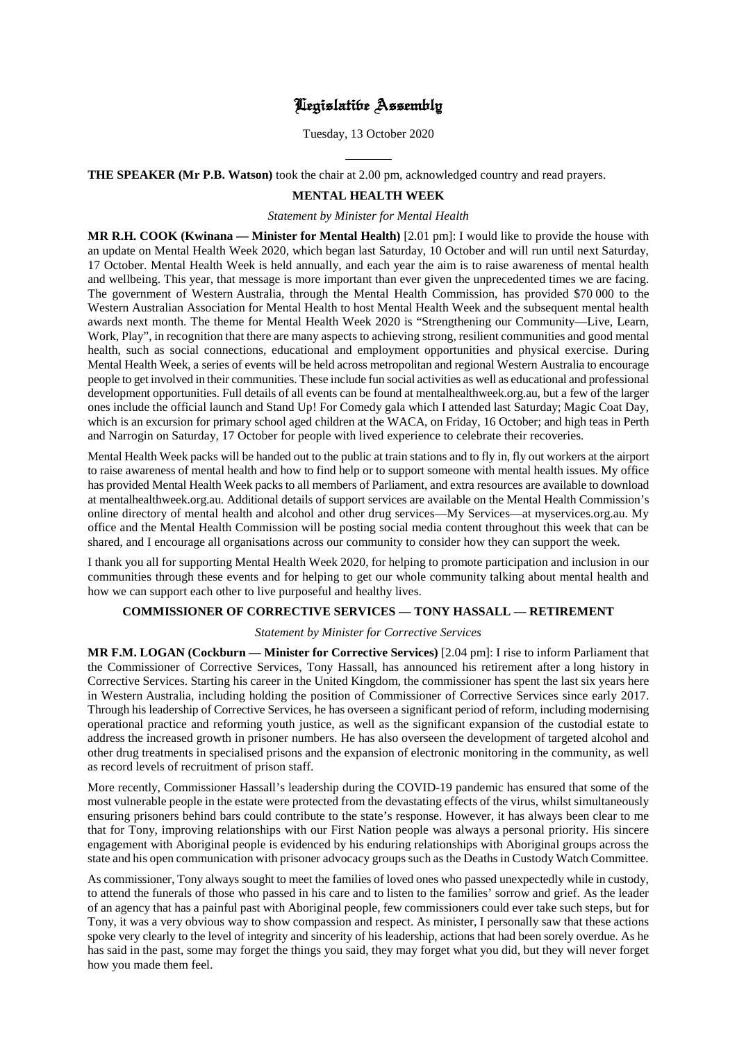# Legislative Assembly

Tuesday, 13 October 2020

---

**THE SPEAKER (Mr P.B. Watson)** took the chair at 2.00 pm, acknowledged country and read prayers.

## MENTAL HEALTH WEEK

*Statement by Minister for Mental Health*

**MR R.H. COOK (Kwinana — Minister for Mental Health)** [2.01 pm]: I would like to provide the house with an update on Mental Health Week 2020, which began last Saturday, 10 October and will run until next Saturday, 17 October. Mental Health Week is held annually, and each year the aim is to raise awareness of mental health and wellbeing. This year, that message is more important than ever given the unprecedented times we are facing. The government of Western Australia, through the Mental Health Commission, has provided $70 000 to the Western Australian Association for Mental Health to host Mental Health Week and the subsequent mental health awards next month. The theme for Mental Health Week 2020 is "Strengthening our Community—Live, Learn, Work, Play", in recognition that there are many aspects to achieving strong, resilient communities and good mental health, such as social connections, educational and employment opportunities and physical exercise. During Mental Health Week, a series of events will be held across metropolitan and regional Western Australia to encourage people to get involved in their communities. These include fun social activities as well as educational and professional development opportunities. Full details of all events can be found at mentalhealthweek.org.au, but a few of the larger ones include the official launch and Stand Up! For Comedy gala which I attended last Saturday; Magic Coat Day, which is an excursion for primary school aged children at the WACA, on Friday, 16 October; and high teas in Perth and Narrogin on Saturday, 17 October for people with lived experience to celebrate their recoveries.

Mental Health Week packs will be handed out to the public at train stations and to fly in, fly out workers at the airport to raise awareness of mental health and how to find help or to support someone with mental health issues. My office has provided Mental Health Week packs to all members of Parliament, and extra resources are available to download at mentalhealthweek.org.au. Additional details of support services are available on the Mental Health Commission's online directory of mental health and alcohol and other drug services—My Services—at myservices.org.au. My office and the Mental Health Commission will be posting social media content throughout this week that can be shared, and I encourage all organisations across our community to consider how they can support the week.

I thank you all for supporting Mental Health Week 2020, for helping to promote participation and inclusion in our communities through these events and for helping to get our whole community talking about mental health and how we can support each other to live purposeful and healthy lives.

## COMMISSIONER OF CORRECTIVE SERVICES — TONY HASSALL — RETIREMENT

*Statement by Minister for Corrective Services*

**MR F.M. LOGAN (Cockburn — Minister for Corrective Services)** [2.04 pm]: I rise to inform Parliament that the Commissioner of Corrective Services, Tony Hassall, has announced his retirement after a long history in Corrective Services. Starting his career in the United Kingdom, the commissioner has spent the last six years here in Western Australia, including holding the position of Commissioner of Corrective Services since early 2017. Through his leadership of Corrective Services, he has overseen a significant period of reform, including modernising operational practice and reforming youth justice, as well as the significant expansion of the custodial estate to address the increased growth in prisoner numbers. He has also overseen the development of targeted alcohol and other drug treatments in specialised prisons and the expansion of electronic monitoring in the community, as well as record levels of recruitment of prison staff.

More recently, Commissioner Hassall's leadership during the COVID-19 pandemic has ensured that some of the most vulnerable people in the estate were protected from the devastating effects of the virus, whilst simultaneously ensuring prisoners behind bars could contribute to the state's response. However, it has always been clear to me that for Tony, improving relationships with our First Nation people was always a personal priority. His sincere engagement with Aboriginal people is evidenced by his enduring relationships with Aboriginal groups across the state and his open communication with prisoner advocacy groups such as the Deaths in Custody Watch Committee.

As commissioner, Tony always sought to meet the families of loved ones who passed unexpectedly while in custody, to attend the funerals of those who passed in his care and to listen to the families' sorrow and grief. As the leader of an agency that has a painful past with Aboriginal people, few commissioners could ever take such steps, but for Tony, it was a very obvious way to show compassion and respect. As minister, I personally saw that these actions spoke very clearly to the level of integrity and sincerity of his leadership, actions that had been sorely overdue. As he has said in the past, some may forget the things you said, they may forget what you did, but they will never forget how you made them feel.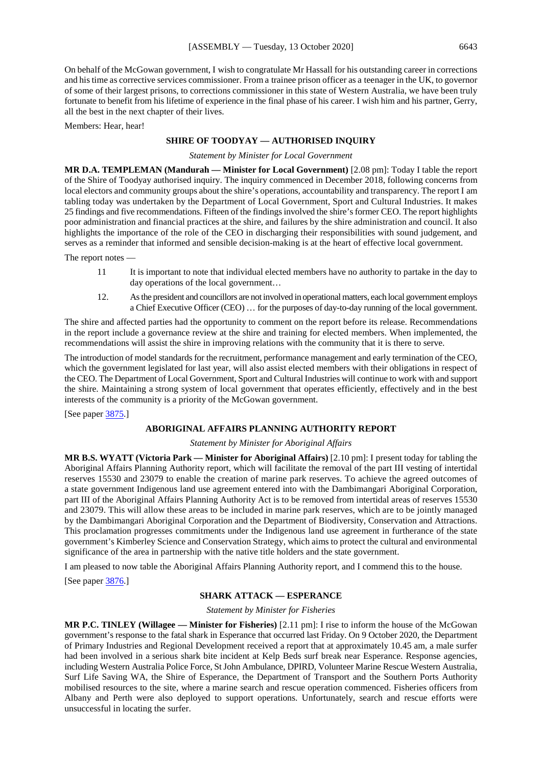On behalf of the McGowan government, I wish to congratulate Mr Hassall for his outstanding career in corrections and his time as corrective services commissioner. From a trainee prison officer as a teenager in the UK, to governor of some of their largest prisons, to corrections commissioner in this state of Western Australia, we have been truly fortunate to benefit from his lifetime of experience in the final phase of his career. I wish him and his partner, Gerry, all the best in the next chapter of their lives.

Members: Hear, hear!

## SHIRE OF TOODYAY — AUTHORISED INQUIRY

*Statement by Minister for Local Government*

**MR D.A. TEMPLEMAN (Mandurah — Minister for Local Government)** [2.08 pm]: Today I table the report of the Shire of Toodyay authorised inquiry. The inquiry commenced in December 2018, following concerns from local electors and community groups about the shire's operations, accountability and transparency. The report I am tabling today was undertaken by the Department of Local Government, Sport and Cultural Industries. It makes 25 findings and five recommendations. Fifteen of the findings involved the shire's former CEO. The report highlights poor administration and financial practices at the shire, and failures by the shire administration and council. It also highlights the importance of the role of the CEO in discharging their responsibilities with sound judgement, and serves as a reminder that informed and sensible decision-making is at the heart of effective local government.

The report notes —

> 11 It is important to note that individual elected members have no authority to partake in the day to day operations of the local government…
>
> 12. As the president and councillors are not involved in operational matters, each local government employs a Chief Executive Officer (CEO) … for the purposes of day-to-day running of the local government.

The shire and affected parties had the opportunity to comment on the report before its release. Recommendations in the report include a governance review at the shire and training for elected members. When implemented, the recommendations will assist the shire in improving relations with the community that it is there to serve.

The introduction of model standards for the recruitment, performance management and early termination of the CEO, which the government legislated for last year, will also assist elected members with their obligations in respect of the CEO. The Department of Local Government, Sport and Cultural Industries will continue to work with and support the shire. Maintaining a strong system of local government that operates efficiently, effectively and in the best interests of the community is a priority of the McGowan government.

[See paper 3875.]

## ABORIGINAL AFFAIRS PLANNING AUTHORITY REPORT

*Statement by Minister for Aboriginal Affairs*

**MR B.S. WYATT (Victoria Park — Minister for Aboriginal Affairs)** [2.10 pm]: I present today for tabling the Aboriginal Affairs Planning Authority report, which will facilitate the removal of the part III vesting of intertidal reserves 15530 and 23079 to enable the creation of marine park reserves. To achieve the agreed outcomes of a state government Indigenous land use agreement entered into with the Dambimangari Aboriginal Corporation, part III of the Aboriginal Affairs Planning Authority Act is to be removed from intertidal areas of reserves 15530 and 23079. This will allow these areas to be included in marine park reserves, which are to be jointly managed by the Dambimangari Aboriginal Corporation and the Department of Biodiversity, Conservation and Attractions. This proclamation progresses commitments under the Indigenous land use agreement in furtherance of the state government's Kimberley Science and Conservation Strategy, which aims to protect the cultural and environmental significance of the area in partnership with the native title holders and the state government.

I am pleased to now table the Aboriginal Affairs Planning Authority report, and I commend this to the house.

[See paper 3876.]

## SHARK ATTACK — ESPERANCE

*Statement by Minister for Fisheries*

**MR P.C. TINLEY (Willagee — Minister for Fisheries)** [2.11 pm]: I rise to inform the house of the McGowan government's response to the fatal shark in Esperance that occurred last Friday. On 9 October 2020, the Department of Primary Industries and Regional Development received a report that at approximately 10.45 am, a male surfer had been involved in a serious shark bite incident at Kelp Beds surf break near Esperance. Response agencies, including Western Australia Police Force, St John Ambulance, DPIRD, Volunteer Marine Rescue Western Australia, Surf Life Saving WA, the Shire of Esperance, the Department of Transport and the Southern Ports Authority mobilised resources to the site, where a marine search and rescue operation commenced. Fisheries officers from Albany and Perth were also deployed to support operations. Unfortunately, search and rescue efforts were unsuccessful in locating the surfer.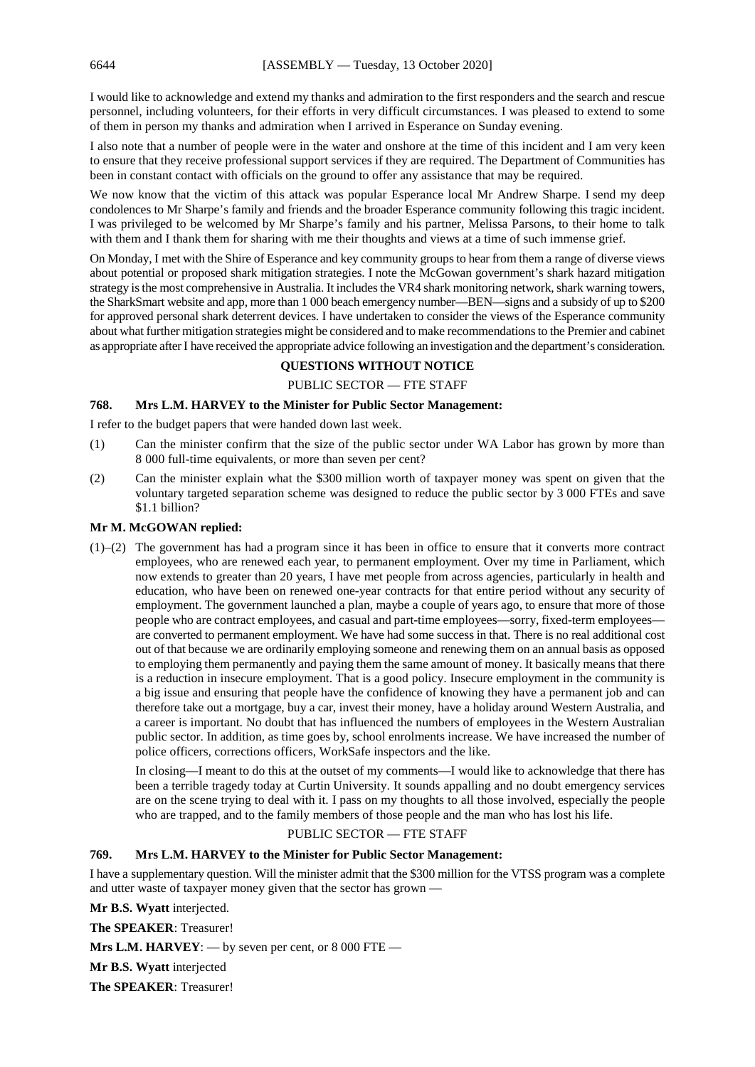I would like to acknowledge and extend my thanks and admiration to the first responders and the search and rescue personnel, including volunteers, for their efforts in very difficult circumstances. I was pleased to extend to some of them in person my thanks and admiration when I arrived in Esperance on Sunday evening.

I also note that a number of people were in the water and onshore at the time of this incident and I am very keen to ensure that they receive professional support services if they are required. The Department of Communities has been in constant contact with officials on the ground to offer any assistance that may be required.

We now know that the victim of this attack was popular Esperance local Mr Andrew Sharpe. I send my deep condolences to Mr Sharpe's family and friends and the broader Esperance community following this tragic incident. I was privileged to be welcomed by Mr Sharpe's family and his partner, Melissa Parsons, to their home to talk with them and I thank them for sharing with me their thoughts and views at a time of such immense grief.

On Monday, I met with the Shire of Esperance and key community groups to hear from them a range of diverse views about potential or proposed shark mitigation strategies. I note the McGowan government's shark hazard mitigation strategy is the most comprehensive in Australia. It includes the VR4 shark monitoring network, shark warning towers, the SharkSmart website and app, more than 1 000 beach emergency number—BEN—signs and a subsidy of up to $200 for approved personal shark deterrent devices. I have undertaken to consider the views of the Esperance community about what further mitigation strategies might be considered and to make recommendations to the Premier and cabinet as appropriate after I have received the appropriate advice following an investigation and the department's consideration.

## QUESTIONS WITHOUT NOTICE

### PUBLIC SECTOR — FTE STAFF

**768. Mrs L.M. HARVEY to the Minister for Public Sector Management:**

I refer to the budget papers that were handed down last week.

(1) Can the minister confirm that the size of the public sector under WA Labor has grown by more than 8 000 full-time equivalents, or more than seven per cent?

(2) Can the minister explain what the $300 million worth of taxpayer money was spent on given that the voluntary targeted separation scheme was designed to reduce the public sector by 3 000 FTEs and save $1.1 billion?

**Mr M. McGOWAN replied:**

(1)–(2) The government has had a program since it has been in office to ensure that it converts more contract employees, who are renewed each year, to permanent employment. Over my time in Parliament, which now extends to greater than 20 years, I have met people from across agencies, particularly in health and education, who have been on renewed one-year contracts for that entire period without any security of employment. The government launched a plan, maybe a couple of years ago, to ensure that more of those people who are contract employees, and casual and part-time employees—sorry, fixed-term employees—are converted to permanent employment. We have had some success in that. There is no real additional cost out of that because we are ordinarily employing someone and renewing them on an annual basis as opposed to employing them permanently and paying them the same amount of money. It basically means that there is a reduction in insecure employment. That is a good policy. Insecure employment in the community is a big issue and ensuring that people have the confidence of knowing they have a permanent job and can therefore take out a mortgage, buy a car, invest their money, have a holiday around Western Australia, and a career is important. No doubt that has influenced the numbers of employees in the Western Australian public sector. In addition, as time goes by, school enrolments increase. We have increased the number of police officers, corrections officers, WorkSafe inspectors and the like.

In closing—I meant to do this at the outset of my comments—I would like to acknowledge that there has been a terrible tragedy today at Curtin University. It sounds appalling and no doubt emergency services are on the scene trying to deal with it. I pass on my thoughts to all those involved, especially the people who are trapped, and to the family members of those people and the man who has lost his life.

### PUBLIC SECTOR — FTE STAFF

**769. Mrs L.M. HARVEY to the Minister for Public Sector Management:**

I have a supplementary question. Will the minister admit that the $300 million for the VTSS program was a complete and utter waste of taxpayer money given that the sector has grown —

**Mr B.S. Wyatt** interjected.

**The SPEAKER**: Treasurer!

**Mrs L.M. HARVEY**: — by seven per cent, or 8 000 FTE —

**Mr B.S. Wyatt** interjected

**The SPEAKER**: Treasurer!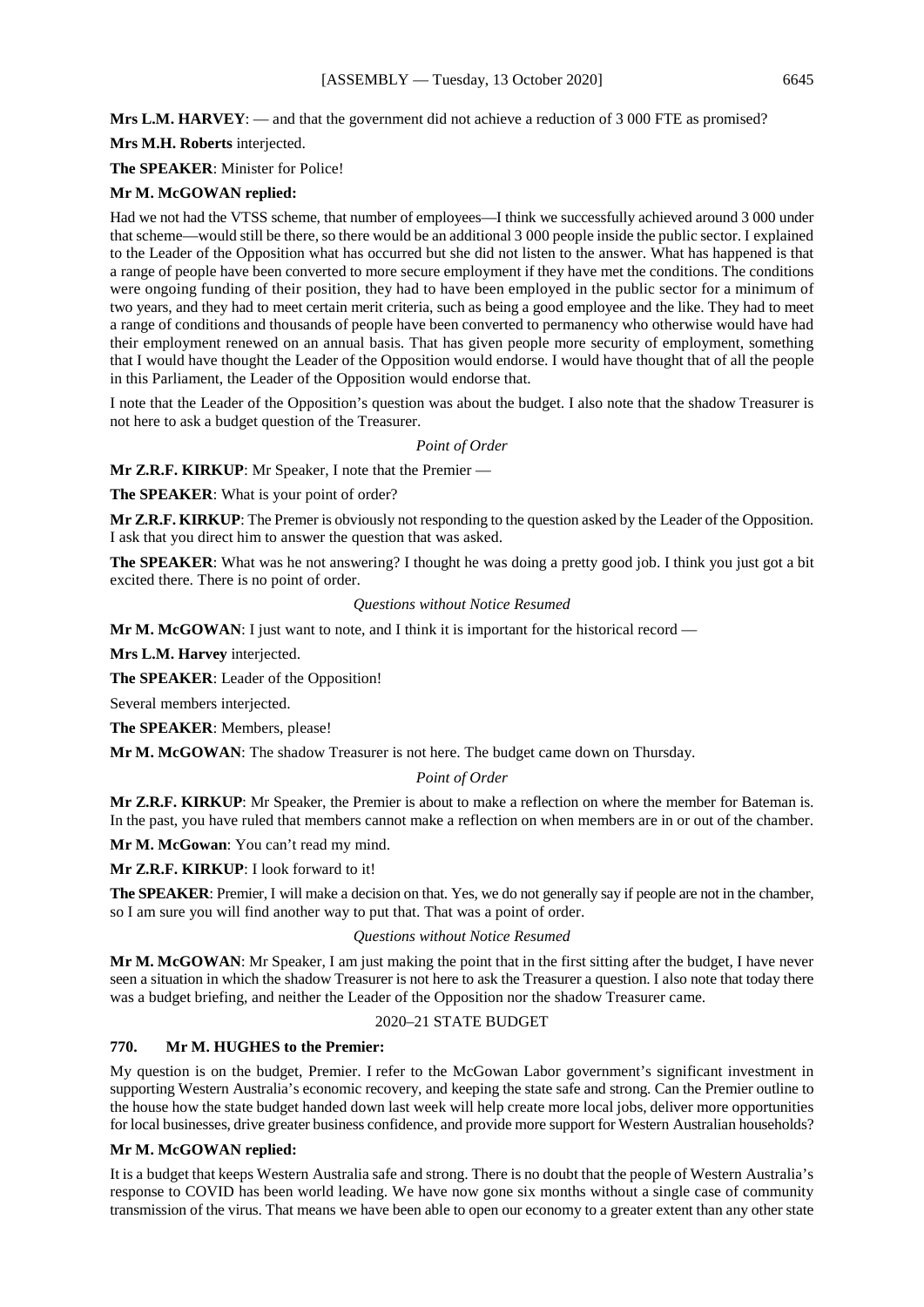**Mrs L.M. HARVEY**: — and that the government did not achieve a reduction of 3 000 FTE as promised?

**Mrs M.H. Roberts** interjected.

**The SPEAKER**: Minister for Police!

**Mr M. McGOWAN replied:**

Had we not had the VTSS scheme, that number of employees—I think we successfully achieved around 3 000 under that scheme—would still be there, so there would be an additional 3 000 people inside the public sector. I explained to the Leader of the Opposition what has occurred but she did not listen to the answer. What has happened is that a range of people have been converted to more secure employment if they have met the conditions. The conditions were ongoing funding of their position, they had to have been employed in the public sector for a minimum of two years, and they had to meet certain merit criteria, such as being a good employee and the like. They had to meet a range of conditions and thousands of people have been converted to permanency who otherwise would have had their employment renewed on an annual basis. That has given people more security of employment, something that I would have thought the Leader of the Opposition would endorse. I would have thought that of all the people in this Parliament, the Leader of the Opposition would endorse that.

I note that the Leader of the Opposition's question was about the budget. I also note that the shadow Treasurer is not here to ask a budget question of the Treasurer.

*Point of Order*

**Mr Z.R.F. KIRKUP**: Mr Speaker, I note that the Premier —

**The SPEAKER**: What is your point of order?

**Mr Z.R.F. KIRKUP**: The Premer is obviously not responding to the question asked by the Leader of the Opposition. I ask that you direct him to answer the question that was asked.

**The SPEAKER**: What was he not answering? I thought he was doing a pretty good job. I think you just got a bit excited there. There is no point of order.

*Questions without Notice Resumed*

**Mr M. McGOWAN**: I just want to note, and I think it is important for the historical record —

**Mrs L.M. Harvey** interjected.

**The SPEAKER**: Leader of the Opposition!

Several members interjected.

**The SPEAKER**: Members, please!

**Mr M. McGOWAN**: The shadow Treasurer is not here. The budget came down on Thursday.

*Point of Order*

**Mr Z.R.F. KIRKUP**: Mr Speaker, the Premier is about to make a reflection on where the member for Bateman is. In the past, you have ruled that members cannot make a reflection on when members are in or out of the chamber.

**Mr M. McGowan**: You can't read my mind.

**Mr Z.R.F. KIRKUP**: I look forward to it!

**The SPEAKER**: Premier, I will make a decision on that. Yes, we do not generally say if people are not in the chamber, so I am sure you will find another way to put that. That was a point of order.

*Questions without Notice Resumed*

**Mr M. McGOWAN**: Mr Speaker, I am just making the point that in the first sitting after the budget, I have never seen a situation in which the shadow Treasurer is not here to ask the Treasurer a question. I also note that today there was a budget briefing, and neither the Leader of the Opposition nor the shadow Treasurer came.

## 2020–21 STATE BUDGET

### 770. Mr M. HUGHES to the Premier:

My question is on the budget, Premier. I refer to the McGowan Labor government's significant investment in supporting Western Australia's economic recovery, and keeping the state safe and strong. Can the Premier outline to the house how the state budget handed down last week will help create more local jobs, deliver more opportunities for local businesses, drive greater business confidence, and provide more support for Western Australian households?

**Mr M. McGOWAN replied:**

It is a budget that keeps Western Australia safe and strong. There is no doubt that the people of Western Australia's response to COVID has been world leading. We have now gone six months without a single case of community transmission of the virus. That means we have been able to open our economy to a greater extent than any other state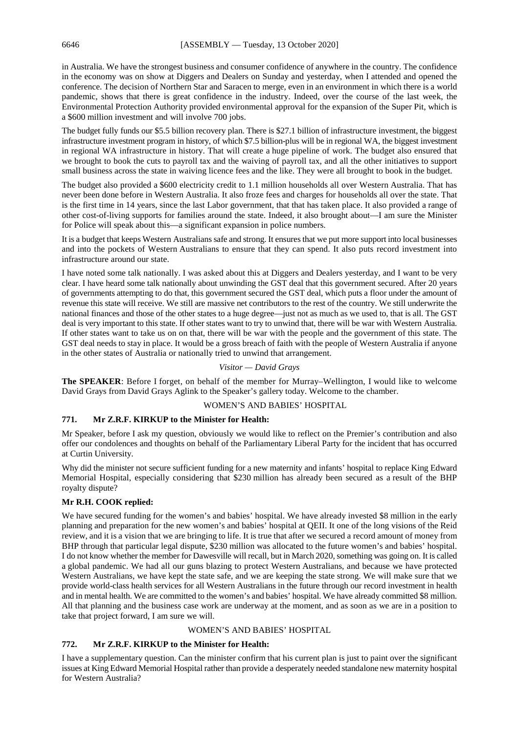in Australia. We have the strongest business and consumer confidence of anywhere in the country. The confidence in the economy was on show at Diggers and Dealers on Sunday and yesterday, when I attended and opened the conference. The decision of Northern Star and Saracen to merge, even in an environment in which there is a world pandemic, shows that there is great confidence in the industry. Indeed, over the course of the last week, the Environmental Protection Authority provided environmental approval for the expansion of the Super Pit, which is a $600 million investment and will involve 700 jobs.

The budget fully funds our $5.5 billion recovery plan. There is $27.1 billion of infrastructure investment, the biggest infrastructure investment program in history, of which $7.5 billion-plus will be in regional WA, the biggest investment in regional WA infrastructure in history. That will create a huge pipeline of work. The budget also ensured that we brought to book the cuts to payroll tax and the waiving of payroll tax, and all the other initiatives to support small business across the state in waiving licence fees and the like. They were all brought to book in the budget.

The budget also provided a $600 electricity credit to 1.1 million households all over Western Australia. That has never been done before in Western Australia. It also froze fees and charges for households all over the state. That is the first time in 14 years, since the last Labor government, that that has taken place. It also provided a range of other cost-of-living supports for families around the state. Indeed, it also brought about—I am sure the Minister for Police will speak about this—a significant expansion in police numbers.

It is a budget that keeps Western Australians safe and strong. It ensures that we put more support into local businesses and into the pockets of Western Australians to ensure that they can spend. It also puts record investment into infrastructure around our state.

I have noted some talk nationally. I was asked about this at Diggers and Dealers yesterday, and I want to be very clear. I have heard some talk nationally about unwinding the GST deal that this government secured. After 20 years of governments attempting to do that, this government secured the GST deal, which puts a floor under the amount of revenue this state will receive. We still are massive net contributors to the rest of the country. We still underwrite the national finances and those of the other states to a huge degree—just not as much as we used to, that is all. The GST deal is very important to this state. If other states want to try to unwind that, there will be war with Western Australia. If other states want to take us on on that, there will be war with the people and the government of this state. The GST deal needs to stay in place. It would be a gross breach of faith with the people of Western Australia if anyone in the other states of Australia or nationally tried to unwind that arrangement.

*Visitor — David Grays*

**The SPEAKER**: Before I forget, on behalf of the member for Murray–Wellington, I would like to welcome David Grays from David Grays Aglink to the Speaker's gallery today. Welcome to the chamber.

WOMEN'S AND BABIES' HOSPITAL

**771. Mr Z.R.F. KIRKUP to the Minister for Health:**

Mr Speaker, before I ask my question, obviously we would like to reflect on the Premier's contribution and also offer our condolences and thoughts on behalf of the Parliamentary Liberal Party for the incident that has occurred at Curtin University.

Why did the minister not secure sufficient funding for a new maternity and infants' hospital to replace King Edward Memorial Hospital, especially considering that $230 million has already been secured as a result of the BHP royalty dispute?

**Mr R.H. COOK replied:**

We have secured funding for the women's and babies' hospital. We have already invested $8 million in the early planning and preparation for the new women's and babies' hospital at QEII. It one of the long visions of the Reid review, and it is a vision that we are bringing to life. It is true that after we secured a record amount of money from BHP through that particular legal dispute, $230 million was allocated to the future women's and babies' hospital. I do not know whether the member for Dawesville will recall, but in March 2020, something was going on. It is called a global pandemic. We had all our guns blazing to protect Western Australians, and because we have protected Western Australians, we have kept the state safe, and we are keeping the state strong. We will make sure that we provide world-class health services for all Western Australians in the future through our record investment in health and in mental health. We are committed to the women's and babies' hospital. We have already committed $8 million. All that planning and the business case work are underway at the moment, and as soon as we are in a position to take that project forward, I am sure we will.

WOMEN'S AND BABIES' HOSPITAL

**772. Mr Z.R.F. KIRKUP to the Minister for Health:**

I have a supplementary question. Can the minister confirm that his current plan is just to paint over the significant issues at King Edward Memorial Hospital rather than provide a desperately needed standalone new maternity hospital for Western Australia?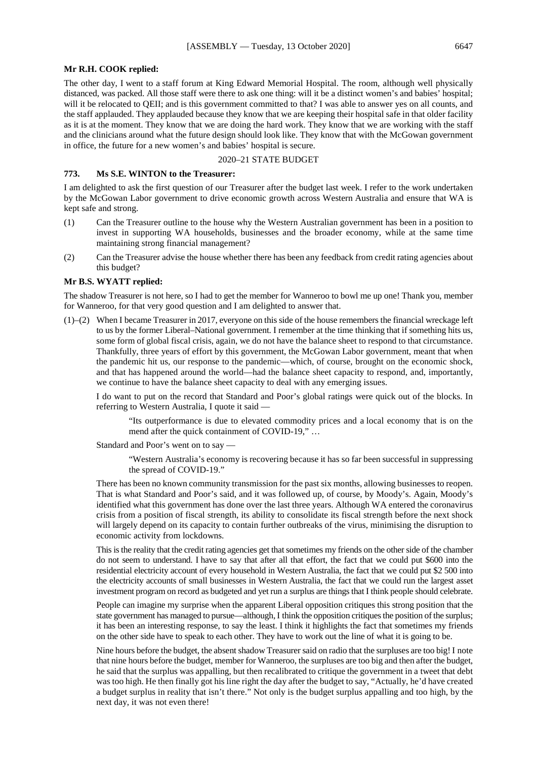**Mr R.H. COOK replied:**

The other day, I went to a staff forum at King Edward Memorial Hospital. The room, although well physically distanced, was packed. All those staff were there to ask one thing: will it be a distinct women's and babies' hospital; will it be relocated to QEII; and is this government committed to that? I was able to answer yes on all counts, and the staff applauded. They applauded because they know that we are keeping their hospital safe in that older facility as it is at the moment. They know that we are doing the hard work. They know that we are working with the staff and the clinicians around what the future design should look like. They know that with the McGowan government in office, the future for a new women's and babies' hospital is secure.

## 2020–21 STATE BUDGET

### 773. Ms S.E. WINTON to the Treasurer:

I am delighted to ask the first question of our Treasurer after the budget last week. I refer to the work undertaken by the McGowan Labor government to drive economic growth across Western Australia and ensure that WA is kept safe and strong.

(1) Can the Treasurer outline to the house why the Western Australian government has been in a position to invest in supporting WA households, businesses and the broader economy, while at the same time maintaining strong financial management?

(2) Can the Treasurer advise the house whether there has been any feedback from credit rating agencies about this budget?

**Mr B.S. WYATT replied:**

The shadow Treasurer is not here, so I had to get the member for Wanneroo to bowl me up one! Thank you, member for Wanneroo, for that very good question and I am delighted to answer that.

(1)–(2) When I became Treasurer in 2017, everyone on this side of the house remembers the financial wreckage left to us by the former Liberal–National government. I remember at the time thinking that if something hits us, some form of global fiscal crisis, again, we do not have the balance sheet to respond to that circumstance. Thankfully, three years of effort by this government, the McGowan Labor government, meant that when the pandemic hit us, our response to the pandemic—which, of course, brought on the economic shock, and that has happened around the world—had the balance sheet capacity to respond, and, importantly, we continue to have the balance sheet capacity to deal with any emerging issues.

I do want to put on the record that Standard and Poor's global ratings were quick out of the blocks. In referring to Western Australia, I quote it said —

> "Its outperformance is due to elevated commodity prices and a local economy that is on the mend after the quick containment of COVID-19," …

Standard and Poor's went on to say —

> "Western Australia's economy is recovering because it has so far been successful in suppressing the spread of COVID-19."

There has been no known community transmission for the past six months, allowing businesses to reopen. That is what Standard and Poor's said, and it was followed up, of course, by Moody's. Again, Moody's identified what this government has done over the last three years. Although WA entered the coronavirus crisis from a position of fiscal strength, its ability to consolidate its fiscal strength before the next shock will largely depend on its capacity to contain further outbreaks of the virus, minimising the disruption to economic activity from lockdowns.

This is the reality that the credit rating agencies get that sometimes my friends on the other side of the chamber do not seem to understand. I have to say that after all that effort, the fact that we could put $600 into the residential electricity account of every household in Western Australia, the fact that we could put $2 500 into the electricity accounts of small businesses in Western Australia, the fact that we could run the largest asset investment program on record as budgeted and yet run a surplus are things that I think people should celebrate.

People can imagine my surprise when the apparent Liberal opposition critiques this strong position that the state government has managed to pursue—although, I think the opposition critiques the position of the surplus; it has been an interesting response, to say the least. I think it highlights the fact that sometimes my friends on the other side have to speak to each other. They have to work out the line of what it is going to be.

Nine hours before the budget, the absent shadow Treasurer said on radio that the surpluses are too big! I note that nine hours before the budget, member for Wanneroo, the surpluses are too big and then after the budget, he said that the surplus was appalling, but then recalibrated to critique the government in a tweet that debt was too high. He then finally got his line right the day after the budget to say, "Actually, he'd have created a budget surplus in reality that isn't there." Not only is the budget surplus appalling and too high, by the next day, it was not even there!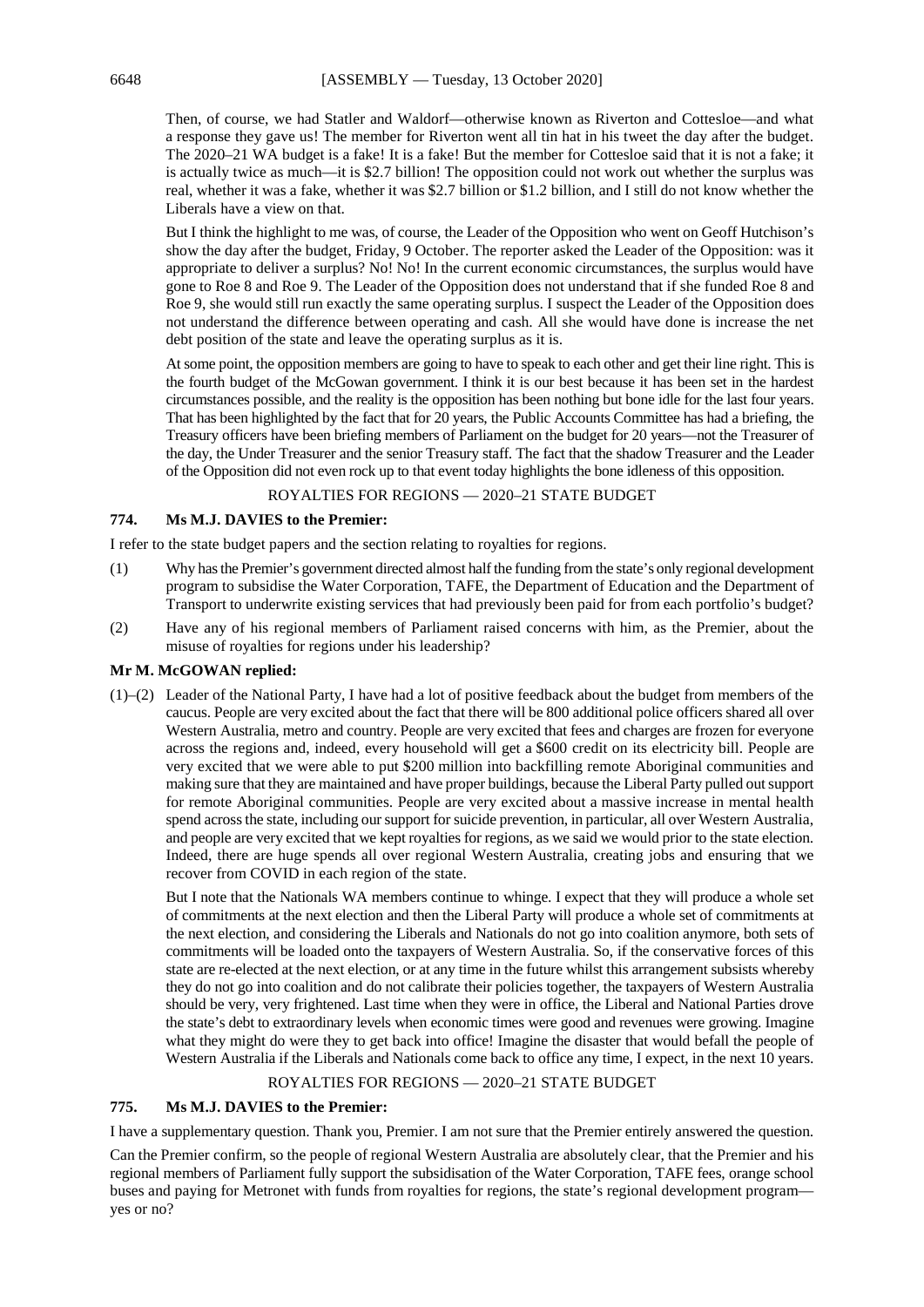Then, of course, we had Statler and Waldorf—otherwise known as Riverton and Cottesloe—and what a response they gave us! The member for Riverton went all tin hat in his tweet the day after the budget. The 2020–21 WA budget is a fake! It is a fake! But the member for Cottesloe said that it is not a fake; it is actually twice as much—it is $2.7 billion! The opposition could not work out whether the surplus was real, whether it was a fake, whether it was $2.7 billion or $1.2 billion, and I still do not know whether the Liberals have a view on that.

But I think the highlight to me was, of course, the Leader of the Opposition who went on Geoff Hutchison's show the day after the budget, Friday, 9 October. The reporter asked the Leader of the Opposition: was it appropriate to deliver a surplus? No! No! In the current economic circumstances, the surplus would have gone to Roe 8 and Roe 9. The Leader of the Opposition does not understand that if she funded Roe 8 and Roe 9, she would still run exactly the same operating surplus. I suspect the Leader of the Opposition does not understand the difference between operating and cash. All she would have done is increase the net debt position of the state and leave the operating surplus as it is.

At some point, the opposition members are going to have to speak to each other and get their line right. This is the fourth budget of the McGowan government. I think it is our best because it has been set in the hardest circumstances possible, and the reality is the opposition has been nothing but bone idle for the last four years. That has been highlighted by the fact that for 20 years, the Public Accounts Committee has had a briefing, the Treasury officers have been briefing members of Parliament on the budget for 20 years—not the Treasurer of the day, the Under Treasurer and the senior Treasury staff. The fact that the shadow Treasurer and the Leader of the Opposition did not even rock up to that event today highlights the bone idleness of this opposition.

ROYALTIES FOR REGIONS — 2020–21 STATE BUDGET

**774. Ms M.J. DAVIES to the Premier:**

I refer to the state budget papers and the section relating to royalties for regions.

(1) Why has the Premier's government directed almost half the funding from the state's only regional development program to subsidise the Water Corporation, TAFE, the Department of Education and the Department of Transport to underwrite existing services that had previously been paid for from each portfolio's budget?

(2) Have any of his regional members of Parliament raised concerns with him, as the Premier, about the misuse of royalties for regions under his leadership?

**Mr M. McGOWAN replied:**

(1)–(2) Leader of the National Party, I have had a lot of positive feedback about the budget from members of the caucus. People are very excited about the fact that there will be 800 additional police officers shared all over Western Australia, metro and country. People are very excited that fees and charges are frozen for everyone across the regions and, indeed, every household will get a $600 credit on its electricity bill. People are very excited that we were able to put $200 million into backfilling remote Aboriginal communities and making sure that they are maintained and have proper buildings, because the Liberal Party pulled out support for remote Aboriginal communities. People are very excited about a massive increase in mental health spend across the state, including our support for suicide prevention, in particular, all over Western Australia, and people are very excited that we kept royalties for regions, as we said we would prior to the state election. Indeed, there are huge spends all over regional Western Australia, creating jobs and ensuring that we recover from COVID in each region of the state.

But I note that the Nationals WA members continue to whinge. I expect that they will produce a whole set of commitments at the next election and then the Liberal Party will produce a whole set of commitments at the next election, and considering the Liberals and Nationals do not go into coalition anymore, both sets of commitments will be loaded onto the taxpayers of Western Australia. So, if the conservative forces of this state are re-elected at the next election, or at any time in the future whilst this arrangement subsists whereby they do not go into coalition and do not calibrate their policies together, the taxpayers of Western Australia should be very, very frightened. Last time when they were in office, the Liberal and National Parties drove the state's debt to extraordinary levels when economic times were good and revenues were growing. Imagine what they might do were they to get back into office! Imagine the disaster that would befall the people of Western Australia if the Liberals and Nationals come back to office any time, I expect, in the next 10 years.

ROYALTIES FOR REGIONS — 2020–21 STATE BUDGET

**775. Ms M.J. DAVIES to the Premier:**

I have a supplementary question. Thank you, Premier. I am not sure that the Premier entirely answered the question.

Can the Premier confirm, so the people of regional Western Australia are absolutely clear, that the Premier and his regional members of Parliament fully support the subsidisation of the Water Corporation, TAFE fees, orange school buses and paying for Metronet with funds from royalties for regions, the state's regional development program—yes or no?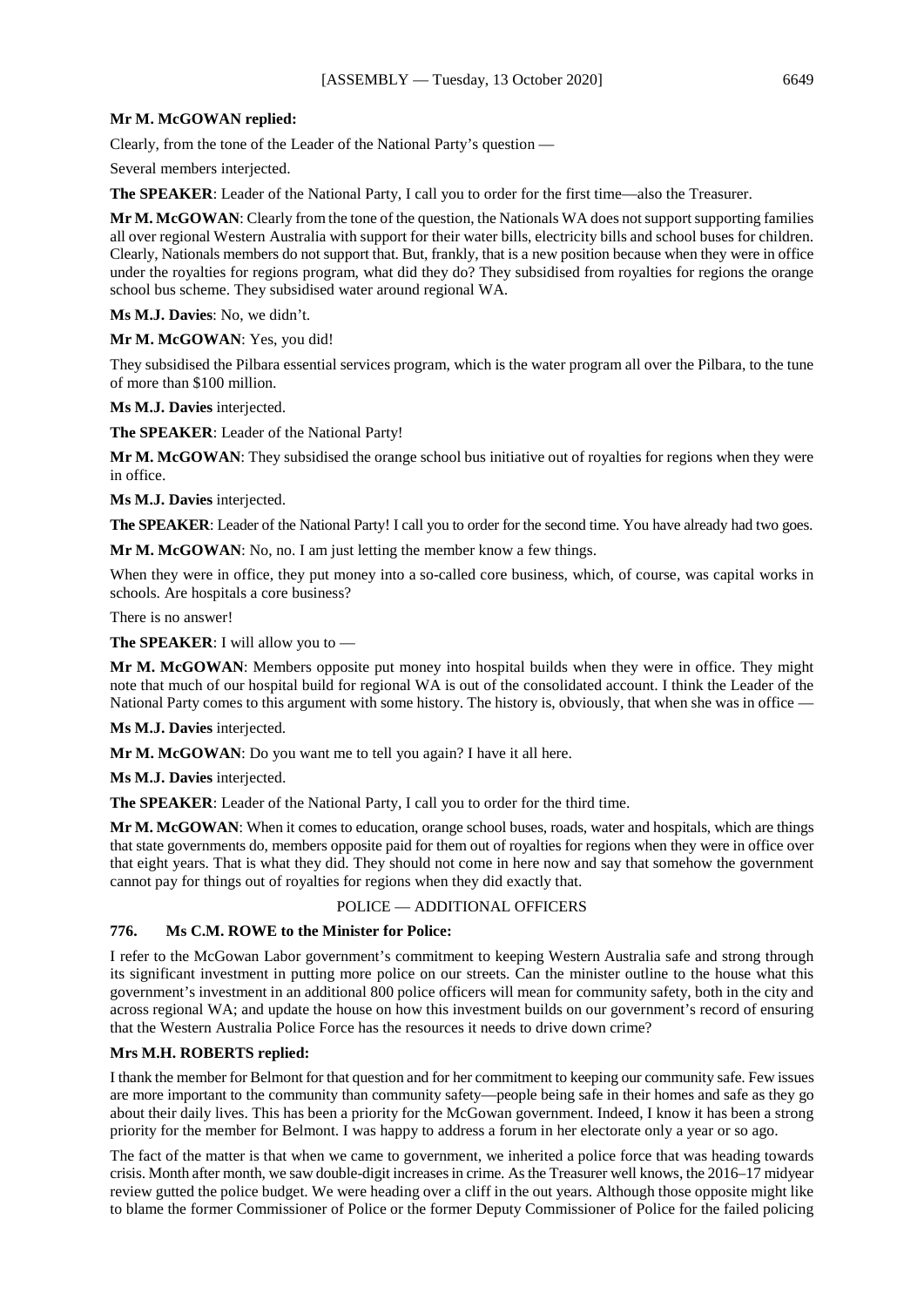**Mr M. McGOWAN replied:**

Clearly, from the tone of the Leader of the National Party's question —

Several members interjected.

**The SPEAKER**: Leader of the National Party, I call you to order for the first time—also the Treasurer.

**Mr M. McGOWAN**: Clearly from the tone of the question, the Nationals WA does not support supporting families all over regional Western Australia with support for their water bills, electricity bills and school buses for children. Clearly, Nationals members do not support that. But, frankly, that is a new position because when they were in office under the royalties for regions program, what did they do? They subsidised from royalties for regions the orange school bus scheme. They subsidised water around regional WA.

**Ms M.J. Davies**: No, we didn't.

**Mr M. McGOWAN**: Yes, you did!

They subsidised the Pilbara essential services program, which is the water program all over the Pilbara, to the tune of more than $100 million.

**Ms M.J. Davies** interjected.

**The SPEAKER**: Leader of the National Party!

**Mr M. McGOWAN**: They subsidised the orange school bus initiative out of royalties for regions when they were in office.

**Ms M.J. Davies** interjected.

**The SPEAKER**: Leader of the National Party! I call you to order for the second time. You have already had two goes.

**Mr M. McGOWAN**: No, no. I am just letting the member know a few things.

When they were in office, they put money into a so-called core business, which, of course, was capital works in schools. Are hospitals a core business?

There is no answer!

**The SPEAKER**: I will allow you to —

**Mr M. McGOWAN**: Members opposite put money into hospital builds when they were in office. They might note that much of our hospital build for regional WA is out of the consolidated account. I think the Leader of the National Party comes to this argument with some history. The history is, obviously, that when she was in office —

**Ms M.J. Davies** interjected.

**Mr M. McGOWAN**: Do you want me to tell you again? I have it all here.

**Ms M.J. Davies** interjected.

**The SPEAKER**: Leader of the National Party, I call you to order for the third time.

**Mr M. McGOWAN**: When it comes to education, orange school buses, roads, water and hospitals, which are things that state governments do, members opposite paid for them out of royalties for regions when they were in office over that eight years. That is what they did. They should not come in here now and say that somehow the government cannot pay for things out of royalties for regions when they did exactly that.

## POLICE — ADDITIONAL OFFICERS

### 776. Ms C.M. ROWE to the Minister for Police:

I refer to the McGowan Labor government's commitment to keeping Western Australia safe and strong through its significant investment in putting more police on our streets. Can the minister outline to the house what this government's investment in an additional 800 police officers will mean for community safety, both in the city and across regional WA; and update the house on how this investment builds on our government's record of ensuring that the Western Australia Police Force has the resources it needs to drive down crime?

**Mrs M.H. ROBERTS replied:**

I thank the member for Belmont for that question and for her commitment to keeping our community safe. Few issues are more important to the community than community safety—people being safe in their homes and safe as they go about their daily lives. This has been a priority for the McGowan government. Indeed, I know it has been a strong priority for the member for Belmont. I was happy to address a forum in her electorate only a year or so ago.

The fact of the matter is that when we came to government, we inherited a police force that was heading towards crisis. Month after month, we saw double-digit increases in crime. As the Treasurer well knows, the 2016–17 midyear review gutted the police budget. We were heading over a cliff in the out years. Although those opposite might like to blame the former Commissioner of Police or the former Deputy Commissioner of Police for the failed policing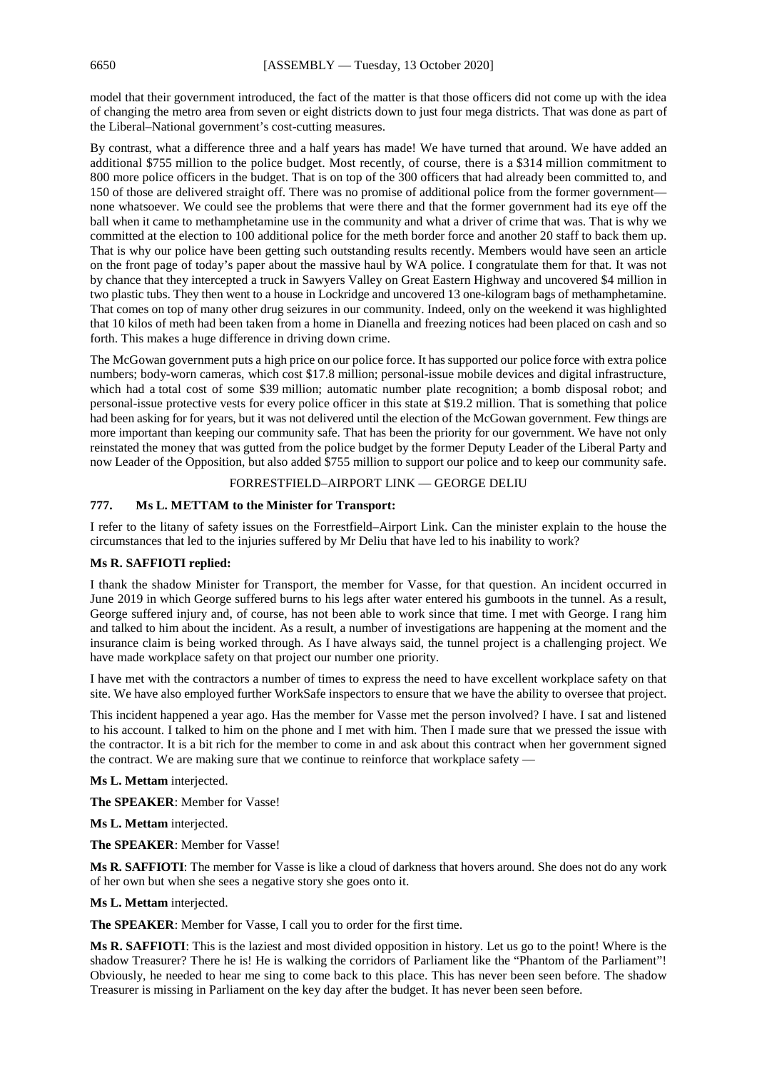model that their government introduced, the fact of the matter is that those officers did not come up with the idea of changing the metro area from seven or eight districts down to just four mega districts. That was done as part of the Liberal–National government's cost-cutting measures.

By contrast, what a difference three and a half years has made! We have turned that around. We have added an additional $755 million to the police budget. Most recently, of course, there is a $314 million commitment to 800 more police officers in the budget. That is on top of the 300 officers that had already been committed to, and 150 of those are delivered straight off. There was no promise of additional police from the former government—none whatsoever. We could see the problems that were there and that the former government had its eye off the ball when it came to methamphetamine use in the community and what a driver of crime that was. That is why we committed at the election to 100 additional police for the meth border force and another 20 staff to back them up. That is why our police have been getting such outstanding results recently. Members would have seen an article on the front page of today's paper about the massive haul by WA police. I congratulate them for that. It was not by chance that they intercepted a truck in Sawyers Valley on Great Eastern Highway and uncovered $4 million in two plastic tubs. They then went to a house in Lockridge and uncovered 13 one-kilogram bags of methamphetamine. That comes on top of many other drug seizures in our community. Indeed, only on the weekend it was highlighted that 10 kilos of meth had been taken from a home in Dianella and freezing notices had been placed on cash and so forth. This makes a huge difference in driving down crime.

The McGowan government puts a high price on our police force. It has supported our police force with extra police numbers; body-worn cameras, which cost $17.8 million; personal-issue mobile devices and digital infrastructure, which had a total cost of some $39 million; automatic number plate recognition; a bomb disposal robot; and personal-issue protective vests for every police officer in this state at $19.2 million. That is something that police had been asking for for years, but it was not delivered until the election of the McGowan government. Few things are more important than keeping our community safe. That has been the priority for our government. We have not only reinstated the money that was gutted from the police budget by the former Deputy Leader of the Liberal Party and now Leader of the Opposition, but also added $755 million to support our police and to keep our community safe.

FORRESTFIELD–AIRPORT LINK — GEORGE DELIU

**777. Ms L. METTAM to the Minister for Transport:**

I refer to the litany of safety issues on the Forrestfield–Airport Link. Can the minister explain to the house the circumstances that led to the injuries suffered by Mr Deliu that have led to his inability to work?

**Ms R. SAFFIOTI replied:**

I thank the shadow Minister for Transport, the member for Vasse, for that question. An incident occurred in June 2019 in which George suffered burns to his legs after water entered his gumboots in the tunnel. As a result, George suffered injury and, of course, has not been able to work since that time. I met with George. I rang him and talked to him about the incident. As a result, a number of investigations are happening at the moment and the insurance claim is being worked through. As I have always said, the tunnel project is a challenging project. We have made workplace safety on that project our number one priority.

I have met with the contractors a number of times to express the need to have excellent workplace safety on that site. We have also employed further WorkSafe inspectors to ensure that we have the ability to oversee that project.

This incident happened a year ago. Has the member for Vasse met the person involved? I have. I sat and listened to his account. I talked to him on the phone and I met with him. Then I made sure that we pressed the issue with the contractor. It is a bit rich for the member to come in and ask about this contract when her government signed the contract. We are making sure that we continue to reinforce that workplace safety —

**Ms L. Mettam** interjected.

**The SPEAKER**: Member for Vasse!

**Ms L. Mettam** interjected.

**The SPEAKER**: Member for Vasse!

**Ms R. SAFFIOTI**: The member for Vasse is like a cloud of darkness that hovers around. She does not do any work of her own but when she sees a negative story she goes onto it.

**Ms L. Mettam** interjected.

**The SPEAKER**: Member for Vasse, I call you to order for the first time.

**Ms R. SAFFIOTI**: This is the laziest and most divided opposition in history. Let us go to the point! Where is the shadow Treasurer? There he is! He is walking the corridors of Parliament like the "Phantom of the Parliament"! Obviously, he needed to hear me sing to come back to this place. This has never been seen before. The shadow Treasurer is missing in Parliament on the key day after the budget. It has never been seen before.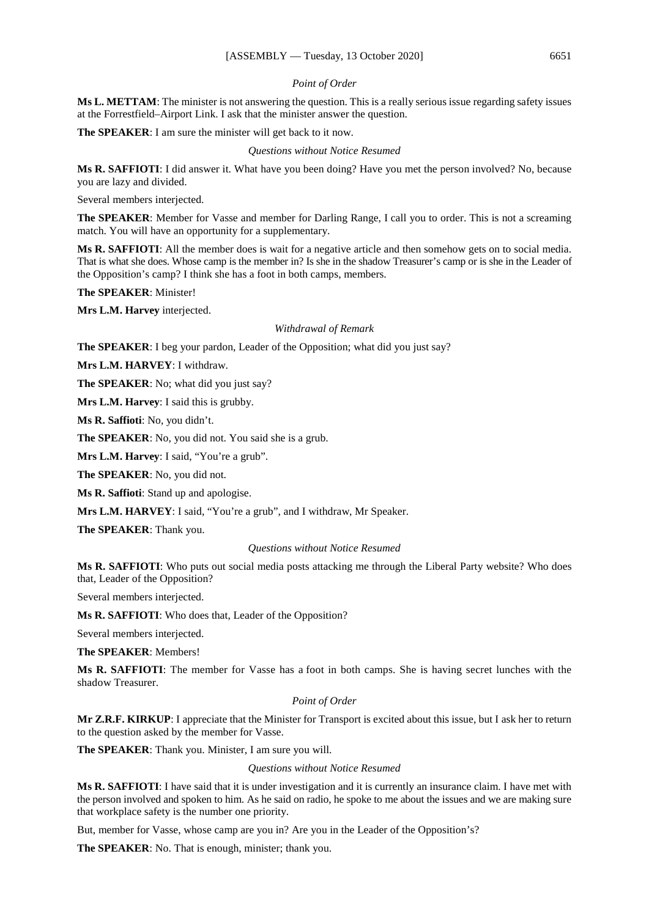*Point of Order*

**Ms L. METTAM**: The minister is not answering the question. This is a really serious issue regarding safety issues at the Forrestfield–Airport Link. I ask that the minister answer the question.

**The SPEAKER**: I am sure the minister will get back to it now.

*Questions without Notice Resumed*

**Ms R. SAFFIOTI**: I did answer it. What have you been doing? Have you met the person involved? No, because you are lazy and divided.

Several members interjected.

**The SPEAKER**: Member for Vasse and member for Darling Range, I call you to order. This is not a screaming match. You will have an opportunity for a supplementary.

**Ms R. SAFFIOTI**: All the member does is wait for a negative article and then somehow gets on to social media. That is what she does. Whose camp is the member in? Is she in the shadow Treasurer's camp or is she in the Leader of the Opposition's camp? I think she has a foot in both camps, members.

**The SPEAKER**: Minister!

**Mrs L.M. Harvey** interjected.

*Withdrawal of Remark*

**The SPEAKER**: I beg your pardon, Leader of the Opposition; what did you just say?

**Mrs L.M. HARVEY**: I withdraw.

**The SPEAKER**: No; what did you just say?

**Mrs L.M. Harvey**: I said this is grubby.

**Ms R. Saffioti**: No, you didn't.

**The SPEAKER**: No, you did not. You said she is a grub.

**Mrs L.M. Harvey**: I said, "You're a grub".

**The SPEAKER**: No, you did not.

**Ms R. Saffioti**: Stand up and apologise.

**Mrs L.M. HARVEY**: I said, "You're a grub", and I withdraw, Mr Speaker.

**The SPEAKER**: Thank you.

*Questions without Notice Resumed*

**Ms R. SAFFIOTI**: Who puts out social media posts attacking me through the Liberal Party website? Who does that, Leader of the Opposition?

Several members interjected.

**Ms R. SAFFIOTI**: Who does that, Leader of the Opposition?

Several members interjected.

**The SPEAKER**: Members!

**Ms R. SAFFIOTI**: The member for Vasse has a foot in both camps. She is having secret lunches with the shadow Treasurer.

*Point of Order*

**Mr Z.R.F. KIRKUP**: I appreciate that the Minister for Transport is excited about this issue, but I ask her to return to the question asked by the member for Vasse.

**The SPEAKER**: Thank you. Minister, I am sure you will.

*Questions without Notice Resumed*

**Ms R. SAFFIOTI**: I have said that it is under investigation and it is currently an insurance claim. I have met with the person involved and spoken to him. As he said on radio, he spoke to me about the issues and we are making sure that workplace safety is the number one priority.

But, member for Vasse, whose camp are you in? Are you in the Leader of the Opposition's?

**The SPEAKER**: No. That is enough, minister; thank you.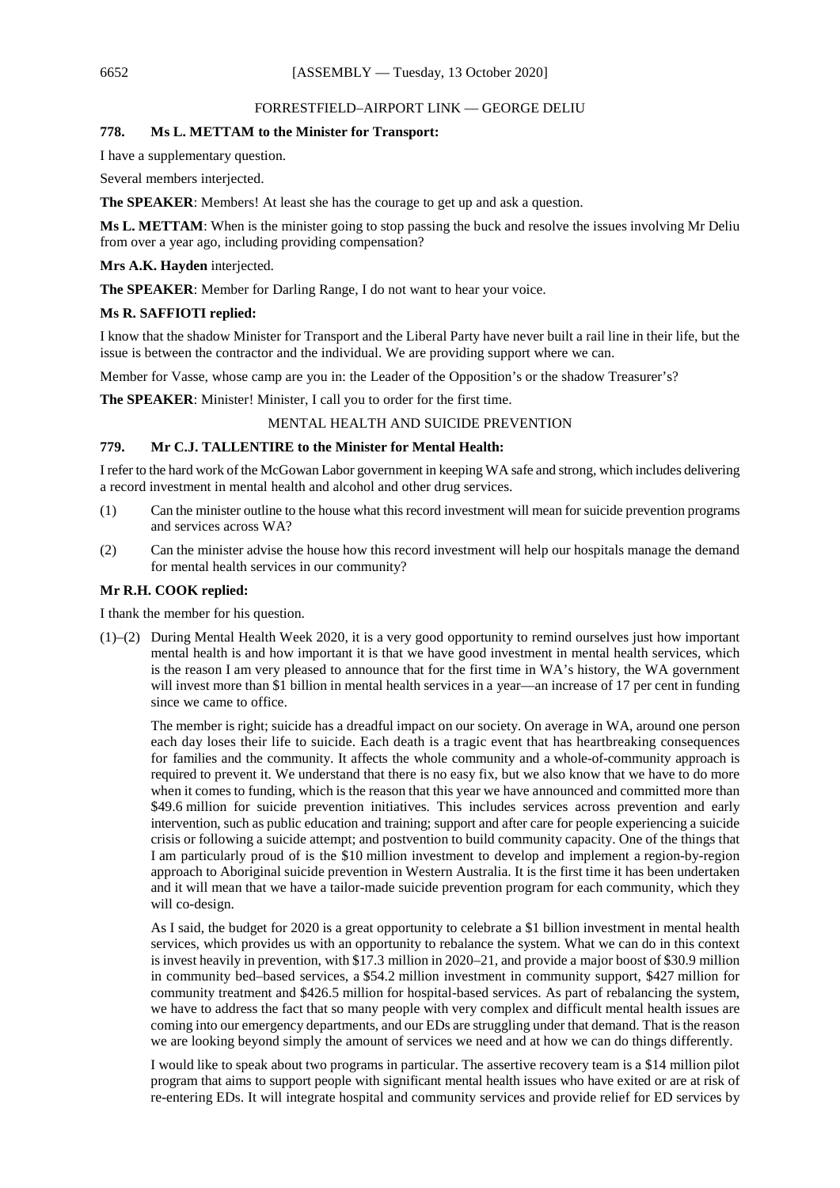## FORRESTFIELD–AIRPORT LINK — GEORGE DELIU

### 778. Ms L. METTAM to the Minister for Transport:

I have a supplementary question.

Several members interjected.

**The SPEAKER**: Members! At least she has the courage to get up and ask a question.

**Ms L. METTAM**: When is the minister going to stop passing the buck and resolve the issues involving Mr Deliu from over a year ago, including providing compensation?

**Mrs A.K. Hayden** interjected.

**The SPEAKER**: Member for Darling Range, I do not want to hear your voice.

**Ms R. SAFFIOTI replied:**

I know that the shadow Minister for Transport and the Liberal Party have never built a rail line in their life, but the issue is between the contractor and the individual. We are providing support where we can.

Member for Vasse, whose camp are you in: the Leader of the Opposition's or the shadow Treasurer's?

**The SPEAKER**: Minister! Minister, I call you to order for the first time.

## MENTAL HEALTH AND SUICIDE PREVENTION

### 779. Mr C.J. TALLENTIRE to the Minister for Mental Health:

I refer to the hard work of the McGowan Labor government in keeping WA safe and strong, which includes delivering a record investment in mental health and alcohol and other drug services.

(1) Can the minister outline to the house what this record investment will mean for suicide prevention programs and services across WA?

(2) Can the minister advise the house how this record investment will help our hospitals manage the demand for mental health services in our community?

**Mr R.H. COOK replied:**

I thank the member for his question.

(1)–(2) During Mental Health Week 2020, it is a very good opportunity to remind ourselves just how important mental health is and how important it is that we have good investment in mental health services, which is the reason I am very pleased to announce that for the first time in WA's history, the WA government will invest more than $1 billion in mental health services in a year—an increase of 17 per cent in funding since we came to office.

The member is right; suicide has a dreadful impact on our society. On average in WA, around one person each day loses their life to suicide. Each death is a tragic event that has heartbreaking consequences for families and the community. It affects the whole community and a whole-of-community approach is required to prevent it. We understand that there is no easy fix, but we also know that we have to do more when it comes to funding, which is the reason that this year we have announced and committed more than $49.6 million for suicide prevention initiatives. This includes services across prevention and early intervention, such as public education and training; support and after care for people experiencing a suicide crisis or following a suicide attempt; and postvention to build community capacity. One of the things that I am particularly proud of is the $10 million investment to develop and implement a region-by-region approach to Aboriginal suicide prevention in Western Australia. It is the first time it has been undertaken and it will mean that we have a tailor-made suicide prevention program for each community, which they will co-design.

As I said, the budget for 2020 is a great opportunity to celebrate a $1 billion investment in mental health services, which provides us with an opportunity to rebalance the system. What we can do in this context is invest heavily in prevention, with $17.3 million in 2020–21, and provide a major boost of $30.9 million in community bed–based services, a $54.2 million investment in community support, $427 million for community treatment and $426.5 million for hospital-based services. As part of rebalancing the system, we have to address the fact that so many people with very complex and difficult mental health issues are coming into our emergency departments, and our EDs are struggling under that demand. That is the reason we are looking beyond simply the amount of services we need and at how we can do things differently.

I would like to speak about two programs in particular. The assertive recovery team is a $14 million pilot program that aims to support people with significant mental health issues who have exited or are at risk of re-entering EDs. It will integrate hospital and community services and provide relief for ED services by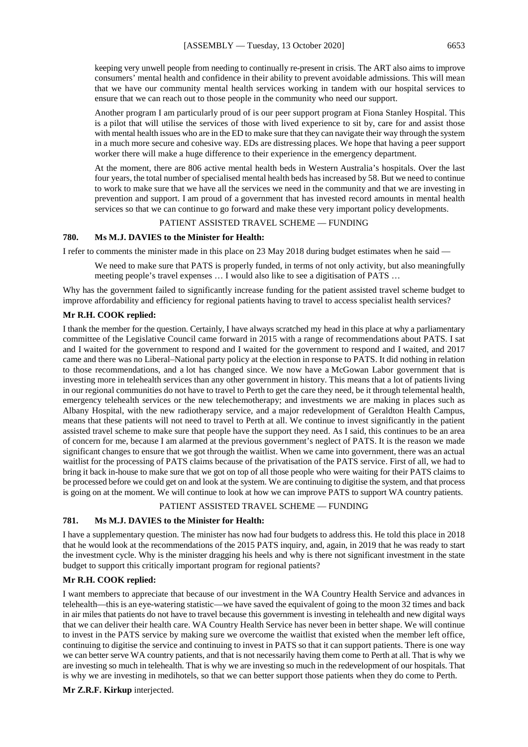keeping very unwell people from needing to continually re-present in crisis. The ART also aims to improve consumers' mental health and confidence in their ability to prevent avoidable admissions. This will mean that we have our community mental health services working in tandem with our hospital services to ensure that we can reach out to those people in the community who need our support.

Another program I am particularly proud of is our peer support program at Fiona Stanley Hospital. This is a pilot that will utilise the services of those with lived experience to sit by, care for and assist those with mental health issues who are in the ED to make sure that they can navigate their way through the system in a much more secure and cohesive way. EDs are distressing places. We hope that having a peer support worker there will make a huge difference to their experience in the emergency department.

At the moment, there are 806 active mental health beds in Western Australia's hospitals. Over the last four years, the total number of specialised mental health beds has increased by 58. But we need to continue to work to make sure that we have all the services we need in the community and that we are investing in prevention and support. I am proud of a government that has invested record amounts in mental health services so that we can continue to go forward and make these very important policy developments.

PATIENT ASSISTED TRAVEL SCHEME — FUNDING

**780. Ms M.J. DAVIES to the Minister for Health:**

I refer to comments the minister made in this place on 23 May 2018 during budget estimates when he said —

> We need to make sure that PATS is properly funded, in terms of not only activity, but also meaningfully meeting people's travel expenses … I would also like to see a digitisation of PATS …

Why has the government failed to significantly increase funding for the patient assisted travel scheme budget to improve affordability and efficiency for regional patients having to travel to access specialist health services?

**Mr R.H. COOK replied:**

I thank the member for the question. Certainly, I have always scratched my head in this place at why a parliamentary committee of the Legislative Council came forward in 2015 with a range of recommendations about PATS. I sat and I waited for the government to respond and I waited for the government to respond and I waited, and 2017 came and there was no Liberal–National party policy at the election in response to PATS. It did nothing in relation to those recommendations, and a lot has changed since. We now have a McGowan Labor government that is investing more in telehealth services than any other government in history. This means that a lot of patients living in our regional communities do not have to travel to Perth to get the care they need, be it through telemental health, emergency telehealth services or the new telechemotherapy; and investments we are making in places such as Albany Hospital, with the new radiotherapy service, and a major redevelopment of Geraldton Health Campus, means that these patients will not need to travel to Perth at all. We continue to invest significantly in the patient assisted travel scheme to make sure that people have the support they need. As I said, this continues to be an area of concern for me, because I am alarmed at the previous government's neglect of PATS. It is the reason we made significant changes to ensure that we got through the waitlist. When we came into government, there was an actual waitlist for the processing of PATS claims because of the privatisation of the PATS service. First of all, we had to bring it back in-house to make sure that we got on top of all those people who were waiting for their PATS claims to be processed before we could get on and look at the system. We are continuing to digitise the system, and that process is going on at the moment. We will continue to look at how we can improve PATS to support WA country patients.

PATIENT ASSISTED TRAVEL SCHEME — FUNDING

**781. Ms M.J. DAVIES to the Minister for Health:**

I have a supplementary question. The minister has now had four budgets to address this. He told this place in 2018 that he would look at the recommendations of the 2015 PATS inquiry, and, again, in 2019 that he was ready to start the investment cycle. Why is the minister dragging his heels and why is there not significant investment in the state budget to support this critically important program for regional patients?

**Mr R.H. COOK replied:**

I want members to appreciate that because of our investment in the WA Country Health Service and advances in telehealth—this is an eye-watering statistic—we have saved the equivalent of going to the moon 32 times and back in air miles that patients do not have to travel because this government is investing in telehealth and new digital ways that we can deliver their health care. WA Country Health Service has never been in better shape. We will continue to invest in the PATS service by making sure we overcome the waitlist that existed when the member left office, continuing to digitise the service and continuing to invest in PATS so that it can support patients. There is one way we can better serve WA country patients, and that is not necessarily having them come to Perth at all. That is why we are investing so much in telehealth. That is why we are investing so much in the redevelopment of our hospitals. That is why we are investing in medihotels, so that we can better support those patients when they do come to Perth.

**Mr Z.R.F. Kirkup** interjected.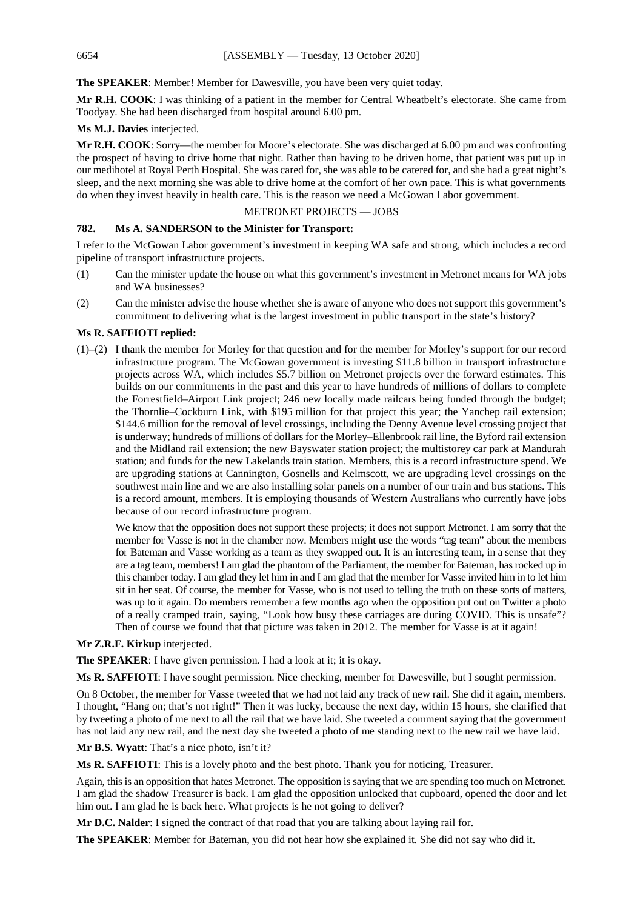**The SPEAKER**: Member! Member for Dawesville, you have been very quiet today.

**Mr R.H. COOK**: I was thinking of a patient in the member for Central Wheatbelt's electorate. She came from Toodyay. She had been discharged from hospital around 6.00 pm.

**Ms M.J. Davies** interjected.

**Mr R.H. COOK**: Sorry—the member for Moore's electorate. She was discharged at 6.00 pm and was confronting the prospect of having to drive home that night. Rather than having to be driven home, that patient was put up in our medihotel at Royal Perth Hospital. She was cared for, she was able to be catered for, and she had a great night's sleep, and the next morning she was able to drive home at the comfort of her own pace. This is what governments do when they invest heavily in health care. This is the reason we need a McGowan Labor government.

## METRONET PROJECTS — JOBS

### 782. Ms A. SANDERSON to the Minister for Transport:

I refer to the McGowan Labor government's investment in keeping WA safe and strong, which includes a record pipeline of transport infrastructure projects.

(1) Can the minister update the house on what this government's investment in Metronet means for WA jobs and WA businesses?

(2) Can the minister advise the house whether she is aware of anyone who does not support this government's commitment to delivering what is the largest investment in public transport in the state's history?

**Ms R. SAFFIOTI replied:**

(1)–(2) I thank the member for Morley for that question and for the member for Morley's support for our record infrastructure program. The McGowan government is investing $11.8 billion in transport infrastructure projects across WA, which includes $5.7 billion on Metronet projects over the forward estimates. This builds on our commitments in the past and this year to have hundreds of millions of dollars to complete the Forrestfield–Airport Link project; 246 new locally made railcars being funded through the budget; the Thornlie–Cockburn Link, with $195 million for that project this year; the Yanchep rail extension; $144.6 million for the removal of level crossings, including the Denny Avenue level crossing project that is underway; hundreds of millions of dollars for the Morley–Ellenbrook rail line, the Byford rail extension and the Midland rail extension; the new Bayswater station project; the multistorey car park at Mandurah station; and funds for the new Lakelands train station. Members, this is a record infrastructure spend. We are upgrading stations at Cannington, Gosnells and Kelmscott, we are upgrading level crossings on the southwest main line and we are also installing solar panels on a number of our train and bus stations. This is a record amount, members. It is employing thousands of Western Australians who currently have jobs because of our record infrastructure program.

We know that the opposition does not support these projects; it does not support Metronet. I am sorry that the member for Vasse is not in the chamber now. Members might use the words "tag team" about the members for Bateman and Vasse working as a team as they swapped out. It is an interesting team, in a sense that they are a tag team, members! I am glad the phantom of the Parliament, the member for Bateman, has rocked up in this chamber today. I am glad they let him in and I am glad that the member for Vasse invited him in to let him sit in her seat. Of course, the member for Vasse, who is not used to telling the truth on these sorts of matters, was up to it again. Do members remember a few months ago when the opposition put out on Twitter a photo of a really cramped train, saying, "Look how busy these carriages are during COVID. This is unsafe"? Then of course we found that that picture was taken in 2012. The member for Vasse is at it again!

**Mr Z.R.F. Kirkup** interjected.

**The SPEAKER**: I have given permission. I had a look at it; it is okay.

**Ms R. SAFFIOTI**: I have sought permission. Nice checking, member for Dawesville, but I sought permission.

On 8 October, the member for Vasse tweeted that we had not laid any track of new rail. She did it again, members. I thought, "Hang on; that's not right!" Then it was lucky, because the next day, within 15 hours, she clarified that by tweeting a photo of me next to all the rail that we have laid. She tweeted a comment saying that the government has not laid any new rail, and the next day she tweeted a photo of me standing next to the new rail we have laid.

**Mr B.S. Wyatt**: That's a nice photo, isn't it?

**Ms R. SAFFIOTI**: This is a lovely photo and the best photo. Thank you for noticing, Treasurer.

Again, this is an opposition that hates Metronet. The opposition is saying that we are spending too much on Metronet. I am glad the shadow Treasurer is back. I am glad the opposition unlocked that cupboard, opened the door and let him out. I am glad he is back here. What projects is he not going to deliver?

**Mr D.C. Nalder**: I signed the contract of that road that you are talking about laying rail for.

**The SPEAKER**: Member for Bateman, you did not hear how she explained it. She did not say who did it.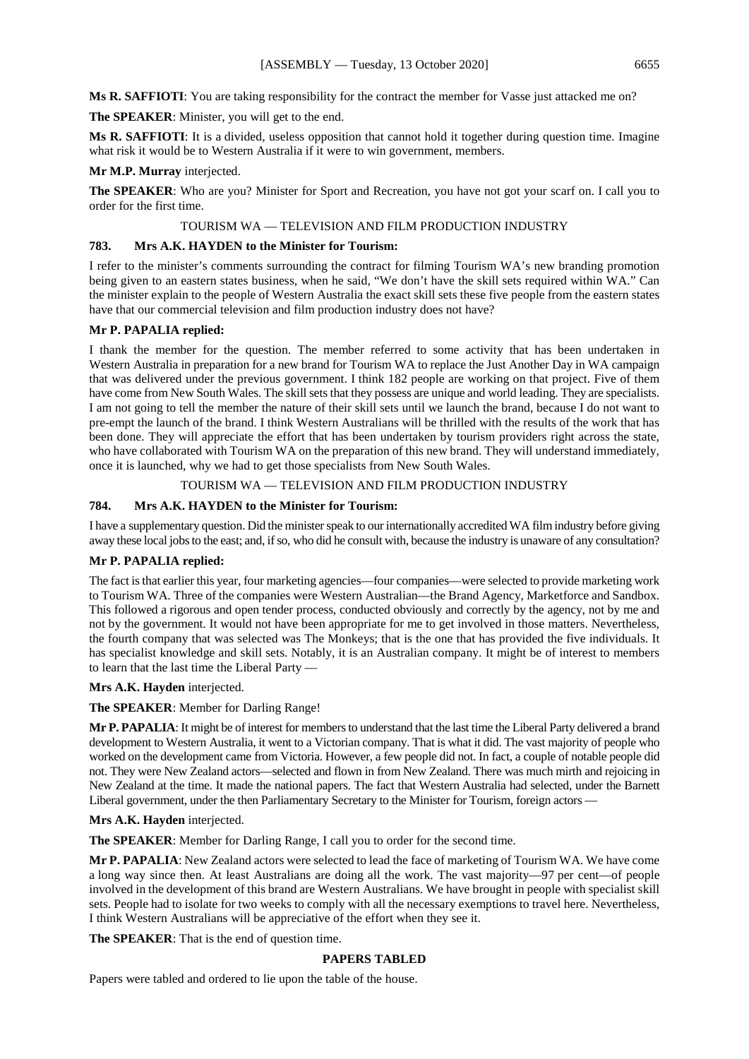**Ms R. SAFFIOTI**: You are taking responsibility for the contract the member for Vasse just attacked me on?

**The SPEAKER**: Minister, you will get to the end.

**Ms R. SAFFIOTI**: It is a divided, useless opposition that cannot hold it together during question time. Imagine what risk it would be to Western Australia if it were to win government, members.

**Mr M.P. Murray** interjected.

**The SPEAKER**: Who are you? Minister for Sport and Recreation, you have not got your scarf on. I call you to order for the first time.

TOURISM WA — TELEVISION AND FILM PRODUCTION INDUSTRY

**783. Mrs A.K. HAYDEN to the Minister for Tourism:**

I refer to the minister's comments surrounding the contract for filming Tourism WA's new branding promotion being given to an eastern states business, when he said, "We don't have the skill sets required within WA." Can the minister explain to the people of Western Australia the exact skill sets these five people from the eastern states have that our commercial television and film production industry does not have?

**Mr P. PAPALIA replied:**

I thank the member for the question. The member referred to some activity that has been undertaken in Western Australia in preparation for a new brand for Tourism WA to replace the Just Another Day in WA campaign that was delivered under the previous government. I think 182 people are working on that project. Five of them have come from New South Wales. The skill sets that they possess are unique and world leading. They are specialists. I am not going to tell the member the nature of their skill sets until we launch the brand, because I do not want to pre-empt the launch of the brand. I think Western Australians will be thrilled with the results of the work that has been done. They will appreciate the effort that has been undertaken by tourism providers right across the state, who have collaborated with Tourism WA on the preparation of this new brand. They will understand immediately, once it is launched, why we had to get those specialists from New South Wales.

TOURISM WA — TELEVISION AND FILM PRODUCTION INDUSTRY

**784. Mrs A.K. HAYDEN to the Minister for Tourism:**

I have a supplementary question. Did the minister speak to our internationally accredited WA film industry before giving away these local jobs to the east; and, if so, who did he consult with, because the industry is unaware of any consultation?

**Mr P. PAPALIA replied:**

The fact is that earlier this year, four marketing agencies—four companies—were selected to provide marketing work to Tourism WA. Three of the companies were Western Australian—the Brand Agency, Marketforce and Sandbox. This followed a rigorous and open tender process, conducted obviously and correctly by the agency, not by me and not by the government. It would not have been appropriate for me to get involved in those matters. Nevertheless, the fourth company that was selected was The Monkeys; that is the one that has provided the five individuals. It has specialist knowledge and skill sets. Notably, it is an Australian company. It might be of interest to members to learn that the last time the Liberal Party —

**Mrs A.K. Hayden** interjected.

**The SPEAKER**: Member for Darling Range!

**Mr P. PAPALIA**: It might be of interest for members to understand that the last time the Liberal Party delivered a brand development to Western Australia, it went to a Victorian company. That is what it did. The vast majority of people who worked on the development came from Victoria. However, a few people did not. In fact, a couple of notable people did not. They were New Zealand actors—selected and flown in from New Zealand. There was much mirth and rejoicing in New Zealand at the time. It made the national papers. The fact that Western Australia had selected, under the Barnett Liberal government, under the then Parliamentary Secretary to the Minister for Tourism, foreign actors —

**Mrs A.K. Hayden** interjected.

**The SPEAKER**: Member for Darling Range, I call you to order for the second time.

**Mr P. PAPALIA**: New Zealand actors were selected to lead the face of marketing of Tourism WA. We have come a long way since then. At least Australians are doing all the work. The vast majority—97 per cent—of people involved in the development of this brand are Western Australians. We have brought in people with specialist skill sets. People had to isolate for two weeks to comply with all the necessary exemptions to travel here. Nevertheless, I think Western Australians will be appreciative of the effort when they see it.

**The SPEAKER**: That is the end of question time.

## PAPERS TABLED

Papers were tabled and ordered to lie upon the table of the house.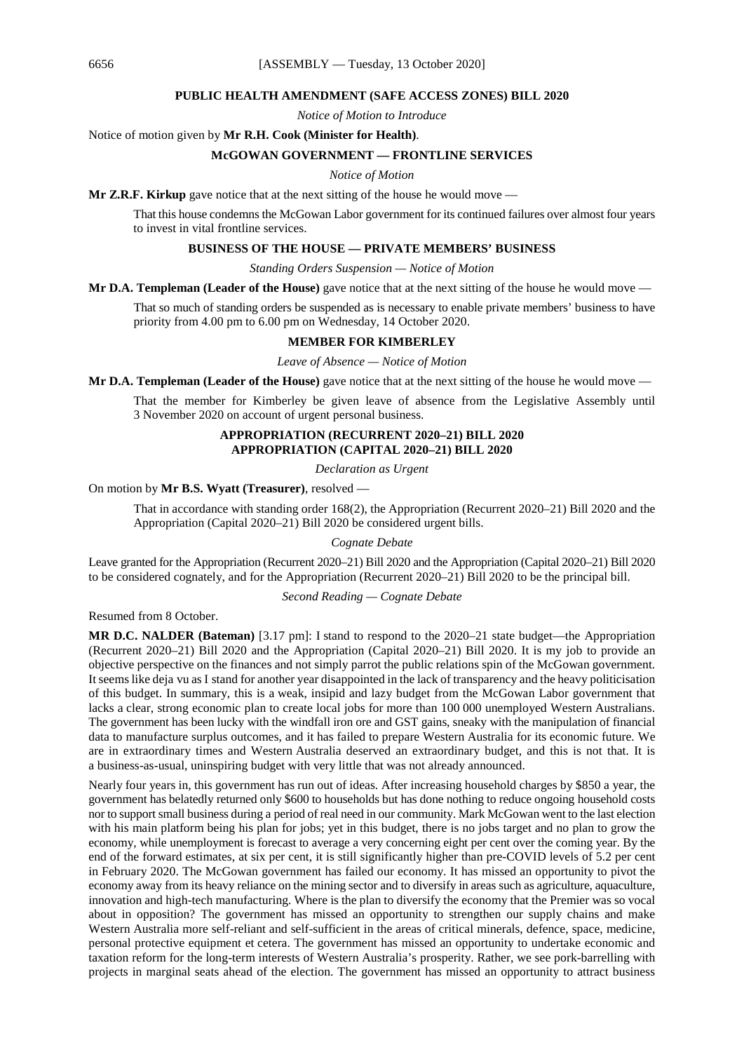## PUBLIC HEALTH AMENDMENT (SAFE ACCESS ZONES) BILL 2020

*Notice of Motion to Introduce*

Notice of motion given by **Mr R.H. Cook (Minister for Health)**.

## McGOWAN GOVERNMENT — FRONTLINE SERVICES

*Notice of Motion*

**Mr Z.R.F. Kirkup** gave notice that at the next sitting of the house he would move —

> That this house condemns the McGowan Labor government for its continued failures over almost four years to invest in vital frontline services.

## BUSINESS OF THE HOUSE — PRIVATE MEMBERS' BUSINESS

*Standing Orders Suspension — Notice of Motion*

**Mr D.A. Templeman (Leader of the House)** gave notice that at the next sitting of the house he would move —

> That so much of standing orders be suspended as is necessary to enable private members' business to have priority from 4.00 pm to 6.00 pm on Wednesday, 14 October 2020.

## MEMBER FOR KIMBERLEY

*Leave of Absence — Notice of Motion*

**Mr D.A. Templeman (Leader of the House)** gave notice that at the next sitting of the house he would move —

> That the member for Kimberley be given leave of absence from the Legislative Assembly until 3 November 2020 on account of urgent personal business.

## APPROPRIATION (RECURRENT 2020–21) BILL 2020
## APPROPRIATION (CAPITAL 2020–21) BILL 2020

*Declaration as Urgent*

On motion by **Mr B.S. Wyatt (Treasurer)**, resolved —

> That in accordance with standing order 168(2), the Appropriation (Recurrent 2020–21) Bill 2020 and the Appropriation (Capital 2020–21) Bill 2020 be considered urgent bills.

*Cognate Debate*

Leave granted for the Appropriation (Recurrent 2020–21) Bill 2020 and the Appropriation (Capital 2020–21) Bill 2020 to be considered cognately, and for the Appropriation (Recurrent 2020–21) Bill 2020 to be the principal bill.

*Second Reading — Cognate Debate*

Resumed from 8 October.

**MR D.C. NALDER (Bateman)** [3.17 pm]: I stand to respond to the 2020–21 state budget—the Appropriation (Recurrent 2020–21) Bill 2020 and the Appropriation (Capital 2020–21) Bill 2020. It is my job to provide an objective perspective on the finances and not simply parrot the public relations spin of the McGowan government. It seems like deja vu as I stand for another year disappointed in the lack of transparency and the heavy politicisation of this budget. In summary, this is a weak, insipid and lazy budget from the McGowan Labor government that lacks a clear, strong economic plan to create local jobs for more than 100 000 unemployed Western Australians. The government has been lucky with the windfall iron ore and GST gains, sneaky with the manipulation of financial data to manufacture surplus outcomes, and it has failed to prepare Western Australia for its economic future. We are in extraordinary times and Western Australia deserved an extraordinary budget, and this is not that. It is a business-as-usual, uninspiring budget with very little that was not already announced.

Nearly four years in, this government has run out of ideas. After increasing household charges by $850 a year, the government has belatedly returned only $600 to households but has done nothing to reduce ongoing household costs nor to support small business during a period of real need in our community. Mark McGowan went to the last election with his main platform being his plan for jobs; yet in this budget, there is no jobs target and no plan to grow the economy, while unemployment is forecast to average a very concerning eight per cent over the coming year. By the end of the forward estimates, at six per cent, it is still significantly higher than pre-COVID levels of 5.2 per cent in February 2020. The McGowan government has failed our economy. It has missed an opportunity to pivot the economy away from its heavy reliance on the mining sector and to diversify in areas such as agriculture, aquaculture, innovation and high-tech manufacturing. Where is the plan to diversify the economy that the Premier was so vocal about in opposition? The government has missed an opportunity to strengthen our supply chains and make Western Australia more self-reliant and self-sufficient in the areas of critical minerals, defence, space, medicine, personal protective equipment et cetera. The government has missed an opportunity to undertake economic and taxation reform for the long-term interests of Western Australia's prosperity. Rather, we see pork-barrelling with projects in marginal seats ahead of the election. The government has missed an opportunity to attract business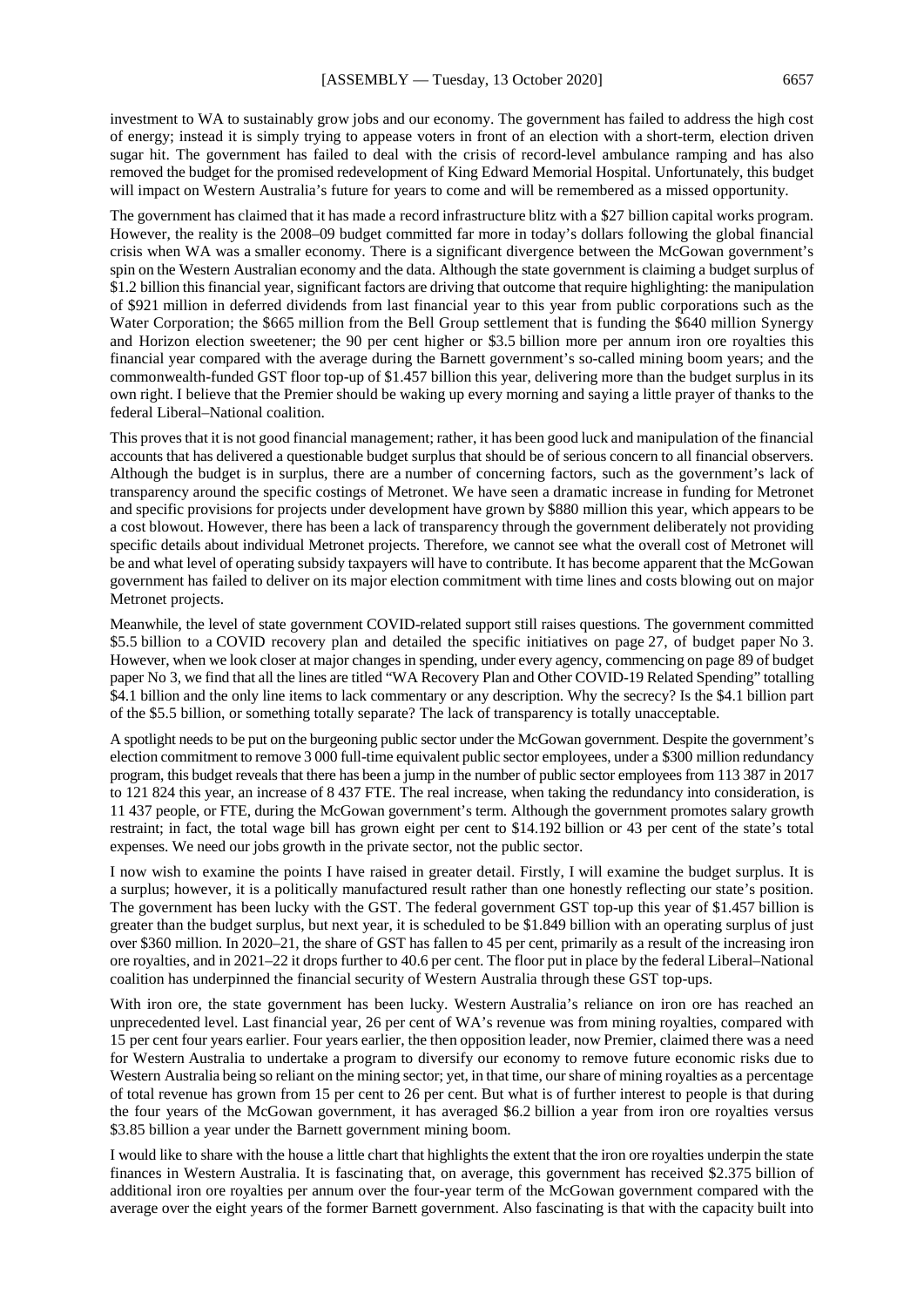investment to WA to sustainably grow jobs and our economy. The government has failed to address the high cost of energy; instead it is simply trying to appease voters in front of an election with a short-term, election driven sugar hit. The government has failed to deal with the crisis of record-level ambulance ramping and has also removed the budget for the promised redevelopment of King Edward Memorial Hospital. Unfortunately, this budget will impact on Western Australia's future for years to come and will be remembered as a missed opportunity.

The government has claimed that it has made a record infrastructure blitz with a $27 billion capital works program. However, the reality is the 2008–09 budget committed far more in today's dollars following the global financial crisis when WA was a smaller economy. There is a significant divergence between the McGowan government's spin on the Western Australian economy and the data. Although the state government is claiming a budget surplus of $1.2 billion this financial year, significant factors are driving that outcome that require highlighting: the manipulation of $921 million in deferred dividends from last financial year to this year from public corporations such as the Water Corporation; the $665 million from the Bell Group settlement that is funding the $640 million Synergy and Horizon election sweetener; the 90 per cent higher or $3.5 billion more per annum iron ore royalties this financial year compared with the average during the Barnett government's so-called mining boom years; and the commonwealth-funded GST floor top-up of $1.457 billion this year, delivering more than the budget surplus in its own right. I believe that the Premier should be waking up every morning and saying a little prayer of thanks to the federal Liberal–National coalition.

This proves that it is not good financial management; rather, it has been good luck and manipulation of the financial accounts that has delivered a questionable budget surplus that should be of serious concern to all financial observers. Although the budget is in surplus, there are a number of concerning factors, such as the government's lack of transparency around the specific costings of Metronet. We have seen a dramatic increase in funding for Metronet and specific provisions for projects under development have grown by $880 million this year, which appears to be a cost blowout. However, there has been a lack of transparency through the government deliberately not providing specific details about individual Metronet projects. Therefore, we cannot see what the overall cost of Metronet will be and what level of operating subsidy taxpayers will have to contribute. It has become apparent that the McGowan government has failed to deliver on its major election commitment with time lines and costs blowing out on major Metronet projects.

Meanwhile, the level of state government COVID-related support still raises questions. The government committed $5.5 billion to a COVID recovery plan and detailed the specific initiatives on page 27, of budget paper No 3. However, when we look closer at major changes in spending, under every agency, commencing on page 89 of budget paper No 3, we find that all the lines are titled "WA Recovery Plan and Other COVID-19 Related Spending" totalling $4.1 billion and the only line items to lack commentary or any description. Why the secrecy? Is the $4.1 billion part of the $5.5 billion, or something totally separate? The lack of transparency is totally unacceptable.

A spotlight needs to be put on the burgeoning public sector under the McGowan government. Despite the government's election commitment to remove 3 000 full-time equivalent public sector employees, under a $300 million redundancy program, this budget reveals that there has been a jump in the number of public sector employees from 113 387 in 2017 to 121 824 this year, an increase of 8 437 FTE. The real increase, when taking the redundancy into consideration, is 11 437 people, or FTE, during the McGowan government's term. Although the government promotes salary growth restraint; in fact, the total wage bill has grown eight per cent to $14.192 billion or 43 per cent of the state's total expenses. We need our jobs growth in the private sector, not the public sector.

I now wish to examine the points I have raised in greater detail. Firstly, I will examine the budget surplus. It is a surplus; however, it is a politically manufactured result rather than one honestly reflecting our state's position. The government has been lucky with the GST. The federal government GST top-up this year of $1.457 billion is greater than the budget surplus, but next year, it is scheduled to be $1.849 billion with an operating surplus of just over $360 million. In 2020–21, the share of GST has fallen to 45 per cent, primarily as a result of the increasing iron ore royalties, and in 2021–22 it drops further to 40.6 per cent. The floor put in place by the federal Liberal–National coalition has underpinned the financial security of Western Australia through these GST top-ups.

With iron ore, the state government has been lucky. Western Australia's reliance on iron ore has reached an unprecedented level. Last financial year, 26 per cent of WA's revenue was from mining royalties, compared with 15 per cent four years earlier. Four years earlier, the then opposition leader, now Premier, claimed there was a need for Western Australia to undertake a program to diversify our economy to remove future economic risks due to Western Australia being so reliant on the mining sector; yet, in that time, our share of mining royalties as a percentage of total revenue has grown from 15 per cent to 26 per cent. But what is of further interest to people is that during the four years of the McGowan government, it has averaged $6.2 billion a year from iron ore royalties versus $3.85 billion a year under the Barnett government mining boom.

I would like to share with the house a little chart that highlights the extent that the iron ore royalties underpin the state finances in Western Australia. It is fascinating that, on average, this government has received $2.375 billion of additional iron ore royalties per annum over the four-year term of the McGowan government compared with the average over the eight years of the former Barnett government. Also fascinating is that with the capacity built into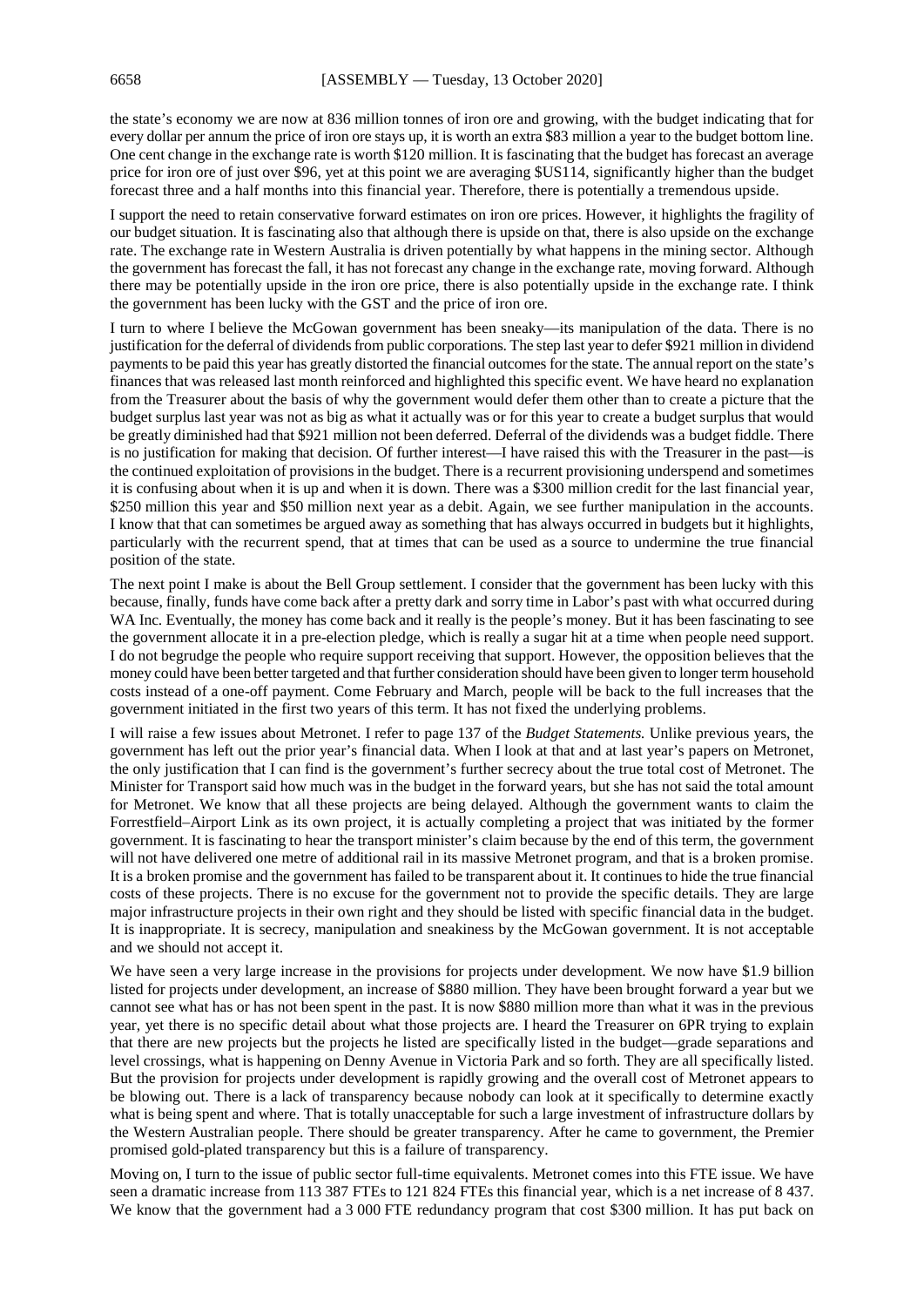the state's economy we are now at 836 million tonnes of iron ore and growing, with the budget indicating that for every dollar per annum the price of iron ore stays up, it is worth an extra $83 million a year to the budget bottom line. One cent change in the exchange rate is worth $120 million. It is fascinating that the budget has forecast an average price for iron ore of just over $96, yet at this point we are averaging $US114, significantly higher than the budget forecast three and a half months into this financial year. Therefore, there is potentially a tremendous upside.

I support the need to retain conservative forward estimates on iron ore prices. However, it highlights the fragility of our budget situation. It is fascinating also that although there is upside on that, there is also upside on the exchange rate. The exchange rate in Western Australia is driven potentially by what happens in the mining sector. Although the government has forecast the fall, it has not forecast any change in the exchange rate, moving forward. Although there may be potentially upside in the iron ore price, there is also potentially upside in the exchange rate. I think the government has been lucky with the GST and the price of iron ore.

I turn to where I believe the McGowan government has been sneaky—its manipulation of the data. There is no justification for the deferral of dividends from public corporations. The step last year to defer $921 million in dividend payments to be paid this year has greatly distorted the financial outcomes for the state. The annual report on the state's finances that was released last month reinforced and highlighted this specific event. We have heard no explanation from the Treasurer about the basis of why the government would defer them other than to create a picture that the budget surplus last year was not as big as what it actually was or for this year to create a budget surplus that would be greatly diminished had that $921 million not been deferred. Deferral of the dividends was a budget fiddle. There is no justification for making that decision. Of further interest—I have raised this with the Treasurer in the past—is the continued exploitation of provisions in the budget. There is a recurrent provisioning underspend and sometimes it is confusing about when it is up and when it is down. There was a $300 million credit for the last financial year, $250 million this year and $50 million next year as a debit. Again, we see further manipulation in the accounts. I know that that can sometimes be argued away as something that has always occurred in budgets but it highlights, particularly with the recurrent spend, that at times that can be used as a source to undermine the true financial position of the state.

The next point I make is about the Bell Group settlement. I consider that the government has been lucky with this because, finally, funds have come back after a pretty dark and sorry time in Labor's past with what occurred during WA Inc. Eventually, the money has come back and it really is the people's money. But it has been fascinating to see the government allocate it in a pre-election pledge, which is really a sugar hit at a time when people need support. I do not begrudge the people who require support receiving that support. However, the opposition believes that the money could have been better targeted and that further consideration should have been given to longer term household costs instead of a one-off payment. Come February and March, people will be back to the full increases that the government initiated in the first two years of this term. It has not fixed the underlying problems.

I will raise a few issues about Metronet. I refer to page 137 of the *Budget Statements.* Unlike previous years, the government has left out the prior year's financial data. When I look at that and at last year's papers on Metronet, the only justification that I can find is the government's further secrecy about the true total cost of Metronet. The Minister for Transport said how much was in the budget in the forward years, but she has not said the total amount for Metronet. We know that all these projects are being delayed. Although the government wants to claim the Forrestfield–Airport Link as its own project, it is actually completing a project that was initiated by the former government. It is fascinating to hear the transport minister's claim because by the end of this term, the government will not have delivered one metre of additional rail in its massive Metronet program, and that is a broken promise. It is a broken promise and the government has failed to be transparent about it. It continues to hide the true financial costs of these projects. There is no excuse for the government not to provide the specific details. They are large major infrastructure projects in their own right and they should be listed with specific financial data in the budget. It is inappropriate. It is secrecy, manipulation and sneakiness by the McGowan government. It is not acceptable and we should not accept it.

We have seen a very large increase in the provisions for projects under development. We now have $1.9 billion listed for projects under development, an increase of $880 million. They have been brought forward a year but we cannot see what has or has not been spent in the past. It is now $880 million more than what it was in the previous year, yet there is no specific detail about what those projects are. I heard the Treasurer on 6PR trying to explain that there are new projects but the projects he listed are specifically listed in the budget—grade separations and level crossings, what is happening on Denny Avenue in Victoria Park and so forth. They are all specifically listed. But the provision for projects under development is rapidly growing and the overall cost of Metronet appears to be blowing out. There is a lack of transparency because nobody can look at it specifically to determine exactly what is being spent and where. That is totally unacceptable for such a large investment of infrastructure dollars by the Western Australian people. There should be greater transparency. After he came to government, the Premier promised gold-plated transparency but this is a failure of transparency.

Moving on, I turn to the issue of public sector full-time equivalents. Metronet comes into this FTE issue. We have seen a dramatic increase from 113 387 FTEs to 121 824 FTEs this financial year, which is a net increase of 8 437. We know that the government had a 3 000 FTE redundancy program that cost $300 million. It has put back on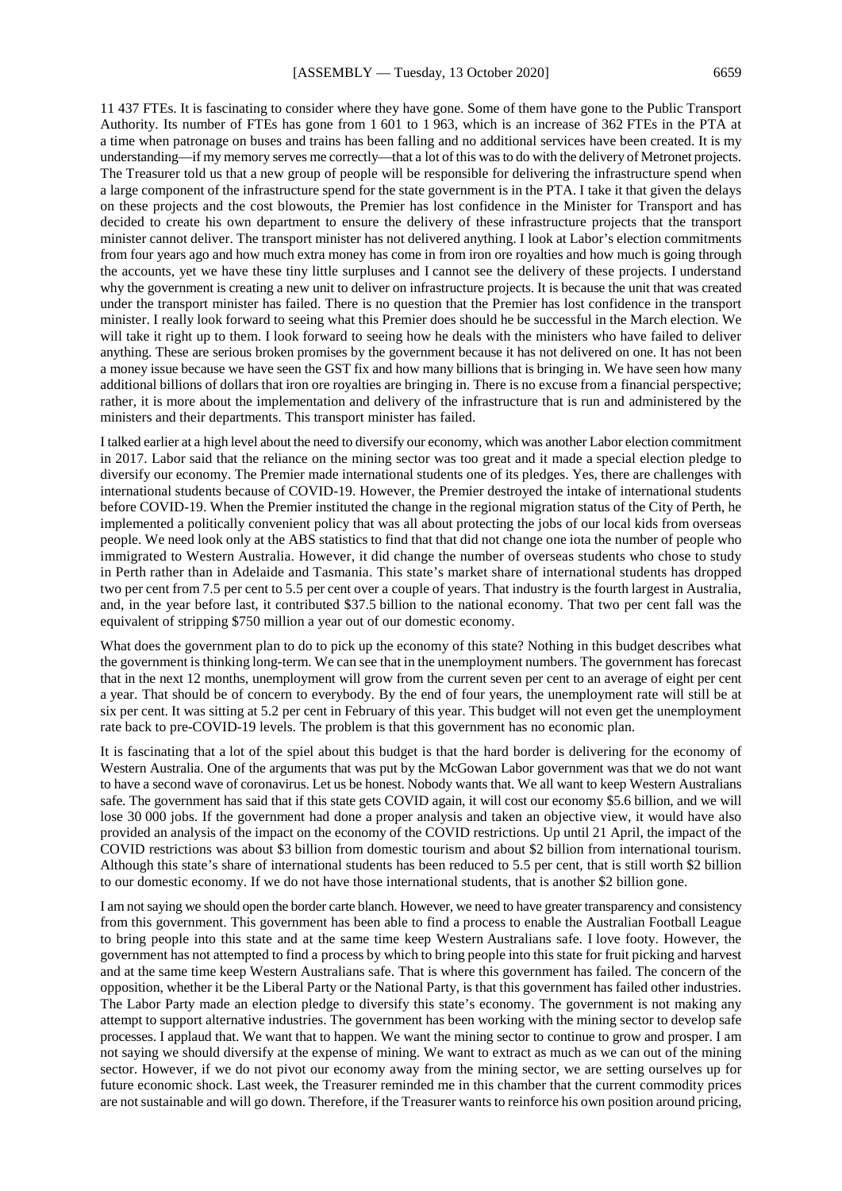11 437 FTEs. It is fascinating to consider where they have gone. Some of them have gone to the Public Transport Authority. Its number of FTEs has gone from 1 601 to 1 963, which is an increase of 362 FTEs in the PTA at a time when patronage on buses and trains has been falling and no additional services have been created. It is my understanding—if my memory serves me correctly—that a lot of this was to do with the delivery of Metronet projects. The Treasurer told us that a new group of people will be responsible for delivering the infrastructure spend when a large component of the infrastructure spend for the state government is in the PTA. I take it that given the delays on these projects and the cost blowouts, the Premier has lost confidence in the Minister for Transport and has decided to create his own department to ensure the delivery of these infrastructure projects that the transport minister cannot deliver. The transport minister has not delivered anything. I look at Labor's election commitments from four years ago and how much extra money has come in from iron ore royalties and how much is going through the accounts, yet we have these tiny little surpluses and I cannot see the delivery of these projects. I understand why the government is creating a new unit to deliver on infrastructure projects. It is because the unit that was created under the transport minister has failed. There is no question that the Premier has lost confidence in the transport minister. I really look forward to seeing what this Premier does should he be successful in the March election. We will take it right up to them. I look forward to seeing how he deals with the ministers who have failed to deliver anything. These are serious broken promises by the government because it has not delivered on one. It has not been a money issue because we have seen the GST fix and how many billions that is bringing in. We have seen how many additional billions of dollars that iron ore royalties are bringing in. There is no excuse from a financial perspective; rather, it is more about the implementation and delivery of the infrastructure that is run and administered by the ministers and their departments. This transport minister has failed.

I talked earlier at a high level about the need to diversify our economy, which was another Labor election commitment in 2017. Labor said that the reliance on the mining sector was too great and it made a special election pledge to diversify our economy. The Premier made international students one of its pledges. Yes, there are challenges with international students because of COVID-19. However, the Premier destroyed the intake of international students before COVID-19. When the Premier instituted the change in the regional migration status of the City of Perth, he implemented a politically convenient policy that was all about protecting the jobs of our local kids from overseas people. We need look only at the ABS statistics to find that that did not change one iota the number of people who immigrated to Western Australia. However, it did change the number of overseas students who chose to study in Perth rather than in Adelaide and Tasmania. This state's market share of international students has dropped two per cent from 7.5 per cent to 5.5 per cent over a couple of years. That industry is the fourth largest in Australia, and, in the year before last, it contributed $37.5 billion to the national economy. That two per cent fall was the equivalent of stripping $750 million a year out of our domestic economy.

What does the government plan to do to pick up the economy of this state? Nothing in this budget describes what the government is thinking long-term. We can see that in the unemployment numbers. The government has forecast that in the next 12 months, unemployment will grow from the current seven per cent to an average of eight per cent a year. That should be of concern to everybody. By the end of four years, the unemployment rate will still be at six per cent. It was sitting at 5.2 per cent in February of this year. This budget will not even get the unemployment rate back to pre-COVID-19 levels. The problem is that this government has no economic plan.

It is fascinating that a lot of the spiel about this budget is that the hard border is delivering for the economy of Western Australia. One of the arguments that was put by the McGowan Labor government was that we do not want to have a second wave of coronavirus. Let us be honest. Nobody wants that. We all want to keep Western Australians safe. The government has said that if this state gets COVID again, it will cost our economy $5.6 billion, and we will lose 30 000 jobs. If the government had done a proper analysis and taken an objective view, it would have also provided an analysis of the impact on the economy of the COVID restrictions. Up until 21 April, the impact of the COVID restrictions was about $3 billion from domestic tourism and about $2 billion from international tourism. Although this state's share of international students has been reduced to 5.5 per cent, that is still worth $2 billion to our domestic economy. If we do not have those international students, that is another $2 billion gone.

I am not saying we should open the border carte blanch. However, we need to have greater transparency and consistency from this government. This government has been able to find a process to enable the Australian Football League to bring people into this state and at the same time keep Western Australians safe. I love footy. However, the government has not attempted to find a process by which to bring people into this state for fruit picking and harvest and at the same time keep Western Australians safe. That is where this government has failed. The concern of the opposition, whether it be the Liberal Party or the National Party, is that this government has failed other industries. The Labor Party made an election pledge to diversify this state's economy. The government is not making any attempt to support alternative industries. The government has been working with the mining sector to develop safe processes. I applaud that. We want that to happen. We want the mining sector to continue to grow and prosper. I am not saying we should diversify at the expense of mining. We want to extract as much as we can out of the mining sector. However, if we do not pivot our economy away from the mining sector, we are setting ourselves up for future economic shock. Last week, the Treasurer reminded me in this chamber that the current commodity prices are not sustainable and will go down. Therefore, if the Treasurer wants to reinforce his own position around pricing,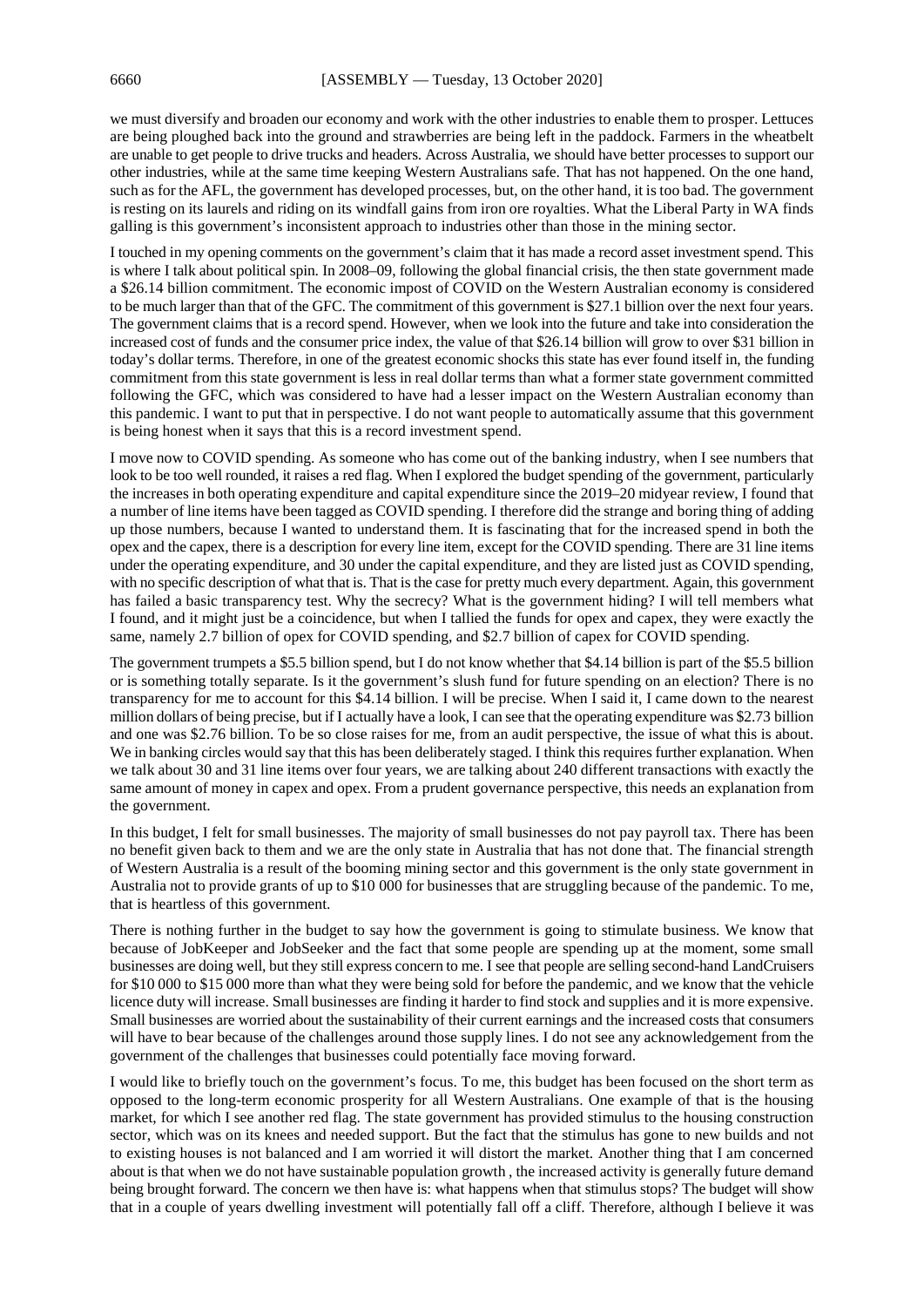we must diversify and broaden our economy and work with the other industries to enable them to prosper. Lettuces are being ploughed back into the ground and strawberries are being left in the paddock. Farmers in the wheatbelt are unable to get people to drive trucks and headers. Across Australia, we should have better processes to support our other industries, while at the same time keeping Western Australians safe. That has not happened. On the one hand, such as for the AFL, the government has developed processes, but, on the other hand, it is too bad. The government is resting on its laurels and riding on its windfall gains from iron ore royalties. What the Liberal Party in WA finds galling is this government's inconsistent approach to industries other than those in the mining sector.

I touched in my opening comments on the government's claim that it has made a record asset investment spend. This is where I talk about political spin. In 2008–09, following the global financial crisis, the then state government made a $26.14 billion commitment. The economic impost of COVID on the Western Australian economy is considered to be much larger than that of the GFC. The commitment of this government is $27.1 billion over the next four years. The government claims that is a record spend. However, when we look into the future and take into consideration the increased cost of funds and the consumer price index, the value of that $26.14 billion will grow to over $31 billion in today's dollar terms. Therefore, in one of the greatest economic shocks this state has ever found itself in, the funding commitment from this state government is less in real dollar terms than what a former state government committed following the GFC, which was considered to have had a lesser impact on the Western Australian economy than this pandemic. I want to put that in perspective. I do not want people to automatically assume that this government is being honest when it says that this is a record investment spend.

I move now to COVID spending. As someone who has come out of the banking industry, when I see numbers that look to be too well rounded, it raises a red flag. When I explored the budget spending of the government, particularly the increases in both operating expenditure and capital expenditure since the 2019–20 midyear review, I found that a number of line items have been tagged as COVID spending. I therefore did the strange and boring thing of adding up those numbers, because I wanted to understand them. It is fascinating that for the increased spend in both the opex and the capex, there is a description for every line item, except for the COVID spending. There are 31 line items under the operating expenditure, and 30 under the capital expenditure, and they are listed just as COVID spending, with no specific description of what that is. That is the case for pretty much every department. Again, this government has failed a basic transparency test. Why the secrecy? What is the government hiding? I will tell members what I found, and it might just be a coincidence, but when I tallied the funds for opex and capex, they were exactly the same, namely 2.7 billion of opex for COVID spending, and $2.7 billion of capex for COVID spending.

The government trumpets a $5.5 billion spend, but I do not know whether that $4.14 billion is part of the $5.5 billion or is something totally separate. Is it the government's slush fund for future spending on an election? There is no transparency for me to account for this $4.14 billion. I will be precise. When I said it, I came down to the nearest million dollars of being precise, but if I actually have a look, I can see that the operating expenditure was $2.73 billion and one was $2.76 billion. To be so close raises for me, from an audit perspective, the issue of what this is about. We in banking circles would say that this has been deliberately staged. I think this requires further explanation. When we talk about 30 and 31 line items over four years, we are talking about 240 different transactions with exactly the same amount of money in capex and opex. From a prudent governance perspective, this needs an explanation from the government.

In this budget, I felt for small businesses. The majority of small businesses do not pay payroll tax. There has been no benefit given back to them and we are the only state in Australia that has not done that. The financial strength of Western Australia is a result of the booming mining sector and this government is the only state government in Australia not to provide grants of up to $10 000 for businesses that are struggling because of the pandemic. To me, that is heartless of this government.

There is nothing further in the budget to say how the government is going to stimulate business. We know that because of JobKeeper and JobSeeker and the fact that some people are spending up at the moment, some small businesses are doing well, but they still express concern to me. I see that people are selling second-hand LandCruisers for $10 000 to $15 000 more than what they were being sold for before the pandemic, and we know that the vehicle licence duty will increase. Small businesses are finding it harder to find stock and supplies and it is more expensive. Small businesses are worried about the sustainability of their current earnings and the increased costs that consumers will have to bear because of the challenges around those supply lines. I do not see any acknowledgement from the government of the challenges that businesses could potentially face moving forward.

I would like to briefly touch on the government's focus. To me, this budget has been focused on the short term as opposed to the long-term economic prosperity for all Western Australians. One example of that is the housing market, for which I see another red flag. The state government has provided stimulus to the housing construction sector, which was on its knees and needed support. But the fact that the stimulus has gone to new builds and not to existing houses is not balanced and I am worried it will distort the market. Another thing that I am concerned about is that when we do not have sustainable population growth , the increased activity is generally future demand being brought forward. The concern we then have is: what happens when that stimulus stops? The budget will show that in a couple of years dwelling investment will potentially fall off a cliff. Therefore, although I believe it was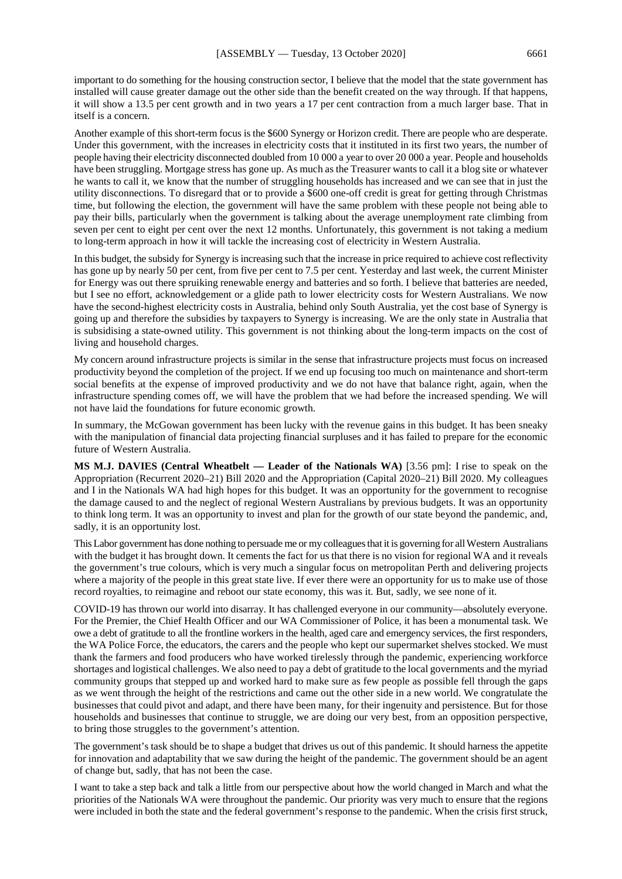important to do something for the housing construction sector, I believe that the model that the state government has installed will cause greater damage out the other side than the benefit created on the way through. If that happens, it will show a 13.5 per cent growth and in two years a 17 per cent contraction from a much larger base. That in itself is a concern.

Another example of this short-term focus is the $600 Synergy or Horizon credit. There are people who are desperate. Under this government, with the increases in electricity costs that it instituted in its first two years, the number of people having their electricity disconnected doubled from 10 000 a year to over 20 000 a year. People and households have been struggling. Mortgage stress has gone up. As much as the Treasurer wants to call it a blog site or whatever he wants to call it, we know that the number of struggling households has increased and we can see that in just the utility disconnections. To disregard that or to provide a $600 one-off credit is great for getting through Christmas time, but following the election, the government will have the same problem with these people not being able to pay their bills, particularly when the government is talking about the average unemployment rate climbing from seven per cent to eight per cent over the next 12 months. Unfortunately, this government is not taking a medium to long-term approach in how it will tackle the increasing cost of electricity in Western Australia.

In this budget, the subsidy for Synergy is increasing such that the increase in price required to achieve cost reflectivity has gone up by nearly 50 per cent, from five per cent to 7.5 per cent. Yesterday and last week, the current Minister for Energy was out there spruiking renewable energy and batteries and so forth. I believe that batteries are needed, but I see no effort, acknowledgement or a glide path to lower electricity costs for Western Australians. We now have the second-highest electricity costs in Australia, behind only South Australia, yet the cost base of Synergy is going up and therefore the subsidies by taxpayers to Synergy is increasing. We are the only state in Australia that is subsidising a state-owned utility. This government is not thinking about the long-term impacts on the cost of living and household charges.

My concern around infrastructure projects is similar in the sense that infrastructure projects must focus on increased productivity beyond the completion of the project. If we end up focusing too much on maintenance and short-term social benefits at the expense of improved productivity and we do not have that balance right, again, when the infrastructure spending comes off, we will have the problem that we had before the increased spending. We will not have laid the foundations for future economic growth.

In summary, the McGowan government has been lucky with the revenue gains in this budget. It has been sneaky with the manipulation of financial data projecting financial surpluses and it has failed to prepare for the economic future of Western Australia.

**MS M.J. DAVIES (Central Wheatbelt — Leader of the Nationals WA)** [3.56 pm]: I rise to speak on the Appropriation (Recurrent 2020–21) Bill 2020 and the Appropriation (Capital 2020–21) Bill 2020. My colleagues and I in the Nationals WA had high hopes for this budget. It was an opportunity for the government to recognise the damage caused to and the neglect of regional Western Australians by previous budgets. It was an opportunity to think long term. It was an opportunity to invest and plan for the growth of our state beyond the pandemic, and, sadly, it is an opportunity lost.

This Labor government has done nothing to persuade me or my colleagues that it is governing for all Western Australians with the budget it has brought down. It cements the fact for us that there is no vision for regional WA and it reveals the government's true colours, which is very much a singular focus on metropolitan Perth and delivering projects where a majority of the people in this great state live. If ever there were an opportunity for us to make use of those record royalties, to reimagine and reboot our state economy, this was it. But, sadly, we see none of it.

COVID-19 has thrown our world into disarray. It has challenged everyone in our community—absolutely everyone. For the Premier, the Chief Health Officer and our WA Commissioner of Police, it has been a monumental task. We owe a debt of gratitude to all the frontline workers in the health, aged care and emergency services, the first responders, the WA Police Force, the educators, the carers and the people who kept our supermarket shelves stocked. We must thank the farmers and food producers who have worked tirelessly through the pandemic, experiencing workforce shortages and logistical challenges. We also need to pay a debt of gratitude to the local governments and the myriad community groups that stepped up and worked hard to make sure as few people as possible fell through the gaps as we went through the height of the restrictions and came out the other side in a new world. We congratulate the businesses that could pivot and adapt, and there have been many, for their ingenuity and persistence. But for those households and businesses that continue to struggle, we are doing our very best, from an opposition perspective, to bring those struggles to the government's attention.

The government's task should be to shape a budget that drives us out of this pandemic. It should harness the appetite for innovation and adaptability that we saw during the height of the pandemic. The government should be an agent of change but, sadly, that has not been the case.

I want to take a step back and talk a little from our perspective about how the world changed in March and what the priorities of the Nationals WA were throughout the pandemic. Our priority was very much to ensure that the regions were included in both the state and the federal government's response to the pandemic. When the crisis first struck,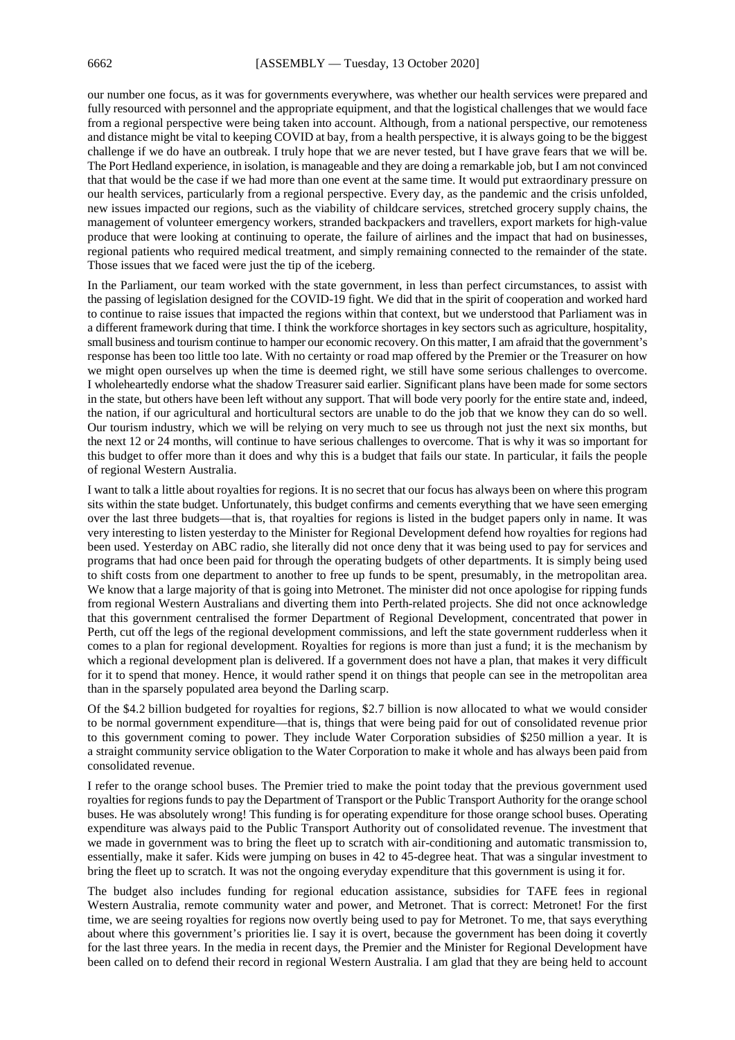our number one focus, as it was for governments everywhere, was whether our health services were prepared and fully resourced with personnel and the appropriate equipment, and that the logistical challenges that we would face from a regional perspective were being taken into account. Although, from a national perspective, our remoteness and distance might be vital to keeping COVID at bay, from a health perspective, it is always going to be the biggest challenge if we do have an outbreak. I truly hope that we are never tested, but I have grave fears that we will be. The Port Hedland experience, in isolation, is manageable and they are doing a remarkable job, but I am not convinced that that would be the case if we had more than one event at the same time. It would put extraordinary pressure on our health services, particularly from a regional perspective. Every day, as the pandemic and the crisis unfolded, new issues impacted our regions, such as the viability of childcare services, stretched grocery supply chains, the management of volunteer emergency workers, stranded backpackers and travellers, export markets for high-value produce that were looking at continuing to operate, the failure of airlines and the impact that had on businesses, regional patients who required medical treatment, and simply remaining connected to the remainder of the state. Those issues that we faced were just the tip of the iceberg.

In the Parliament, our team worked with the state government, in less than perfect circumstances, to assist with the passing of legislation designed for the COVID-19 fight. We did that in the spirit of cooperation and worked hard to continue to raise issues that impacted the regions within that context, but we understood that Parliament was in a different framework during that time. I think the workforce shortages in key sectors such as agriculture, hospitality, small business and tourism continue to hamper our economic recovery. On this matter, I am afraid that the government's response has been too little too late. With no certainty or road map offered by the Premier or the Treasurer on how we might open ourselves up when the time is deemed right, we still have some serious challenges to overcome. I wholeheartedly endorse what the shadow Treasurer said earlier. Significant plans have been made for some sectors in the state, but others have been left without any support. That will bode very poorly for the entire state and, indeed, the nation, if our agricultural and horticultural sectors are unable to do the job that we know they can do so well. Our tourism industry, which we will be relying on very much to see us through not just the next six months, but the next 12 or 24 months, will continue to have serious challenges to overcome. That is why it was so important for this budget to offer more than it does and why this is a budget that fails our state. In particular, it fails the people of regional Western Australia.

I want to talk a little about royalties for regions. It is no secret that our focus has always been on where this program sits within the state budget. Unfortunately, this budget confirms and cements everything that we have seen emerging over the last three budgets—that is, that royalties for regions is listed in the budget papers only in name. It was very interesting to listen yesterday to the Minister for Regional Development defend how royalties for regions had been used. Yesterday on ABC radio, she literally did not once deny that it was being used to pay for services and programs that had once been paid for through the operating budgets of other departments. It is simply being used to shift costs from one department to another to free up funds to be spent, presumably, in the metropolitan area. We know that a large majority of that is going into Metronet. The minister did not once apologise for ripping funds from regional Western Australians and diverting them into Perth-related projects. She did not once acknowledge that this government centralised the former Department of Regional Development, concentrated that power in Perth, cut off the legs of the regional development commissions, and left the state government rudderless when it comes to a plan for regional development. Royalties for regions is more than just a fund; it is the mechanism by which a regional development plan is delivered. If a government does not have a plan, that makes it very difficult for it to spend that money. Hence, it would rather spend it on things that people can see in the metropolitan area than in the sparsely populated area beyond the Darling scarp.

Of the $4.2 billion budgeted for royalties for regions, $2.7 billion is now allocated to what we would consider to be normal government expenditure—that is, things that were being paid for out of consolidated revenue prior to this government coming to power. They include Water Corporation subsidies of $250 million a year. It is a straight community service obligation to the Water Corporation to make it whole and has always been paid from consolidated revenue.

I refer to the orange school buses. The Premier tried to make the point today that the previous government used royalties for regions funds to pay the Department of Transport or the Public Transport Authority for the orange school buses. He was absolutely wrong! This funding is for operating expenditure for those orange school buses. Operating expenditure was always paid to the Public Transport Authority out of consolidated revenue. The investment that we made in government was to bring the fleet up to scratch with air-conditioning and automatic transmission to, essentially, make it safer. Kids were jumping on buses in 42 to 45-degree heat. That was a singular investment to bring the fleet up to scratch. It was not the ongoing everyday expenditure that this government is using it for.

The budget also includes funding for regional education assistance, subsidies for TAFE fees in regional Western Australia, remote community water and power, and Metronet. That is correct: Metronet! For the first time, we are seeing royalties for regions now overtly being used to pay for Metronet. To me, that says everything about where this government's priorities lie. I say it is overt, because the government has been doing it covertly for the last three years. In the media in recent days, the Premier and the Minister for Regional Development have been called on to defend their record in regional Western Australia. I am glad that they are being held to account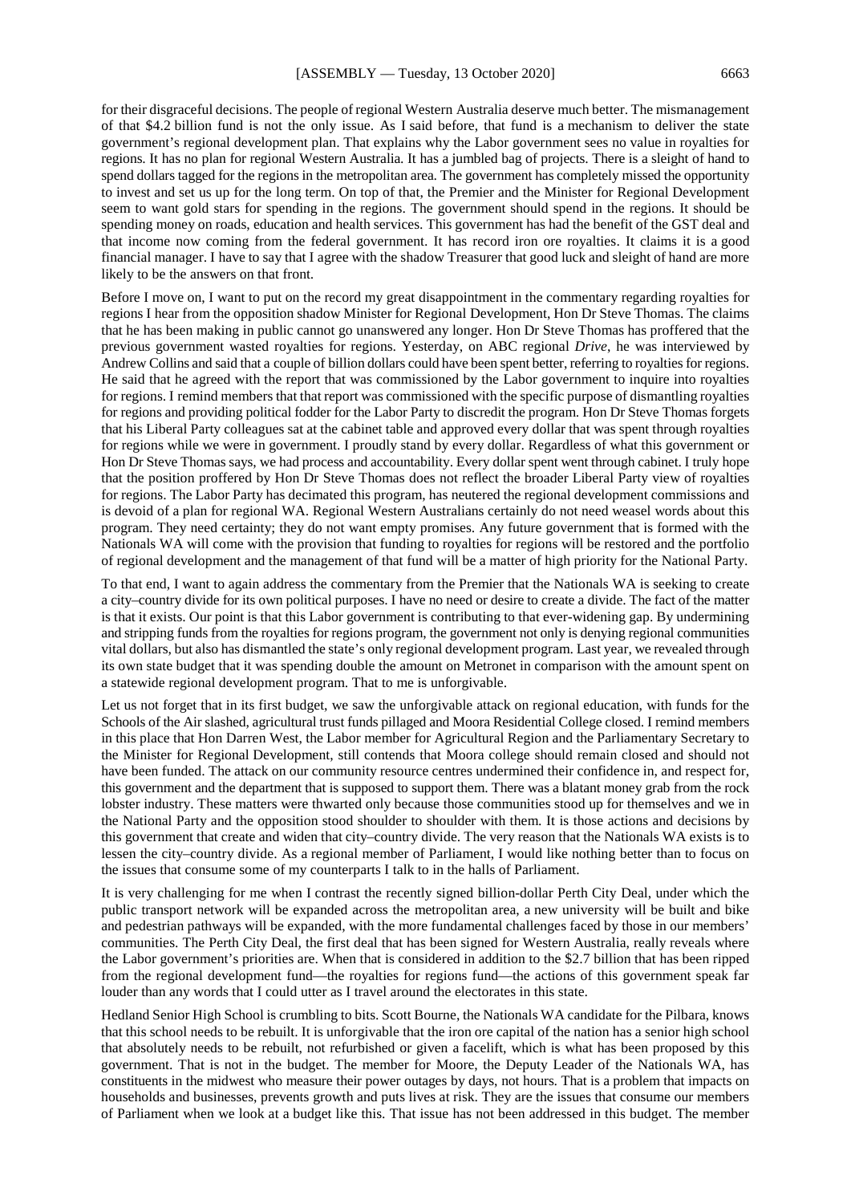for their disgraceful decisions. The people of regional Western Australia deserve much better. The mismanagement of that $4.2 billion fund is not the only issue. As I said before, that fund is a mechanism to deliver the state government's regional development plan. That explains why the Labor government sees no value in royalties for regions. It has no plan for regional Western Australia. It has a jumbled bag of projects. There is a sleight of hand to spend dollars tagged for the regions in the metropolitan area. The government has completely missed the opportunity to invest and set us up for the long term. On top of that, the Premier and the Minister for Regional Development seem to want gold stars for spending in the regions. The government should spend in the regions. It should be spending money on roads, education and health services. This government has had the benefit of the GST deal and that income now coming from the federal government. It has record iron ore royalties. It claims it is a good financial manager. I have to say that I agree with the shadow Treasurer that good luck and sleight of hand are more likely to be the answers on that front.

Before I move on, I want to put on the record my great disappointment in the commentary regarding royalties for regions I hear from the opposition shadow Minister for Regional Development, Hon Dr Steve Thomas. The claims that he has been making in public cannot go unanswered any longer. Hon Dr Steve Thomas has proffered that the previous government wasted royalties for regions. Yesterday, on ABC regional *Drive*, he was interviewed by Andrew Collins and said that a couple of billion dollars could have been spent better, referring to royalties for regions. He said that he agreed with the report that was commissioned by the Labor government to inquire into royalties for regions. I remind members that that report was commissioned with the specific purpose of dismantling royalties for regions and providing political fodder for the Labor Party to discredit the program. Hon Dr Steve Thomas forgets that his Liberal Party colleagues sat at the cabinet table and approved every dollar that was spent through royalties for regions while we were in government. I proudly stand by every dollar. Regardless of what this government or Hon Dr Steve Thomas says, we had process and accountability. Every dollar spent went through cabinet. I truly hope that the position proffered by Hon Dr Steve Thomas does not reflect the broader Liberal Party view of royalties for regions. The Labor Party has decimated this program, has neutered the regional development commissions and is devoid of a plan for regional WA. Regional Western Australians certainly do not need weasel words about this program. They need certainty; they do not want empty promises. Any future government that is formed with the Nationals WA will come with the provision that funding to royalties for regions will be restored and the portfolio of regional development and the management of that fund will be a matter of high priority for the National Party.

To that end, I want to again address the commentary from the Premier that the Nationals WA is seeking to create a city–country divide for its own political purposes. I have no need or desire to create a divide. The fact of the matter is that it exists. Our point is that this Labor government is contributing to that ever-widening gap. By undermining and stripping funds from the royalties for regions program, the government not only is denying regional communities vital dollars, but also has dismantled the state's only regional development program. Last year, we revealed through its own state budget that it was spending double the amount on Metronet in comparison with the amount spent on a statewide regional development program. That to me is unforgivable.

Let us not forget that in its first budget, we saw the unforgivable attack on regional education, with funds for the Schools of the Air slashed, agricultural trust funds pillaged and Moora Residential College closed. I remind members in this place that Hon Darren West, the Labor member for Agricultural Region and the Parliamentary Secretary to the Minister for Regional Development, still contends that Moora college should remain closed and should not have been funded. The attack on our community resource centres undermined their confidence in, and respect for, this government and the department that is supposed to support them. There was a blatant money grab from the rock lobster industry. These matters were thwarted only because those communities stood up for themselves and we in the National Party and the opposition stood shoulder to shoulder with them. It is those actions and decisions by this government that create and widen that city–country divide. The very reason that the Nationals WA exists is to lessen the city–country divide. As a regional member of Parliament, I would like nothing better than to focus on the issues that consume some of my counterparts I talk to in the halls of Parliament.

It is very challenging for me when I contrast the recently signed billion-dollar Perth City Deal, under which the public transport network will be expanded across the metropolitan area, a new university will be built and bike and pedestrian pathways will be expanded, with the more fundamental challenges faced by those in our members' communities. The Perth City Deal, the first deal that has been signed for Western Australia, really reveals where the Labor government's priorities are. When that is considered in addition to the $2.7 billion that has been ripped from the regional development fund—the royalties for regions fund—the actions of this government speak far louder than any words that I could utter as I travel around the electorates in this state.

Hedland Senior High School is crumbling to bits. Scott Bourne, the Nationals WA candidate for the Pilbara, knows that this school needs to be rebuilt. It is unforgivable that the iron ore capital of the nation has a senior high school that absolutely needs to be rebuilt, not refurbished or given a facelift, which is what has been proposed by this government. That is not in the budget. The member for Moore, the Deputy Leader of the Nationals WA, has constituents in the midwest who measure their power outages by days, not hours. That is a problem that impacts on households and businesses, prevents growth and puts lives at risk. They are the issues that consume our members of Parliament when we look at a budget like this. That issue has not been addressed in this budget. The member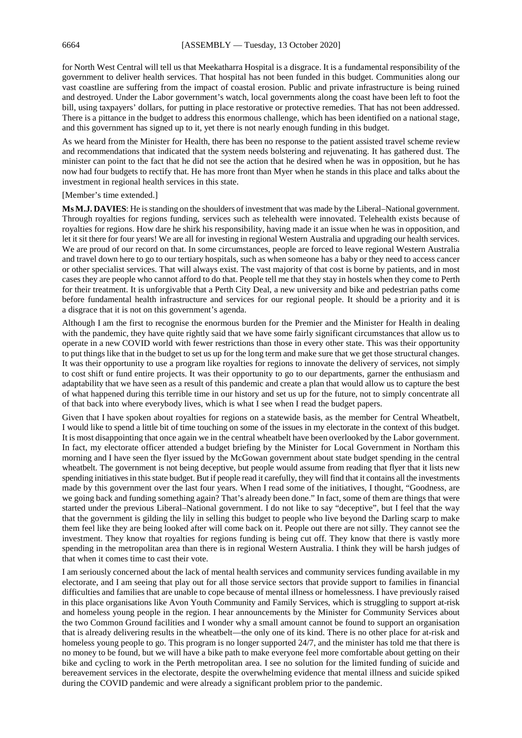for North West Central will tell us that Meekatharra Hospital is a disgrace. It is a fundamental responsibility of the government to deliver health services. That hospital has not been funded in this budget. Communities along our vast coastline are suffering from the impact of coastal erosion. Public and private infrastructure is being ruined and destroyed. Under the Labor government's watch, local governments along the coast have been left to foot the bill, using taxpayers' dollars, for putting in place restorative or protective remedies. That has not been addressed. There is a pittance in the budget to address this enormous challenge, which has been identified on a national stage, and this government has signed up to it, yet there is not nearly enough funding in this budget.

As we heard from the Minister for Health, there has been no response to the patient assisted travel scheme review and recommendations that indicated that the system needs bolstering and rejuvenating. It has gathered dust. The minister can point to the fact that he did not see the action that he desired when he was in opposition, but he has now had four budgets to rectify that. He has more front than Myer when he stands in this place and talks about the investment in regional health services in this state.

[Member's time extended.]

**Ms M.J. DAVIES**: He is standing on the shoulders of investment that was made by the Liberal–National government. Through royalties for regions funding, services such as telehealth were innovated. Telehealth exists because of royalties for regions. How dare he shirk his responsibility, having made it an issue when he was in opposition, and let it sit there for four years! We are all for investing in regional Western Australia and upgrading our health services. We are proud of our record on that. In some circumstances, people are forced to leave regional Western Australia and travel down here to go to our tertiary hospitals, such as when someone has a baby or they need to access cancer or other specialist services. That will always exist. The vast majority of that cost is borne by patients, and in most cases they are people who cannot afford to do that. People tell me that they stay in hostels when they come to Perth for their treatment. It is unforgivable that a Perth City Deal, a new university and bike and pedestrian paths come before fundamental health infrastructure and services for our regional people. It should be a priority and it is a disgrace that it is not on this government's agenda.

Although I am the first to recognise the enormous burden for the Premier and the Minister for Health in dealing with the pandemic, they have quite rightly said that we have some fairly significant circumstances that allow us to operate in a new COVID world with fewer restrictions than those in every other state. This was their opportunity to put things like that in the budget to set us up for the long term and make sure that we get those structural changes. It was their opportunity to use a program like royalties for regions to innovate the delivery of services, not simply to cost shift or fund entire projects. It was their opportunity to go to our departments, garner the enthusiasm and adaptability that we have seen as a result of this pandemic and create a plan that would allow us to capture the best of what happened during this terrible time in our history and set us up for the future, not to simply concentrate all of that back into where everybody lives, which is what I see when I read the budget papers.

Given that I have spoken about royalties for regions on a statewide basis, as the member for Central Wheatbelt, I would like to spend a little bit of time touching on some of the issues in my electorate in the context of this budget. It is most disappointing that once again we in the central wheatbelt have been overlooked by the Labor government. In fact, my electorate officer attended a budget briefing by the Minister for Local Government in Northam this morning and I have seen the flyer issued by the McGowan government about state budget spending in the central wheatbelt. The government is not being deceptive, but people would assume from reading that flyer that it lists new spending initiatives in this state budget. But if people read it carefully, they will find that it contains all the investments made by this government over the last four years. When I read some of the initiatives, I thought, "Goodness, are we going back and funding something again? That's already been done." In fact, some of them are things that were started under the previous Liberal–National government. I do not like to say "deceptive", but I feel that the way that the government is gilding the lily in selling this budget to people who live beyond the Darling scarp to make them feel like they are being looked after will come back on it. People out there are not silly. They cannot see the investment. They know that royalties for regions funding is being cut off. They know that there is vastly more spending in the metropolitan area than there is in regional Western Australia. I think they will be harsh judges of that when it comes time to cast their vote.

I am seriously concerned about the lack of mental health services and community services funding available in my electorate, and I am seeing that play out for all those service sectors that provide support to families in financial difficulties and families that are unable to cope because of mental illness or homelessness. I have previously raised in this place organisations like Avon Youth Community and Family Services, which is struggling to support at-risk and homeless young people in the region. I hear announcements by the Minister for Community Services about the two Common Ground facilities and I wonder why a small amount cannot be found to support an organisation that is already delivering results in the wheatbelt—the only one of its kind. There is no other place for at-risk and homeless young people to go. This program is no longer supported 24/7, and the minister has told me that there is no money to be found, but we will have a bike path to make everyone feel more comfortable about getting on their bike and cycling to work in the Perth metropolitan area. I see no solution for the limited funding of suicide and bereavement services in the electorate, despite the overwhelming evidence that mental illness and suicide spiked during the COVID pandemic and were already a significant problem prior to the pandemic.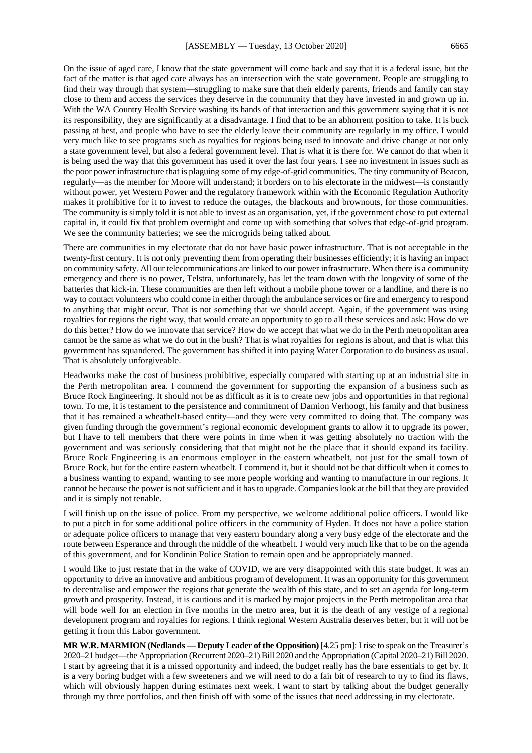On the issue of aged care, I know that the state government will come back and say that it is a federal issue, but the fact of the matter is that aged care always has an intersection with the state government. People are struggling to find their way through that system—struggling to make sure that their elderly parents, friends and family can stay close to them and access the services they deserve in the community that they have invested in and grown up in. With the WA Country Health Service washing its hands of that interaction and this government saying that it is not its responsibility, they are significantly at a disadvantage. I find that to be an abhorrent position to take. It is buck passing at best, and people who have to see the elderly leave their community are regularly in my office. I would very much like to see programs such as royalties for regions being used to innovate and drive change at not only a state government level, but also a federal government level. That is what it is there for. We cannot do that when it is being used the way that this government has used it over the last four years. I see no investment in issues such as the poor power infrastructure that is plaguing some of my edge-of-grid communities. The tiny community of Beacon, regularly—as the member for Moore will understand; it borders on to his electorate in the midwest—is constantly without power, yet Western Power and the regulatory framework within with the Economic Regulation Authority makes it prohibitive for it to invest to reduce the outages, the blackouts and brownouts, for those communities. The community is simply told it is not able to invest as an organisation, yet, if the government chose to put external capital in, it could fix that problem overnight and come up with something that solves that edge-of-grid program. We see the community batteries; we see the microgrids being talked about.

There are communities in my electorate that do not have basic power infrastructure. That is not acceptable in the twenty-first century. It is not only preventing them from operating their businesses efficiently; it is having an impact on community safety. All our telecommunications are linked to our power infrastructure. When there is a community emergency and there is no power, Telstra, unfortunately, has let the team down with the longevity of some of the batteries that kick-in. These communities are then left without a mobile phone tower or a landline, and there is no way to contact volunteers who could come in either through the ambulance services or fire and emergency to respond to anything that might occur. That is not something that we should accept. Again, if the government was using royalties for regions the right way, that would create an opportunity to go to all these services and ask: How do we do this better? How do we innovate that service? How do we accept that what we do in the Perth metropolitan area cannot be the same as what we do out in the bush? That is what royalties for regions is about, and that is what this government has squandered. The government has shifted it into paying Water Corporation to do business as usual. That is absolutely unforgiveable.

Headworks make the cost of business prohibitive, especially compared with starting up at an industrial site in the Perth metropolitan area. I commend the government for supporting the expansion of a business such as Bruce Rock Engineering. It should not be as difficult as it is to create new jobs and opportunities in that regional town. To me, it is testament to the persistence and commitment of Damion Verhoogt, his family and that business that it has remained a wheatbelt-based entity—and they were very committed to doing that. The company was given funding through the government's regional economic development grants to allow it to upgrade its power, but I have to tell members that there were points in time when it was getting absolutely no traction with the government and was seriously considering that that might not be the place that it should expand its facility. Bruce Rock Engineering is an enormous employer in the eastern wheatbelt, not just for the small town of Bruce Rock, but for the entire eastern wheatbelt. I commend it, but it should not be that difficult when it comes to a business wanting to expand, wanting to see more people working and wanting to manufacture in our regions. It cannot be because the power is not sufficient and it has to upgrade. Companies look at the bill that they are provided and it is simply not tenable.

I will finish up on the issue of police. From my perspective, we welcome additional police officers. I would like to put a pitch in for some additional police officers in the community of Hyden. It does not have a police station or adequate police officers to manage that very eastern boundary along a very busy edge of the electorate and the route between Esperance and through the middle of the wheatbelt. I would very much like that to be on the agenda of this government, and for Kondinin Police Station to remain open and be appropriately manned.

I would like to just restate that in the wake of COVID, we are very disappointed with this state budget. It was an opportunity to drive an innovative and ambitious program of development. It was an opportunity for this government to decentralise and empower the regions that generate the wealth of this state, and to set an agenda for long-term growth and prosperity. Instead, it is cautious and it is marked by major projects in the Perth metropolitan area that will bode well for an election in five months in the metro area, but it is the death of any vestige of a regional development program and royalties for regions. I think regional Western Australia deserves better, but it will not be getting it from this Labor government.

**MR W.R. MARMION (Nedlands — Deputy Leader of the Opposition)** [4.25 pm]: I rise to speak on the Treasurer's 2020–21 budget—the Appropriation (Recurrent 2020–21) Bill 2020 and the Appropriation (Capital 2020–21) Bill 2020. I start by agreeing that it is a missed opportunity and indeed, the budget really has the bare essentials to get by. It is a very boring budget with a few sweeteners and we will need to do a fair bit of research to try to find its flaws, which will obviously happen during estimates next week. I want to start by talking about the budget generally through my three portfolios, and then finish off with some of the issues that need addressing in my electorate.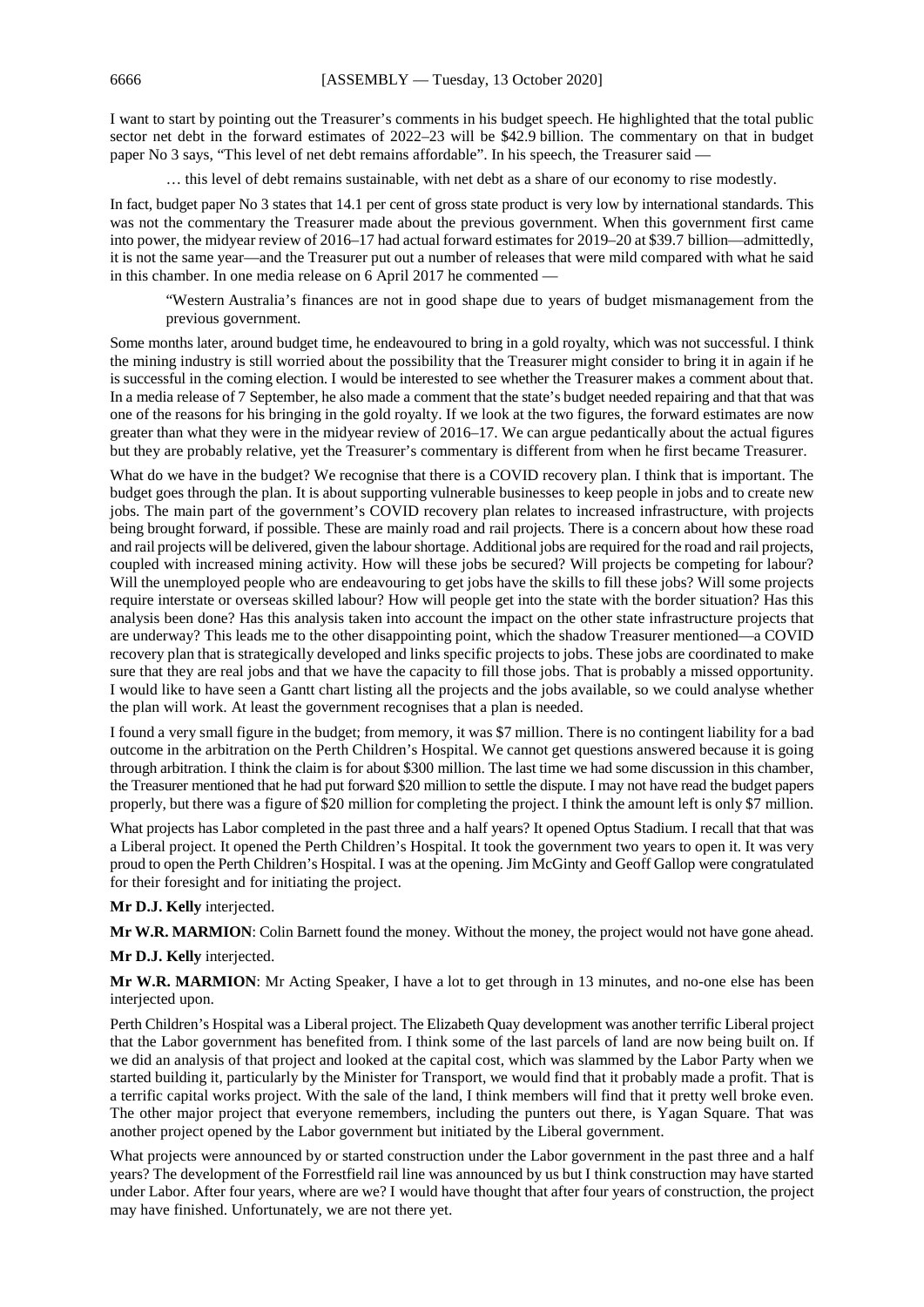I want to start by pointing out the Treasurer's comments in his budget speech. He highlighted that the total public sector net debt in the forward estimates of 2022–23 will be $42.9 billion. The commentary on that in budget paper No 3 says, "This level of net debt remains affordable". In his speech, the Treasurer said —

> … this level of debt remains sustainable, with net debt as a share of our economy to rise modestly.

In fact, budget paper No 3 states that 14.1 per cent of gross state product is very low by international standards. This was not the commentary the Treasurer made about the previous government. When this government first came into power, the midyear review of 2016–17 had actual forward estimates for 2019–20 at $39.7 billion—admittedly, it is not the same year—and the Treasurer put out a number of releases that were mild compared with what he said in this chamber. In one media release on 6 April 2017 he commented —

> "Western Australia's finances are not in good shape due to years of budget mismanagement from the previous government.

Some months later, around budget time, he endeavoured to bring in a gold royalty, which was not successful. I think the mining industry is still worried about the possibility that the Treasurer might consider to bring it in again if he is successful in the coming election. I would be interested to see whether the Treasurer makes a comment about that. In a media release of 7 September, he also made a comment that the state's budget needed repairing and that that was one of the reasons for his bringing in the gold royalty. If we look at the two figures, the forward estimates are now greater than what they were in the midyear review of 2016–17. We can argue pedantically about the actual figures but they are probably relative, yet the Treasurer's commentary is different from when he first became Treasurer.

What do we have in the budget? We recognise that there is a COVID recovery plan. I think that is important. The budget goes through the plan. It is about supporting vulnerable businesses to keep people in jobs and to create new jobs. The main part of the government's COVID recovery plan relates to increased infrastructure, with projects being brought forward, if possible. These are mainly road and rail projects. There is a concern about how these road and rail projects will be delivered, given the labour shortage. Additional jobs are required for the road and rail projects, coupled with increased mining activity. How will these jobs be secured? Will projects be competing for labour? Will the unemployed people who are endeavouring to get jobs have the skills to fill these jobs? Will some projects require interstate or overseas skilled labour? How will people get into the state with the border situation? Has this analysis been done? Has this analysis taken into account the impact on the other state infrastructure projects that are underway? This leads me to the other disappointing point, which the shadow Treasurer mentioned—a COVID recovery plan that is strategically developed and links specific projects to jobs. These jobs are coordinated to make sure that they are real jobs and that we have the capacity to fill those jobs. That is probably a missed opportunity. I would like to have seen a Gantt chart listing all the projects and the jobs available, so we could analyse whether the plan will work. At least the government recognises that a plan is needed.

I found a very small figure in the budget; from memory, it was $7 million. There is no contingent liability for a bad outcome in the arbitration on the Perth Children's Hospital. We cannot get questions answered because it is going through arbitration. I think the claim is for about $300 million. The last time we had some discussion in this chamber, the Treasurer mentioned that he had put forward $20 million to settle the dispute. I may not have read the budget papers properly, but there was a figure of $20 million for completing the project. I think the amount left is only $7 million.

What projects has Labor completed in the past three and a half years? It opened Optus Stadium. I recall that that was a Liberal project. It opened the Perth Children's Hospital. It took the government two years to open it. It was very proud to open the Perth Children's Hospital. I was at the opening. Jim McGinty and Geoff Gallop were congratulated for their foresight and for initiating the project.

**Mr D.J. Kelly** interjected.

**Mr W.R. MARMION**: Colin Barnett found the money. Without the money, the project would not have gone ahead.

**Mr D.J. Kelly** interjected.

**Mr W.R. MARMION**: Mr Acting Speaker, I have a lot to get through in 13 minutes, and no-one else has been interjected upon.

Perth Children's Hospital was a Liberal project. The Elizabeth Quay development was another terrific Liberal project that the Labor government has benefited from. I think some of the last parcels of land are now being built on. If we did an analysis of that project and looked at the capital cost, which was slammed by the Labor Party when we started building it, particularly by the Minister for Transport, we would find that it probably made a profit. That is a terrific capital works project. With the sale of the land, I think members will find that it pretty well broke even. The other major project that everyone remembers, including the punters out there, is Yagan Square. That was another project opened by the Labor government but initiated by the Liberal government.

What projects were announced by or started construction under the Labor government in the past three and a half years? The development of the Forrestfield rail line was announced by us but I think construction may have started under Labor. After four years, where are we? I would have thought that after four years of construction, the project may have finished. Unfortunately, we are not there yet.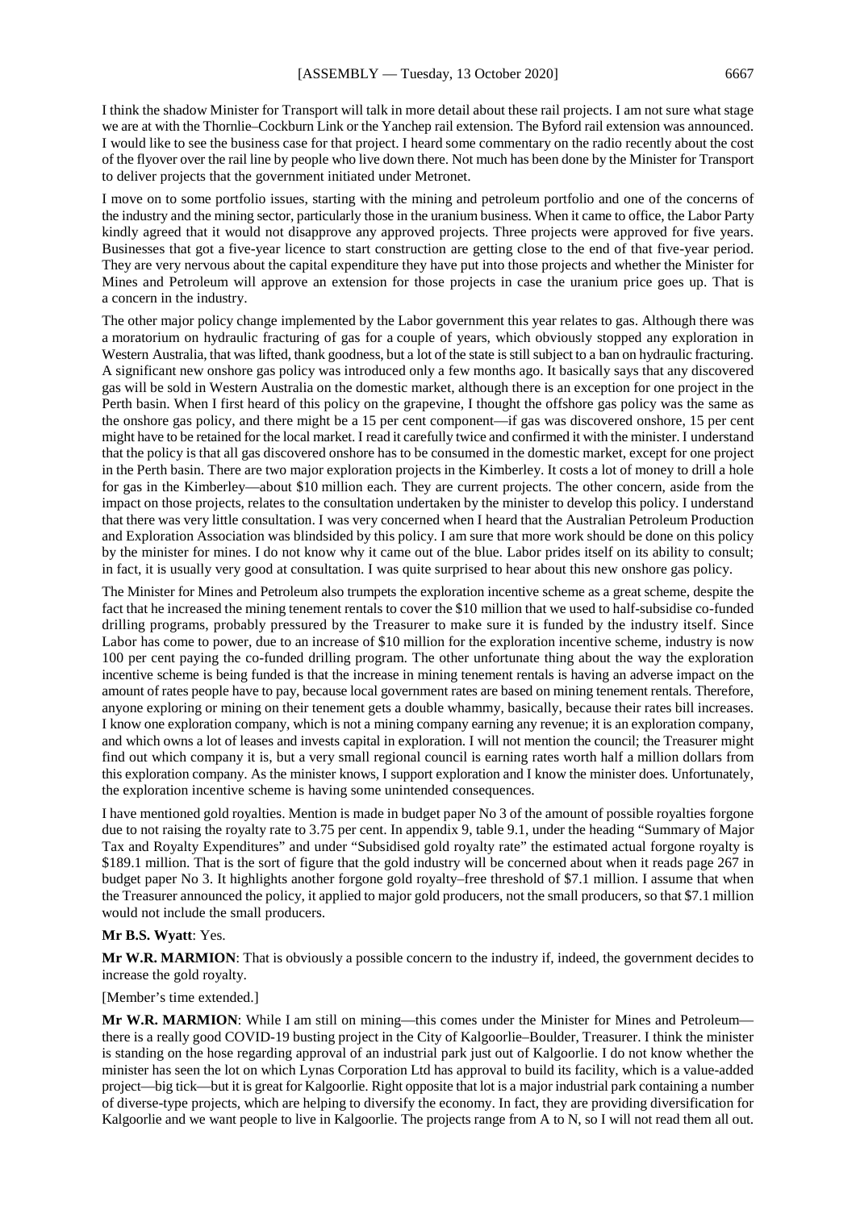I think the shadow Minister for Transport will talk in more detail about these rail projects. I am not sure what stage we are at with the Thornlie–Cockburn Link or the Yanchep rail extension. The Byford rail extension was announced. I would like to see the business case for that project. I heard some commentary on the radio recently about the cost of the flyover over the rail line by people who live down there. Not much has been done by the Minister for Transport to deliver projects that the government initiated under Metronet.

I move on to some portfolio issues, starting with the mining and petroleum portfolio and one of the concerns of the industry and the mining sector, particularly those in the uranium business. When it came to office, the Labor Party kindly agreed that it would not disapprove any approved projects. Three projects were approved for five years. Businesses that got a five-year licence to start construction are getting close to the end of that five-year period. They are very nervous about the capital expenditure they have put into those projects and whether the Minister for Mines and Petroleum will approve an extension for those projects in case the uranium price goes up. That is a concern in the industry.

The other major policy change implemented by the Labor government this year relates to gas. Although there was a moratorium on hydraulic fracturing of gas for a couple of years, which obviously stopped any exploration in Western Australia, that was lifted, thank goodness, but a lot of the state is still subject to a ban on hydraulic fracturing. A significant new onshore gas policy was introduced only a few months ago. It basically says that any discovered gas will be sold in Western Australia on the domestic market, although there is an exception for one project in the Perth basin. When I first heard of this policy on the grapevine, I thought the offshore gas policy was the same as the onshore gas policy, and there might be a 15 per cent component—if gas was discovered onshore, 15 per cent might have to be retained for the local market. I read it carefully twice and confirmed it with the minister. I understand that the policy is that all gas discovered onshore has to be consumed in the domestic market, except for one project in the Perth basin. There are two major exploration projects in the Kimberley. It costs a lot of money to drill a hole for gas in the Kimberley—about $10 million each. They are current projects. The other concern, aside from the impact on those projects, relates to the consultation undertaken by the minister to develop this policy. I understand that there was very little consultation. I was very concerned when I heard that the Australian Petroleum Production and Exploration Association was blindsided by this policy. I am sure that more work should be done on this policy by the minister for mines. I do not know why it came out of the blue. Labor prides itself on its ability to consult; in fact, it is usually very good at consultation. I was quite surprised to hear about this new onshore gas policy.

The Minister for Mines and Petroleum also trumpets the exploration incentive scheme as a great scheme, despite the fact that he increased the mining tenement rentals to cover the $10 million that we used to half-subsidise co-funded drilling programs, probably pressured by the Treasurer to make sure it is funded by the industry itself. Since Labor has come to power, due to an increase of $10 million for the exploration incentive scheme, industry is now 100 per cent paying the co-funded drilling program. The other unfortunate thing about the way the exploration incentive scheme is being funded is that the increase in mining tenement rentals is having an adverse impact on the amount of rates people have to pay, because local government rates are based on mining tenement rentals. Therefore, anyone exploring or mining on their tenement gets a double whammy, basically, because their rates bill increases. I know one exploration company, which is not a mining company earning any revenue; it is an exploration company, and which owns a lot of leases and invests capital in exploration. I will not mention the council; the Treasurer might find out which company it is, but a very small regional council is earning rates worth half a million dollars from this exploration company. As the minister knows, I support exploration and I know the minister does. Unfortunately, the exploration incentive scheme is having some unintended consequences.

I have mentioned gold royalties. Mention is made in budget paper No 3 of the amount of possible royalties forgone due to not raising the royalty rate to 3.75 per cent. In appendix 9, table 9.1, under the heading "Summary of Major Tax and Royalty Expenditures" and under "Subsidised gold royalty rate" the estimated actual forgone royalty is $189.1 million. That is the sort of figure that the gold industry will be concerned about when it reads page 267 in budget paper No 3. It highlights another forgone gold royalty–free threshold of $7.1 million. I assume that when the Treasurer announced the policy, it applied to major gold producers, not the small producers, so that $7.1 million would not include the small producers.

**Mr B.S. Wyatt**: Yes.

**Mr W.R. MARMION**: That is obviously a possible concern to the industry if, indeed, the government decides to increase the gold royalty.

[Member's time extended.]

**Mr W.R. MARMION**: While I am still on mining—this comes under the Minister for Mines and Petroleum—there is a really good COVID-19 busting project in the City of Kalgoorlie–Boulder, Treasurer. I think the minister is standing on the hose regarding approval of an industrial park just out of Kalgoorlie. I do not know whether the minister has seen the lot on which Lynas Corporation Ltd has approval to build its facility, which is a value-added project—big tick—but it is great for Kalgoorlie. Right opposite that lot is a major industrial park containing a number of diverse-type projects, which are helping to diversify the economy. In fact, they are providing diversification for Kalgoorlie and we want people to live in Kalgoorlie. The projects range from A to N, so I will not read them all out.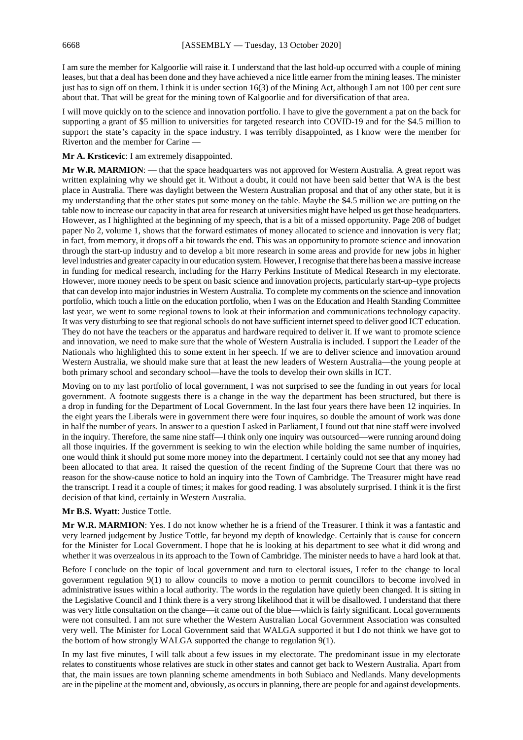I am sure the member for Kalgoorlie will raise it. I understand that the last hold-up occurred with a couple of mining leases, but that a deal has been done and they have achieved a nice little earner from the mining leases. The minister just has to sign off on them. I think it is under section 16(3) of the Mining Act, although I am not 100 per cent sure about that. That will be great for the mining town of Kalgoorlie and for diversification of that area.

I will move quickly on to the science and innovation portfolio. I have to give the government a pat on the back for supporting a grant of $5 million to universities for targeted research into COVID-19 and for the $4.5 million to support the state's capacity in the space industry. I was terribly disappointed, as I know were the member for Riverton and the member for Carine —

**Mr A. Krsticevic**: I am extremely disappointed.

**Mr W.R. MARMION**: — that the space headquarters was not approved for Western Australia. A great report was written explaining why we should get it. Without a doubt, it could not have been said better that WA is the best place in Australia. There was daylight between the Western Australian proposal and that of any other state, but it is my understanding that the other states put some money on the table. Maybe the $4.5 million we are putting on the table now to increase our capacity in that area for research at universities might have helped us get those headquarters. However, as I highlighted at the beginning of my speech, that is a bit of a missed opportunity. Page 208 of budget paper No 2, volume 1, shows that the forward estimates of money allocated to science and innovation is very flat; in fact, from memory, it drops off a bit towards the end. This was an opportunity to promote science and innovation through the start-up industry and to develop a bit more research in some areas and provide for new jobs in higher level industries and greater capacity in our education system. However, I recognise that there has been a massive increase in funding for medical research, including for the Harry Perkins Institute of Medical Research in my electorate. However, more money needs to be spent on basic science and innovation projects, particularly start-up–type projects that can develop into major industries in Western Australia. To complete my comments on the science and innovation portfolio, which touch a little on the education portfolio, when I was on the Education and Health Standing Committee last year, we went to some regional towns to look at their information and communications technology capacity. It was very disturbing to see that regional schools do not have sufficient internet speed to deliver good ICT education. They do not have the teachers or the apparatus and hardware required to deliver it. If we want to promote science and innovation, we need to make sure that the whole of Western Australia is included. I support the Leader of the Nationals who highlighted this to some extent in her speech. If we are to deliver science and innovation around Western Australia, we should make sure that at least the new leaders of Western Australia—the young people at both primary school and secondary school—have the tools to develop their own skills in ICT.

Moving on to my last portfolio of local government, I was not surprised to see the funding in out years for local government. A footnote suggests there is a change in the way the department has been structured, but there is a drop in funding for the Department of Local Government. In the last four years there have been 12 inquiries. In the eight years the Liberals were in government there were four inquires, so double the amount of work was done in half the number of years. In answer to a question I asked in Parliament, I found out that nine staff were involved in the inquiry. Therefore, the same nine staff—I think only one inquiry was outsourced—were running around doing all those inquiries. If the government is seeking to win the election while holding the same number of inquiries, one would think it should put some more money into the department. I certainly could not see that any money had been allocated to that area. It raised the question of the recent finding of the Supreme Court that there was no reason for the show-cause notice to hold an inquiry into the Town of Cambridge. The Treasurer might have read the transcript. I read it a couple of times; it makes for good reading. I was absolutely surprised. I think it is the first decision of that kind, certainly in Western Australia.

**Mr B.S. Wyatt**: Justice Tottle.

**Mr W.R. MARMION**: Yes. I do not know whether he is a friend of the Treasurer. I think it was a fantastic and very learned judgement by Justice Tottle, far beyond my depth of knowledge. Certainly that is cause for concern for the Minister for Local Government. I hope that he is looking at his department to see what it did wrong and whether it was overzealous in its approach to the Town of Cambridge. The minister needs to have a hard look at that.

Before I conclude on the topic of local government and turn to electoral issues, I refer to the change to local government regulation 9(1) to allow councils to move a motion to permit councillors to become involved in administrative issues within a local authority. The words in the regulation have quietly been changed. It is sitting in the Legislative Council and I think there is a very strong likelihood that it will be disallowed. I understand that there was very little consultation on the change—it came out of the blue—which is fairly significant. Local governments were not consulted. I am not sure whether the Western Australian Local Government Association was consulted very well. The Minister for Local Government said that WALGA supported it but I do not think we have got to the bottom of how strongly WALGA supported the change to regulation 9(1).

In my last five minutes, I will talk about a few issues in my electorate. The predominant issue in my electorate relates to constituents whose relatives are stuck in other states and cannot get back to Western Australia. Apart from that, the main issues are town planning scheme amendments in both Subiaco and Nedlands. Many developments are in the pipeline at the moment and, obviously, as occurs in planning, there are people for and against developments.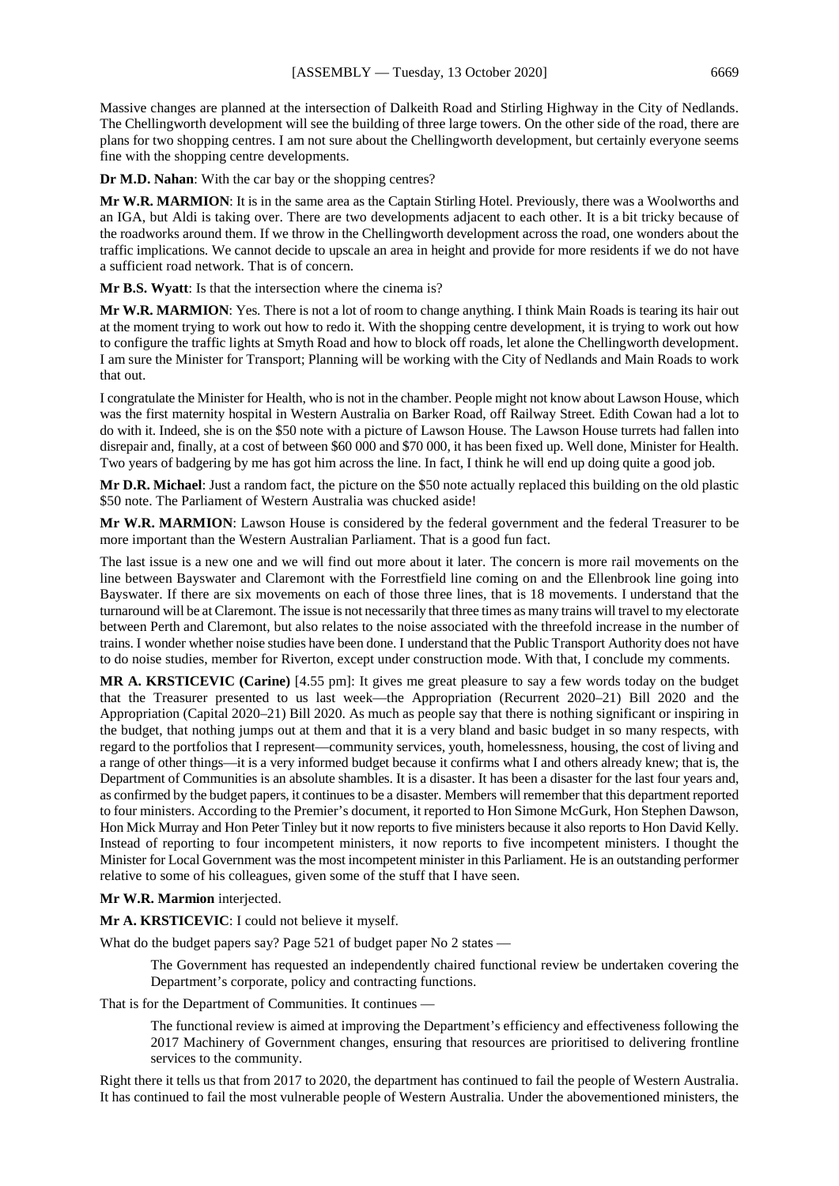Massive changes are planned at the intersection of Dalkeith Road and Stirling Highway in the City of Nedlands. The Chellingworth development will see the building of three large towers. On the other side of the road, there are plans for two shopping centres. I am not sure about the Chellingworth development, but certainly everyone seems fine with the shopping centre developments.

**Dr M.D. Nahan**: With the car bay or the shopping centres?

**Mr W.R. MARMION**: It is in the same area as the Captain Stirling Hotel. Previously, there was a Woolworths and an IGA, but Aldi is taking over. There are two developments adjacent to each other. It is a bit tricky because of the roadworks around them. If we throw in the Chellingworth development across the road, one wonders about the traffic implications. We cannot decide to upscale an area in height and provide for more residents if we do not have a sufficient road network. That is of concern.

**Mr B.S. Wyatt**: Is that the intersection where the cinema is?

**Mr W.R. MARMION**: Yes. There is not a lot of room to change anything. I think Main Roads is tearing its hair out at the moment trying to work out how to redo it. With the shopping centre development, it is trying to work out how to configure the traffic lights at Smyth Road and how to block off roads, let alone the Chellingworth development. I am sure the Minister for Transport; Planning will be working with the City of Nedlands and Main Roads to work that out.

I congratulate the Minister for Health, who is not in the chamber. People might not know about Lawson House, which was the first maternity hospital in Western Australia on Barker Road, off Railway Street. Edith Cowan had a lot to do with it. Indeed, she is on the $50 note with a picture of Lawson House. The Lawson House turrets had fallen into disrepair and, finally, at a cost of between $60 000 and $70 000, it has been fixed up. Well done, Minister for Health. Two years of badgering by me has got him across the line. In fact, I think he will end up doing quite a good job.

**Mr D.R. Michael**: Just a random fact, the picture on the $50 note actually replaced this building on the old plastic $50 note. The Parliament of Western Australia was chucked aside!

**Mr W.R. MARMION**: Lawson House is considered by the federal government and the federal Treasurer to be more important than the Western Australian Parliament. That is a good fun fact.

The last issue is a new one and we will find out more about it later. The concern is more rail movements on the line between Bayswater and Claremont with the Forrestfield line coming on and the Ellenbrook line going into Bayswater. If there are six movements on each of those three lines, that is 18 movements. I understand that the turnaround will be at Claremont. The issue is not necessarily that three times as many trains will travel to my electorate between Perth and Claremont, but also relates to the noise associated with the threefold increase in the number of trains. I wonder whether noise studies have been done. I understand that the Public Transport Authority does not have to do noise studies, member for Riverton, except under construction mode. With that, I conclude my comments.

**MR A. KRSTICEVIC (Carine)** [4.55 pm]: It gives me great pleasure to say a few words today on the budget that the Treasurer presented to us last week—the Appropriation (Recurrent 2020–21) Bill 2020 and the Appropriation (Capital 2020–21) Bill 2020. As much as people say that there is nothing significant or inspiring in the budget, that nothing jumps out at them and that it is a very bland and basic budget in so many respects, with regard to the portfolios that I represent—community services, youth, homelessness, housing, the cost of living and a range of other things—it is a very informed budget because it confirms what I and others already knew; that is, the Department of Communities is an absolute shambles. It is a disaster. It has been a disaster for the last four years and, as confirmed by the budget papers, it continues to be a disaster. Members will remember that this department reported to four ministers. According to the Premier's document, it reported to Hon Simone McGurk, Hon Stephen Dawson, Hon Mick Murray and Hon Peter Tinley but it now reports to five ministers because it also reports to Hon David Kelly. Instead of reporting to four incompetent ministers, it now reports to five incompetent ministers. I thought the Minister for Local Government was the most incompetent minister in this Parliament. He is an outstanding performer relative to some of his colleagues, given some of the stuff that I have seen.

**Mr W.R. Marmion** interjected.

**Mr A. KRSTICEVIC**: I could not believe it myself.

What do the budget papers say? Page 521 of budget paper No 2 states —

> The Government has requested an independently chaired functional review be undertaken covering the Department's corporate, policy and contracting functions.

That is for the Department of Communities. It continues —

> The functional review is aimed at improving the Department's efficiency and effectiveness following the 2017 Machinery of Government changes, ensuring that resources are prioritised to delivering frontline services to the community.

Right there it tells us that from 2017 to 2020, the department has continued to fail the people of Western Australia. It has continued to fail the most vulnerable people of Western Australia. Under the abovementioned ministers, the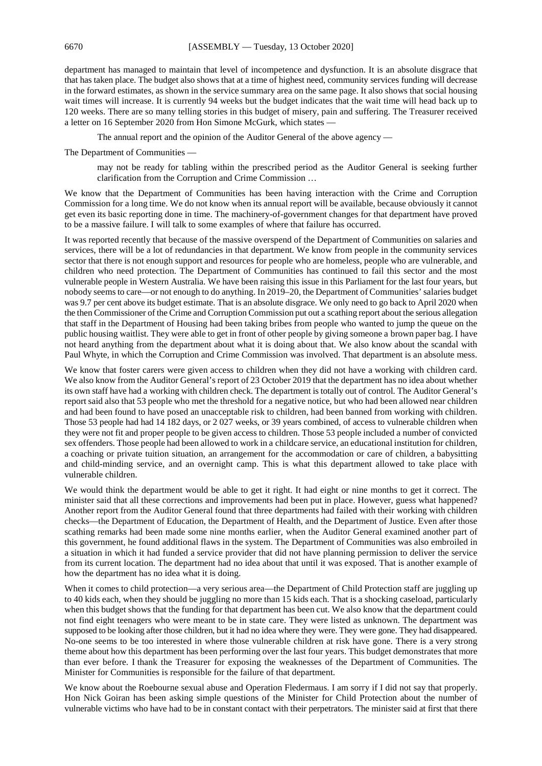department has managed to maintain that level of incompetence and dysfunction. It is an absolute disgrace that that has taken place. The budget also shows that at a time of highest need, community services funding will decrease in the forward estimates, as shown in the service summary area on the same page. It also shows that social housing wait times will increase. It is currently 94 weeks but the budget indicates that the wait time will head back up to 120 weeks. There are so many telling stories in this budget of misery, pain and suffering. The Treasurer received a letter on 16 September 2020 from Hon Simone McGurk, which states —

> The annual report and the opinion of the Auditor General of the above agency —

The Department of Communities —

> may not be ready for tabling within the prescribed period as the Auditor General is seeking further clarification from the Corruption and Crime Commission …

We know that the Department of Communities has been having interaction with the Crime and Corruption Commission for a long time. We do not know when its annual report will be available, because obviously it cannot get even its basic reporting done in time. The machinery-of-government changes for that department have proved to be a massive failure. I will talk to some examples of where that failure has occurred.

It was reported recently that because of the massive overspend of the Department of Communities on salaries and services, there will be a lot of redundancies in that department. We know from people in the community services sector that there is not enough support and resources for people who are homeless, people who are vulnerable, and children who need protection. The Department of Communities has continued to fail this sector and the most vulnerable people in Western Australia. We have been raising this issue in this Parliament for the last four years, but nobody seems to care—or not enough to do anything. In 2019–20, the Department of Communities' salaries budget was 9.7 per cent above its budget estimate. That is an absolute disgrace. We only need to go back to April 2020 when the then Commissioner of the Crime and Corruption Commission put out a scathing report about the serious allegation that staff in the Department of Housing had been taking bribes from people who wanted to jump the queue on the public housing waitlist. They were able to get in front of other people by giving someone a brown paper bag. I have not heard anything from the department about what it is doing about that. We also know about the scandal with Paul Whyte, in which the Corruption and Crime Commission was involved. That department is an absolute mess.

We know that foster carers were given access to children when they did not have a working with children card. We also know from the Auditor General's report of 23 October 2019 that the department has no idea about whether its own staff have had a working with children check. The department is totally out of control. The Auditor General's report said also that 53 people who met the threshold for a negative notice, but who had been allowed near children and had been found to have posed an unacceptable risk to children, had been banned from working with children. Those 53 people had had 14 182 days, or 2 027 weeks, or 39 years combined, of access to vulnerable children when they were not fit and proper people to be given access to children. Those 53 people included a number of convicted sex offenders. Those people had been allowed to work in a childcare service, an educational institution for children, a coaching or private tuition situation, an arrangement for the accommodation or care of children, a babysitting and child-minding service, and an overnight camp. This is what this department allowed to take place with vulnerable children.

We would think the department would be able to get it right. It had eight or nine months to get it correct. The minister said that all these corrections and improvements had been put in place. However, guess what happened? Another report from the Auditor General found that three departments had failed with their working with children checks—the Department of Education, the Department of Health, and the Department of Justice. Even after those scathing remarks had been made some nine months earlier, when the Auditor General examined another part of this government, he found additional flaws in the system. The Department of Communities was also embroiled in a situation in which it had funded a service provider that did not have planning permission to deliver the service from its current location. The department had no idea about that until it was exposed. That is another example of how the department has no idea what it is doing.

When it comes to child protection—a very serious area—the Department of Child Protection staff are juggling up to 40 kids each, when they should be juggling no more than 15 kids each. That is a shocking caseload, particularly when this budget shows that the funding for that department has been cut. We also know that the department could not find eight teenagers who were meant to be in state care. They were listed as unknown. The department was supposed to be looking after those children, but it had no idea where they were. They were gone. They had disappeared. No-one seems to be too interested in where those vulnerable children at risk have gone. There is a very strong theme about how this department has been performing over the last four years. This budget demonstrates that more than ever before. I thank the Treasurer for exposing the weaknesses of the Department of Communities. The Minister for Communities is responsible for the failure of that department.

We know about the Roebourne sexual abuse and Operation Fledermaus. I am sorry if I did not say that properly. Hon Nick Goiran has been asking simple questions of the Minister for Child Protection about the number of vulnerable victims who have had to be in constant contact with their perpetrators. The minister said at first that there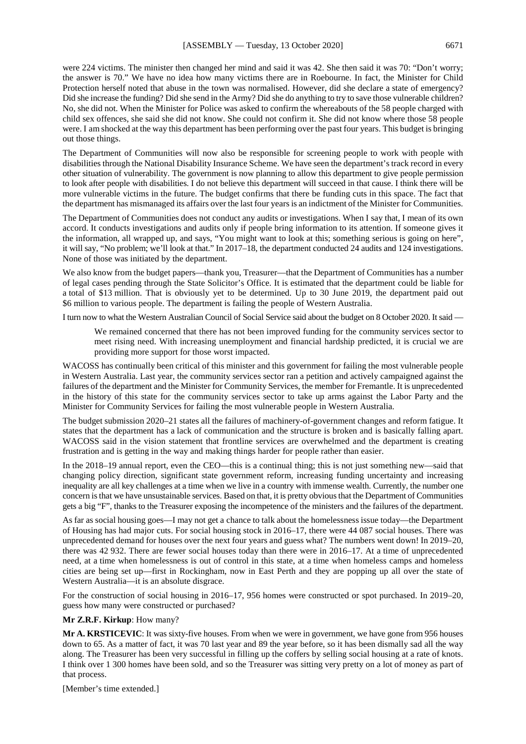were 224 victims. The minister then changed her mind and said it was 42. She then said it was 70: "Don't worry; the answer is 70." We have no idea how many victims there are in Roebourne. In fact, the Minister for Child Protection herself noted that abuse in the town was normalised. However, did she declare a state of emergency? Did she increase the funding? Did she send in the Army? Did she do anything to try to save those vulnerable children? No, she did not. When the Minister for Police was asked to confirm the whereabouts of the 58 people charged with child sex offences, she said she did not know. She could not confirm it. She did not know where those 58 people were. I am shocked at the way this department has been performing over the past four years. This budget is bringing out those things.

The Department of Communities will now also be responsible for screening people to work with people with disabilities through the National Disability Insurance Scheme. We have seen the department's track record in every other situation of vulnerability. The government is now planning to allow this department to give people permission to look after people with disabilities. I do not believe this department will succeed in that cause. I think there will be more vulnerable victims in the future. The budget confirms that there be funding cuts in this space. The fact that the department has mismanaged its affairs over the last four years is an indictment of the Minister for Communities.

The Department of Communities does not conduct any audits or investigations. When I say that, I mean of its own accord. It conducts investigations and audits only if people bring information to its attention. If someone gives it the information, all wrapped up, and says, "You might want to look at this; something serious is going on here", it will say, "No problem; we'll look at that." In 2017–18, the department conducted 24 audits and 124 investigations. None of those was initiated by the department.

We also know from the budget papers—thank you, Treasurer—that the Department of Communities has a number of legal cases pending through the State Solicitor's Office. It is estimated that the department could be liable for a total of $13 million. That is obviously yet to be determined. Up to 30 June 2019, the department paid out $6 million to various people. The department is failing the people of Western Australia.

I turn now to what the Western Australian Council of Social Service said about the budget on 8 October 2020. It said —

> We remained concerned that there has not been improved funding for the community services sector to meet rising need. With increasing unemployment and financial hardship predicted, it is crucial we are providing more support for those worst impacted.

WACOSS has continually been critical of this minister and this government for failing the most vulnerable people in Western Australia. Last year, the community services sector ran a petition and actively campaigned against the failures of the department and the Minister for Community Services, the member for Fremantle. It is unprecedented in the history of this state for the community services sector to take up arms against the Labor Party and the Minister for Community Services for failing the most vulnerable people in Western Australia.

The budget submission 2020–21 states all the failures of machinery-of-government changes and reform fatigue. It states that the department has a lack of communication and the structure is broken and is basically falling apart. WACOSS said in the vision statement that frontline services are overwhelmed and the department is creating frustration and is getting in the way and making things harder for people rather than easier.

In the 2018–19 annual report, even the CEO—this is a continual thing; this is not just something new—said that changing policy direction, significant state government reform, increasing funding uncertainty and increasing inequality are all key challenges at a time when we live in a country with immense wealth. Currently, the number one concern is that we have unsustainable services. Based on that, it is pretty obvious that the Department of Communities gets a big "F", thanks to the Treasurer exposing the incompetence of the ministers and the failures of the department.

As far as social housing goes—I may not get a chance to talk about the homelessness issue today—the Department of Housing has had major cuts. For social housing stock in 2016–17, there were 44 087 social houses. There was unprecedented demand for houses over the next four years and guess what? The numbers went down! In 2019–20, there was 42 932. There are fewer social houses today than there were in 2016–17. At a time of unprecedented need, at a time when homelessness is out of control in this state, at a time when homeless camps and homeless cities are being set up—first in Rockingham, now in East Perth and they are popping up all over the state of Western Australia—it is an absolute disgrace.

For the construction of social housing in 2016–17, 956 homes were constructed or spot purchased. In 2019–20, guess how many were constructed or purchased?

**Mr Z.R.F. Kirkup**: How many?

**Mr A. KRSTICEVIC**: It was sixty-five houses. From when we were in government, we have gone from 956 houses down to 65. As a matter of fact, it was 70 last year and 89 the year before, so it has been dismally sad all the way along. The Treasurer has been very successful in filling up the coffers by selling social housing at a rate of knots. I think over 1 300 homes have been sold, and so the Treasurer was sitting very pretty on a lot of money as part of that process.

[Member's time extended.]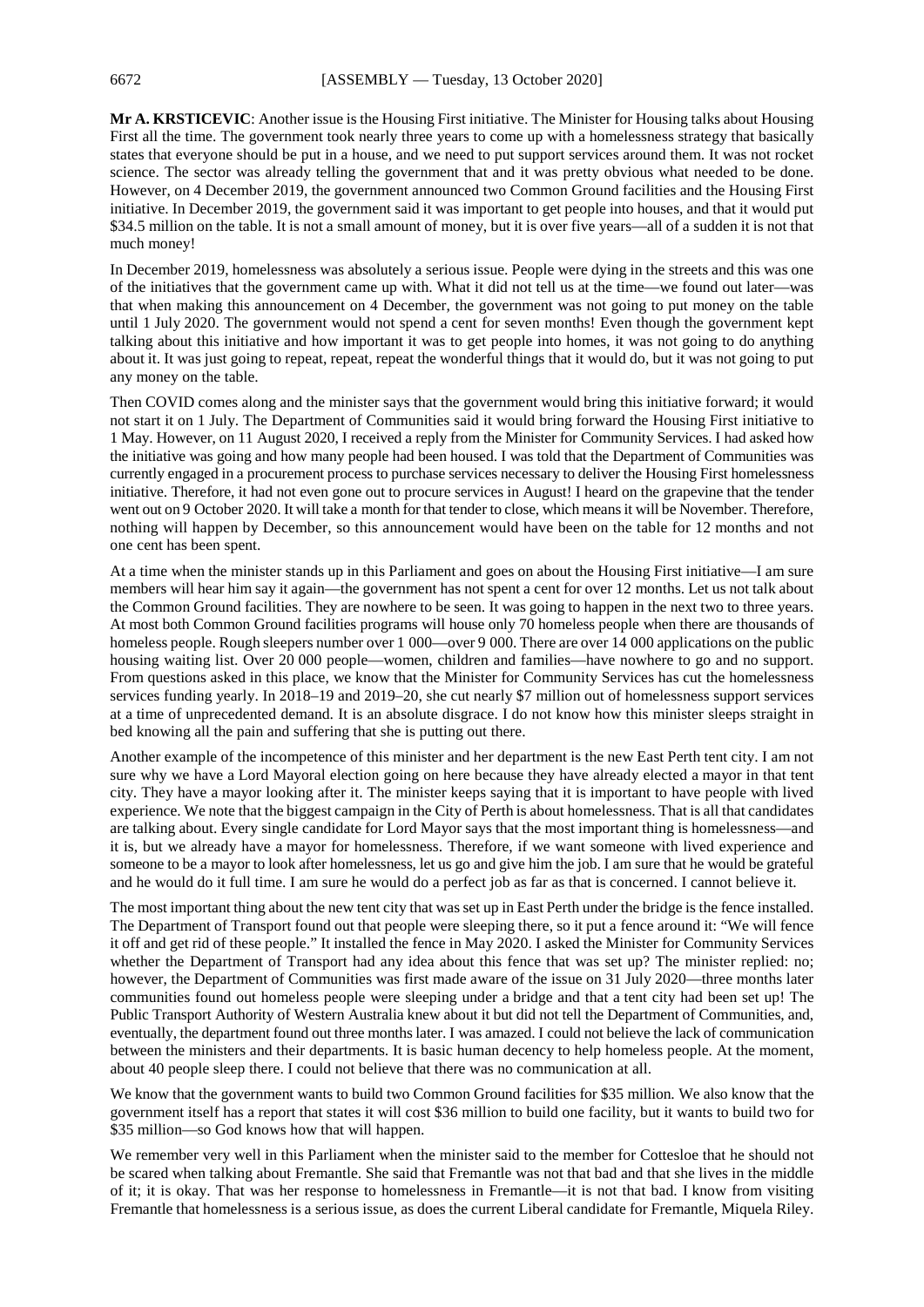**Mr A. KRSTICEVIC**: Another issue is the Housing First initiative. The Minister for Housing talks about Housing First all the time. The government took nearly three years to come up with a homelessness strategy that basically states that everyone should be put in a house, and we need to put support services around them. It was not rocket science. The sector was already telling the government that and it was pretty obvious what needed to be done. However, on 4 December 2019, the government announced two Common Ground facilities and the Housing First initiative. In December 2019, the government said it was important to get people into houses, and that it would put $34.5 million on the table. It is not a small amount of money, but it is over five years—all of a sudden it is not that much money!

In December 2019, homelessness was absolutely a serious issue. People were dying in the streets and this was one of the initiatives that the government came up with. What it did not tell us at the time—we found out later—was that when making this announcement on 4 December, the government was not going to put money on the table until 1 July 2020. The government would not spend a cent for seven months! Even though the government kept talking about this initiative and how important it was to get people into homes, it was not going to do anything about it. It was just going to repeat, repeat, repeat the wonderful things that it would do, but it was not going to put any money on the table.

Then COVID comes along and the minister says that the government would bring this initiative forward; it would not start it on 1 July. The Department of Communities said it would bring forward the Housing First initiative to 1 May. However, on 11 August 2020, I received a reply from the Minister for Community Services. I had asked how the initiative was going and how many people had been housed. I was told that the Department of Communities was currently engaged in a procurement process to purchase services necessary to deliver the Housing First homelessness initiative. Therefore, it had not even gone out to procure services in August! I heard on the grapevine that the tender went out on 9 October 2020. It will take a month for that tender to close, which means it will be November. Therefore, nothing will happen by December, so this announcement would have been on the table for 12 months and not one cent has been spent.

At a time when the minister stands up in this Parliament and goes on about the Housing First initiative—I am sure members will hear him say it again—the government has not spent a cent for over 12 months. Let us not talk about the Common Ground facilities. They are nowhere to be seen. It was going to happen in the next two to three years. At most both Common Ground facilities programs will house only 70 homeless people when there are thousands of homeless people. Rough sleepers number over 1 000—over 9 000. There are over 14 000 applications on the public housing waiting list. Over 20 000 people—women, children and families—have nowhere to go and no support. From questions asked in this place, we know that the Minister for Community Services has cut the homelessness services funding yearly. In 2018–19 and 2019–20, she cut nearly $7 million out of homelessness support services at a time of unprecedented demand. It is an absolute disgrace. I do not know how this minister sleeps straight in bed knowing all the pain and suffering that she is putting out there.

Another example of the incompetence of this minister and her department is the new East Perth tent city. I am not sure why we have a Lord Mayoral election going on here because they have already elected a mayor in that tent city. They have a mayor looking after it. The minister keeps saying that it is important to have people with lived experience. We note that the biggest campaign in the City of Perth is about homelessness. That is all that candidates are talking about. Every single candidate for Lord Mayor says that the most important thing is homelessness—and it is, but we already have a mayor for homelessness. Therefore, if we want someone with lived experience and someone to be a mayor to look after homelessness, let us go and give him the job. I am sure that he would be grateful and he would do it full time. I am sure he would do a perfect job as far as that is concerned. I cannot believe it.

The most important thing about the new tent city that was set up in East Perth under the bridge is the fence installed. The Department of Transport found out that people were sleeping there, so it put a fence around it: "We will fence it off and get rid of these people." It installed the fence in May 2020. I asked the Minister for Community Services whether the Department of Transport had any idea about this fence that was set up? The minister replied: no; however, the Department of Communities was first made aware of the issue on 31 July 2020—three months later communities found out homeless people were sleeping under a bridge and that a tent city had been set up! The Public Transport Authority of Western Australia knew about it but did not tell the Department of Communities, and, eventually, the department found out three months later. I was amazed. I could not believe the lack of communication between the ministers and their departments. It is basic human decency to help homeless people. At the moment, about 40 people sleep there. I could not believe that there was no communication at all.

We know that the government wants to build two Common Ground facilities for $35 million. We also know that the government itself has a report that states it will cost $36 million to build one facility, but it wants to build two for $35 million—so God knows how that will happen.

We remember very well in this Parliament when the minister said to the member for Cottesloe that he should not be scared when talking about Fremantle. She said that Fremantle was not that bad and that she lives in the middle of it; it is okay. That was her response to homelessness in Fremantle—it is not that bad. I know from visiting Fremantle that homelessness is a serious issue, as does the current Liberal candidate for Fremantle, Miquela Riley.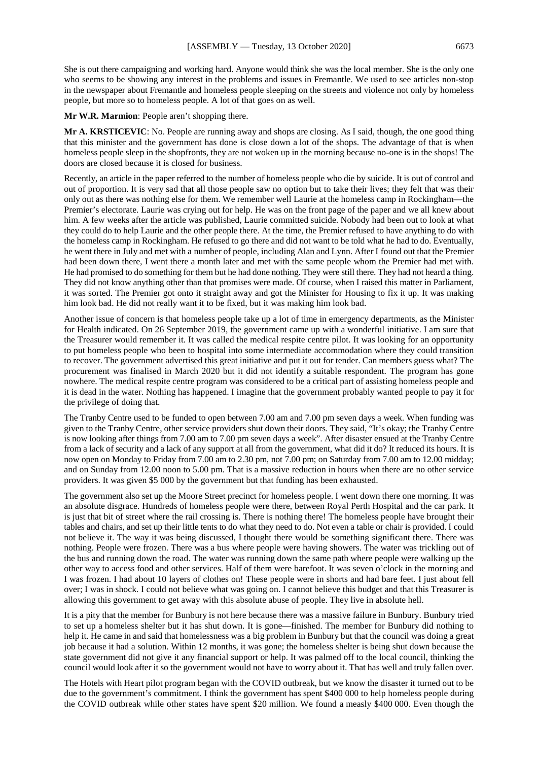She is out there campaigning and working hard. Anyone would think she was the local member. She is the only one who seems to be showing any interest in the problems and issues in Fremantle. We used to see articles non-stop in the newspaper about Fremantle and homeless people sleeping on the streets and violence not only by homeless people, but more so to homeless people. A lot of that goes on as well.

**Mr W.R. Marmion**: People aren't shopping there.

**Mr A. KRSTICEVIC**: No. People are running away and shops are closing. As I said, though, the one good thing that this minister and the government has done is close down a lot of the shops. The advantage of that is when homeless people sleep in the shopfronts, they are not woken up in the morning because no-one is in the shops! The doors are closed because it is closed for business.

Recently, an article in the paper referred to the number of homeless people who die by suicide. It is out of control and out of proportion. It is very sad that all those people saw no option but to take their lives; they felt that was their only out as there was nothing else for them. We remember well Laurie at the homeless camp in Rockingham—the Premier's electorate. Laurie was crying out for help. He was on the front page of the paper and we all knew about him. A few weeks after the article was published, Laurie committed suicide. Nobody had been out to look at what they could do to help Laurie and the other people there. At the time, the Premier refused to have anything to do with the homeless camp in Rockingham. He refused to go there and did not want to be told what he had to do. Eventually, he went there in July and met with a number of people, including Alan and Lynn. After I found out that the Premier had been down there, I went there a month later and met with the same people whom the Premier had met with. He had promised to do something for them but he had done nothing. They were still there. They had not heard a thing. They did not know anything other than that promises were made. Of course, when I raised this matter in Parliament, it was sorted. The Premier got onto it straight away and got the Minister for Housing to fix it up. It was making him look bad. He did not really want it to be fixed, but it was making him look bad.

Another issue of concern is that homeless people take up a lot of time in emergency departments, as the Minister for Health indicated. On 26 September 2019, the government came up with a wonderful initiative. I am sure that the Treasurer would remember it. It was called the medical respite centre pilot. It was looking for an opportunity to put homeless people who been to hospital into some intermediate accommodation where they could transition to recover. The government advertised this great initiative and put it out for tender. Can members guess what? The procurement was finalised in March 2020 but it did not identify a suitable respondent. The program has gone nowhere. The medical respite centre program was considered to be a critical part of assisting homeless people and it is dead in the water. Nothing has happened. I imagine that the government probably wanted people to pay it for the privilege of doing that.

The Tranby Centre used to be funded to open between 7.00 am and 7.00 pm seven days a week. When funding was given to the Tranby Centre, other service providers shut down their doors. They said, "It's okay; the Tranby Centre is now looking after things from 7.00 am to 7.00 pm seven days a week". After disaster ensued at the Tranby Centre from a lack of security and a lack of any support at all from the government, what did it do? It reduced its hours. It is now open on Monday to Friday from 7.00 am to 2.30 pm, not 7.00 pm; on Saturday from 7.00 am to 12.00 midday; and on Sunday from 12.00 noon to 5.00 pm. That is a massive reduction in hours when there are no other service providers. It was given $5 000 by the government but that funding has been exhausted.

The government also set up the Moore Street precinct for homeless people. I went down there one morning. It was an absolute disgrace. Hundreds of homeless people were there, between Royal Perth Hospital and the car park. It is just that bit of street where the rail crossing is. There is nothing there! The homeless people have brought their tables and chairs, and set up their little tents to do what they need to do. Not even a table or chair is provided. I could not believe it. The way it was being discussed, I thought there would be something significant there. There was nothing. People were frozen. There was a bus where people were having showers. The water was trickling out of the bus and running down the road. The water was running down the same path where people were walking up the other way to access food and other services. Half of them were barefoot. It was seven o'clock in the morning and I was frozen. I had about 10 layers of clothes on! These people were in shorts and had bare feet. I just about fell over; I was in shock. I could not believe what was going on. I cannot believe this budget and that this Treasurer is allowing this government to get away with this absolute abuse of people. They live in absolute hell.

It is a pity that the member for Bunbury is not here because there was a massive failure in Bunbury. Bunbury tried to set up a homeless shelter but it has shut down. It is gone—finished. The member for Bunbury did nothing to help it. He came in and said that homelessness was a big problem in Bunbury but that the council was doing a great job because it had a solution. Within 12 months, it was gone; the homeless shelter is being shut down because the state government did not give it any financial support or help. It was palmed off to the local council, thinking the council would look after it so the government would not have to worry about it. That has well and truly fallen over.

The Hotels with Heart pilot program began with the COVID outbreak, but we know the disaster it turned out to be due to the government's commitment. I think the government has spent $400 000 to help homeless people during the COVID outbreak while other states have spent $20 million. We found a measly $400 000. Even though the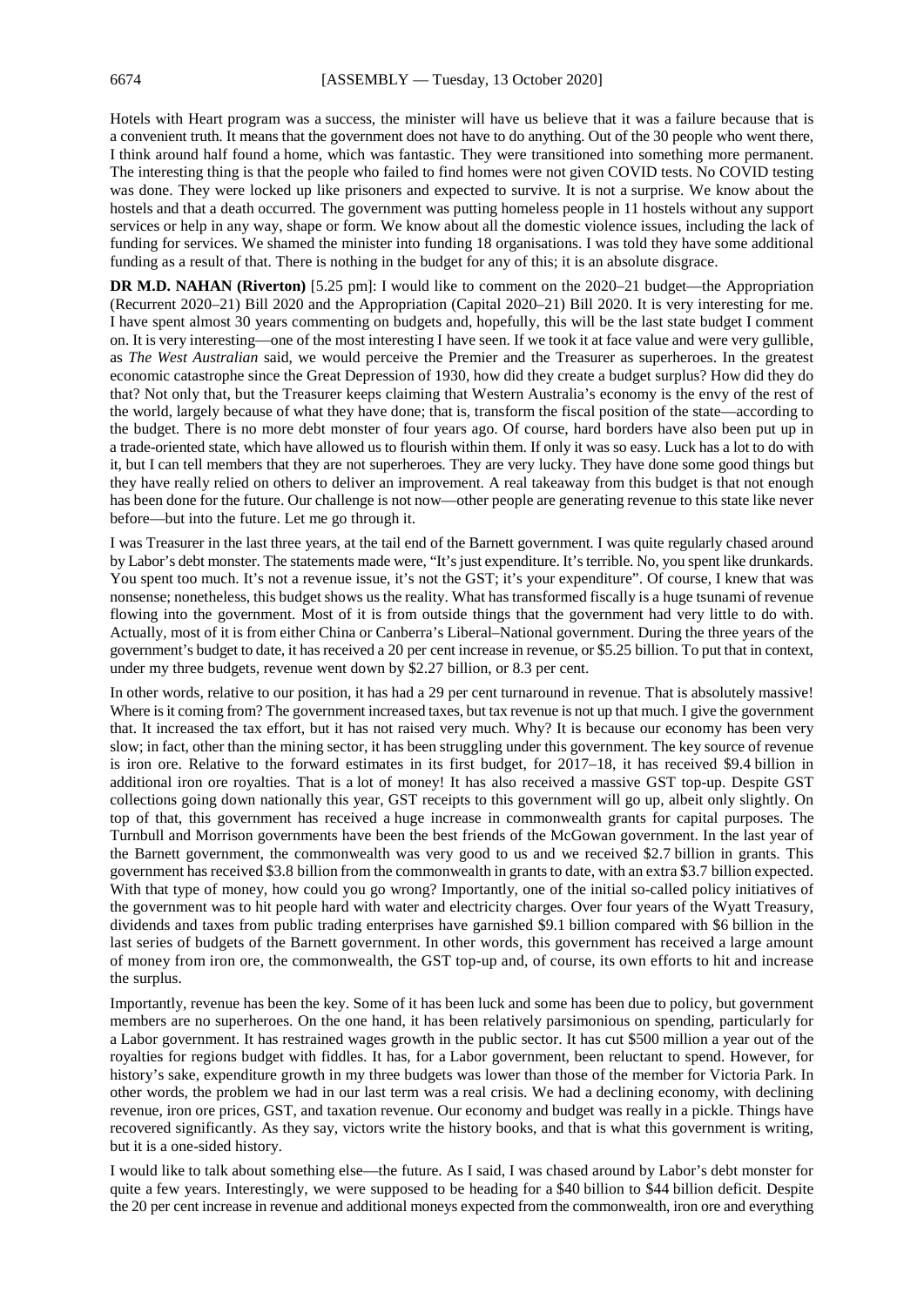Hotels with Heart program was a success, the minister will have us believe that it was a failure because that is a convenient truth. It means that the government does not have to do anything. Out of the 30 people who went there, I think around half found a home, which was fantastic. They were transitioned into something more permanent. The interesting thing is that the people who failed to find homes were not given COVID tests. No COVID testing was done. They were locked up like prisoners and expected to survive. It is not a surprise. We know about the hostels and that a death occurred. The government was putting homeless people in 11 hostels without any support services or help in any way, shape or form. We know about all the domestic violence issues, including the lack of funding for services. We shamed the minister into funding 18 organisations. I was told they have some additional funding as a result of that. There is nothing in the budget for any of this; it is an absolute disgrace.

**DR M.D. NAHAN (Riverton)** [5.25 pm]: I would like to comment on the 2020–21 budget—the Appropriation (Recurrent 2020–21) Bill 2020 and the Appropriation (Capital 2020–21) Bill 2020. It is very interesting for me. I have spent almost 30 years commenting on budgets and, hopefully, this will be the last state budget I comment on. It is very interesting—one of the most interesting I have seen. If we took it at face value and were very gullible, as *The West Australian* said, we would perceive the Premier and the Treasurer as superheroes. In the greatest economic catastrophe since the Great Depression of 1930, how did they create a budget surplus? How did they do that? Not only that, but the Treasurer keeps claiming that Western Australia's economy is the envy of the rest of the world, largely because of what they have done; that is, transform the fiscal position of the state—according to the budget. There is no more debt monster of four years ago. Of course, hard borders have also been put up in a trade-oriented state, which have allowed us to flourish within them. If only it was so easy. Luck has a lot to do with it, but I can tell members that they are not superheroes. They are very lucky. They have done some good things but they have really relied on others to deliver an improvement. A real takeaway from this budget is that not enough has been done for the future. Our challenge is not now—other people are generating revenue to this state like never before—but into the future. Let me go through it.

I was Treasurer in the last three years, at the tail end of the Barnett government. I was quite regularly chased around by Labor's debt monster. The statements made were, "It's just expenditure. It's terrible. No, you spent like drunkards. You spent too much. It's not a revenue issue, it's not the GST; it's your expenditure". Of course, I knew that was nonsense; nonetheless, this budget shows us the reality. What has transformed fiscally is a huge tsunami of revenue flowing into the government. Most of it is from outside things that the government had very little to do with. Actually, most of it is from either China or Canberra's Liberal–National government. During the three years of the government's budget to date, it has received a 20 per cent increase in revenue, or $5.25 billion. To put that in context, under my three budgets, revenue went down by $2.27 billion, or 8.3 per cent.

In other words, relative to our position, it has had a 29 per cent turnaround in revenue. That is absolutely massive! Where is it coming from? The government increased taxes, but tax revenue is not up that much. I give the government that. It increased the tax effort, but it has not raised very much. Why? It is because our economy has been very slow; in fact, other than the mining sector, it has been struggling under this government. The key source of revenue is iron ore. Relative to the forward estimates in its first budget, for 2017–18, it has received $9.4 billion in additional iron ore royalties. That is a lot of money! It has also received a massive GST top-up. Despite GST collections going down nationally this year, GST receipts to this government will go up, albeit only slightly. On top of that, this government has received a huge increase in commonwealth grants for capital purposes. The Turnbull and Morrison governments have been the best friends of the McGowan government. In the last year of the Barnett government, the commonwealth was very good to us and we received $2.7 billion in grants. This government has received $3.8 billion from the commonwealth in grants to date, with an extra $3.7 billion expected. With that type of money, how could you go wrong? Importantly, one of the initial so-called policy initiatives of the government was to hit people hard with water and electricity charges. Over four years of the Wyatt Treasury, dividends and taxes from public trading enterprises have garnished $9.1 billion compared with $6 billion in the last series of budgets of the Barnett government. In other words, this government has received a large amount of money from iron ore, the commonwealth, the GST top-up and, of course, its own efforts to hit and increase the surplus.

Importantly, revenue has been the key. Some of it has been luck and some has been due to policy, but government members are no superheroes. On the one hand, it has been relatively parsimonious on spending, particularly for a Labor government. It has restrained wages growth in the public sector. It has cut $500 million a year out of the royalties for regions budget with fiddles. It has, for a Labor government, been reluctant to spend. However, for history's sake, expenditure growth in my three budgets was lower than those of the member for Victoria Park. In other words, the problem we had in our last term was a real crisis. We had a declining economy, with declining revenue, iron ore prices, GST, and taxation revenue. Our economy and budget was really in a pickle. Things have recovered significantly. As they say, victors write the history books, and that is what this government is writing, but it is a one-sided history.

I would like to talk about something else—the future. As I said, I was chased around by Labor's debt monster for quite a few years. Interestingly, we were supposed to be heading for a $40 billion to $44 billion deficit. Despite the 20 per cent increase in revenue and additional moneys expected from the commonwealth, iron ore and everything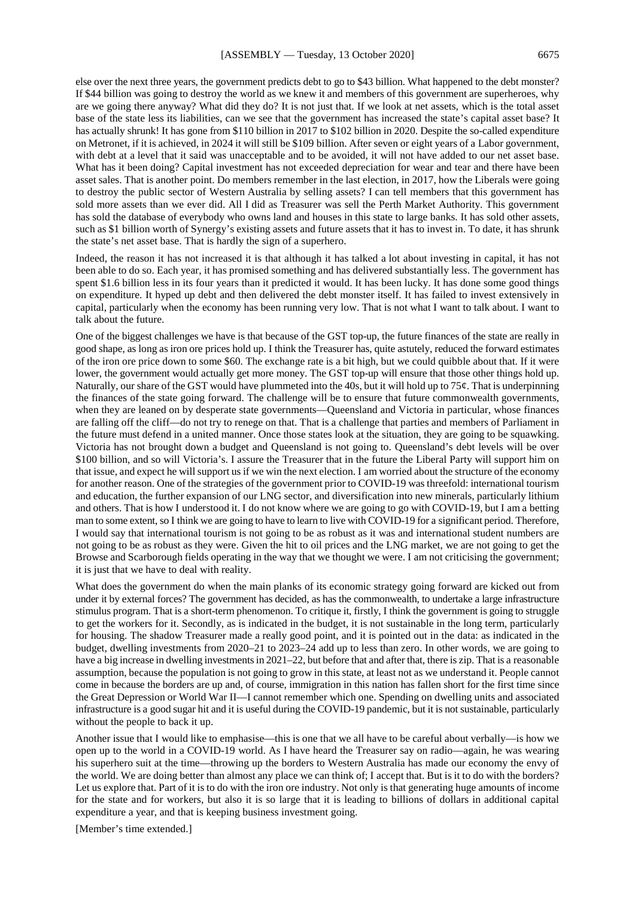else over the next three years, the government predicts debt to go to $43 billion. What happened to the debt monster? If $44 billion was going to destroy the world as we knew it and members of this government are superheroes, why are we going there anyway? What did they do? It is not just that. If we look at net assets, which is the total asset base of the state less its liabilities, can we see that the government has increased the state's capital asset base? It has actually shrunk! It has gone from $110 billion in 2017 to $102 billion in 2020. Despite the so-called expenditure on Metronet, if it is achieved, in 2024 it will still be $109 billion. After seven or eight years of a Labor government, with debt at a level that it said was unacceptable and to be avoided, it will not have added to our net asset base. What has it been doing? Capital investment has not exceeded depreciation for wear and tear and there have been asset sales. That is another point. Do members remember in the last election, in 2017, how the Liberals were going to destroy the public sector of Western Australia by selling assets? I can tell members that this government has sold more assets than we ever did. All I did as Treasurer was sell the Perth Market Authority. This government has sold the database of everybody who owns land and houses in this state to large banks. It has sold other assets, such as $1 billion worth of Synergy's existing assets and future assets that it has to invest in. To date, it has shrunk the state's net asset base. That is hardly the sign of a superhero.

Indeed, the reason it has not increased it is that although it has talked a lot about investing in capital, it has not been able to do so. Each year, it has promised something and has delivered substantially less. The government has spent $1.6 billion less in its four years than it predicted it would. It has been lucky. It has done some good things on expenditure. It hyped up debt and then delivered the debt monster itself. It has failed to invest extensively in capital, particularly when the economy has been running very low. That is not what I want to talk about. I want to talk about the future.

One of the biggest challenges we have is that because of the GST top-up, the future finances of the state are really in good shape, as long as iron ore prices hold up. I think the Treasurer has, quite astutely, reduced the forward estimates of the iron ore price down to some $60. The exchange rate is a bit high, but we could quibble about that. If it were lower, the government would actually get more money. The GST top-up will ensure that those other things hold up. Naturally, our share of the GST would have plummeted into the 40s, but it will hold up to 75¢. That is underpinning the finances of the state going forward. The challenge will be to ensure that future commonwealth governments, when they are leaned on by desperate state governments—Queensland and Victoria in particular, whose finances are falling off the cliff—do not try to renege on that. That is a challenge that parties and members of Parliament in the future must defend in a united manner. Once those states look at the situation, they are going to be squawking. Victoria has not brought down a budget and Queensland is not going to. Queensland's debt levels will be over $100 billion, and so will Victoria's. I assure the Treasurer that in the future the Liberal Party will support him on that issue, and expect he will support us if we win the next election. I am worried about the structure of the economy for another reason. One of the strategies of the government prior to COVID-19 was threefold: international tourism and education, the further expansion of our LNG sector, and diversification into new minerals, particularly lithium and others. That is how I understood it. I do not know where we are going to go with COVID-19, but I am a betting man to some extent, so I think we are going to have to learn to live with COVID-19 for a significant period. Therefore, I would say that international tourism is not going to be as robust as it was and international student numbers are not going to be as robust as they were. Given the hit to oil prices and the LNG market, we are not going to get the Browse and Scarborough fields operating in the way that we thought we were. I am not criticising the government; it is just that we have to deal with reality.

What does the government do when the main planks of its economic strategy going forward are kicked out from under it by external forces? The government has decided, as has the commonwealth, to undertake a large infrastructure stimulus program. That is a short-term phenomenon. To critique it, firstly, I think the government is going to struggle to get the workers for it. Secondly, as is indicated in the budget, it is not sustainable in the long term, particularly for housing. The shadow Treasurer made a really good point, and it is pointed out in the data: as indicated in the budget, dwelling investments from 2020–21 to 2023–24 add up to less than zero. In other words, we are going to have a big increase in dwelling investments in 2021–22, but before that and after that, there is zip. That is a reasonable assumption, because the population is not going to grow in this state, at least not as we understand it. People cannot come in because the borders are up and, of course, immigration in this nation has fallen short for the first time since the Great Depression or World War II—I cannot remember which one. Spending on dwelling units and associated infrastructure is a good sugar hit and it is useful during the COVID-19 pandemic, but it is not sustainable, particularly without the people to back it up.

Another issue that I would like to emphasise—this is one that we all have to be careful about verbally—is how we open up to the world in a COVID-19 world. As I have heard the Treasurer say on radio—again, he was wearing his superhero suit at the time—throwing up the borders to Western Australia has made our economy the envy of the world. We are doing better than almost any place we can think of; I accept that. But is it to do with the borders? Let us explore that. Part of it is to do with the iron ore industry. Not only is that generating huge amounts of income for the state and for workers, but also it is so large that it is leading to billions of dollars in additional capital expenditure a year, and that is keeping business investment going.

[Member's time extended.]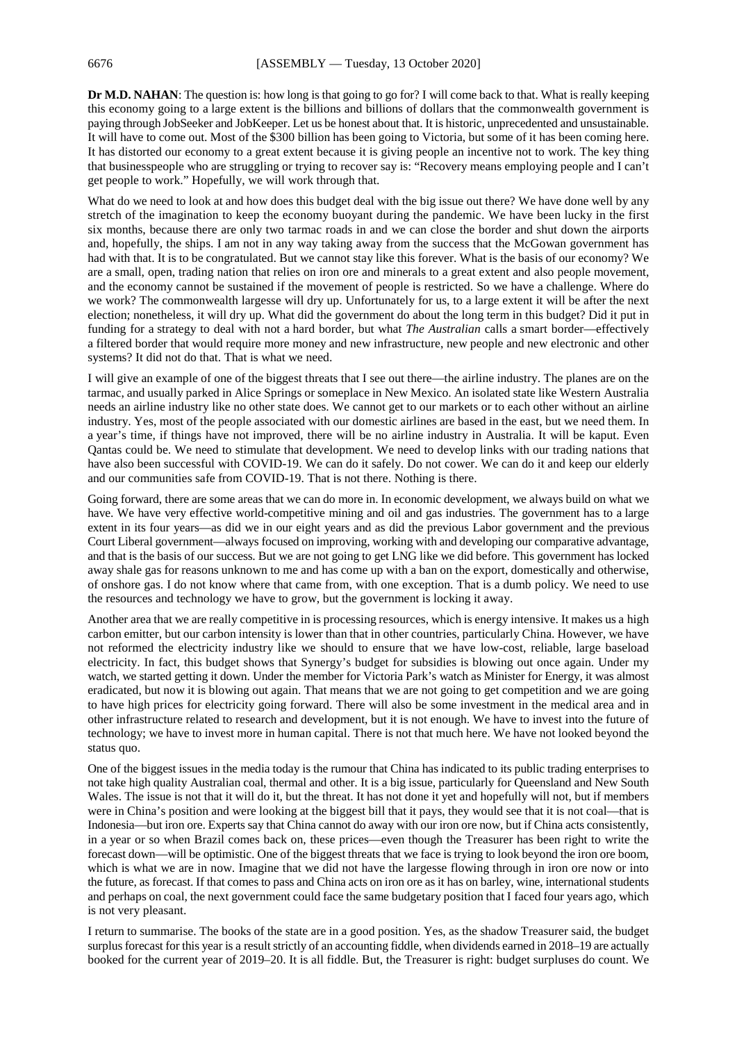**Dr M.D. NAHAN**: The question is: how long is that going to go for? I will come back to that. What is really keeping this economy going to a large extent is the billions and billions of dollars that the commonwealth government is paying through JobSeeker and JobKeeper. Let us be honest about that. It is historic, unprecedented and unsustainable. It will have to come out. Most of the $300 billion has been going to Victoria, but some of it has been coming here. It has distorted our economy to a great extent because it is giving people an incentive not to work. The key thing that businesspeople who are struggling or trying to recover say is: "Recovery means employing people and I can't get people to work." Hopefully, we will work through that.

What do we need to look at and how does this budget deal with the big issue out there? We have done well by any stretch of the imagination to keep the economy buoyant during the pandemic. We have been lucky in the first six months, because there are only two tarmac roads in and we can close the border and shut down the airports and, hopefully, the ships. I am not in any way taking away from the success that the McGowan government has had with that. It is to be congratulated. But we cannot stay like this forever. What is the basis of our economy? We are a small, open, trading nation that relies on iron ore and minerals to a great extent and also people movement, and the economy cannot be sustained if the movement of people is restricted. So we have a challenge. Where do we work? The commonwealth largesse will dry up. Unfortunately for us, to a large extent it will be after the next election; nonetheless, it will dry up. What did the government do about the long term in this budget? Did it put in funding for a strategy to deal with not a hard border, but what *The Australian* calls a smart border—effectively a filtered border that would require more money and new infrastructure, new people and new electronic and other systems? It did not do that. That is what we need.

I will give an example of one of the biggest threats that I see out there—the airline industry. The planes are on the tarmac, and usually parked in Alice Springs or someplace in New Mexico. An isolated state like Western Australia needs an airline industry like no other state does. We cannot get to our markets or to each other without an airline industry. Yes, most of the people associated with our domestic airlines are based in the east, but we need them. In a year's time, if things have not improved, there will be no airline industry in Australia. It will be kaput. Even Qantas could be. We need to stimulate that development. We need to develop links with our trading nations that have also been successful with COVID-19. We can do it safely. Do not cower. We can do it and keep our elderly and our communities safe from COVID-19. That is not there. Nothing is there.

Going forward, there are some areas that we can do more in. In economic development, we always build on what we have. We have very effective world-competitive mining and oil and gas industries. The government has to a large extent in its four years—as did we in our eight years and as did the previous Labor government and the previous Court Liberal government—always focused on improving, working with and developing our comparative advantage, and that is the basis of our success. But we are not going to get LNG like we did before. This government has locked away shale gas for reasons unknown to me and has come up with a ban on the export, domestically and otherwise, of onshore gas. I do not know where that came from, with one exception. That is a dumb policy. We need to use the resources and technology we have to grow, but the government is locking it away.

Another area that we are really competitive in is processing resources, which is energy intensive. It makes us a high carbon emitter, but our carbon intensity is lower than that in other countries, particularly China. However, we have not reformed the electricity industry like we should to ensure that we have low-cost, reliable, large baseload electricity. In fact, this budget shows that Synergy's budget for subsidies is blowing out once again. Under my watch, we started getting it down. Under the member for Victoria Park's watch as Minister for Energy, it was almost eradicated, but now it is blowing out again. That means that we are not going to get competition and we are going to have high prices for electricity going forward. There will also be some investment in the medical area and in other infrastructure related to research and development, but it is not enough. We have to invest into the future of technology; we have to invest more in human capital. There is not that much here. We have not looked beyond the status quo.

One of the biggest issues in the media today is the rumour that China has indicated to its public trading enterprises to not take high quality Australian coal, thermal and other. It is a big issue, particularly for Queensland and New South Wales. The issue is not that it will do it, but the threat. It has not done it yet and hopefully will not, but if members were in China's position and were looking at the biggest bill that it pays, they would see that it is not coal—that is Indonesia—but iron ore. Experts say that China cannot do away with our iron ore now, but if China acts consistently, in a year or so when Brazil comes back on, these prices—even though the Treasurer has been right to write the forecast down—will be optimistic. One of the biggest threats that we face is trying to look beyond the iron ore boom, which is what we are in now. Imagine that we did not have the largesse flowing through in iron ore now or into the future, as forecast. If that comes to pass and China acts on iron ore as it has on barley, wine, international students and perhaps on coal, the next government could face the same budgetary position that I faced four years ago, which is not very pleasant.

I return to summarise. The books of the state are in a good position. Yes, as the shadow Treasurer said, the budget surplus forecast for this year is a result strictly of an accounting fiddle, when dividends earned in 2018–19 are actually booked for the current year of 2019–20. It is all fiddle. But, the Treasurer is right: budget surpluses do count. We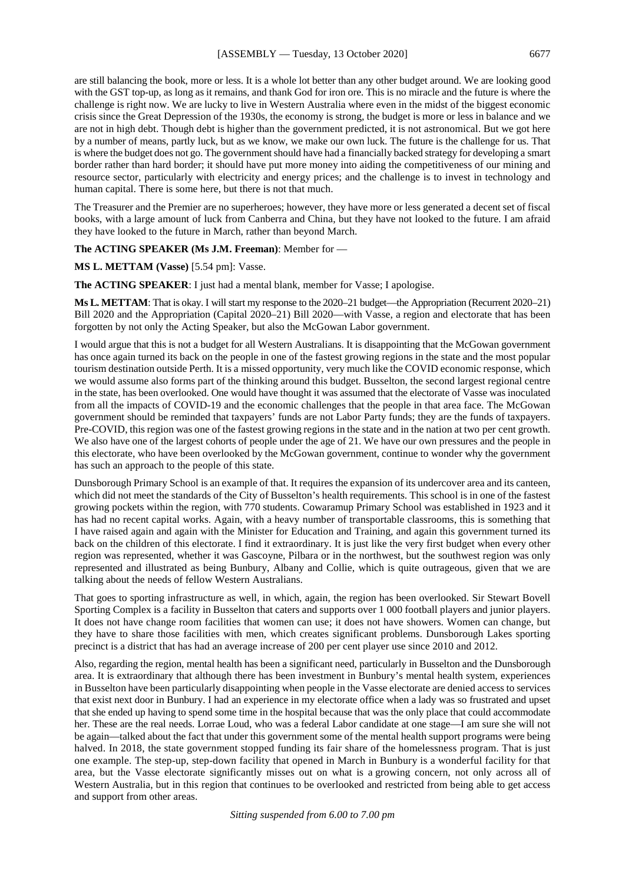are still balancing the book, more or less. It is a whole lot better than any other budget around. We are looking good with the GST top-up, as long as it remains, and thank God for iron ore. This is no miracle and the future is where the challenge is right now. We are lucky to live in Western Australia where even in the midst of the biggest economic crisis since the Great Depression of the 1930s, the economy is strong, the budget is more or less in balance and we are not in high debt. Though debt is higher than the government predicted, it is not astronomical. But we got here by a number of means, partly luck, but as we know, we make our own luck. The future is the challenge for us. That is where the budget does not go. The government should have had a financially backed strategy for developing a smart border rather than hard border; it should have put more money into aiding the competitiveness of our mining and resource sector, particularly with electricity and energy prices; and the challenge is to invest in technology and human capital. There is some here, but there is not that much.

The Treasurer and the Premier are no superheroes; however, they have more or less generated a decent set of fiscal books, with a large amount of luck from Canberra and China, but they have not looked to the future. I am afraid they have looked to the future in March, rather than beyond March.

**The ACTING SPEAKER (Ms J.M. Freeman)**: Member for —

**MS L. METTAM (Vasse)** [5.54 pm]: Vasse.

**The ACTING SPEAKER**: I just had a mental blank, member for Vasse; I apologise.

**Ms L. METTAM**: That is okay. I will start my response to the 2020–21 budget—the Appropriation (Recurrent 2020–21) Bill 2020 and the Appropriation (Capital 2020–21) Bill 2020—with Vasse, a region and electorate that has been forgotten by not only the Acting Speaker, but also the McGowan Labor government.

I would argue that this is not a budget for all Western Australians. It is disappointing that the McGowan government has once again turned its back on the people in one of the fastest growing regions in the state and the most popular tourism destination outside Perth. It is a missed opportunity, very much like the COVID economic response, which we would assume also forms part of the thinking around this budget. Busselton, the second largest regional centre in the state, has been overlooked. One would have thought it was assumed that the electorate of Vasse was inoculated from all the impacts of COVID-19 and the economic challenges that the people in that area face. The McGowan government should be reminded that taxpayers' funds are not Labor Party funds; they are the funds of taxpayers. Pre-COVID, this region was one of the fastest growing regions in the state and in the nation at two per cent growth. We also have one of the largest cohorts of people under the age of 21. We have our own pressures and the people in this electorate, who have been overlooked by the McGowan government, continue to wonder why the government has such an approach to the people of this state.

Dunsborough Primary School is an example of that. It requires the expansion of its undercover area and its canteen, which did not meet the standards of the City of Busselton's health requirements. This school is in one of the fastest growing pockets within the region, with 770 students. Cowaramup Primary School was established in 1923 and it has had no recent capital works. Again, with a heavy number of transportable classrooms, this is something that I have raised again and again with the Minister for Education and Training, and again this government turned its back on the children of this electorate. I find it extraordinary. It is just like the very first budget when every other region was represented, whether it was Gascoyne, Pilbara or in the northwest, but the southwest region was only represented and illustrated as being Bunbury, Albany and Collie, which is quite outrageous, given that we are talking about the needs of fellow Western Australians.

That goes to sporting infrastructure as well, in which, again, the region has been overlooked. Sir Stewart Bovell Sporting Complex is a facility in Busselton that caters and supports over 1 000 football players and junior players. It does not have change room facilities that women can use; it does not have showers. Women can change, but they have to share those facilities with men, which creates significant problems. Dunsborough Lakes sporting precinct is a district that has had an average increase of 200 per cent player use since 2010 and 2012.

Also, regarding the region, mental health has been a significant need, particularly in Busselton and the Dunsborough area. It is extraordinary that although there has been investment in Bunbury's mental health system, experiences in Busselton have been particularly disappointing when people in the Vasse electorate are denied access to services that exist next door in Bunbury. I had an experience in my electorate office when a lady was so frustrated and upset that she ended up having to spend some time in the hospital because that was the only place that could accommodate her. These are the real needs. Lorrae Loud, who was a federal Labor candidate at one stage—I am sure she will not be again—talked about the fact that under this government some of the mental health support programs were being halved. In 2018, the state government stopped funding its fair share of the homelessness program. That is just one example. The step-up, step-down facility that opened in March in Bunbury is a wonderful facility for that area, but the Vasse electorate significantly misses out on what is a growing concern, not only across all of Western Australia, but in this region that continues to be overlooked and restricted from being able to get access and support from other areas.

*Sitting suspended from 6.00 to 7.00 pm*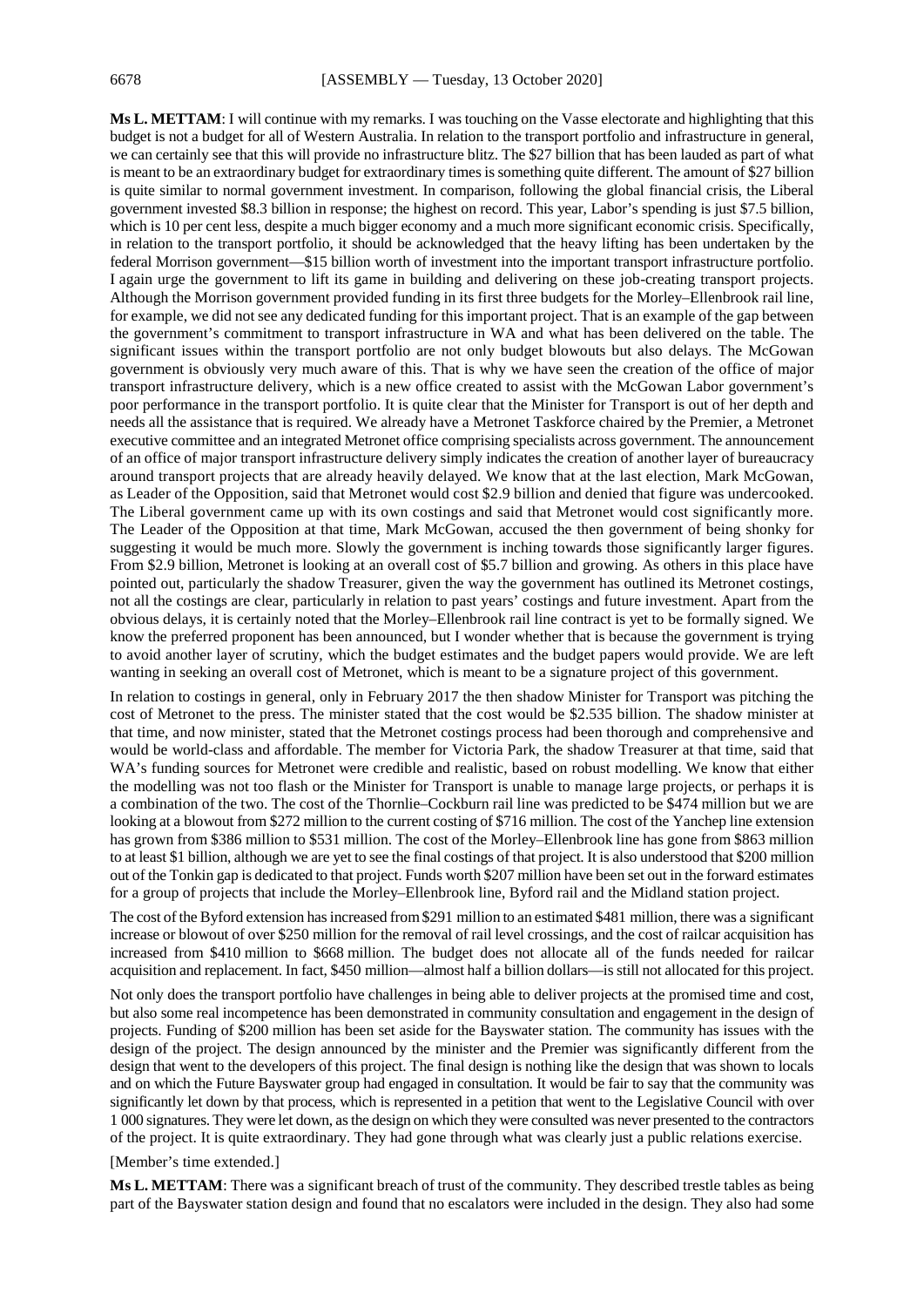**Ms L. METTAM**: I will continue with my remarks. I was touching on the Vasse electorate and highlighting that this budget is not a budget for all of Western Australia. In relation to the transport portfolio and infrastructure in general, we can certainly see that this will provide no infrastructure blitz. The $27 billion that has been lauded as part of what is meant to be an extraordinary budget for extraordinary times is something quite different. The amount of $27 billion is quite similar to normal government investment. In comparison, following the global financial crisis, the Liberal government invested $8.3 billion in response; the highest on record. This year, Labor's spending is just $7.5 billion, which is 10 per cent less, despite a much bigger economy and a much more significant economic crisis. Specifically, in relation to the transport portfolio, it should be acknowledged that the heavy lifting has been undertaken by the federal Morrison government—$15 billion worth of investment into the important transport infrastructure portfolio. I again urge the government to lift its game in building and delivering on these job-creating transport projects. Although the Morrison government provided funding in its first three budgets for the Morley–Ellenbrook rail line, for example, we did not see any dedicated funding for this important project. That is an example of the gap between the government's commitment to transport infrastructure in WA and what has been delivered on the table. The significant issues within the transport portfolio are not only budget blowouts but also delays. The McGowan government is obviously very much aware of this. That is why we have seen the creation of the office of major transport infrastructure delivery, which is a new office created to assist with the McGowan Labor government's poor performance in the transport portfolio. It is quite clear that the Minister for Transport is out of her depth and needs all the assistance that is required. We already have a Metronet Taskforce chaired by the Premier, a Metronet executive committee and an integrated Metronet office comprising specialists across government. The announcement of an office of major transport infrastructure delivery simply indicates the creation of another layer of bureaucracy around transport projects that are already heavily delayed. We know that at the last election, Mark McGowan, as Leader of the Opposition, said that Metronet would cost $2.9 billion and denied that figure was undercooked. The Liberal government came up with its own costings and said that Metronet would cost significantly more. The Leader of the Opposition at that time, Mark McGowan, accused the then government of being shonky for suggesting it would be much more. Slowly the government is inching towards those significantly larger figures. From $2.9 billion, Metronet is looking at an overall cost of $5.7 billion and growing. As others in this place have pointed out, particularly the shadow Treasurer, given the way the government has outlined its Metronet costings, not all the costings are clear, particularly in relation to past years' costings and future investment. Apart from the obvious delays, it is certainly noted that the Morley–Ellenbrook rail line contract is yet to be formally signed. We know the preferred proponent has been announced, but I wonder whether that is because the government is trying to avoid another layer of scrutiny, which the budget estimates and the budget papers would provide. We are left wanting in seeking an overall cost of Metronet, which is meant to be a signature project of this government.

In relation to costings in general, only in February 2017 the then shadow Minister for Transport was pitching the cost of Metronet to the press. The minister stated that the cost would be $2.535 billion. The shadow minister at that time, and now minister, stated that the Metronet costings process had been thorough and comprehensive and would be world-class and affordable. The member for Victoria Park, the shadow Treasurer at that time, said that WA's funding sources for Metronet were credible and realistic, based on robust modelling. We know that either the modelling was not too flash or the Minister for Transport is unable to manage large projects, or perhaps it is a combination of the two. The cost of the Thornlie–Cockburn rail line was predicted to be $474 million but we are looking at a blowout from $272 million to the current costing of $716 million. The cost of the Yanchep line extension has grown from $386 million to $531 million. The cost of the Morley–Ellenbrook line has gone from $863 million to at least $1 billion, although we are yet to see the final costings of that project. It is also understood that $200 million out of the Tonkin gap is dedicated to that project. Funds worth $207 million have been set out in the forward estimates for a group of projects that include the Morley–Ellenbrook line, Byford rail and the Midland station project.

The cost of the Byford extension has increased from $291 million to an estimated $481 million, there was a significant increase or blowout of over $250 million for the removal of rail level crossings, and the cost of railcar acquisition has increased from $410 million to $668 million. The budget does not allocate all of the funds needed for railcar acquisition and replacement. In fact, $450 million—almost half a billion dollars—is still not allocated for this project.

Not only does the transport portfolio have challenges in being able to deliver projects at the promised time and cost, but also some real incompetence has been demonstrated in community consultation and engagement in the design of projects. Funding of $200 million has been set aside for the Bayswater station. The community has issues with the design of the project. The design announced by the minister and the Premier was significantly different from the design that went to the developers of this project. The final design is nothing like the design that was shown to locals and on which the Future Bayswater group had engaged in consultation. It would be fair to say that the community was significantly let down by that process, which is represented in a petition that went to the Legislative Council with over 1 000 signatures. They were let down, as the design on which they were consulted was never presented to the contractors of the project. It is quite extraordinary. They had gone through what was clearly just a public relations exercise.

[Member's time extended.]

**Ms L. METTAM**: There was a significant breach of trust of the community. They described trestle tables as being part of the Bayswater station design and found that no escalators were included in the design. They also had some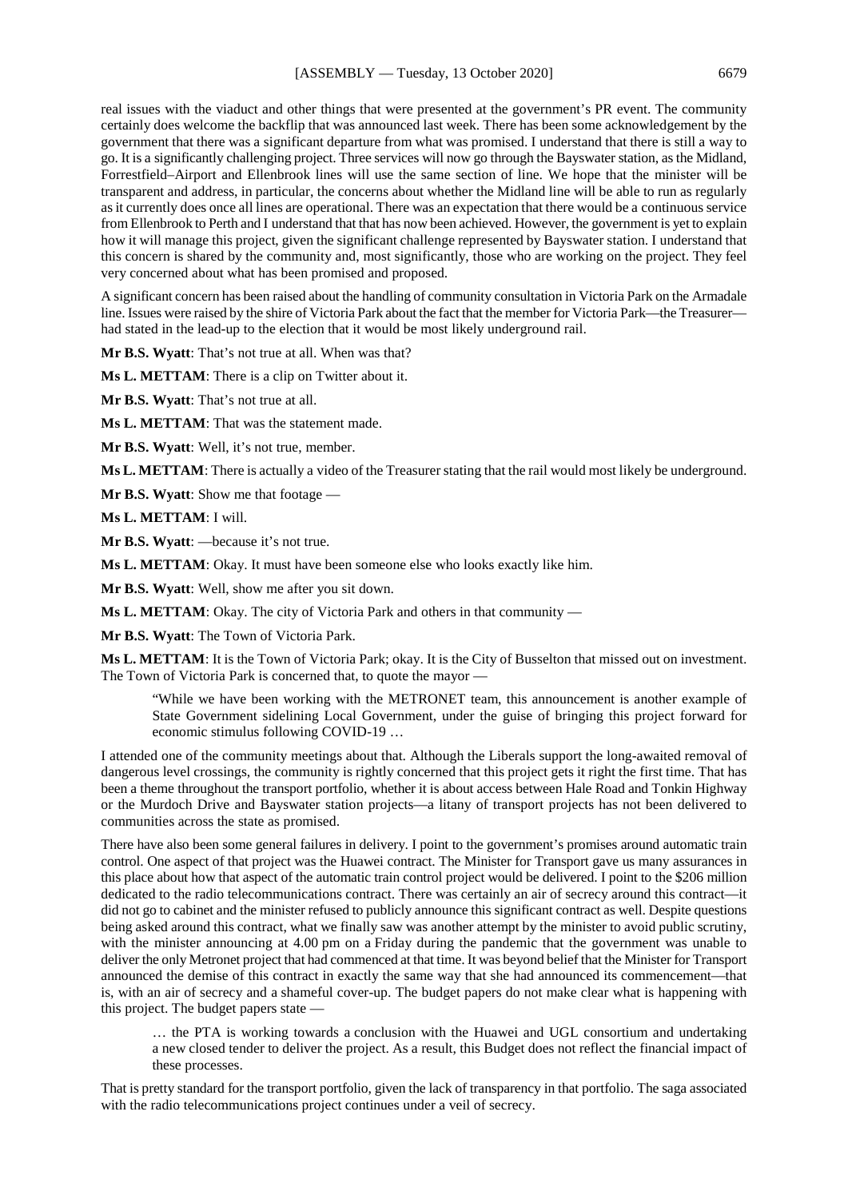real issues with the viaduct and other things that were presented at the government's PR event. The community certainly does welcome the backflip that was announced last week. There has been some acknowledgement by the government that there was a significant departure from what was promised. I understand that there is still a way to go. It is a significantly challenging project. Three services will now go through the Bayswater station, as the Midland, Forrestfield–Airport and Ellenbrook lines will use the same section of line. We hope that the minister will be transparent and address, in particular, the concerns about whether the Midland line will be able to run as regularly as it currently does once all lines are operational. There was an expectation that there would be a continuous service from Ellenbrook to Perth and I understand that that has now been achieved. However, the government is yet to explain how it will manage this project, given the significant challenge represented by Bayswater station. I understand that this concern is shared by the community and, most significantly, those who are working on the project. They feel very concerned about what has been promised and proposed.

A significant concern has been raised about the handling of community consultation in Victoria Park on the Armadale line. Issues were raised by the shire of Victoria Park about the fact that the member for Victoria Park—the Treasurer—had stated in the lead-up to the election that it would be most likely underground rail.

**Mr B.S. Wyatt**: That's not true at all. When was that?

**Ms L. METTAM**: There is a clip on Twitter about it.

**Mr B.S. Wyatt**: That's not true at all.

**Ms L. METTAM**: That was the statement made.

**Mr B.S. Wyatt**: Well, it's not true, member.

**Ms L. METTAM**: There is actually a video of the Treasurer stating that the rail would most likely be underground.

**Mr B.S. Wyatt**: Show me that footage —

**Ms L. METTAM**: I will.

**Mr B.S. Wyatt**: —because it's not true.

**Ms L. METTAM**: Okay. It must have been someone else who looks exactly like him.

**Mr B.S. Wyatt**: Well, show me after you sit down.

**Ms L. METTAM**: Okay. The city of Victoria Park and others in that community —

**Mr B.S. Wyatt**: The Town of Victoria Park.

**Ms L. METTAM**: It is the Town of Victoria Park; okay. It is the City of Busselton that missed out on investment. The Town of Victoria Park is concerned that, to quote the mayor —

> "While we have been working with the METRONET team, this announcement is another example of State Government sidelining Local Government, under the guise of bringing this project forward for economic stimulus following COVID-19 …

I attended one of the community meetings about that. Although the Liberals support the long-awaited removal of dangerous level crossings, the community is rightly concerned that this project gets it right the first time. That has been a theme throughout the transport portfolio, whether it is about access between Hale Road and Tonkin Highway or the Murdoch Drive and Bayswater station projects—a litany of transport projects has not been delivered to communities across the state as promised.

There have also been some general failures in delivery. I point to the government's promises around automatic train control. One aspect of that project was the Huawei contract. The Minister for Transport gave us many assurances in this place about how that aspect of the automatic train control project would be delivered. I point to the $206 million dedicated to the radio telecommunications contract. There was certainly an air of secrecy around this contract—it did not go to cabinet and the minister refused to publicly announce this significant contract as well. Despite questions being asked around this contract, what we finally saw was another attempt by the minister to avoid public scrutiny, with the minister announcing at 4.00 pm on a Friday during the pandemic that the government was unable to deliver the only Metronet project that had commenced at that time. It was beyond belief that the Minister for Transport announced the demise of this contract in exactly the same way that she had announced its commencement—that is, with an air of secrecy and a shameful cover-up. The budget papers do not make clear what is happening with this project. The budget papers state —

> … the PTA is working towards a conclusion with the Huawei and UGL consortium and undertaking a new closed tender to deliver the project. As a result, this Budget does not reflect the financial impact of these processes.

That is pretty standard for the transport portfolio, given the lack of transparency in that portfolio. The saga associated with the radio telecommunications project continues under a veil of secrecy.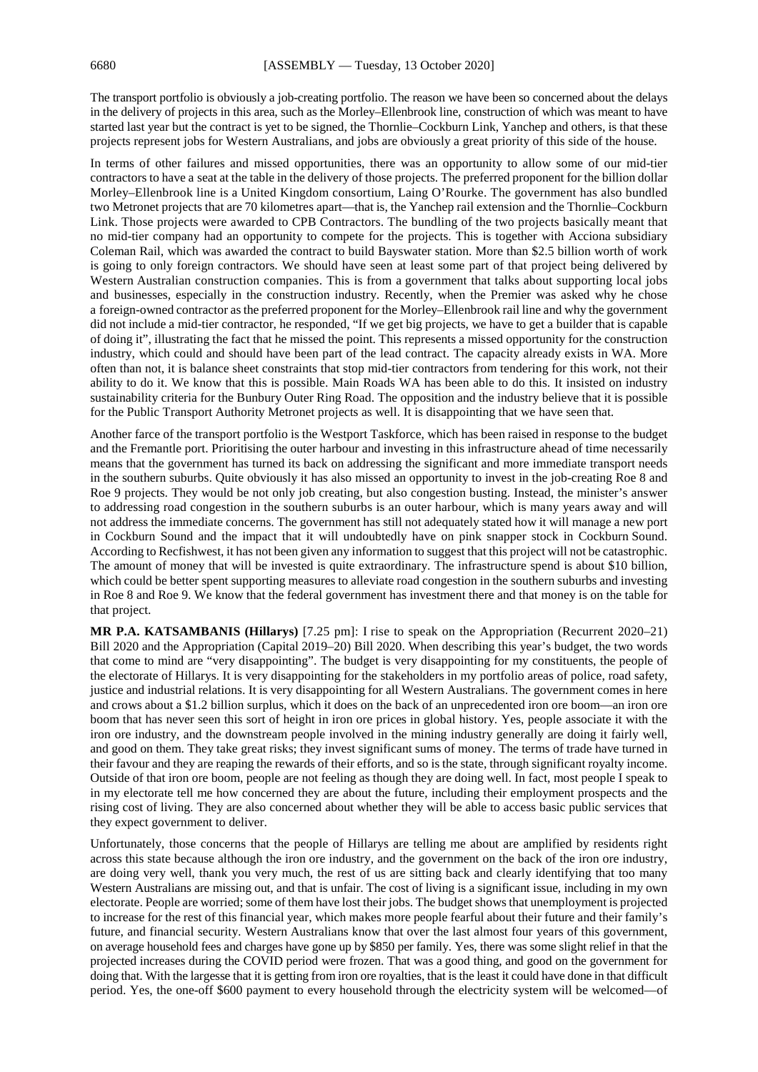The transport portfolio is obviously a job-creating portfolio. The reason we have been so concerned about the delays in the delivery of projects in this area, such as the Morley–Ellenbrook line, construction of which was meant to have started last year but the contract is yet to be signed, the Thornlie–Cockburn Link, Yanchep and others, is that these projects represent jobs for Western Australians, and jobs are obviously a great priority of this side of the house.

In terms of other failures and missed opportunities, there was an opportunity to allow some of our mid-tier contractors to have a seat at the table in the delivery of those projects. The preferred proponent for the billion dollar Morley–Ellenbrook line is a United Kingdom consortium, Laing O'Rourke. The government has also bundled two Metronet projects that are 70 kilometres apart—that is, the Yanchep rail extension and the Thornlie–Cockburn Link. Those projects were awarded to CPB Contractors. The bundling of the two projects basically meant that no mid-tier company had an opportunity to compete for the projects. This is together with Acciona subsidiary Coleman Rail, which was awarded the contract to build Bayswater station. More than $2.5 billion worth of work is going to only foreign contractors. We should have seen at least some part of that project being delivered by Western Australian construction companies. This is from a government that talks about supporting local jobs and businesses, especially in the construction industry. Recently, when the Premier was asked why he chose a foreign-owned contractor as the preferred proponent for the Morley–Ellenbrook rail line and why the government did not include a mid-tier contractor, he responded, "If we get big projects, we have to get a builder that is capable of doing it", illustrating the fact that he missed the point. This represents a missed opportunity for the construction industry, which could and should have been part of the lead contract. The capacity already exists in WA. More often than not, it is balance sheet constraints that stop mid-tier contractors from tendering for this work, not their ability to do it. We know that this is possible. Main Roads WA has been able to do this. It insisted on industry sustainability criteria for the Bunbury Outer Ring Road. The opposition and the industry believe that it is possible for the Public Transport Authority Metronet projects as well. It is disappointing that we have seen that.

Another farce of the transport portfolio is the Westport Taskforce, which has been raised in response to the budget and the Fremantle port. Prioritising the outer harbour and investing in this infrastructure ahead of time necessarily means that the government has turned its back on addressing the significant and more immediate transport needs in the southern suburbs. Quite obviously it has also missed an opportunity to invest in the job-creating Roe 8 and Roe 9 projects. They would be not only job creating, but also congestion busting. Instead, the minister's answer to addressing road congestion in the southern suburbs is an outer harbour, which is many years away and will not address the immediate concerns. The government has still not adequately stated how it will manage a new port in Cockburn Sound and the impact that it will undoubtedly have on pink snapper stock in Cockburn Sound. According to Recfishwest, it has not been given any information to suggest that this project will not be catastrophic. The amount of money that will be invested is quite extraordinary. The infrastructure spend is about $10 billion, which could be better spent supporting measures to alleviate road congestion in the southern suburbs and investing in Roe 8 and Roe 9. We know that the federal government has investment there and that money is on the table for that project.

**MR P.A. KATSAMBANIS (Hillarys)** [7.25 pm]: I rise to speak on the Appropriation (Recurrent 2020–21) Bill 2020 and the Appropriation (Capital 2019–20) Bill 2020. When describing this year's budget, the two words that come to mind are "very disappointing". The budget is very disappointing for my constituents, the people of the electorate of Hillarys. It is very disappointing for the stakeholders in my portfolio areas of police, road safety, justice and industrial relations. It is very disappointing for all Western Australians. The government comes in here and crows about a $1.2 billion surplus, which it does on the back of an unprecedented iron ore boom—an iron ore boom that has never seen this sort of height in iron ore prices in global history. Yes, people associate it with the iron ore industry, and the downstream people involved in the mining industry generally are doing it fairly well, and good on them. They take great risks; they invest significant sums of money. The terms of trade have turned in their favour and they are reaping the rewards of their efforts, and so is the state, through significant royalty income. Outside of that iron ore boom, people are not feeling as though they are doing well. In fact, most people I speak to in my electorate tell me how concerned they are about the future, including their employment prospects and the rising cost of living. They are also concerned about whether they will be able to access basic public services that they expect government to deliver.

Unfortunately, those concerns that the people of Hillarys are telling me about are amplified by residents right across this state because although the iron ore industry, and the government on the back of the iron ore industry, are doing very well, thank you very much, the rest of us are sitting back and clearly identifying that too many Western Australians are missing out, and that is unfair. The cost of living is a significant issue, including in my own electorate. People are worried; some of them have lost their jobs. The budget shows that unemployment is projected to increase for the rest of this financial year, which makes more people fearful about their future and their family's future, and financial security. Western Australians know that over the last almost four years of this government, on average household fees and charges have gone up by $850 per family. Yes, there was some slight relief in that the projected increases during the COVID period were frozen. That was a good thing, and good on the government for doing that. With the largesse that it is getting from iron ore royalties, that is the least it could have done in that difficult period. Yes, the one-off $600 payment to every household through the electricity system will be welcomed—of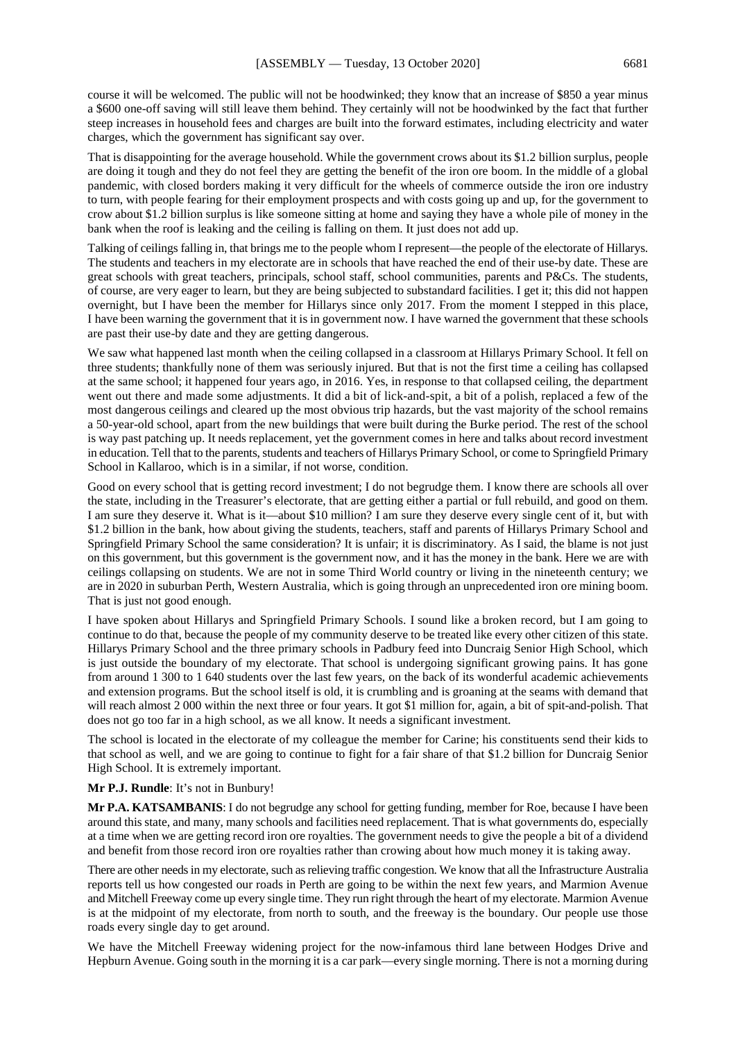course it will be welcomed. The public will not be hoodwinked; they know that an increase of $850 a year minus a $600 one-off saving will still leave them behind. They certainly will not be hoodwinked by the fact that further steep increases in household fees and charges are built into the forward estimates, including electricity and water charges, which the government has significant say over.

That is disappointing for the average household. While the government crows about its $1.2 billion surplus, people are doing it tough and they do not feel they are getting the benefit of the iron ore boom. In the middle of a global pandemic, with closed borders making it very difficult for the wheels of commerce outside the iron ore industry to turn, with people fearing for their employment prospects and with costs going up and up, for the government to crow about $1.2 billion surplus is like someone sitting at home and saying they have a whole pile of money in the bank when the roof is leaking and the ceiling is falling on them. It just does not add up.

Talking of ceilings falling in, that brings me to the people whom I represent—the people of the electorate of Hillarys. The students and teachers in my electorate are in schools that have reached the end of their use-by date. These are great schools with great teachers, principals, school staff, school communities, parents and P&Cs. The students, of course, are very eager to learn, but they are being subjected to substandard facilities. I get it; this did not happen overnight, but I have been the member for Hillarys since only 2017. From the moment I stepped in this place, I have been warning the government that it is in government now. I have warned the government that these schools are past their use-by date and they are getting dangerous.

We saw what happened last month when the ceiling collapsed in a classroom at Hillarys Primary School. It fell on three students; thankfully none of them was seriously injured. But that is not the first time a ceiling has collapsed at the same school; it happened four years ago, in 2016. Yes, in response to that collapsed ceiling, the department went out there and made some adjustments. It did a bit of lick-and-spit, a bit of a polish, replaced a few of the most dangerous ceilings and cleared up the most obvious trip hazards, but the vast majority of the school remains a 50-year-old school, apart from the new buildings that were built during the Burke period. The rest of the school is way past patching up. It needs replacement, yet the government comes in here and talks about record investment in education. Tell that to the parents, students and teachers of Hillarys Primary School, or come to Springfield Primary School in Kallaroo, which is in a similar, if not worse, condition.

Good on every school that is getting record investment; I do not begrudge them. I know there are schools all over the state, including in the Treasurer's electorate, that are getting either a partial or full rebuild, and good on them. I am sure they deserve it. What is it—about $10 million? I am sure they deserve every single cent of it, but with $1.2 billion in the bank, how about giving the students, teachers, staff and parents of Hillarys Primary School and Springfield Primary School the same consideration? It is unfair; it is discriminatory. As I said, the blame is not just on this government, but this government is the government now, and it has the money in the bank. Here we are with ceilings collapsing on students. We are not in some Third World country or living in the nineteenth century; we are in 2020 in suburban Perth, Western Australia, which is going through an unprecedented iron ore mining boom. That is just not good enough.

I have spoken about Hillarys and Springfield Primary Schools. I sound like a broken record, but I am going to continue to do that, because the people of my community deserve to be treated like every other citizen of this state. Hillarys Primary School and the three primary schools in Padbury feed into Duncraig Senior High School, which is just outside the boundary of my electorate. That school is undergoing significant growing pains. It has gone from around 1 300 to 1 640 students over the last few years, on the back of its wonderful academic achievements and extension programs. But the school itself is old, it is crumbling and is groaning at the seams with demand that will reach almost 2 000 within the next three or four years. It got $1 million for, again, a bit of spit-and-polish. That does not go too far in a high school, as we all know. It needs a significant investment.

The school is located in the electorate of my colleague the member for Carine; his constituents send their kids to that school as well, and we are going to continue to fight for a fair share of that $1.2 billion for Duncraig Senior High School. It is extremely important.

**Mr P.J. Rundle**: It's not in Bunbury!

**Mr P.A. KATSAMBANIS**: I do not begrudge any school for getting funding, member for Roe, because I have been around this state, and many, many schools and facilities need replacement. That is what governments do, especially at a time when we are getting record iron ore royalties. The government needs to give the people a bit of a dividend and benefit from those record iron ore royalties rather than crowing about how much money it is taking away.

There are other needs in my electorate, such as relieving traffic congestion. We know that all the Infrastructure Australia reports tell us how congested our roads in Perth are going to be within the next few years, and Marmion Avenue and Mitchell Freeway come up every single time. They run right through the heart of my electorate. Marmion Avenue is at the midpoint of my electorate, from north to south, and the freeway is the boundary. Our people use those roads every single day to get around.

We have the Mitchell Freeway widening project for the now-infamous third lane between Hodges Drive and Hepburn Avenue. Going south in the morning it is a car park—every single morning. There is not a morning during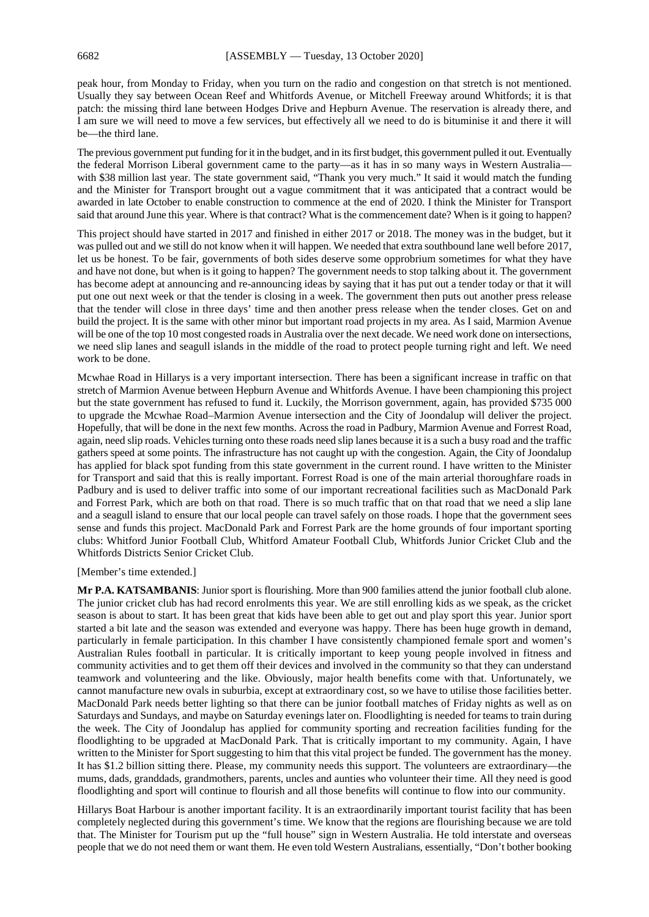peak hour, from Monday to Friday, when you turn on the radio and congestion on that stretch is not mentioned. Usually they say between Ocean Reef and Whitfords Avenue, or Mitchell Freeway around Whitfords; it is that patch: the missing third lane between Hodges Drive and Hepburn Avenue. The reservation is already there, and I am sure we will need to move a few services, but effectively all we need to do is bituminise it and there it will be—the third lane.

The previous government put funding for it in the budget, and in its first budget, this government pulled it out. Eventually the federal Morrison Liberal government came to the party—as it has in so many ways in Western Australia—with $38 million last year. The state government said, "Thank you very much." It said it would match the funding and the Minister for Transport brought out a vague commitment that it was anticipated that a contract would be awarded in late October to enable construction to commence at the end of 2020. I think the Minister for Transport said that around June this year. Where is that contract? What is the commencement date? When is it going to happen?

This project should have started in 2017 and finished in either 2017 or 2018. The money was in the budget, but it was pulled out and we still do not know when it will happen. We needed that extra southbound lane well before 2017, let us be honest. To be fair, governments of both sides deserve some opprobrium sometimes for what they have and have not done, but when is it going to happen? The government needs to stop talking about it. The government has become adept at announcing and re-announcing ideas by saying that it has put out a tender today or that it will put one out next week or that the tender is closing in a week. The government then puts out another press release that the tender will close in three days' time and then another press release when the tender closes. Get on and build the project. It is the same with other minor but important road projects in my area. As I said, Marmion Avenue will be one of the top 10 most congested roads in Australia over the next decade. We need work done on intersections, we need slip lanes and seagull islands in the middle of the road to protect people turning right and left. We need work to be done.

Mcwhae Road in Hillarys is a very important intersection. There has been a significant increase in traffic on that stretch of Marmion Avenue between Hepburn Avenue and Whitfords Avenue. I have been championing this project but the state government has refused to fund it. Luckily, the Morrison government, again, has provided $735 000 to upgrade the Mcwhae Road–Marmion Avenue intersection and the City of Joondalup will deliver the project. Hopefully, that will be done in the next few months. Across the road in Padbury, Marmion Avenue and Forrest Road, again, need slip roads. Vehicles turning onto these roads need slip lanes because it is a such a busy road and the traffic gathers speed at some points. The infrastructure has not caught up with the congestion. Again, the City of Joondalup has applied for black spot funding from this state government in the current round. I have written to the Minister for Transport and said that this is really important. Forrest Road is one of the main arterial thoroughfare roads in Padbury and is used to deliver traffic into some of our important recreational facilities such as MacDonald Park and Forrest Park, which are both on that road. There is so much traffic that on that road that we need a slip lane and a seagull island to ensure that our local people can travel safely on those roads. I hope that the government sees sense and funds this project. MacDonald Park and Forrest Park are the home grounds of four important sporting clubs: Whitford Junior Football Club, Whitford Amateur Football Club, Whitfords Junior Cricket Club and the Whitfords Districts Senior Cricket Club.

[Member's time extended.]

**Mr P.A. KATSAMBANIS**: Junior sport is flourishing. More than 900 families attend the junior football club alone. The junior cricket club has had record enrolments this year. We are still enrolling kids as we speak, as the cricket season is about to start. It has been great that kids have been able to get out and play sport this year. Junior sport started a bit late and the season was extended and everyone was happy. There has been huge growth in demand, particularly in female participation. In this chamber I have consistently championed female sport and women's Australian Rules football in particular. It is critically important to keep young people involved in fitness and community activities and to get them off their devices and involved in the community so that they can understand teamwork and volunteering and the like. Obviously, major health benefits come with that. Unfortunately, we cannot manufacture new ovals in suburbia, except at extraordinary cost, so we have to utilise those facilities better. MacDonald Park needs better lighting so that there can be junior football matches of Friday nights as well as on Saturdays and Sundays, and maybe on Saturday evenings later on. Floodlighting is needed for teams to train during the week. The City of Joondalup has applied for community sporting and recreation facilities funding for the floodlighting to be upgraded at MacDonald Park. That is critically important to my community. Again, I have written to the Minister for Sport suggesting to him that this vital project be funded. The government has the money. It has $1.2 billion sitting there. Please, my community needs this support. The volunteers are extraordinary—the mums, dads, granddads, grandmothers, parents, uncles and aunties who volunteer their time. All they need is good floodlighting and sport will continue to flourish and all those benefits will continue to flow into our community.

Hillarys Boat Harbour is another important facility. It is an extraordinarily important tourist facility that has been completely neglected during this government's time. We know that the regions are flourishing because we are told that. The Minister for Tourism put up the "full house" sign in Western Australia. He told interstate and overseas people that we do not need them or want them. He even told Western Australians, essentially, "Don't bother booking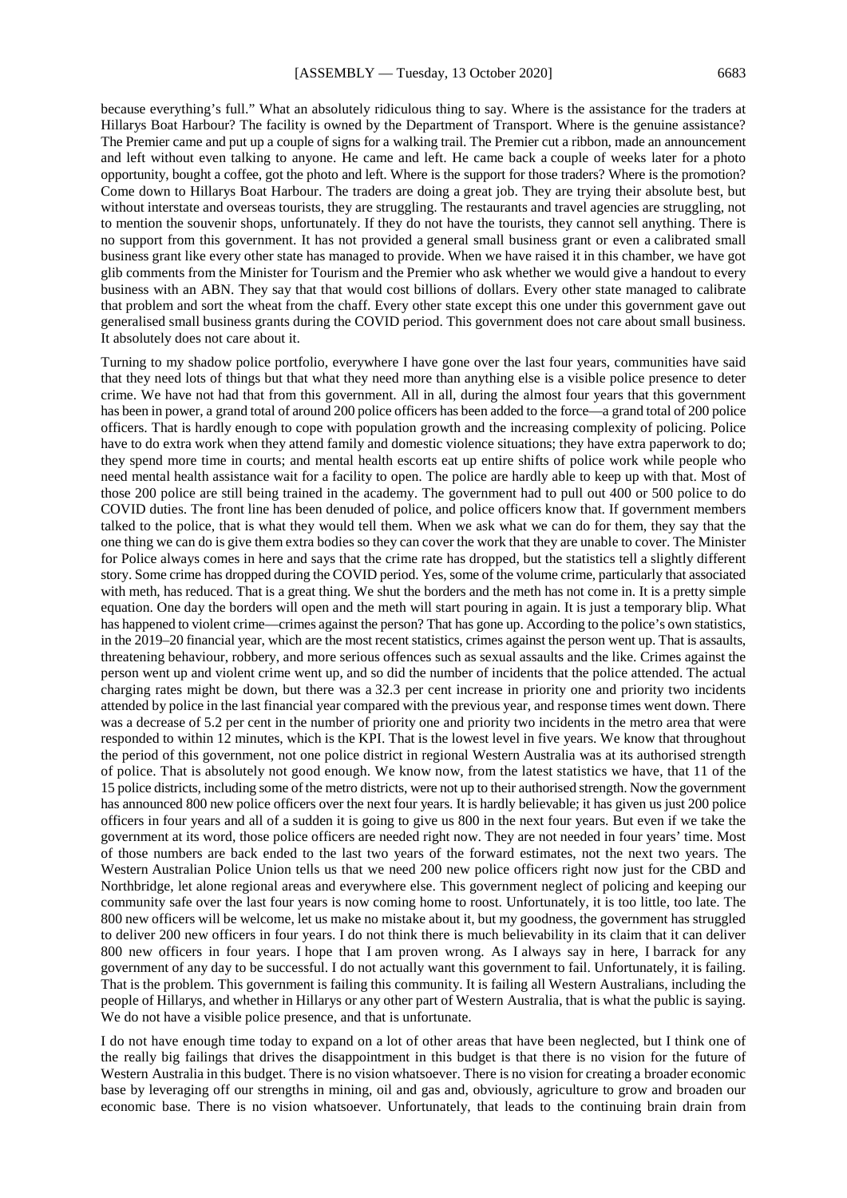because everything's full." What an absolutely ridiculous thing to say. Where is the assistance for the traders at Hillarys Boat Harbour? The facility is owned by the Department of Transport. Where is the genuine assistance? The Premier came and put up a couple of signs for a walking trail. The Premier cut a ribbon, made an announcement and left without even talking to anyone. He came and left. He came back a couple of weeks later for a photo opportunity, bought a coffee, got the photo and left. Where is the support for those traders? Where is the promotion? Come down to Hillarys Boat Harbour. The traders are doing a great job. They are trying their absolute best, but without interstate and overseas tourists, they are struggling. The restaurants and travel agencies are struggling, not to mention the souvenir shops, unfortunately. If they do not have the tourists, they cannot sell anything. There is no support from this government. It has not provided a general small business grant or even a calibrated small business grant like every other state has managed to provide. When we have raised it in this chamber, we have got glib comments from the Minister for Tourism and the Premier who ask whether we would give a handout to every business with an ABN. They say that that would cost billions of dollars. Every other state managed to calibrate that problem and sort the wheat from the chaff. Every other state except this one under this government gave out generalised small business grants during the COVID period. This government does not care about small business. It absolutely does not care about it.

Turning to my shadow police portfolio, everywhere I have gone over the last four years, communities have said that they need lots of things but that what they need more than anything else is a visible police presence to deter crime. We have not had that from this government. All in all, during the almost four years that this government has been in power, a grand total of around 200 police officers has been added to the force—a grand total of 200 police officers. That is hardly enough to cope with population growth and the increasing complexity of policing. Police have to do extra work when they attend family and domestic violence situations; they have extra paperwork to do; they spend more time in courts; and mental health escorts eat up entire shifts of police work while people who need mental health assistance wait for a facility to open. The police are hardly able to keep up with that. Most of those 200 police are still being trained in the academy. The government had to pull out 400 or 500 police to do COVID duties. The front line has been denuded of police, and police officers know that. If government members talked to the police, that is what they would tell them. When we ask what we can do for them, they say that the one thing we can do is give them extra bodies so they can cover the work that they are unable to cover. The Minister for Police always comes in here and says that the crime rate has dropped, but the statistics tell a slightly different story. Some crime has dropped during the COVID period. Yes, some of the volume crime, particularly that associated with meth, has reduced. That is a great thing. We shut the borders and the meth has not come in. It is a pretty simple equation. One day the borders will open and the meth will start pouring in again. It is just a temporary blip. What has happened to violent crime—crimes against the person? That has gone up. According to the police's own statistics, in the 2019–20 financial year, which are the most recent statistics, crimes against the person went up. That is assaults, threatening behaviour, robbery, and more serious offences such as sexual assaults and the like. Crimes against the person went up and violent crime went up, and so did the number of incidents that the police attended. The actual charging rates might be down, but there was a 32.3 per cent increase in priority one and priority two incidents attended by police in the last financial year compared with the previous year, and response times went down. There was a decrease of 5.2 per cent in the number of priority one and priority two incidents in the metro area that were responded to within 12 minutes, which is the KPI. That is the lowest level in five years. We know that throughout the period of this government, not one police district in regional Western Australia was at its authorised strength of police. That is absolutely not good enough. We know now, from the latest statistics we have, that 11 of the 15 police districts, including some of the metro districts, were not up to their authorised strength. Now the government has announced 800 new police officers over the next four years. It is hardly believable; it has given us just 200 police officers in four years and all of a sudden it is going to give us 800 in the next four years. But even if we take the government at its word, those police officers are needed right now. They are not needed in four years' time. Most of those numbers are back ended to the last two years of the forward estimates, not the next two years. The Western Australian Police Union tells us that we need 200 new police officers right now just for the CBD and Northbridge, let alone regional areas and everywhere else. This government neglect of policing and keeping our community safe over the last four years is now coming home to roost. Unfortunately, it is too little, too late. The 800 new officers will be welcome, let us make no mistake about it, but my goodness, the government has struggled to deliver 200 new officers in four years. I do not think there is much believability in its claim that it can deliver 800 new officers in four years. I hope that I am proven wrong. As I always say in here, I barrack for any government of any day to be successful. I do not actually want this government to fail. Unfortunately, it is failing. That is the problem. This government is failing this community. It is failing all Western Australians, including the people of Hillarys, and whether in Hillarys or any other part of Western Australia, that is what the public is saying. We do not have a visible police presence, and that is unfortunate.

I do not have enough time today to expand on a lot of other areas that have been neglected, but I think one of the really big failings that drives the disappointment in this budget is that there is no vision for the future of Western Australia in this budget. There is no vision whatsoever. There is no vision for creating a broader economic base by leveraging off our strengths in mining, oil and gas and, obviously, agriculture to grow and broaden our economic base. There is no vision whatsoever. Unfortunately, that leads to the continuing brain drain from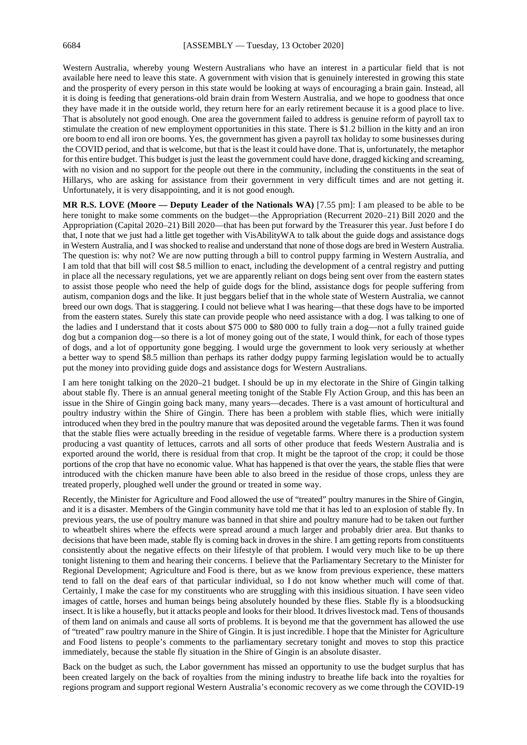Western Australia, whereby young Western Australians who have an interest in a particular field that is not available here need to leave this state. A government with vision that is genuinely interested in growing this state and the prosperity of every person in this state would be looking at ways of encouraging a brain gain. Instead, all it is doing is feeding that generations-old brain drain from Western Australia, and we hope to goodness that once they have made it in the outside world, they return here for an early retirement because it is a good place to live. That is absolutely not good enough. One area the government failed to address is genuine reform of payroll tax to stimulate the creation of new employment opportunities in this state. There is $1.2 billion in the kitty and an iron ore boom to end all iron ore booms. Yes, the government has given a payroll tax holiday to some businesses during the COVID period, and that is welcome, but that is the least it could have done. That is, unfortunately, the metaphor for this entire budget. This budget is just the least the government could have done, dragged kicking and screaming, with no vision and no support for the people out there in the community, including the constituents in the seat of Hillarys, who are asking for assistance from their government in very difficult times and are not getting it. Unfortunately, it is very disappointing, and it is not good enough.

**MR R.S. LOVE (Moore — Deputy Leader of the Nationals WA)** [7.55 pm]: I am pleased to be able to be here tonight to make some comments on the budget—the Appropriation (Recurrent 2020–21) Bill 2020 and the Appropriation (Capital 2020–21) Bill 2020—that has been put forward by the Treasurer this year. Just before I do that, I note that we just had a little get together with VisAbilityWA to talk about the guide dogs and assistance dogs in Western Australia, and I was shocked to realise and understand that none of those dogs are bred in Western Australia. The question is: why not? We are now putting through a bill to control puppy farming in Western Australia, and I am told that that bill will cost $8.5 million to enact, including the development of a central registry and putting in place all the necessary regulations, yet we are apparently reliant on dogs being sent over from the eastern states to assist those people who need the help of guide dogs for the blind, assistance dogs for people suffering from autism, companion dogs and the like. It just beggars belief that in the whole state of Western Australia, we cannot breed our own dogs. That is staggering. I could not believe what I was hearing—that these dogs have to be imported from the eastern states. Surely this state can provide people who need assistance with a dog. I was talking to one of the ladies and I understand that it costs about $75 000 to $80 000 to fully train a dog—not a fully trained guide dog but a companion dog—so there is a lot of money going out of the state, I would think, for each of those types of dogs, and a lot of opportunity gone begging. I would urge the government to look very seriously at whether a better way to spend $8.5 million than perhaps its rather dodgy puppy farming legislation would be to actually put the money into providing guide dogs and assistance dogs for Western Australians.

I am here tonight talking on the 2020–21 budget. I should be up in my electorate in the Shire of Gingin talking about stable fly. There is an annual general meeting tonight of the Stable Fly Action Group, and this has been an issue in the Shire of Gingin going back many, many years—decades. There is a vast amount of horticultural and poultry industry within the Shire of Gingin. There has been a problem with stable flies, which were initially introduced when they bred in the poultry manure that was deposited around the vegetable farms. Then it was found that the stable flies were actually breeding in the residue of vegetable farms. Where there is a production system producing a vast quantity of lettuces, carrots and all sorts of other produce that feeds Western Australia and is exported around the world, there is residual from that crop. It might be the taproot of the crop; it could be those portions of the crop that have no economic value. What has happened is that over the years, the stable flies that were introduced with the chicken manure have been able to also breed in the residue of those crops, unless they are treated properly, ploughed well under the ground or treated in some way.

Recently, the Minister for Agriculture and Food allowed the use of "treated" poultry manures in the Shire of Gingin, and it is a disaster. Members of the Gingin community have told me that it has led to an explosion of stable fly. In previous years, the use of poultry manure was banned in that shire and poultry manure had to be taken out further to wheatbelt shires where the effects were spread around a much larger and probably drier area. But thanks to decisions that have been made, stable fly is coming back in droves in the shire. I am getting reports from constituents consistently about the negative effects on their lifestyle of that problem. I would very much like to be up there tonight listening to them and hearing their concerns. I believe that the Parliamentary Secretary to the Minister for Regional Development; Agriculture and Food is there, but as we know from previous experience, these matters tend to fall on the deaf ears of that particular individual, so I do not know whether much will come of that. Certainly, I make the case for my constituents who are struggling with this insidious situation. I have seen video images of cattle, horses and human beings being absolutely hounded by these flies. Stable fly is a bloodsucking insect. It is like a housefly, but it attacks people and looks for their blood. It drives livestock mad. Tens of thousands of them land on animals and cause all sorts of problems. It is beyond me that the government has allowed the use of "treated" raw poultry manure in the Shire of Gingin. It is just incredible. I hope that the Minister for Agriculture and Food listens to people's comments to the parliamentary secretary tonight and moves to stop this practice immediately, because the stable fly situation in the Shire of Gingin is an absolute disaster.

Back on the budget as such, the Labor government has missed an opportunity to use the budget surplus that has been created largely on the back of royalties from the mining industry to breathe life back into the royalties for regions program and support regional Western Australia's economic recovery as we come through the COVID-19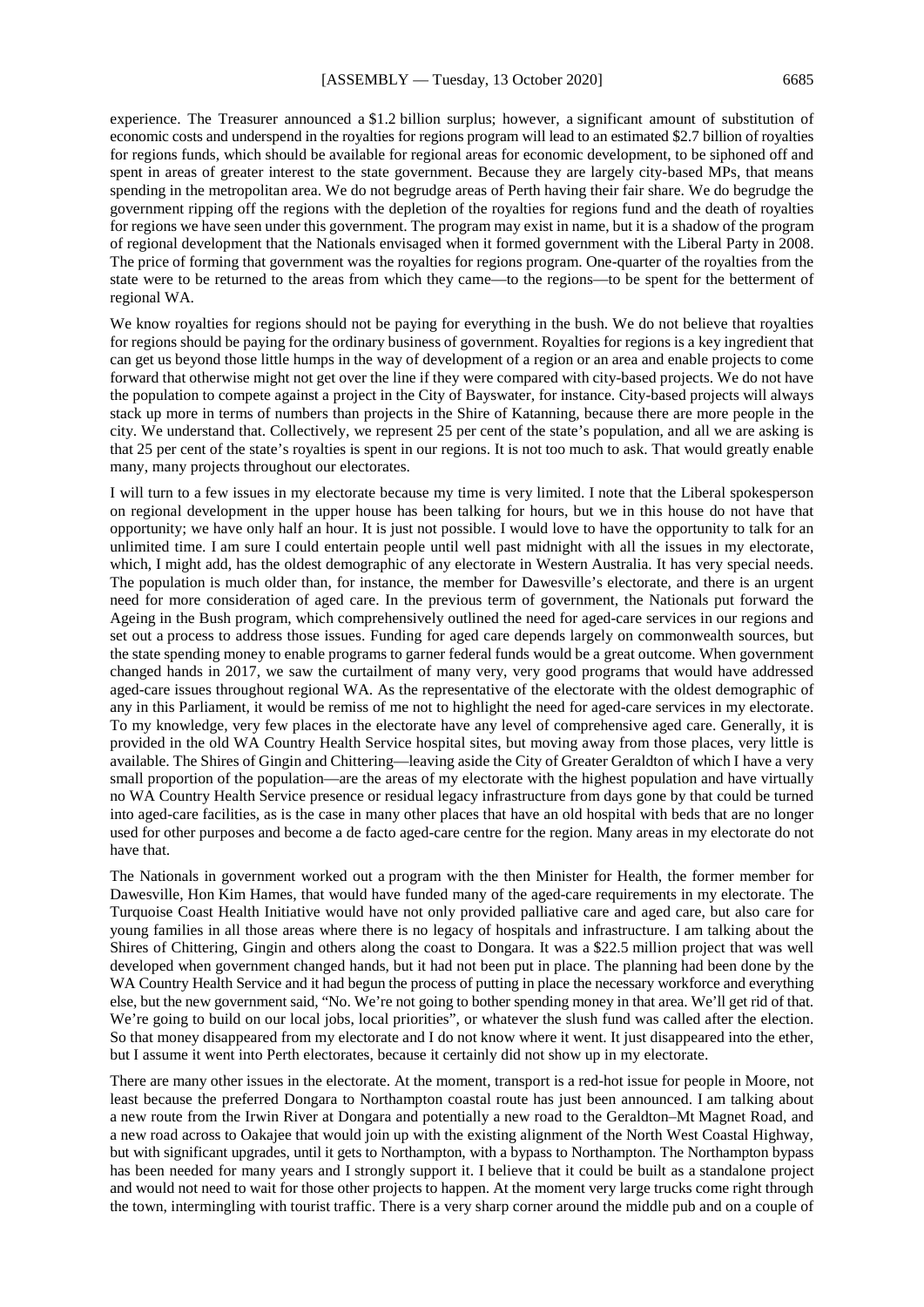experience. The Treasurer announced a $1.2 billion surplus; however, a significant amount of substitution of economic costs and underspend in the royalties for regions program will lead to an estimated $2.7 billion of royalties for regions funds, which should be available for regional areas for economic development, to be siphoned off and spent in areas of greater interest to the state government. Because they are largely city-based MPs, that means spending in the metropolitan area. We do not begrudge areas of Perth having their fair share. We do begrudge the government ripping off the regions with the depletion of the royalties for regions fund and the death of royalties for regions we have seen under this government. The program may exist in name, but it is a shadow of the program of regional development that the Nationals envisaged when it formed government with the Liberal Party in 2008. The price of forming that government was the royalties for regions program. One-quarter of the royalties from the state were to be returned to the areas from which they came—to the regions—to be spent for the betterment of regional WA.

We know royalties for regions should not be paying for everything in the bush. We do not believe that royalties for regions should be paying for the ordinary business of government. Royalties for regions is a key ingredient that can get us beyond those little humps in the way of development of a region or an area and enable projects to come forward that otherwise might not get over the line if they were compared with city-based projects. We do not have the population to compete against a project in the City of Bayswater, for instance. City-based projects will always stack up more in terms of numbers than projects in the Shire of Katanning, because there are more people in the city. We understand that. Collectively, we represent 25 per cent of the state's population, and all we are asking is that 25 per cent of the state's royalties is spent in our regions. It is not too much to ask. That would greatly enable many, many projects throughout our electorates.

I will turn to a few issues in my electorate because my time is very limited. I note that the Liberal spokesperson on regional development in the upper house has been talking for hours, but we in this house do not have that opportunity; we have only half an hour. It is just not possible. I would love to have the opportunity to talk for an unlimited time. I am sure I could entertain people until well past midnight with all the issues in my electorate, which, I might add, has the oldest demographic of any electorate in Western Australia. It has very special needs. The population is much older than, for instance, the member for Dawesville's electorate, and there is an urgent need for more consideration of aged care. In the previous term of government, the Nationals put forward the Ageing in the Bush program, which comprehensively outlined the need for aged-care services in our regions and set out a process to address those issues. Funding for aged care depends largely on commonwealth sources, but the state spending money to enable programs to garner federal funds would be a great outcome. When government changed hands in 2017, we saw the curtailment of many very, very good programs that would have addressed aged-care issues throughout regional WA. As the representative of the electorate with the oldest demographic of any in this Parliament, it would be remiss of me not to highlight the need for aged-care services in my electorate. To my knowledge, very few places in the electorate have any level of comprehensive aged care. Generally, it is provided in the old WA Country Health Service hospital sites, but moving away from those places, very little is available. The Shires of Gingin and Chittering—leaving aside the City of Greater Geraldton of which I have a very small proportion of the population—are the areas of my electorate with the highest population and have virtually no WA Country Health Service presence or residual legacy infrastructure from days gone by that could be turned into aged-care facilities, as is the case in many other places that have an old hospital with beds that are no longer used for other purposes and become a de facto aged-care centre for the region. Many areas in my electorate do not have that.

The Nationals in government worked out a program with the then Minister for Health, the former member for Dawesville, Hon Kim Hames, that would have funded many of the aged-care requirements in my electorate. The Turquoise Coast Health Initiative would have not only provided palliative care and aged care, but also care for young families in all those areas where there is no legacy of hospitals and infrastructure. I am talking about the Shires of Chittering, Gingin and others along the coast to Dongara. It was a $22.5 million project that was well developed when government changed hands, but it had not been put in place. The planning had been done by the WA Country Health Service and it had begun the process of putting in place the necessary workforce and everything else, but the new government said, "No. We're not going to bother spending money in that area. We'll get rid of that. We're going to build on our local jobs, local priorities", or whatever the slush fund was called after the election. So that money disappeared from my electorate and I do not know where it went. It just disappeared into the ether, but I assume it went into Perth electorates, because it certainly did not show up in my electorate.

There are many other issues in the electorate. At the moment, transport is a red-hot issue for people in Moore, not least because the preferred Dongara to Northampton coastal route has just been announced. I am talking about a new route from the Irwin River at Dongara and potentially a new road to the Geraldton–Mt Magnet Road, and a new road across to Oakajee that would join up with the existing alignment of the North West Coastal Highway, but with significant upgrades, until it gets to Northampton, with a bypass to Northampton. The Northampton bypass has been needed for many years and I strongly support it. I believe that it could be built as a standalone project and would not need to wait for those other projects to happen. At the moment very large trucks come right through the town, intermingling with tourist traffic. There is a very sharp corner around the middle pub and on a couple of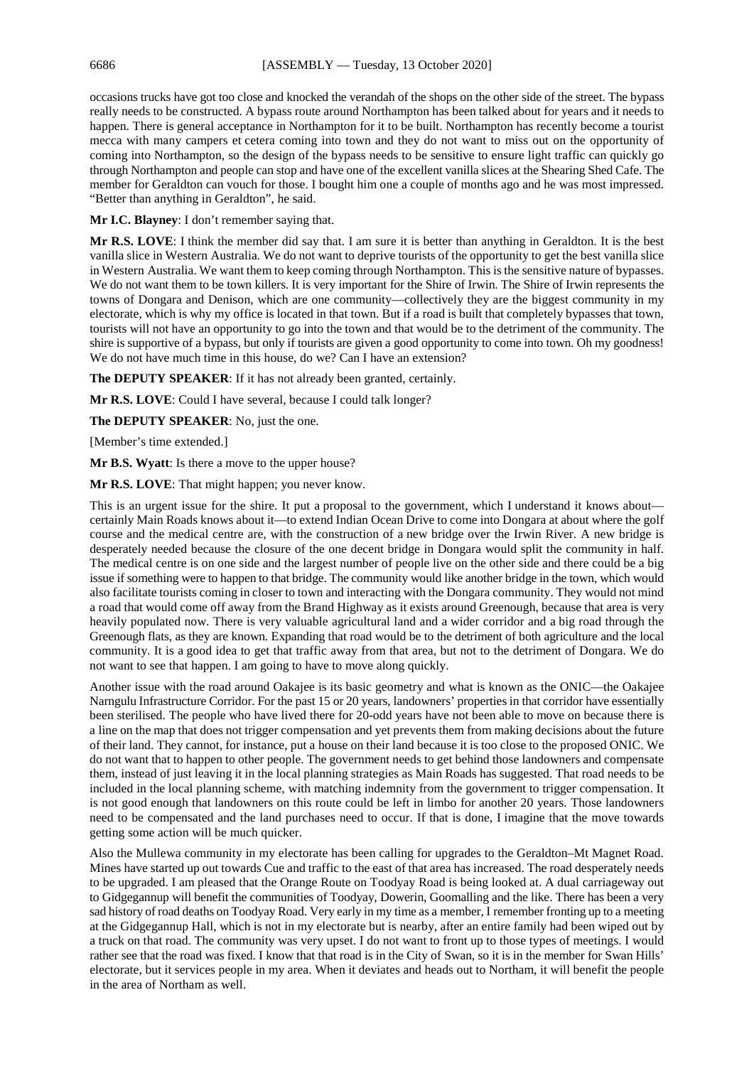occasions trucks have got too close and knocked the verandah of the shops on the other side of the street. The bypass really needs to be constructed. A bypass route around Northampton has been talked about for years and it needs to happen. There is general acceptance in Northampton for it to be built. Northampton has recently become a tourist mecca with many campers et cetera coming into town and they do not want to miss out on the opportunity of coming into Northampton, so the design of the bypass needs to be sensitive to ensure light traffic can quickly go through Northampton and people can stop and have one of the excellent vanilla slices at the Shearing Shed Cafe. The member for Geraldton can vouch for those. I bought him one a couple of months ago and he was most impressed. "Better than anything in Geraldton", he said.

**Mr I.C. Blayney**: I don't remember saying that.

**Mr R.S. LOVE**: I think the member did say that. I am sure it is better than anything in Geraldton. It is the best vanilla slice in Western Australia. We do not want to deprive tourists of the opportunity to get the best vanilla slice in Western Australia. We want them to keep coming through Northampton. This is the sensitive nature of bypasses. We do not want them to be town killers. It is very important for the Shire of Irwin. The Shire of Irwin represents the towns of Dongara and Denison, which are one community—collectively they are the biggest community in my electorate, which is why my office is located in that town. But if a road is built that completely bypasses that town, tourists will not have an opportunity to go into the town and that would be to the detriment of the community. The shire is supportive of a bypass, but only if tourists are given a good opportunity to come into town. Oh my goodness! We do not have much time in this house, do we? Can I have an extension?

**The DEPUTY SPEAKER**: If it has not already been granted, certainly.

**Mr R.S. LOVE**: Could I have several, because I could talk longer?

**The DEPUTY SPEAKER**: No, just the one.

[Member's time extended.]

**Mr B.S. Wyatt**: Is there a move to the upper house?

**Mr R.S. LOVE**: That might happen; you never know.

This is an urgent issue for the shire. It put a proposal to the government, which I understand it knows about—certainly Main Roads knows about it—to extend Indian Ocean Drive to come into Dongara at about where the golf course and the medical centre are, with the construction of a new bridge over the Irwin River. A new bridge is desperately needed because the closure of the one decent bridge in Dongara would split the community in half. The medical centre is on one side and the largest number of people live on the other side and there could be a big issue if something were to happen to that bridge. The community would like another bridge in the town, which would also facilitate tourists coming in closer to town and interacting with the Dongara community. They would not mind a road that would come off away from the Brand Highway as it exists around Greenough, because that area is very heavily populated now. There is very valuable agricultural land and a wider corridor and a big road through the Greenough flats, as they are known. Expanding that road would be to the detriment of both agriculture and the local community. It is a good idea to get that traffic away from that area, but not to the detriment of Dongara. We do not want to see that happen. I am going to have to move along quickly.

Another issue with the road around Oakajee is its basic geometry and what is known as the ONIC—the Oakajee Narngulu Infrastructure Corridor. For the past 15 or 20 years, landowners' properties in that corridor have essentially been sterilised. The people who have lived there for 20-odd years have not been able to move on because there is a line on the map that does not trigger compensation and yet prevents them from making decisions about the future of their land. They cannot, for instance, put a house on their land because it is too close to the proposed ONIC. We do not want that to happen to other people. The government needs to get behind those landowners and compensate them, instead of just leaving it in the local planning strategies as Main Roads has suggested. That road needs to be included in the local planning scheme, with matching indemnity from the government to trigger compensation. It is not good enough that landowners on this route could be left in limbo for another 20 years. Those landowners need to be compensated and the land purchases need to occur. If that is done, I imagine that the move towards getting some action will be much quicker.

Also the Mullewa community in my electorate has been calling for upgrades to the Geraldton–Mt Magnet Road. Mines have started up out towards Cue and traffic to the east of that area has increased. The road desperately needs to be upgraded. I am pleased that the Orange Route on Toodyay Road is being looked at. A dual carriageway out to Gidgegannup will benefit the communities of Toodyay, Dowerin, Goomalling and the like. There has been a very sad history of road deaths on Toodyay Road. Very early in my time as a member, I remember fronting up to a meeting at the Gidgegannup Hall, which is not in my electorate but is nearby, after an entire family had been wiped out by a truck on that road. The community was very upset. I do not want to front up to those types of meetings. I would rather see that the road was fixed. I know that that road is in the City of Swan, so it is in the member for Swan Hills' electorate, but it services people in my area. When it deviates and heads out to Northam, it will benefit the people in the area of Northam as well.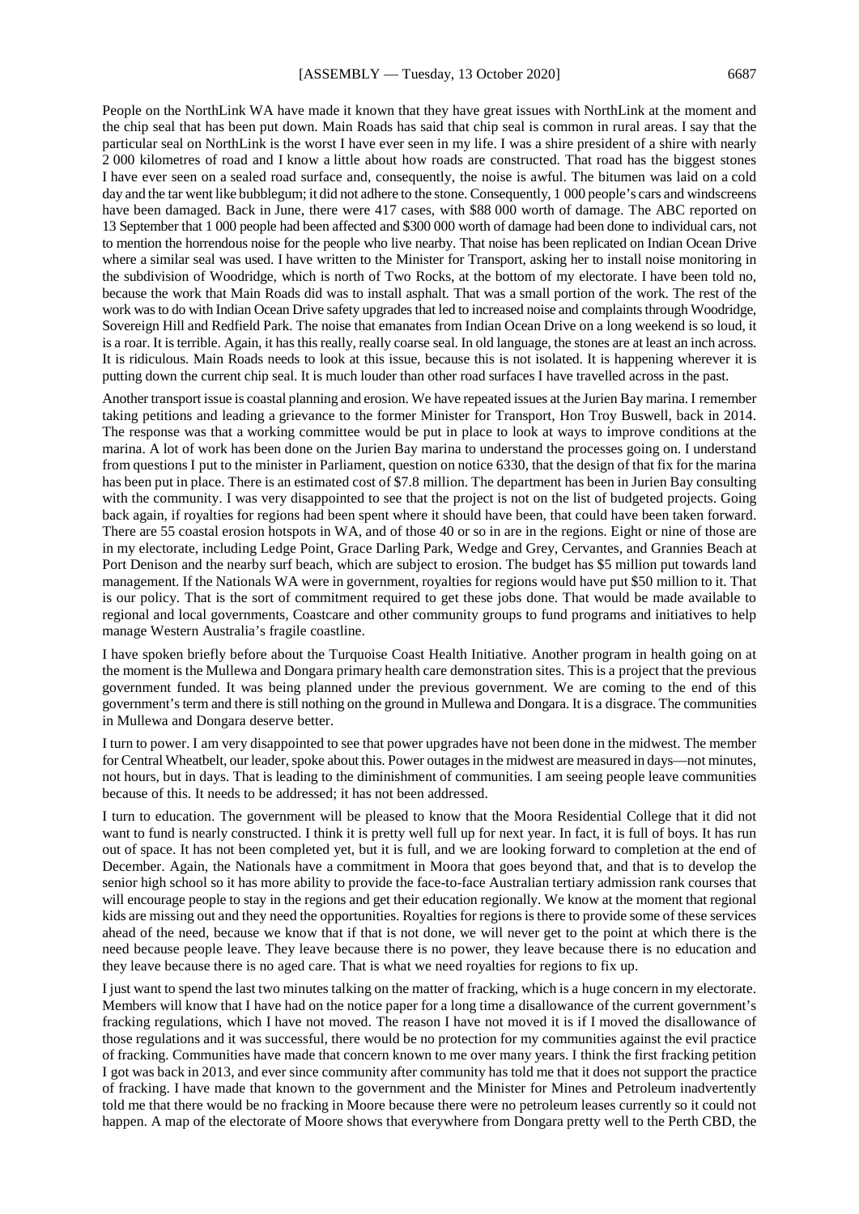People on the NorthLink WA have made it known that they have great issues with NorthLink at the moment and the chip seal that has been put down. Main Roads has said that chip seal is common in rural areas. I say that the particular seal on NorthLink is the worst I have ever seen in my life. I was a shire president of a shire with nearly 2 000 kilometres of road and I know a little about how roads are constructed. That road has the biggest stones I have ever seen on a sealed road surface and, consequently, the noise is awful. The bitumen was laid on a cold day and the tar went like bubblegum; it did not adhere to the stone. Consequently, 1 000 people's cars and windscreens have been damaged. Back in June, there were 417 cases, with $88 000 worth of damage. The ABC reported on 13 September that 1 000 people had been affected and $300 000 worth of damage had been done to individual cars, not to mention the horrendous noise for the people who live nearby. That noise has been replicated on Indian Ocean Drive where a similar seal was used. I have written to the Minister for Transport, asking her to install noise monitoring in the subdivision of Woodridge, which is north of Two Rocks, at the bottom of my electorate. I have been told no, because the work that Main Roads did was to install asphalt. That was a small portion of the work. The rest of the work was to do with Indian Ocean Drive safety upgrades that led to increased noise and complaints through Woodridge, Sovereign Hill and Redfield Park. The noise that emanates from Indian Ocean Drive on a long weekend is so loud, it is a roar. It is terrible. Again, it has this really, really coarse seal. In old language, the stones are at least an inch across. It is ridiculous. Main Roads needs to look at this issue, because this is not isolated. It is happening wherever it is putting down the current chip seal. It is much louder than other road surfaces I have travelled across in the past.

Another transport issue is coastal planning and erosion. We have repeated issues at the Jurien Bay marina. I remember taking petitions and leading a grievance to the former Minister for Transport, Hon Troy Buswell, back in 2014. The response was that a working committee would be put in place to look at ways to improve conditions at the marina. A lot of work has been done on the Jurien Bay marina to understand the processes going on. I understand from questions I put to the minister in Parliament, question on notice 6330, that the design of that fix for the marina has been put in place. There is an estimated cost of $7.8 million. The department has been in Jurien Bay consulting with the community. I was very disappointed to see that the project is not on the list of budgeted projects. Going back again, if royalties for regions had been spent where it should have been, that could have been taken forward. There are 55 coastal erosion hotspots in WA, and of those 40 or so in are in the regions. Eight or nine of those are in my electorate, including Ledge Point, Grace Darling Park, Wedge and Grey, Cervantes, and Grannies Beach at Port Denison and the nearby surf beach, which are subject to erosion. The budget has $5 million put towards land management. If the Nationals WA were in government, royalties for regions would have put $50 million to it. That is our policy. That is the sort of commitment required to get these jobs done. That would be made available to regional and local governments, Coastcare and other community groups to fund programs and initiatives to help manage Western Australia's fragile coastline.

I have spoken briefly before about the Turquoise Coast Health Initiative. Another program in health going on at the moment is the Mullewa and Dongara primary health care demonstration sites. This is a project that the previous government funded. It was being planned under the previous government. We are coming to the end of this government's term and there is still nothing on the ground in Mullewa and Dongara. It is a disgrace. The communities in Mullewa and Dongara deserve better.

I turn to power. I am very disappointed to see that power upgrades have not been done in the midwest. The member for Central Wheatbelt, our leader, spoke about this. Power outages in the midwest are measured in days—not minutes, not hours, but in days. That is leading to the diminishment of communities. I am seeing people leave communities because of this. It needs to be addressed; it has not been addressed.

I turn to education. The government will be pleased to know that the Moora Residential College that it did not want to fund is nearly constructed. I think it is pretty well full up for next year. In fact, it is full of boys. It has run out of space. It has not been completed yet, but it is full, and we are looking forward to completion at the end of December. Again, the Nationals have a commitment in Moora that goes beyond that, and that is to develop the senior high school so it has more ability to provide the face-to-face Australian tertiary admission rank courses that will encourage people to stay in the regions and get their education regionally. We know at the moment that regional kids are missing out and they need the opportunities. Royalties for regions is there to provide some of these services ahead of the need, because we know that if that is not done, we will never get to the point at which there is the need because people leave. They leave because there is no power, they leave because there is no education and they leave because there is no aged care. That is what we need royalties for regions to fix up.

I just want to spend the last two minutes talking on the matter of fracking, which is a huge concern in my electorate. Members will know that I have had on the notice paper for a long time a disallowance of the current government's fracking regulations, which I have not moved. The reason I have not moved it is if I moved the disallowance of those regulations and it was successful, there would be no protection for my communities against the evil practice of fracking. Communities have made that concern known to me over many years. I think the first fracking petition I got was back in 2013, and ever since community after community has told me that it does not support the practice of fracking. I have made that known to the government and the Minister for Mines and Petroleum inadvertently told me that there would be no fracking in Moore because there were no petroleum leases currently so it could not happen. A map of the electorate of Moore shows that everywhere from Dongara pretty well to the Perth CBD, the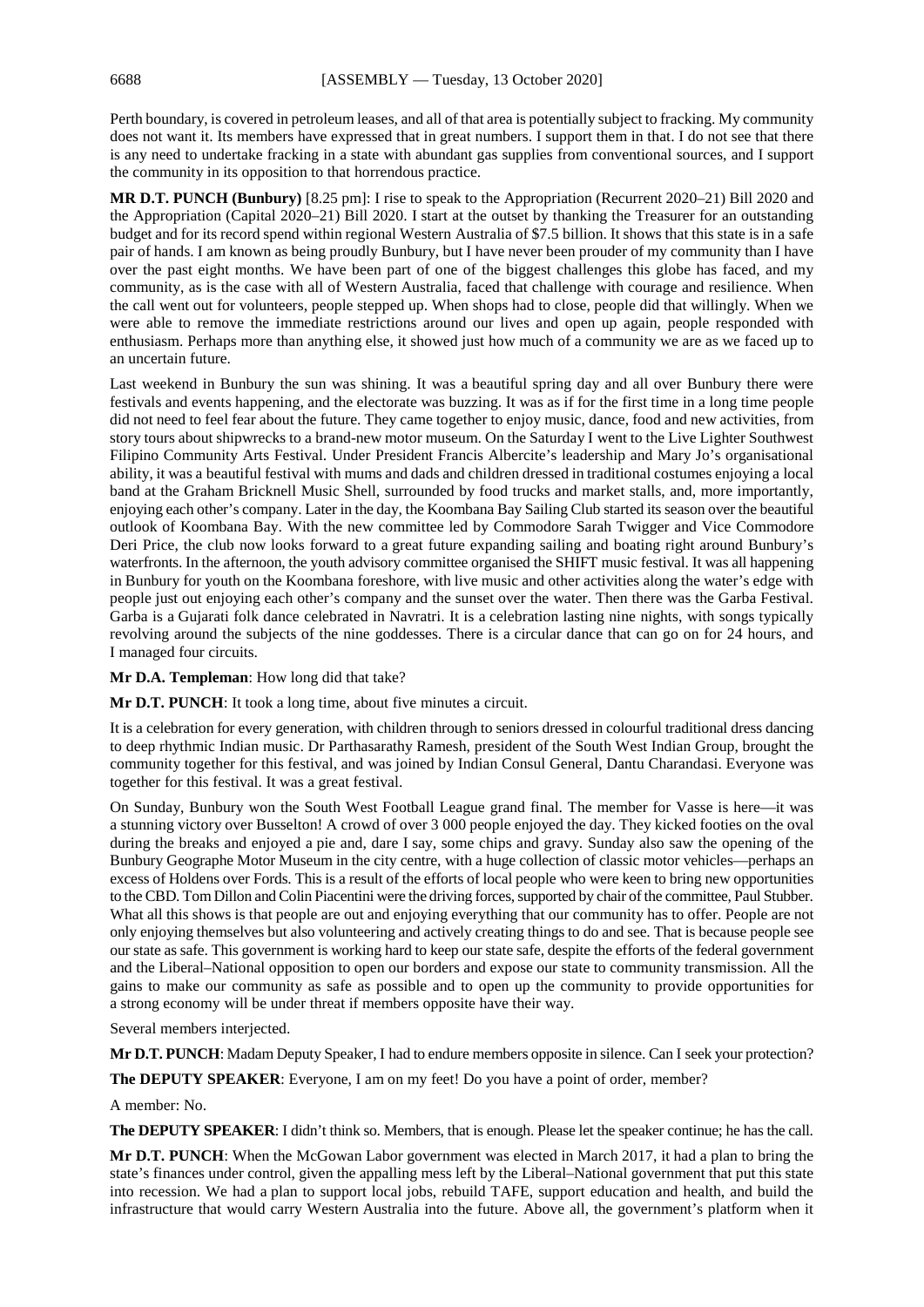Perth boundary, is covered in petroleum leases, and all of that area is potentially subject to fracking. My community does not want it. Its members have expressed that in great numbers. I support them in that. I do not see that there is any need to undertake fracking in a state with abundant gas supplies from conventional sources, and I support the community in its opposition to that horrendous practice.

**MR D.T. PUNCH (Bunbury)** [8.25 pm]: I rise to speak to the Appropriation (Recurrent 2020–21) Bill 2020 and the Appropriation (Capital 2020–21) Bill 2020. I start at the outset by thanking the Treasurer for an outstanding budget and for its record spend within regional Western Australia of $7.5 billion. It shows that this state is in a safe pair of hands. I am known as being proudly Bunbury, but I have never been prouder of my community than I have over the past eight months. We have been part of one of the biggest challenges this globe has faced, and my community, as is the case with all of Western Australia, faced that challenge with courage and resilience. When the call went out for volunteers, people stepped up. When shops had to close, people did that willingly. When we were able to remove the immediate restrictions around our lives and open up again, people responded with enthusiasm. Perhaps more than anything else, it showed just how much of a community we are as we faced up to an uncertain future.

Last weekend in Bunbury the sun was shining. It was a beautiful spring day and all over Bunbury there were festivals and events happening, and the electorate was buzzing. It was as if for the first time in a long time people did not need to feel fear about the future. They came together to enjoy music, dance, food and new activities, from story tours about shipwrecks to a brand-new motor museum. On the Saturday I went to the Live Lighter Southwest Filipino Community Arts Festival. Under President Francis Albercite's leadership and Mary Jo's organisational ability, it was a beautiful festival with mums and dads and children dressed in traditional costumes enjoying a local band at the Graham Bricknell Music Shell, surrounded by food trucks and market stalls, and, more importantly, enjoying each other's company. Later in the day, the Koombana Bay Sailing Club started its season over the beautiful outlook of Koombana Bay. With the new committee led by Commodore Sarah Twigger and Vice Commodore Deri Price, the club now looks forward to a great future expanding sailing and boating right around Bunbury's waterfronts. In the afternoon, the youth advisory committee organised the SHIFT music festival. It was all happening in Bunbury for youth on the Koombana foreshore, with live music and other activities along the water's edge with people just out enjoying each other's company and the sunset over the water. Then there was the Garba Festival. Garba is a Gujarati folk dance celebrated in Navratri. It is a celebration lasting nine nights, with songs typically revolving around the subjects of the nine goddesses. There is a circular dance that can go on for 24 hours, and I managed four circuits.

**Mr D.A. Templeman**: How long did that take?

**Mr D.T. PUNCH**: It took a long time, about five minutes a circuit.

It is a celebration for every generation, with children through to seniors dressed in colourful traditional dress dancing to deep rhythmic Indian music. Dr Parthasarathy Ramesh, president of the South West Indian Group, brought the community together for this festival, and was joined by Indian Consul General, Dantu Charandasi. Everyone was together for this festival. It was a great festival.

On Sunday, Bunbury won the South West Football League grand final. The member for Vasse is here—it was a stunning victory over Busselton! A crowd of over 3 000 people enjoyed the day. They kicked footies on the oval during the breaks and enjoyed a pie and, dare I say, some chips and gravy. Sunday also saw the opening of the Bunbury Geographe Motor Museum in the city centre, with a huge collection of classic motor vehicles—perhaps an excess of Holdens over Fords. This is a result of the efforts of local people who were keen to bring new opportunities to the CBD. Tom Dillon and Colin Piacentini were the driving forces, supported by chair of the committee, Paul Stubber. What all this shows is that people are out and enjoying everything that our community has to offer. People are not only enjoying themselves but also volunteering and actively creating things to do and see. That is because people see our state as safe. This government is working hard to keep our state safe, despite the efforts of the federal government and the Liberal–National opposition to open our borders and expose our state to community transmission. All the gains to make our community as safe as possible and to open up the community to provide opportunities for a strong economy will be under threat if members opposite have their way.

Several members interjected.

**Mr D.T. PUNCH**: Madam Deputy Speaker, I had to endure members opposite in silence. Can I seek your protection?

**The DEPUTY SPEAKER**: Everyone, I am on my feet! Do you have a point of order, member?

A member: No.

**The DEPUTY SPEAKER**: I didn't think so. Members, that is enough. Please let the speaker continue; he has the call.

**Mr D.T. PUNCH**: When the McGowan Labor government was elected in March 2017, it had a plan to bring the state's finances under control, given the appalling mess left by the Liberal–National government that put this state into recession. We had a plan to support local jobs, rebuild TAFE, support education and health, and build the infrastructure that would carry Western Australia into the future. Above all, the government's platform when it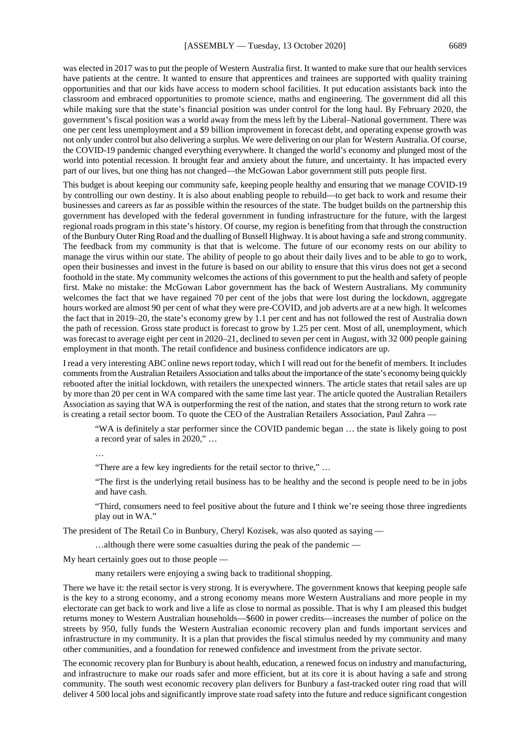was elected in 2017 was to put the people of Western Australia first. It wanted to make sure that our health services have patients at the centre. It wanted to ensure that apprentices and trainees are supported with quality training opportunities and that our kids have access to modern school facilities. It put education assistants back into the classroom and embraced opportunities to promote science, maths and engineering. The government did all this while making sure that the state's financial position was under control for the long haul. By February 2020, the government's fiscal position was a world away from the mess left by the Liberal–National government. There was one per cent less unemployment and a $9 billion improvement in forecast debt, and operating expense growth was not only under control but also delivering a surplus. We were delivering on our plan for Western Australia. Of course, the COVID-19 pandemic changed everything everywhere. It changed the world's economy and plunged most of the world into potential recession. It brought fear and anxiety about the future, and uncertainty. It has impacted every part of our lives, but one thing has not changed—the McGowan Labor government still puts people first.

This budget is about keeping our community safe, keeping people healthy and ensuring that we manage COVID-19 by controlling our own destiny. It is also about enabling people to rebuild—to get back to work and resume their businesses and careers as far as possible within the resources of the state. The budget builds on the partnership this government has developed with the federal government in funding infrastructure for the future, with the largest regional roads program in this state's history. Of course, my region is benefiting from that through the construction of the Bunbury Outer Ring Road and the dualling of Bussell Highway. It is about having a safe and strong community. The feedback from my community is that that is welcome. The future of our economy rests on our ability to manage the virus within our state. The ability of people to go about their daily lives and to be able to go to work, open their businesses and invest in the future is based on our ability to ensure that this virus does not get a second foothold in the state. My community welcomes the actions of this government to put the health and safety of people first. Make no mistake: the McGowan Labor government has the back of Western Australians. My community welcomes the fact that we have regained 70 per cent of the jobs that were lost during the lockdown, aggregate hours worked are almost 90 per cent of what they were pre-COVID, and job adverts are at a new high. It welcomes the fact that in 2019–20, the state's economy grew by 1.1 per cent and has not followed the rest of Australia down the path of recession. Gross state product is forecast to grow by 1.25 per cent. Most of all, unemployment, which was forecast to average eight per cent in 2020–21, declined to seven per cent in August, with 32 000 people gaining employment in that month. The retail confidence and business confidence indicators are up.

I read a very interesting ABC online news report today, which I will read out for the benefit of members. It includes comments from the Australian Retailers Association and talks about the importance of the state's economy being quickly rebooted after the initial lockdown, with retailers the unexpected winners. The article states that retail sales are up by more than 20 per cent in WA compared with the same time last year. The article quoted the Australian Retailers Association as saying that WA is outperforming the rest of the nation, and states that the strong return to work rate is creating a retail sector boom. To quote the CEO of the Australian Retailers Association, Paul Zahra —

> "WA is definitely a star performer since the COVID pandemic began … the state is likely going to post a record year of sales in 2020," …
>
> …
>
> "There are a few key ingredients for the retail sector to thrive," …
>
> "The first is the underlying retail business has to be healthy and the second is people need to be in jobs and have cash.
>
> "Third, consumers need to feel positive about the future and I think we're seeing those three ingredients play out in WA."

The president of The Retail Co in Bunbury, Cheryl Kozisek, was also quoted as saying —

> …although there were some casualties during the peak of the pandemic —

My heart certainly goes out to those people —

> many retailers were enjoying a swing back to traditional shopping.

There we have it: the retail sector is very strong. It is everywhere. The government knows that keeping people safe is the key to a strong economy, and a strong economy means more Western Australians and more people in my electorate can get back to work and live a life as close to normal as possible. That is why I am pleased this budget returns money to Western Australian households—$600 in power credits—increases the number of police on the streets by 950, fully funds the Western Australian economic recovery plan and funds important services and infrastructure in my community. It is a plan that provides the fiscal stimulus needed by my community and many other communities, and a foundation for renewed confidence and investment from the private sector.

The economic recovery plan for Bunbury is about health, education, a renewed focus on industry and manufacturing, and infrastructure to make our roads safer and more efficient, but at its core it is about having a safe and strong community. The south west economic recovery plan delivers for Bunbury a fast-tracked outer ring road that will deliver 4 500 local jobs and significantly improve state road safety into the future and reduce significant congestion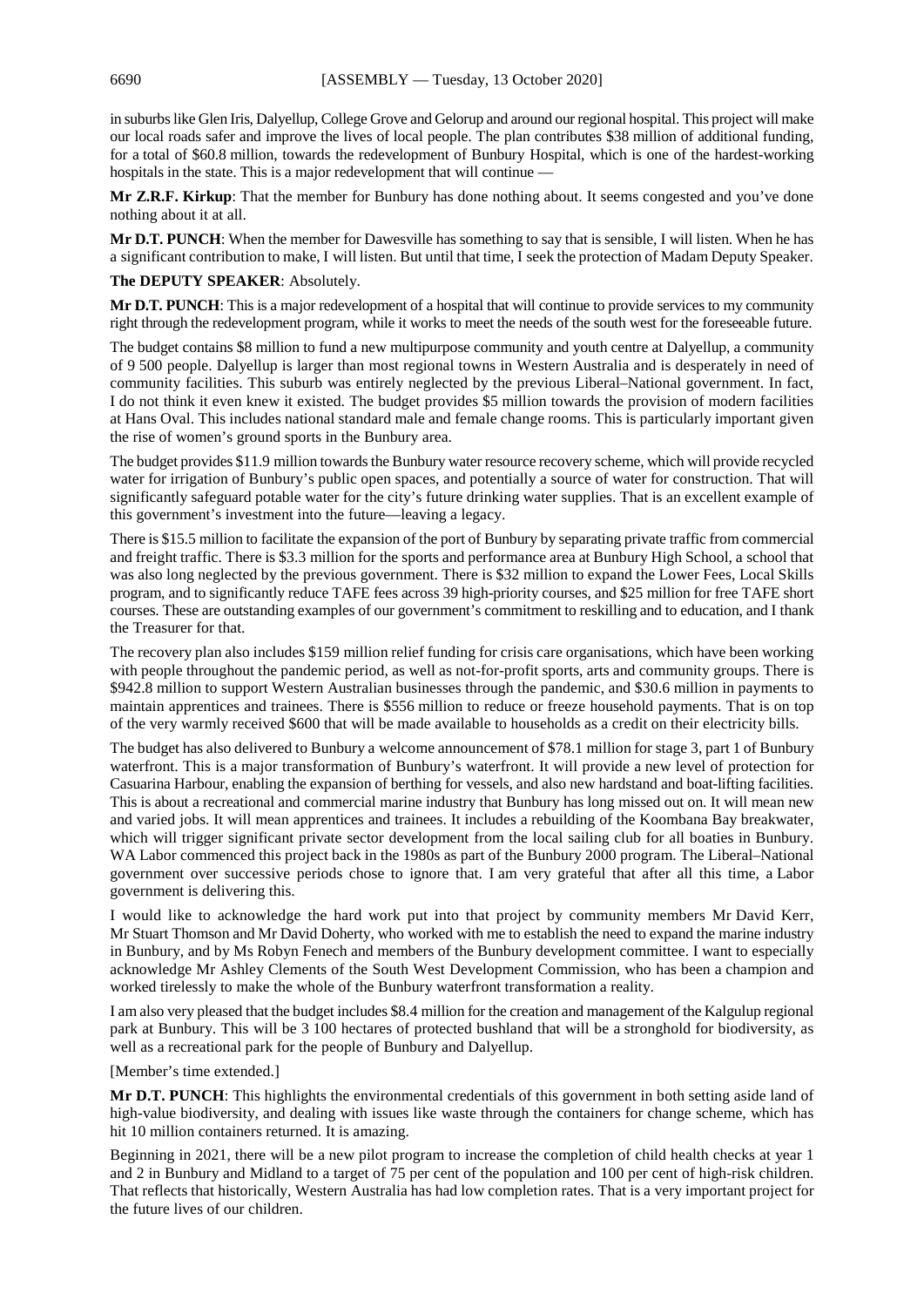in suburbs like Glen Iris, Dalyellup, College Grove and Gelorup and around our regional hospital. This project will make our local roads safer and improve the lives of local people. The plan contributes $38 million of additional funding, for a total of $60.8 million, towards the redevelopment of Bunbury Hospital, which is one of the hardest-working hospitals in the state. This is a major redevelopment that will continue —

**Mr Z.R.F. Kirkup**: That the member for Bunbury has done nothing about. It seems congested and you've done nothing about it at all.

**Mr D.T. PUNCH**: When the member for Dawesville has something to say that is sensible, I will listen. When he has a significant contribution to make, I will listen. But until that time, I seek the protection of Madam Deputy Speaker.

**The DEPUTY SPEAKER**: Absolutely.

**Mr D.T. PUNCH**: This is a major redevelopment of a hospital that will continue to provide services to my community right through the redevelopment program, while it works to meet the needs of the south west for the foreseeable future.

The budget contains $8 million to fund a new multipurpose community and youth centre at Dalyellup, a community of 9 500 people. Dalyellup is larger than most regional towns in Western Australia and is desperately in need of community facilities. This suburb was entirely neglected by the previous Liberal–National government. In fact, I do not think it even knew it existed. The budget provides $5 million towards the provision of modern facilities at Hans Oval. This includes national standard male and female change rooms. This is particularly important given the rise of women's ground sports in the Bunbury area.

The budget provides $11.9 million towards the Bunbury water resource recovery scheme, which will provide recycled water for irrigation of Bunbury's public open spaces, and potentially a source of water for construction. That will significantly safeguard potable water for the city's future drinking water supplies. That is an excellent example of this government's investment into the future—leaving a legacy.

There is $15.5 million to facilitate the expansion of the port of Bunbury by separating private traffic from commercial and freight traffic. There is $3.3 million for the sports and performance area at Bunbury High School, a school that was also long neglected by the previous government. There is $32 million to expand the Lower Fees, Local Skills program, and to significantly reduce TAFE fees across 39 high-priority courses, and $25 million for free TAFE short courses. These are outstanding examples of our government's commitment to reskilling and to education, and I thank the Treasurer for that.

The recovery plan also includes $159 million relief funding for crisis care organisations, which have been working with people throughout the pandemic period, as well as not-for-profit sports, arts and community groups. There is $942.8 million to support Western Australian businesses through the pandemic, and $30.6 million in payments to maintain apprentices and trainees. There is $556 million to reduce or freeze household payments. That is on top of the very warmly received $600 that will be made available to households as a credit on their electricity bills.

The budget has also delivered to Bunbury a welcome announcement of $78.1 million for stage 3, part 1 of Bunbury waterfront. This is a major transformation of Bunbury's waterfront. It will provide a new level of protection for Casuarina Harbour, enabling the expansion of berthing for vessels, and also new hardstand and boat-lifting facilities. This is about a recreational and commercial marine industry that Bunbury has long missed out on. It will mean new and varied jobs. It will mean apprentices and trainees. It includes a rebuilding of the Koombana Bay breakwater, which will trigger significant private sector development from the local sailing club for all boaties in Bunbury. WA Labor commenced this project back in the 1980s as part of the Bunbury 2000 program. The Liberal–National government over successive periods chose to ignore that. I am very grateful that after all this time, a Labor government is delivering this.

I would like to acknowledge the hard work put into that project by community members Mr David Kerr, Mr Stuart Thomson and Mr David Doherty, who worked with me to establish the need to expand the marine industry in Bunbury, and by Ms Robyn Fenech and members of the Bunbury development committee. I want to especially acknowledge Mr Ashley Clements of the South West Development Commission, who has been a champion and worked tirelessly to make the whole of the Bunbury waterfront transformation a reality.

I am also very pleased that the budget includes $8.4 million for the creation and management of the Kalgulup regional park at Bunbury. This will be 3 100 hectares of protected bushland that will be a stronghold for biodiversity, as well as a recreational park for the people of Bunbury and Dalyellup.

[Member's time extended.]

**Mr D.T. PUNCH**: This highlights the environmental credentials of this government in both setting aside land of high-value biodiversity, and dealing with issues like waste through the containers for change scheme, which has hit 10 million containers returned. It is amazing.

Beginning in 2021, there will be a new pilot program to increase the completion of child health checks at year 1 and 2 in Bunbury and Midland to a target of 75 per cent of the population and 100 per cent of high-risk children. That reflects that historically, Western Australia has had low completion rates. That is a very important project for the future lives of our children.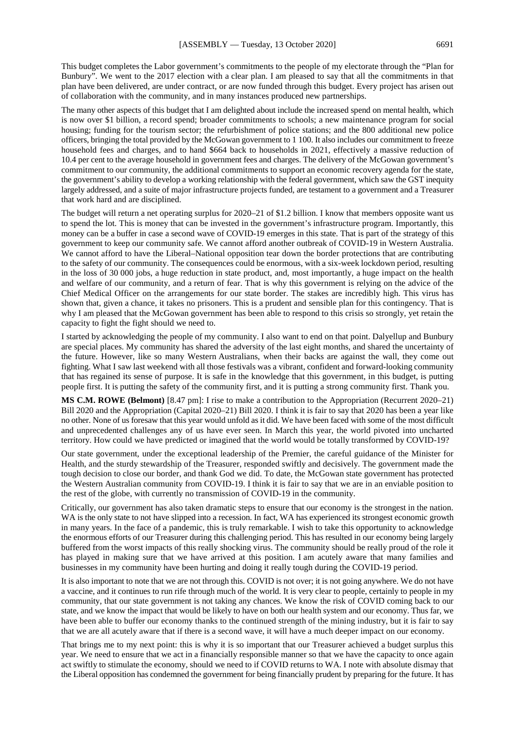This budget completes the Labor government's commitments to the people of my electorate through the "Plan for Bunbury". We went to the 2017 election with a clear plan. I am pleased to say that all the commitments in that plan have been delivered, are under contract, or are now funded through this budget. Every project has arisen out of collaboration with the community, and in many instances produced new partnerships.

The many other aspects of this budget that I am delighted about include the increased spend on mental health, which is now over $1 billion, a record spend; broader commitments to schools; a new maintenance program for social housing; funding for the tourism sector; the refurbishment of police stations; and the 800 additional new police officers, bringing the total provided by the McGowan government to 1 100. It also includes our commitment to freeze household fees and charges, and to hand $664 back to households in 2021, effectively a massive reduction of 10.4 per cent to the average household in government fees and charges. The delivery of the McGowan government's commitment to our community, the additional commitments to support an economic recovery agenda for the state, the government's ability to develop a working relationship with the federal government, which saw the GST inequity largely addressed, and a suite of major infrastructure projects funded, are testament to a government and a Treasurer that work hard and are disciplined.

The budget will return a net operating surplus for 2020–21 of $1.2 billion. I know that members opposite want us to spend the lot. This is money that can be invested in the government's infrastructure program. Importantly, this money can be a buffer in case a second wave of COVID-19 emerges in this state. That is part of the strategy of this government to keep our community safe. We cannot afford another outbreak of COVID-19 in Western Australia. We cannot afford to have the Liberal–National opposition tear down the border protections that are contributing to the safety of our community. The consequences could be enormous, with a six-week lockdown period, resulting in the loss of 30 000 jobs, a huge reduction in state product, and, most importantly, a huge impact on the health and welfare of our community, and a return of fear. That is why this government is relying on the advice of the Chief Medical Officer on the arrangements for our state border. The stakes are incredibly high. This virus has shown that, given a chance, it takes no prisoners. This is a prudent and sensible plan for this contingency. That is why I am pleased that the McGowan government has been able to respond to this crisis so strongly, yet retain the capacity to fight the fight should we need to.

I started by acknowledging the people of my community. I also want to end on that point. Dalyellup and Bunbury are special places. My community has shared the adversity of the last eight months, and shared the uncertainty of the future. However, like so many Western Australians, when their backs are against the wall, they come out fighting. What I saw last weekend with all those festivals was a vibrant, confident and forward-looking community that has regained its sense of purpose. It is safe in the knowledge that this government, in this budget, is putting people first. It is putting the safety of the community first, and it is putting a strong community first. Thank you.

**MS C.M. ROWE (Belmont)** [8.47 pm]: I rise to make a contribution to the Appropriation (Recurrent 2020–21) Bill 2020 and the Appropriation (Capital 2020–21) Bill 2020. I think it is fair to say that 2020 has been a year like no other. None of us foresaw that this year would unfold as it did. We have been faced with some of the most difficult and unprecedented challenges any of us have ever seen. In March this year, the world pivoted into uncharted territory. How could we have predicted or imagined that the world would be totally transformed by COVID-19?

Our state government, under the exceptional leadership of the Premier, the careful guidance of the Minister for Health, and the sturdy stewardship of the Treasurer, responded swiftly and decisively. The government made the tough decision to close our border, and thank God we did. To date, the McGowan state government has protected the Western Australian community from COVID-19. I think it is fair to say that we are in an enviable position to the rest of the globe, with currently no transmission of COVID-19 in the community.

Critically, our government has also taken dramatic steps to ensure that our economy is the strongest in the nation. WA is the only state to not have slipped into a recession. In fact, WA has experienced its strongest economic growth in many years. In the face of a pandemic, this is truly remarkable. I wish to take this opportunity to acknowledge the enormous efforts of our Treasurer during this challenging period. This has resulted in our economy being largely buffered from the worst impacts of this really shocking virus. The community should be really proud of the role it has played in making sure that we have arrived at this position. I am acutely aware that many families and businesses in my community have been hurting and doing it really tough during the COVID-19 period.

It is also important to note that we are not through this. COVID is not over; it is not going anywhere. We do not have a vaccine, and it continues to run rife through much of the world. It is very clear to people, certainly to people in my community, that our state government is not taking any chances. We know the risk of COVID coming back to our state, and we know the impact that would be likely to have on both our health system and our economy. Thus far, we have been able to buffer our economy thanks to the continued strength of the mining industry, but it is fair to say that we are all acutely aware that if there is a second wave, it will have a much deeper impact on our economy.

That brings me to my next point: this is why it is so important that our Treasurer achieved a budget surplus this year. We need to ensure that we act in a financially responsible manner so that we have the capacity to once again act swiftly to stimulate the economy, should we need to if COVID returns to WA. I note with absolute dismay that the Liberal opposition has condemned the government for being financially prudent by preparing for the future. It has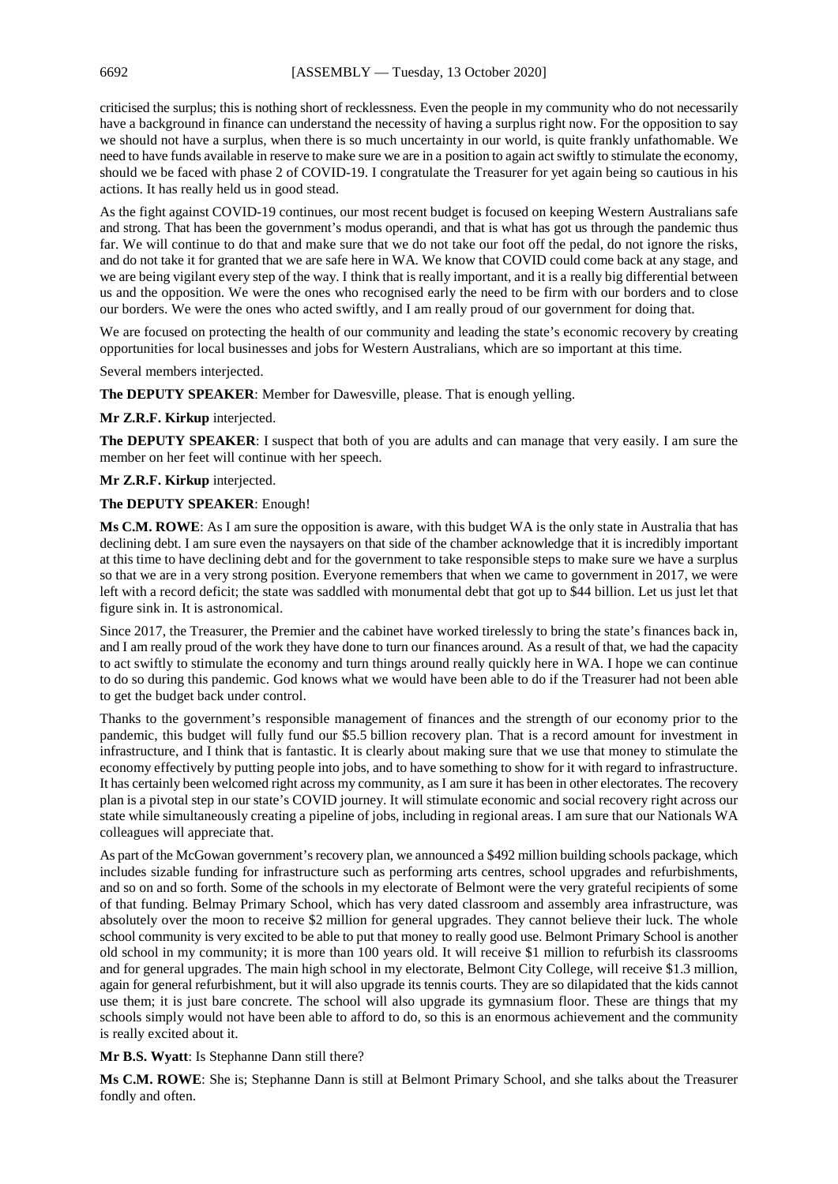criticised the surplus; this is nothing short of recklessness. Even the people in my community who do not necessarily have a background in finance can understand the necessity of having a surplus right now. For the opposition to say we should not have a surplus, when there is so much uncertainty in our world, is quite frankly unfathomable. We need to have funds available in reserve to make sure we are in a position to again act swiftly to stimulate the economy, should we be faced with phase 2 of COVID-19. I congratulate the Treasurer for yet again being so cautious in his actions. It has really held us in good stead.

As the fight against COVID-19 continues, our most recent budget is focused on keeping Western Australians safe and strong. That has been the government's modus operandi, and that is what has got us through the pandemic thus far. We will continue to do that and make sure that we do not take our foot off the pedal, do not ignore the risks, and do not take it for granted that we are safe here in WA. We know that COVID could come back at any stage, and we are being vigilant every step of the way. I think that is really important, and it is a really big differential between us and the opposition. We were the ones who recognised early the need to be firm with our borders and to close our borders. We were the ones who acted swiftly, and I am really proud of our government for doing that.

We are focused on protecting the health of our community and leading the state's economic recovery by creating opportunities for local businesses and jobs for Western Australians, which are so important at this time.

Several members interjected.

**The DEPUTY SPEAKER**: Member for Dawesville, please. That is enough yelling.

**Mr Z.R.F. Kirkup** interjected.

**The DEPUTY SPEAKER**: I suspect that both of you are adults and can manage that very easily. I am sure the member on her feet will continue with her speech.

**Mr Z.R.F. Kirkup** interjected.

**The DEPUTY SPEAKER**: Enough!

**Ms C.M. ROWE**: As I am sure the opposition is aware, with this budget WA is the only state in Australia that has declining debt. I am sure even the naysayers on that side of the chamber acknowledge that it is incredibly important at this time to have declining debt and for the government to take responsible steps to make sure we have a surplus so that we are in a very strong position. Everyone remembers that when we came to government in 2017, we were left with a record deficit; the state was saddled with monumental debt that got up to $44 billion. Let us just let that figure sink in. It is astronomical.

Since 2017, the Treasurer, the Premier and the cabinet have worked tirelessly to bring the state's finances back in, and I am really proud of the work they have done to turn our finances around. As a result of that, we had the capacity to act swiftly to stimulate the economy and turn things around really quickly here in WA. I hope we can continue to do so during this pandemic. God knows what we would have been able to do if the Treasurer had not been able to get the budget back under control.

Thanks to the government's responsible management of finances and the strength of our economy prior to the pandemic, this budget will fully fund our $5.5 billion recovery plan. That is a record amount for investment in infrastructure, and I think that is fantastic. It is clearly about making sure that we use that money to stimulate the economy effectively by putting people into jobs, and to have something to show for it with regard to infrastructure. It has certainly been welcomed right across my community, as I am sure it has been in other electorates. The recovery plan is a pivotal step in our state's COVID journey. It will stimulate economic and social recovery right across our state while simultaneously creating a pipeline of jobs, including in regional areas. I am sure that our Nationals WA colleagues will appreciate that.

As part of the McGowan government's recovery plan, we announced a $492 million building schools package, which includes sizable funding for infrastructure such as performing arts centres, school upgrades and refurbishments, and so on and so forth. Some of the schools in my electorate of Belmont were the very grateful recipients of some of that funding. Belmay Primary School, which has very dated classroom and assembly area infrastructure, was absolutely over the moon to receive $2 million for general upgrades. They cannot believe their luck. The whole school community is very excited to be able to put that money to really good use. Belmont Primary School is another old school in my community; it is more than 100 years old. It will receive $1 million to refurbish its classrooms and for general upgrades. The main high school in my electorate, Belmont City College, will receive $1.3 million, again for general refurbishment, but it will also upgrade its tennis courts. They are so dilapidated that the kids cannot use them; it is just bare concrete. The school will also upgrade its gymnasium floor. These are things that my schools simply would not have been able to afford to do, so this is an enormous achievement and the community is really excited about it.

**Mr B.S. Wyatt**: Is Stephanne Dann still there?

**Ms C.M. ROWE**: She is; Stephanne Dann is still at Belmont Primary School, and she talks about the Treasurer fondly and often.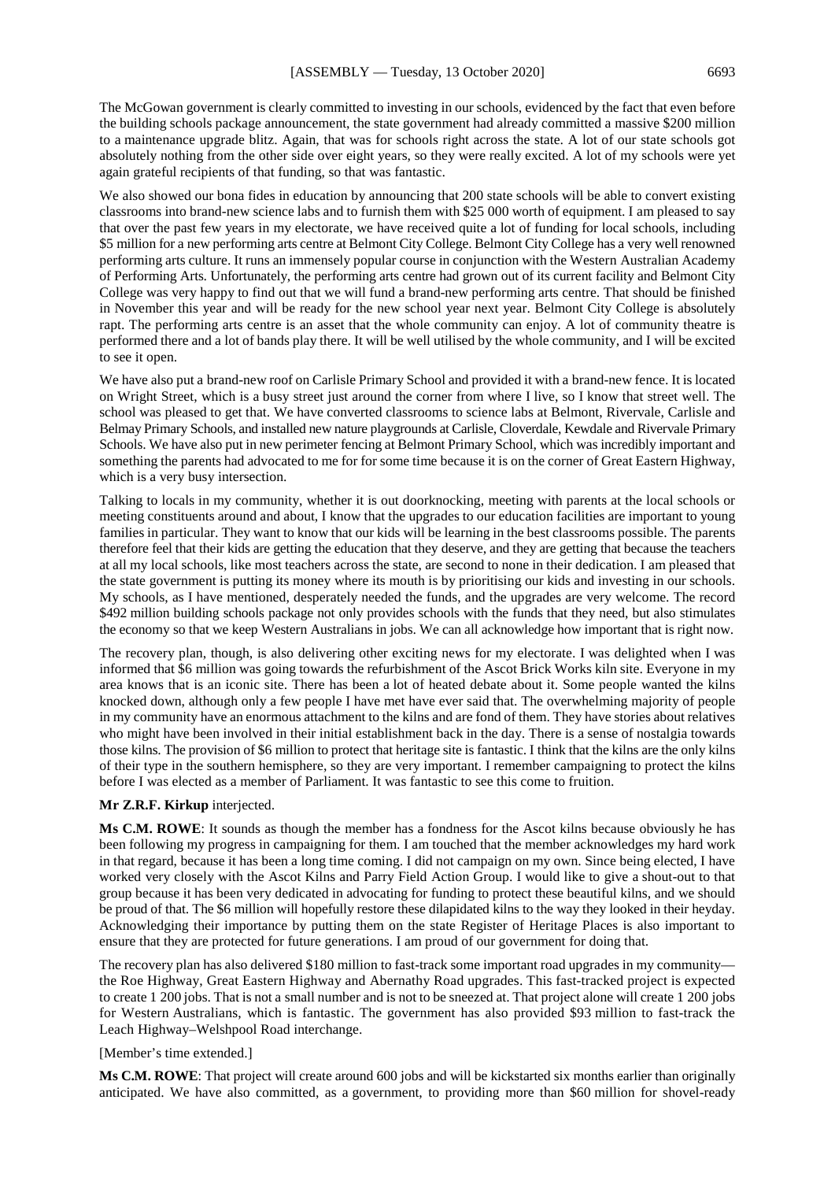The McGowan government is clearly committed to investing in our schools, evidenced by the fact that even before the building schools package announcement, the state government had already committed a massive $200 million to a maintenance upgrade blitz. Again, that was for schools right across the state. A lot of our state schools got absolutely nothing from the other side over eight years, so they were really excited. A lot of my schools were yet again grateful recipients of that funding, so that was fantastic.

We also showed our bona fides in education by announcing that 200 state schools will be able to convert existing classrooms into brand-new science labs and to furnish them with $25 000 worth of equipment. I am pleased to say that over the past few years in my electorate, we have received quite a lot of funding for local schools, including $5 million for a new performing arts centre at Belmont City College. Belmont City College has a very well renowned performing arts culture. It runs an immensely popular course in conjunction with the Western Australian Academy of Performing Arts. Unfortunately, the performing arts centre had grown out of its current facility and Belmont City College was very happy to find out that we will fund a brand-new performing arts centre. That should be finished in November this year and will be ready for the new school year next year. Belmont City College is absolutely rapt. The performing arts centre is an asset that the whole community can enjoy. A lot of community theatre is performed there and a lot of bands play there. It will be well utilised by the whole community, and I will be excited to see it open.

We have also put a brand-new roof on Carlisle Primary School and provided it with a brand-new fence. It is located on Wright Street, which is a busy street just around the corner from where I live, so I know that street well. The school was pleased to get that. We have converted classrooms to science labs at Belmont, Rivervale, Carlisle and Belmay Primary Schools, and installed new nature playgrounds at Carlisle, Cloverdale, Kewdale and Rivervale Primary Schools. We have also put in new perimeter fencing at Belmont Primary School, which was incredibly important and something the parents had advocated to me for for some time because it is on the corner of Great Eastern Highway, which is a very busy intersection.

Talking to locals in my community, whether it is out doorknocking, meeting with parents at the local schools or meeting constituents around and about, I know that the upgrades to our education facilities are important to young families in particular. They want to know that our kids will be learning in the best classrooms possible. The parents therefore feel that their kids are getting the education that they deserve, and they are getting that because the teachers at all my local schools, like most teachers across the state, are second to none in their dedication. I am pleased that the state government is putting its money where its mouth is by prioritising our kids and investing in our schools. My schools, as I have mentioned, desperately needed the funds, and the upgrades are very welcome. The record $492 million building schools package not only provides schools with the funds that they need, but also stimulates the economy so that we keep Western Australians in jobs. We can all acknowledge how important that is right now.

The recovery plan, though, is also delivering other exciting news for my electorate. I was delighted when I was informed that $6 million was going towards the refurbishment of the Ascot Brick Works kiln site. Everyone in my area knows that is an iconic site. There has been a lot of heated debate about it. Some people wanted the kilns knocked down, although only a few people I have met have ever said that. The overwhelming majority of people in my community have an enormous attachment to the kilns and are fond of them. They have stories about relatives who might have been involved in their initial establishment back in the day. There is a sense of nostalgia towards those kilns. The provision of $6 million to protect that heritage site is fantastic. I think that the kilns are the only kilns of their type in the southern hemisphere, so they are very important. I remember campaigning to protect the kilns before I was elected as a member of Parliament. It was fantastic to see this come to fruition.

**Mr Z.R.F. Kirkup** interjected.

**Ms C.M. ROWE**: It sounds as though the member has a fondness for the Ascot kilns because obviously he has been following my progress in campaigning for them. I am touched that the member acknowledges my hard work in that regard, because it has been a long time coming. I did not campaign on my own. Since being elected, I have worked very closely with the Ascot Kilns and Parry Field Action Group. I would like to give a shout-out to that group because it has been very dedicated in advocating for funding to protect these beautiful kilns, and we should be proud of that. The $6 million will hopefully restore these dilapidated kilns to the way they looked in their heyday. Acknowledging their importance by putting them on the state Register of Heritage Places is also important to ensure that they are protected for future generations. I am proud of our government for doing that.

The recovery plan has also delivered $180 million to fast-track some important road upgrades in my community—the Roe Highway, Great Eastern Highway and Abernathy Road upgrades. This fast-tracked project is expected to create 1 200 jobs. That is not a small number and is not to be sneezed at. That project alone will create 1 200 jobs for Western Australians, which is fantastic. The government has also provided $93 million to fast-track the Leach Highway–Welshpool Road interchange.

[Member's time extended.]

**Ms C.M. ROWE**: That project will create around 600 jobs and will be kickstarted six months earlier than originally anticipated. We have also committed, as a government, to providing more than $60 million for shovel-ready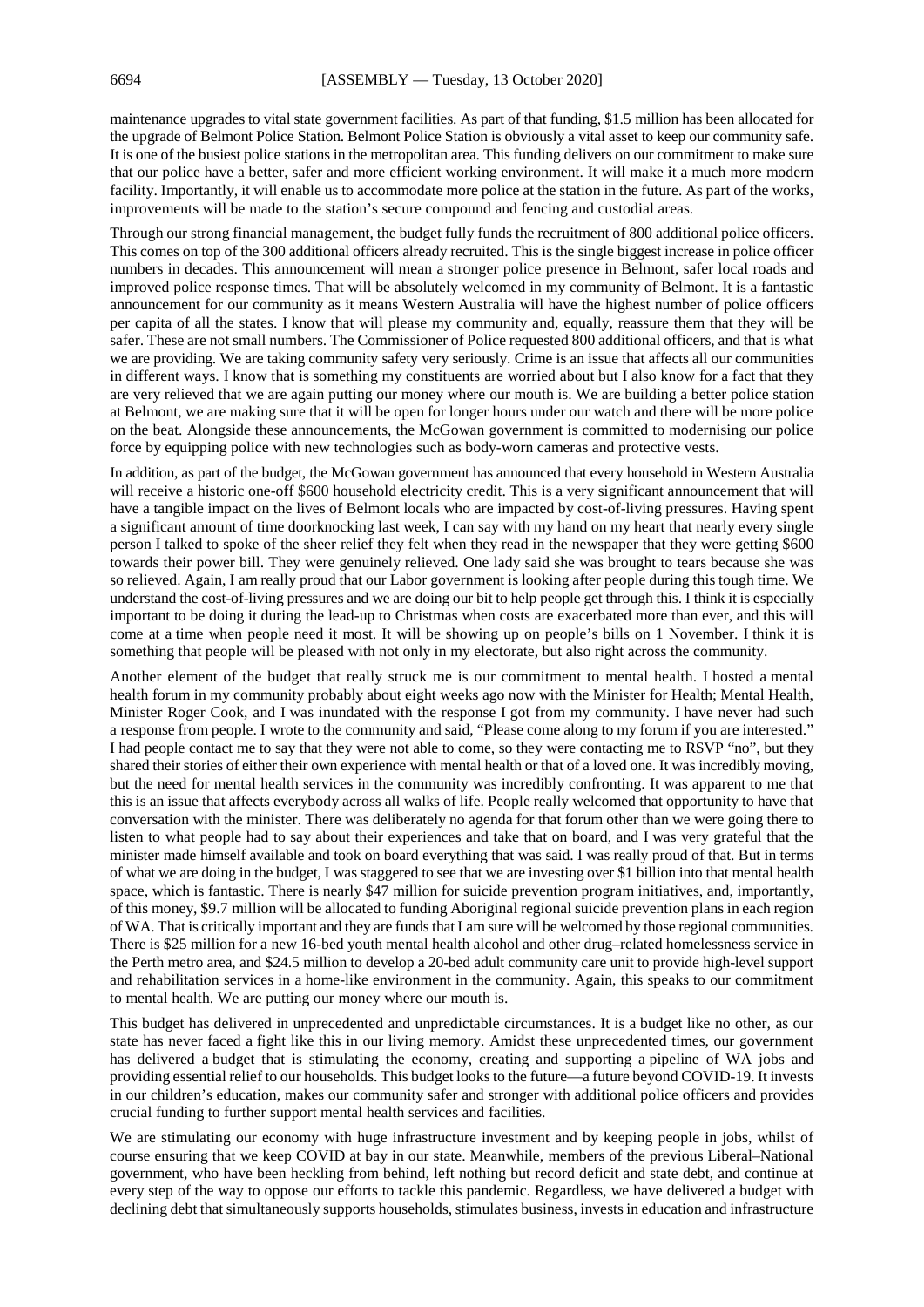maintenance upgrades to vital state government facilities. As part of that funding, $1.5 million has been allocated for the upgrade of Belmont Police Station. Belmont Police Station is obviously a vital asset to keep our community safe. It is one of the busiest police stations in the metropolitan area. This funding delivers on our commitment to make sure that our police have a better, safer and more efficient working environment. It will make it a much more modern facility. Importantly, it will enable us to accommodate more police at the station in the future. As part of the works, improvements will be made to the station's secure compound and fencing and custodial areas.

Through our strong financial management, the budget fully funds the recruitment of 800 additional police officers. This comes on top of the 300 additional officers already recruited. This is the single biggest increase in police officer numbers in decades. This announcement will mean a stronger police presence in Belmont, safer local roads and improved police response times. That will be absolutely welcomed in my community of Belmont. It is a fantastic announcement for our community as it means Western Australia will have the highest number of police officers per capita of all the states. I know that will please my community and, equally, reassure them that they will be safer. These are not small numbers. The Commissioner of Police requested 800 additional officers, and that is what we are providing. We are taking community safety very seriously. Crime is an issue that affects all our communities in different ways. I know that is something my constituents are worried about but I also know for a fact that they are very relieved that we are again putting our money where our mouth is. We are building a better police station at Belmont, we are making sure that it will be open for longer hours under our watch and there will be more police on the beat. Alongside these announcements, the McGowan government is committed to modernising our police force by equipping police with new technologies such as body-worn cameras and protective vests.

In addition, as part of the budget, the McGowan government has announced that every household in Western Australia will receive a historic one-off $600 household electricity credit. This is a very significant announcement that will have a tangible impact on the lives of Belmont locals who are impacted by cost-of-living pressures. Having spent a significant amount of time doorknocking last week, I can say with my hand on my heart that nearly every single person I talked to spoke of the sheer relief they felt when they read in the newspaper that they were getting $600 towards their power bill. They were genuinely relieved. One lady said she was brought to tears because she was so relieved. Again, I am really proud that our Labor government is looking after people during this tough time. We understand the cost-of-living pressures and we are doing our bit to help people get through this. I think it is especially important to be doing it during the lead-up to Christmas when costs are exacerbated more than ever, and this will come at a time when people need it most. It will be showing up on people's bills on 1 November. I think it is something that people will be pleased with not only in my electorate, but also right across the community.

Another element of the budget that really struck me is our commitment to mental health. I hosted a mental health forum in my community probably about eight weeks ago now with the Minister for Health; Mental Health, Minister Roger Cook, and I was inundated with the response I got from my community. I have never had such a response from people. I wrote to the community and said, "Please come along to my forum if you are interested." I had people contact me to say that they were not able to come, so they were contacting me to RSVP "no", but they shared their stories of either their own experience with mental health or that of a loved one. It was incredibly moving, but the need for mental health services in the community was incredibly confronting. It was apparent to me that this is an issue that affects everybody across all walks of life. People really welcomed that opportunity to have that conversation with the minister. There was deliberately no agenda for that forum other than we were going there to listen to what people had to say about their experiences and take that on board, and I was very grateful that the minister made himself available and took on board everything that was said. I was really proud of that. But in terms of what we are doing in the budget, I was staggered to see that we are investing over $1 billion into that mental health space, which is fantastic. There is nearly $47 million for suicide prevention program initiatives, and, importantly, of this money, $9.7 million will be allocated to funding Aboriginal regional suicide prevention plans in each region of WA. That is critically important and they are funds that I am sure will be welcomed by those regional communities. There is $25 million for a new 16-bed youth mental health alcohol and other drug–related homelessness service in the Perth metro area, and $24.5 million to develop a 20-bed adult community care unit to provide high-level support and rehabilitation services in a home-like environment in the community. Again, this speaks to our commitment to mental health. We are putting our money where our mouth is.

This budget has delivered in unprecedented and unpredictable circumstances. It is a budget like no other, as our state has never faced a fight like this in our living memory. Amidst these unprecedented times, our government has delivered a budget that is stimulating the economy, creating and supporting a pipeline of WA jobs and providing essential relief to our households. This budget looks to the future—a future beyond COVID-19. It invests in our children's education, makes our community safer and stronger with additional police officers and provides crucial funding to further support mental health services and facilities.

We are stimulating our economy with huge infrastructure investment and by keeping people in jobs, whilst of course ensuring that we keep COVID at bay in our state. Meanwhile, members of the previous Liberal–National government, who have been heckling from behind, left nothing but record deficit and state debt, and continue at every step of the way to oppose our efforts to tackle this pandemic. Regardless, we have delivered a budget with declining debt that simultaneously supports households, stimulates business, invests in education and infrastructure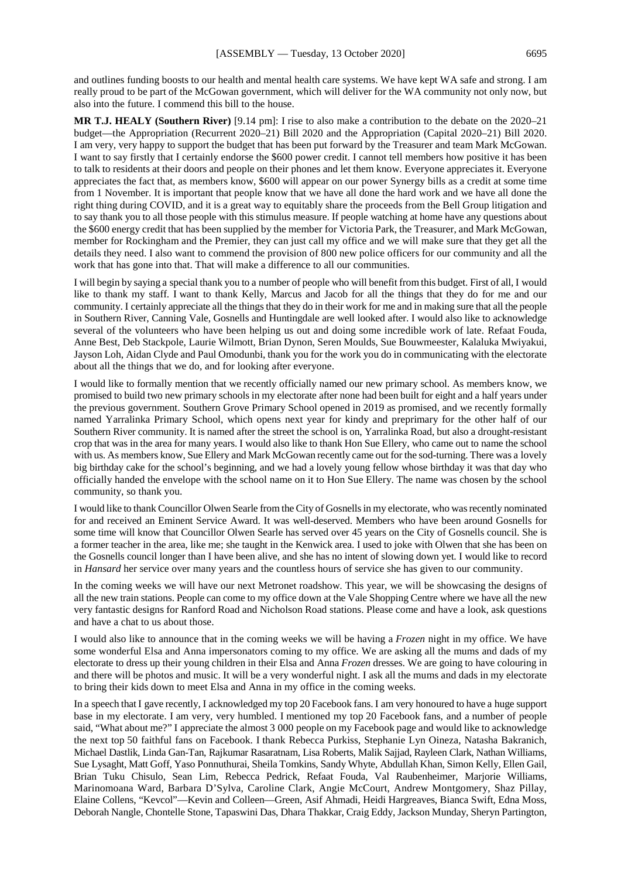and outlines funding boosts to our health and mental health care systems. We have kept WA safe and strong. I am really proud to be part of the McGowan government, which will deliver for the WA community not only now, but also into the future. I commend this bill to the house.

**MR T.J. HEALY (Southern River)** [9.14 pm]: I rise to also make a contribution to the debate on the 2020–21 budget—the Appropriation (Recurrent 2020–21) Bill 2020 and the Appropriation (Capital 2020–21) Bill 2020. I am very, very happy to support the budget that has been put forward by the Treasurer and team Mark McGowan. I want to say firstly that I certainly endorse the $600 power credit. I cannot tell members how positive it has been to talk to residents at their doors and people on their phones and let them know. Everyone appreciates it. Everyone appreciates the fact that, as members know, $600 will appear on our power Synergy bills as a credit at some time from 1 November. It is important that people know that we have all done the hard work and we have all done the right thing during COVID, and it is a great way to equitably share the proceeds from the Bell Group litigation and to say thank you to all those people with this stimulus measure. If people watching at home have any questions about the $600 energy credit that has been supplied by the member for Victoria Park, the Treasurer, and Mark McGowan, member for Rockingham and the Premier, they can just call my office and we will make sure that they get all the details they need. I also want to commend the provision of 800 new police officers for our communities and all the work that has gone into that. That will make a difference to all our communities.

I will begin by saying a special thank you to a number of people who will benefit from this budget. First of all, I would like to thank my staff. I want to thank Kelly, Marcus and Jacob for all the things that they do for me and our community. I certainly appreciate all the things that they do in their work for me and in making sure that all the people in Southern River, Canning Vale, Gosnells and Huntingdale are well looked after. I would also like to acknowledge several of the volunteers who have been helping us out and doing some incredible work of late. Refaat Fouda, Anne Best, Deb Stackpole, Laurie Wilmott, Brian Dynon, Seren Moulds, Sue Bouwmeester, Kalaluka Mwiyakui, Jayson Loh, Aidan Clyde and Paul Omodunbi, thank you for the work you do in communicating with the electorate about all the things that we do, and for looking after everyone.

I would like to formally mention that we recently officially named our new primary school. As members know, we promised to build two new primary schools in my electorate after none had been built for eight and a half years under the previous government. Southern Grove Primary School opened in 2019 as promised, and we recently formally named Yarralinka Primary School, which opens next year for kindy and preprimary for the other half of our Southern River community. It is named after the street the school is on, Yarralinka Road, but also a drought-resistant crop that was in the area for many years. I would also like to thank Hon Sue Ellery, who came out to name the school with us. As members know, Sue Ellery and Mark McGowan recently came out for the sod-turning. There was a lovely big birthday cake for the school's beginning, and we had a lovely young fellow whose birthday it was that day who officially handed the envelope with the school name on it to Hon Sue Ellery. The name was chosen by the school community, so thank you.

I would like to thank Councillor Olwen Searle from the City of Gosnells in my electorate, who was recently nominated for and received an Eminent Service Award. It was well-deserved. Members who have been around Gosnells for some time will know that Councillor Olwen Searle has served over 45 years on the City of Gosnells council. She is a former teacher in the area, like me; she taught in the Kenwick area. I used to joke with Olwen that she has been on the Gosnells council longer than I have been alive, and she has no intent of slowing down yet. I would like to record in *Hansard* her service over many years and the countless hours of service she has given to our community.

In the coming weeks we will have our next Metronet roadshow. This year, we will be showcasing the designs of all the new train stations. People can come to my office down at the Vale Shopping Centre where we have all the new very fantastic designs for Ranford Road and Nicholson Road stations. Please come and have a look, ask questions and have a chat to us about those.

I would also like to announce that in the coming weeks we will be having a *Frozen* night in my office. We have some wonderful Elsa and Anna impersonators coming to my office. We are asking all the mums and dads of my electorate to dress up their young children in their Elsa and Anna *Frozen* dresses. We are going to have colouring in and there will be photos and music. It will be a very wonderful night. I ask all the mums and dads in my electorate to bring their kids down to meet Elsa and Anna in my office in the coming weeks.

In a speech that I gave recently, I acknowledged my top 20 Facebook fans. I am very honoured to have a huge support base in my electorate. I am very, very humbled. I mentioned my top 20 Facebook fans, and a number of people said, "What about me?" I appreciate the almost 3 000 people on my Facebook page and would like to acknowledge the next top 50 faithful fans on Facebook. I thank Rebecca Purkiss, Stephanie Lyn Oineza, Natasha Bakranich, Michael Dastlik, Linda Gan-Tan, Rajkumar Rasaratnam, Lisa Roberts, Malik Sajjad, Rayleen Clark, Nathan Williams, Sue Lysaght, Matt Goff, Yaso Ponnuthurai, Sheila Tomkins, Sandy Whyte, Abdullah Khan, Simon Kelly, Ellen Gail, Brian Tuku Chisulo, Sean Lim, Rebecca Pedrick, Refaat Fouda, Val Raubenheimer, Marjorie Williams, Marinomoana Ward, Barbara D'Sylva, Caroline Clark, Angie McCourt, Andrew Montgomery, Shaz Pillay, Elaine Collens, "Kevcol"—Kevin and Colleen—Green, Asif Ahmadi, Heidi Hargreaves, Bianca Swift, Edna Moss, Deborah Nangle, Chontelle Stone, Tapaswini Das, Dhara Thakkar, Craig Eddy, Jackson Munday, Sheryn Partington,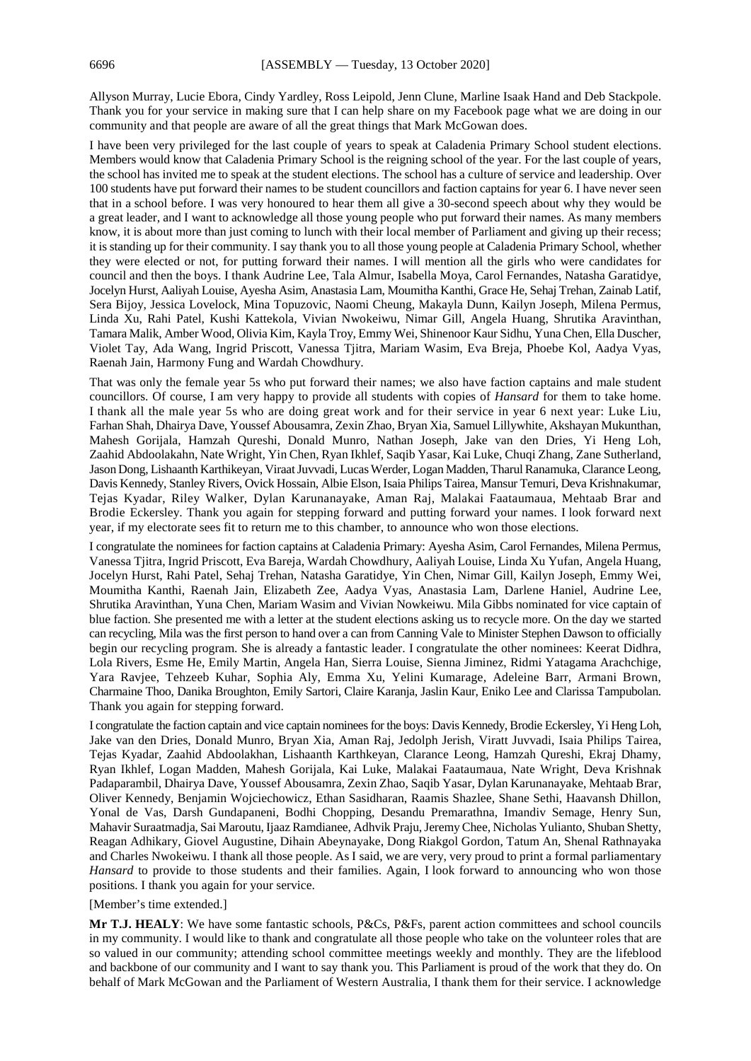Allyson Murray, Lucie Ebora, Cindy Yardley, Ross Leipold, Jenn Clune, Marline Isaak Hand and Deb Stackpole. Thank you for your service in making sure that I can help share on my Facebook page what we are doing in our community and that people are aware of all the great things that Mark McGowan does.

I have been very privileged for the last couple of years to speak at Caladenia Primary School student elections. Members would know that Caladenia Primary School is the reigning school of the year. For the last couple of years, the school has invited me to speak at the student elections. The school has a culture of service and leadership. Over 100 students have put forward their names to be student councillors and faction captains for year 6. I have never seen that in a school before. I was very honoured to hear them all give a 30-second speech about why they would be a great leader, and I want to acknowledge all those young people who put forward their names. As many members know, it is about more than just coming to lunch with their local member of Parliament and giving up their recess; it is standing up for their community. I say thank you to all those young people at Caladenia Primary School, whether they were elected or not, for putting forward their names. I will mention all the girls who were candidates for council and then the boys. I thank Audrine Lee, Tala Almur, Isabella Moya, Carol Fernandes, Natasha Garatidye, Jocelyn Hurst, Aaliyah Louise, Ayesha Asim, Anastasia Lam, Moumitha Kanthi, Grace He, Sehaj Trehan, Zainab Latif, Sera Bijoy, Jessica Lovelock, Mina Topuzovic, Naomi Cheung, Makayla Dunn, Kailyn Joseph, Milena Permus, Linda Xu, Rahi Patel, Kushi Kattekola, Vivian Nwokeiwu, Nimar Gill, Angela Huang, Shrutika Aravinthan, Tamara Malik, Amber Wood, Olivia Kim, Kayla Troy, Emmy Wei, Shinenoor Kaur Sidhu, Yuna Chen, Ella Duscher, Violet Tay, Ada Wang, Ingrid Priscott, Vanessa Tjitra, Mariam Wasim, Eva Breja, Phoebe Kol, Aadya Vyas, Raenah Jain, Harmony Fung and Wardah Chowdhury.

That was only the female year 5s who put forward their names; we also have faction captains and male student councillors. Of course, I am very happy to provide all students with copies of *Hansard* for them to take home. I thank all the male year 5s who are doing great work and for their service in year 6 next year: Luke Liu, Farhan Shah, Dhairya Dave, Youssef Abousamra, Zexin Zhao, Bryan Xia, Samuel Lillywhite, Akshayan Mukunthan, Mahesh Gorijala, Hamzah Qureshi, Donald Munro, Nathan Joseph, Jake van den Dries, Yi Heng Loh, Zaahid Abdoolakahn, Nate Wright, Yin Chen, Ryan Ikhlef, Saqib Yasar, Kai Luke, Chuqi Zhang, Zane Sutherland, Jason Dong, Lishaanth Karthikeyan, Viraat Juvvadi, Lucas Werder, Logan Madden, Tharul Ranamuka, Clarance Leong, Davis Kennedy, Stanley Rivers, Ovick Hossain, Albie Elson, Isaia Philips Tairea, Mansur Temuri, Deva Krishnakumar, Tejas Kyadar, Riley Walker, Dylan Karunanayake, Aman Raj, Malakai Faataumaua, Mehtaab Brar and Brodie Eckersley. Thank you again for stepping forward and putting forward your names. I look forward next year, if my electorate sees fit to return me to this chamber, to announce who won those elections.

I congratulate the nominees for faction captains at Caladenia Primary: Ayesha Asim, Carol Fernandes, Milena Permus, Vanessa Tjitra, Ingrid Priscott, Eva Bareja, Wardah Chowdhury, Aaliyah Louise, Linda Xu Yufan, Angela Huang, Jocelyn Hurst, Rahi Patel, Sehaj Trehan, Natasha Garatidye, Yin Chen, Nimar Gill, Kailyn Joseph, Emmy Wei, Moumitha Kanthi, Raenah Jain, Elizabeth Zee, Aadya Vyas, Anastasia Lam, Darlene Haniel, Audrine Lee, Shrutika Aravinthan, Yuna Chen, Mariam Wasim and Vivian Nowkeiwu. Mila Gibbs nominated for vice captain of blue faction. She presented me with a letter at the student elections asking us to recycle more. On the day we started can recycling, Mila was the first person to hand over a can from Canning Vale to Minister Stephen Dawson to officially begin our recycling program. She is already a fantastic leader. I congratulate the other nominees: Keerat Didhra, Lola Rivers, Esme He, Emily Martin, Angela Han, Sierra Louise, Sienna Jiminez, Ridmi Yatagama Arachchige, Yara Ravjee, Tehzeeb Kuhar, Sophia Aly, Emma Xu, Yelini Kumarage, Adeleine Barr, Armani Brown, Charmaine Thoo, Danika Broughton, Emily Sartori, Claire Karanja, Jaslin Kaur, Eniko Lee and Clarissa Tampubolan. Thank you again for stepping forward.

I congratulate the faction captain and vice captain nominees for the boys: Davis Kennedy, Brodie Eckersley, Yi Heng Loh, Jake van den Dries, Donald Munro, Bryan Xia, Aman Raj, Jedolph Jerish, Viratt Juvvadi, Isaia Philips Tairea, Tejas Kyadar, Zaahid Abdoolakhan, Lishaanth Karthkeyan, Clarance Leong, Hamzah Qureshi, Ekraj Dhamy, Ryan Ikhlef, Logan Madden, Mahesh Gorijala, Kai Luke, Malakai Faataumaua, Nate Wright, Deva Krishnak Padaparambil, Dhairya Dave, Youssef Abousamra, Zexin Zhao, Saqib Yasar, Dylan Karunanayake, Mehtaab Brar, Oliver Kennedy, Benjamin Wojciechowicz, Ethan Sasidharan, Raamis Shazlee, Shane Sethi, Haavansh Dhillon, Yonal de Vas, Darsh Gundapaneni, Bodhi Chopping, Desandu Premarathna, Imandiv Semage, Henry Sun, Mahavir Suraatmadja, Sai Maroutu, Ijaaz Ramdianee, Adhvik Praju, Jeremy Chee, Nicholas Yulianto, Shuban Shetty, Reagan Adhikary, Giovel Augustine, Dihain Abeynayake, Dong Riakgol Gordon, Tatum An, Shenal Rathnayaka and Charles Nwokeiwu. I thank all those people. As I said, we are very, very proud to print a formal parliamentary *Hansard* to provide to those students and their families. Again, I look forward to announcing who won those positions. I thank you again for your service.

[Member's time extended.]

**Mr T.J. HEALY**: We have some fantastic schools, P&Cs, P&Fs, parent action committees and school councils in my community. I would like to thank and congratulate all those people who take on the volunteer roles that are so valued in our community; attending school committee meetings weekly and monthly. They are the lifeblood and backbone of our community and I want to say thank you. This Parliament is proud of the work that they do. On behalf of Mark McGowan and the Parliament of Western Australia, I thank them for their service. I acknowledge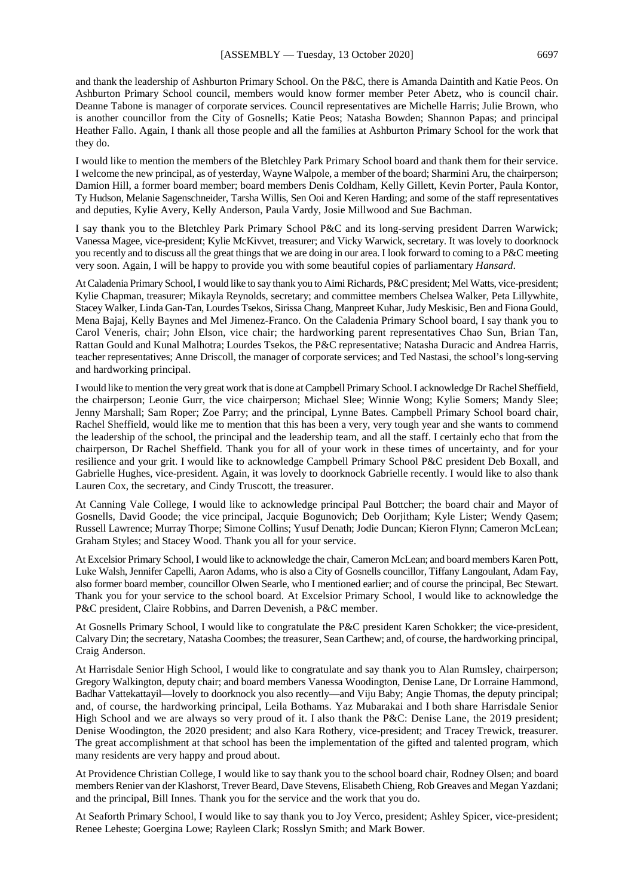and thank the leadership of Ashburton Primary School. On the P&C, there is Amanda Daintith and Katie Peos. On Ashburton Primary School council, members would know former member Peter Abetz, who is council chair. Deanne Tabone is manager of corporate services. Council representatives are Michelle Harris; Julie Brown, who is another councillor from the City of Gosnells; Katie Peos; Natasha Bowden; Shannon Papas; and principal Heather Fallo. Again, I thank all those people and all the families at Ashburton Primary School for the work that they do.

I would like to mention the members of the Bletchley Park Primary School board and thank them for their service. I welcome the new principal, as of yesterday, Wayne Walpole, a member of the board; Sharmini Aru, the chairperson; Damion Hill, a former board member; board members Denis Coldham, Kelly Gillett, Kevin Porter, Paula Kontor, Ty Hudson, Melanie Sagenschneider, Tarsha Willis, Sen Ooi and Keren Harding; and some of the staff representatives and deputies, Kylie Avery, Kelly Anderson, Paula Vardy, Josie Millwood and Sue Bachman.

I say thank you to the Bletchley Park Primary School P&C and its long-serving president Darren Warwick; Vanessa Magee, vice-president; Kylie McKivvet, treasurer; and Vicky Warwick, secretary. It was lovely to doorknock you recently and to discuss all the great things that we are doing in our area. I look forward to coming to a P&C meeting very soon. Again, I will be happy to provide you with some beautiful copies of parliamentary *Hansard*.

At Caladenia Primary School, I would like to say thank you to Aimi Richards, P&C president; Mel Watts, vice-president; Kylie Chapman, treasurer; Mikayla Reynolds, secretary; and committee members Chelsea Walker, Peta Lillywhite, Stacey Walker, Linda Gan-Tan, Lourdes Tsekos, Sirissa Chang, Manpreet Kuhar, Judy Meskisic, Ben and Fiona Gould, Mena Bajaj, Kelly Baynes and Mel Jimenez-Franco. On the Caladenia Primary School board, I say thank you to Carol Veneris, chair; John Elson, vice chair; the hardworking parent representatives Chao Sun, Brian Tan, Rattan Gould and Kunal Malhotra; Lourdes Tsekos, the P&C representative; Natasha Duracic and Andrea Harris, teacher representatives; Anne Driscoll, the manager of corporate services; and Ted Nastasi, the school's long-serving and hardworking principal.

I would like to mention the very great work that is done at Campbell Primary School. I acknowledge Dr Rachel Sheffield, the chairperson; Leonie Gurr, the vice chairperson; Michael Slee; Winnie Wong; Kylie Somers; Mandy Slee; Jenny Marshall; Sam Roper; Zoe Parry; and the principal, Lynne Bates. Campbell Primary School board chair, Rachel Sheffield, would like me to mention that this has been a very, very tough year and she wants to commend the leadership of the school, the principal and the leadership team, and all the staff. I certainly echo that from the chairperson, Dr Rachel Sheffield. Thank you for all of your work in these times of uncertainty, and for your resilience and your grit. I would like to acknowledge Campbell Primary School P&C president Deb Boxall, and Gabrielle Hughes, vice-president. Again, it was lovely to doorknock Gabrielle recently. I would like to also thank Lauren Cox, the secretary, and Cindy Truscott, the treasurer.

At Canning Vale College, I would like to acknowledge principal Paul Bottcher; the board chair and Mayor of Gosnells, David Goode; the vice principal, Jacquie Bogunovich; Deb Oorjitham; Kyle Lister; Wendy Qasem; Russell Lawrence; Murray Thorpe; Simone Collins; Yusuf Denath; Jodie Duncan; Kieron Flynn; Cameron McLean; Graham Styles; and Stacey Wood. Thank you all for your service.

At Excelsior Primary School, I would like to acknowledge the chair, Cameron McLean; and board members Karen Pott, Luke Walsh, Jennifer Capelli, Aaron Adams, who is also a City of Gosnells councillor, Tiffany Langoulant, Adam Fay, also former board member, councillor Olwen Searle, who I mentioned earlier; and of course the principal, Bec Stewart. Thank you for your service to the school board. At Excelsior Primary School, I would like to acknowledge the P&C president, Claire Robbins, and Darren Devenish, a P&C member.

At Gosnells Primary School, I would like to congratulate the P&C president Karen Schokker; the vice-president, Calvary Din; the secretary, Natasha Coombes; the treasurer, Sean Carthew; and, of course, the hardworking principal, Craig Anderson.

At Harrisdale Senior High School, I would like to congratulate and say thank you to Alan Rumsley, chairperson; Gregory Walkington, deputy chair; and board members Vanessa Woodington, Denise Lane, Dr Lorraine Hammond, Badhar Vattekattayil—lovely to doorknock you also recently—and Viju Baby; Angie Thomas, the deputy principal; and, of course, the hardworking principal, Leila Bothams. Yaz Mubarakai and I both share Harrisdale Senior High School and we are always so very proud of it. I also thank the P&C: Denise Lane, the 2019 president; Denise Woodington, the 2020 president; and also Kara Rothery, vice-president; and Tracey Trewick, treasurer. The great accomplishment at that school has been the implementation of the gifted and talented program, which many residents are very happy and proud about.

At Providence Christian College, I would like to say thank you to the school board chair, Rodney Olsen; and board members Renier van der Klashorst, Trever Beard, Dave Stevens, Elisabeth Chieng, Rob Greaves and Megan Yazdani; and the principal, Bill Innes. Thank you for the service and the work that you do.

At Seaforth Primary School, I would like to say thank you to Joy Verco, president; Ashley Spicer, vice-president; Renee Leheste; Goergina Lowe; Rayleen Clark; Rosslyn Smith; and Mark Bower.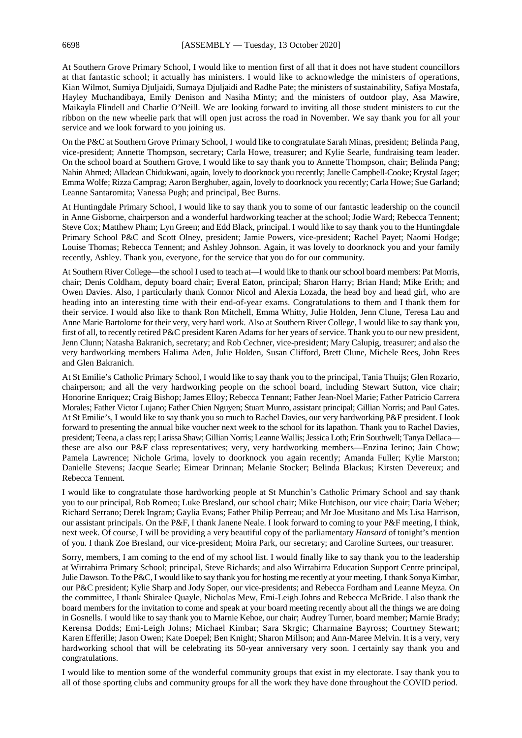At Southern Grove Primary School, I would like to mention first of all that it does not have student councillors at that fantastic school; it actually has ministers. I would like to acknowledge the ministers of operations, Kian Wilmot, Sumiya Djuljaidi, Sumaya Djuljaidi and Radhe Pate; the ministers of sustainability, Safiya Mostafa, Hayley Muchandibaya, Emily Denison and Nasiha Minty; and the ministers of outdoor play, Asa Mawire, Maikayla Flindell and Charlie O'Neill. We are looking forward to inviting all those student ministers to cut the ribbon on the new wheelie park that will open just across the road in November. We say thank you for all your service and we look forward to you joining us.

On the P&C at Southern Grove Primary School, I would like to congratulate Sarah Minas, president; Belinda Pang, vice-president; Annette Thompson, secretary; Carla Howe, treasurer; and Kylie Searle, fundraising team leader. On the school board at Southern Grove, I would like to say thank you to Annette Thompson, chair; Belinda Pang; Nahin Ahmed; Alladean Chidukwani, again, lovely to doorknock you recently; Janelle Campbell-Cooke; Krystal Jager; Emma Wolfe; Rizza Camprag; Aaron Berghuber, again, lovely to doorknock you recently; Carla Howe; Sue Garland; Leanne Santaromita; Vanessa Pugh; and principal, Bec Burns.

At Huntingdale Primary School, I would like to say thank you to some of our fantastic leadership on the council in Anne Gisborne, chairperson and a wonderful hardworking teacher at the school; Jodie Ward; Rebecca Tennent; Steve Cox; Matthew Pham; Lyn Green; and Edd Black, principal. I would like to say thank you to the Huntingdale Primary School P&C and Scott Olney, president; Jamie Powers, vice-president; Rachel Payet; Naomi Hodge; Louise Thomas; Rebecca Tennent; and Ashley Johnson. Again, it was lovely to doorknock you and your family recently, Ashley. Thank you, everyone, for the service that you do for our community.

At Southern River College—the school I used to teach at—I would like to thank our school board members: Pat Morris, chair; Denis Coldham, deputy board chair; Everal Eaton, principal; Sharon Harry; Brian Hand; Mike Erith; and Owen Davies. Also, I particularly thank Connor Nicol and Alexia Lozada, the head boy and head girl, who are heading into an interesting time with their end-of-year exams. Congratulations to them and I thank them for their service. I would also like to thank Ron Mitchell, Emma Whitty, Julie Holden, Jenn Clune, Teresa Lau and Anne Marie Bartolome for their very, very hard work. Also at Southern River College, I would like to say thank you, first of all, to recently retired P&C president Karen Adams for her years of service. Thank you to our new president, Jenn Clunn; Natasha Bakranich, secretary; and Rob Cechner, vice-president; Mary Calupig, treasurer; and also the very hardworking members Halima Aden, Julie Holden, Susan Clifford, Brett Clune, Michele Rees, John Rees and Glen Bakranich.

At St Emilie's Catholic Primary School, I would like to say thank you to the principal, Tania Thuijs; Glen Rozario, chairperson; and all the very hardworking people on the school board, including Stewart Sutton, vice chair; Honorine Enriquez; Craig Bishop; James Elloy; Rebecca Tennant; Father Jean-Noel Marie; Father Patricio Carrera Morales; Father Victor Lujano; Father Chien Nguyen; Stuart Munro, assistant principal; Gillian Norris; and Paul Gates. At St Emilie's, I would like to say thank you so much to Rachel Davies, our very hardworking P&F president. I look forward to presenting the annual bike voucher next week to the school for its lapathon. Thank you to Rachel Davies, president; Teena, a class rep; Larissa Shaw; Gillian Norris; Leanne Wallis; Jessica Loth; Erin Southwell; Tanya Dellaca—these are also our P&F class representatives; very, very hardworking members—Enzina Ierino; Jain Chow; Pamela Lawrence; Nichole Grima, lovely to doorknock you again recently; Amanda Fuller; Kylie Marston; Danielle Stevens; Jacque Searle; Eimear Drinnan; Melanie Stocker; Belinda Blackus; Kirsten Devereux; and Rebecca Tennent.

I would like to congratulate those hardworking people at St Munchin's Catholic Primary School and say thank you to our principal, Rob Romeo; Luke Bresland, our school chair; Mike Hutchison, our vice chair; Daria Weber; Richard Serrano; Derek Ingram; Gaylia Evans; Father Philip Perreau; and Mr Joe Musitano and Ms Lisa Harrison, our assistant principals. On the P&F, I thank Janene Neale. I look forward to coming to your P&F meeting, I think, next week. Of course, I will be providing a very beautiful copy of the parliamentary *Hansard* of tonight's mention of you. I thank Zoe Bresland, our vice-president; Moira Park, our secretary; and Caroline Surtees, our treasurer.

Sorry, members, I am coming to the end of my school list. I would finally like to say thank you to the leadership at Wirrabirra Primary School; principal, Steve Richards; and also Wirrabirra Education Support Centre principal, Julie Dawson. To the P&C, I would like to say thank you for hosting me recently at your meeting. I thank Sonya Kimbar, our P&C president; Kylie Sharp and Jody Soper, our vice-presidents; and Rebecca Fordham and Leanne Meyza. On the committee, I thank Shiralee Quayle, Nicholas Mew, Emi-Leigh Johns and Rebecca McBride. I also thank the board members for the invitation to come and speak at your board meeting recently about all the things we are doing in Gosnells. I would like to say thank you to Marnie Kehoe, our chair; Audrey Turner, board member; Marnie Brady; Kerensa Dodds; Emi-Leigh Johns; Michael Kimbar; Sara Skrgic; Charmaine Bayross; Courtney Stewart; Karen Efferille; Jason Owen; Kate Doepel; Ben Knight; Sharon Millson; and Ann-Maree Melvin. It is a very, very hardworking school that will be celebrating its 50-year anniversary very soon. I certainly say thank you and congratulations.

I would like to mention some of the wonderful community groups that exist in my electorate. I say thank you to all of those sporting clubs and community groups for all the work they have done throughout the COVID period.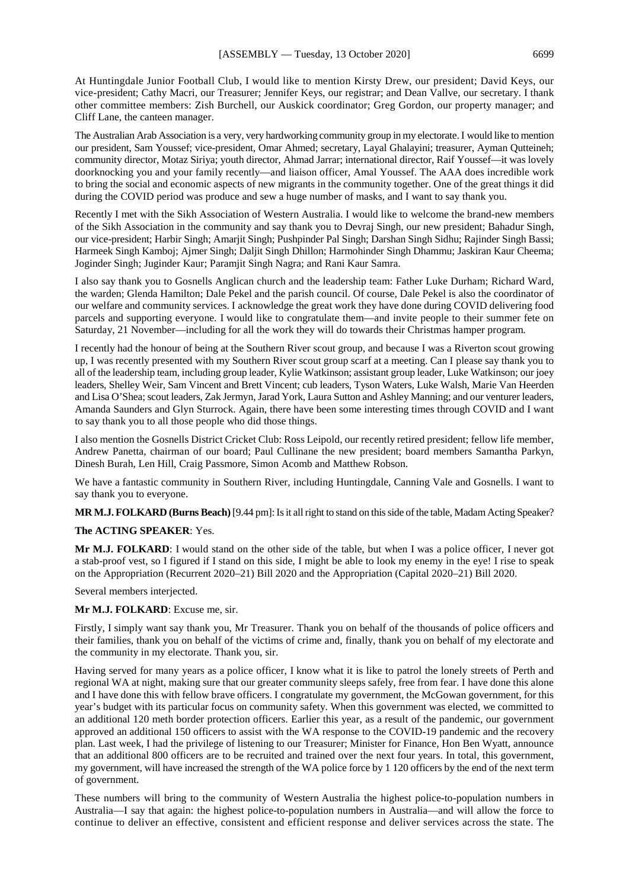At Huntingdale Junior Football Club, I would like to mention Kirsty Drew, our president; David Keys, our vice-president; Cathy Macri, our Treasurer; Jennifer Keys, our registrar; and Dean Vallve, our secretary. I thank other committee members: Zish Burchell, our Auskick coordinator; Greg Gordon, our property manager; and Cliff Lane, the canteen manager.

The Australian Arab Association is a very, very hardworking community group in my electorate. I would like to mention our president, Sam Youssef; vice-president, Omar Ahmed; secretary, Layal Ghalayini; treasurer, Ayman Qutteineh; community director, Motaz Siriya; youth director, Ahmad Jarrar; international director, Raif Youssef—it was lovely doorknocking you and your family recently—and liaison officer, Amal Youssef. The AAA does incredible work to bring the social and economic aspects of new migrants in the community together. One of the great things it did during the COVID period was produce and sew a huge number of masks, and I want to say thank you.

Recently I met with the Sikh Association of Western Australia. I would like to welcome the brand-new members of the Sikh Association in the community and say thank you to Devraj Singh, our new president; Bahadur Singh, our vice-president; Harbir Singh; Amarjit Singh; Pushpinder Pal Singh; Darshan Singh Sidhu; Rajinder Singh Bassi; Harmeek Singh Kamboj; Ajmer Singh; Daljit Singh Dhillon; Harmohinder Singh Dhammu; Jaskiran Kaur Cheema; Joginder Singh; Juginder Kaur; Paramjit Singh Nagra; and Rani Kaur Samra.

I also say thank you to Gosnells Anglican church and the leadership team: Father Luke Durham; Richard Ward, the warden; Glenda Hamilton; Dale Pekel and the parish council. Of course, Dale Pekel is also the coordinator of our welfare and community services. I acknowledge the great work they have done during COVID delivering food parcels and supporting everyone. I would like to congratulate them—and invite people to their summer fete on Saturday, 21 November—including for all the work they will do towards their Christmas hamper program.

I recently had the honour of being at the Southern River scout group, and because I was a Riverton scout growing up, I was recently presented with my Southern River scout group scarf at a meeting. Can I please say thank you to all of the leadership team, including group leader, Kylie Watkinson; assistant group leader, Luke Watkinson; our joey leaders, Shelley Weir, Sam Vincent and Brett Vincent; cub leaders, Tyson Waters, Luke Walsh, Marie Van Heerden and Lisa O'Shea; scout leaders, Zak Jermyn, Jarad York, Laura Sutton and Ashley Manning; and our venturer leaders, Amanda Saunders and Glyn Sturrock. Again, there have been some interesting times through COVID and I want to say thank you to all those people who did those things.

I also mention the Gosnells District Cricket Club: Ross Leipold, our recently retired president; fellow life member, Andrew Panetta, chairman of our board; Paul Cullinane the new president; board members Samantha Parkyn, Dinesh Burah, Len Hill, Craig Passmore, Simon Acomb and Matthew Robson.

We have a fantastic community in Southern River, including Huntingdale, Canning Vale and Gosnells. I want to say thank you to everyone.

**MR M.J. FOLKARD (Burns Beach)** [9.44 pm]: Is it all right to stand on this side of the table, Madam Acting Speaker?

**The ACTING SPEAKER**: Yes.

**Mr M.J. FOLKARD**: I would stand on the other side of the table, but when I was a police officer, I never got a stab-proof vest, so I figured if I stand on this side, I might be able to look my enemy in the eye! I rise to speak on the Appropriation (Recurrent 2020–21) Bill 2020 and the Appropriation (Capital 2020–21) Bill 2020.

Several members interjected.

**Mr M.J. FOLKARD**: Excuse me, sir.

Firstly, I simply want say thank you, Mr Treasurer. Thank you on behalf of the thousands of police officers and their families, thank you on behalf of the victims of crime and, finally, thank you on behalf of my electorate and the community in my electorate. Thank you, sir.

Having served for many years as a police officer, I know what it is like to patrol the lonely streets of Perth and regional WA at night, making sure that our greater community sleeps safely, free from fear. I have done this alone and I have done this with fellow brave officers. I congratulate my government, the McGowan government, for this year's budget with its particular focus on community safety. When this government was elected, we committed to an additional 120 meth border protection officers. Earlier this year, as a result of the pandemic, our government approved an additional 150 officers to assist with the WA response to the COVID-19 pandemic and the recovery plan. Last week, I had the privilege of listening to our Treasurer; Minister for Finance, Hon Ben Wyatt, announce that an additional 800 officers are to be recruited and trained over the next four years. In total, this government, my government, will have increased the strength of the WA police force by 1 120 officers by the end of the next term of government.

These numbers will bring to the community of Western Australia the highest police-to-population numbers in Australia—I say that again: the highest police-to-population numbers in Australia—and will allow the force to continue to deliver an effective, consistent and efficient response and deliver services across the state. The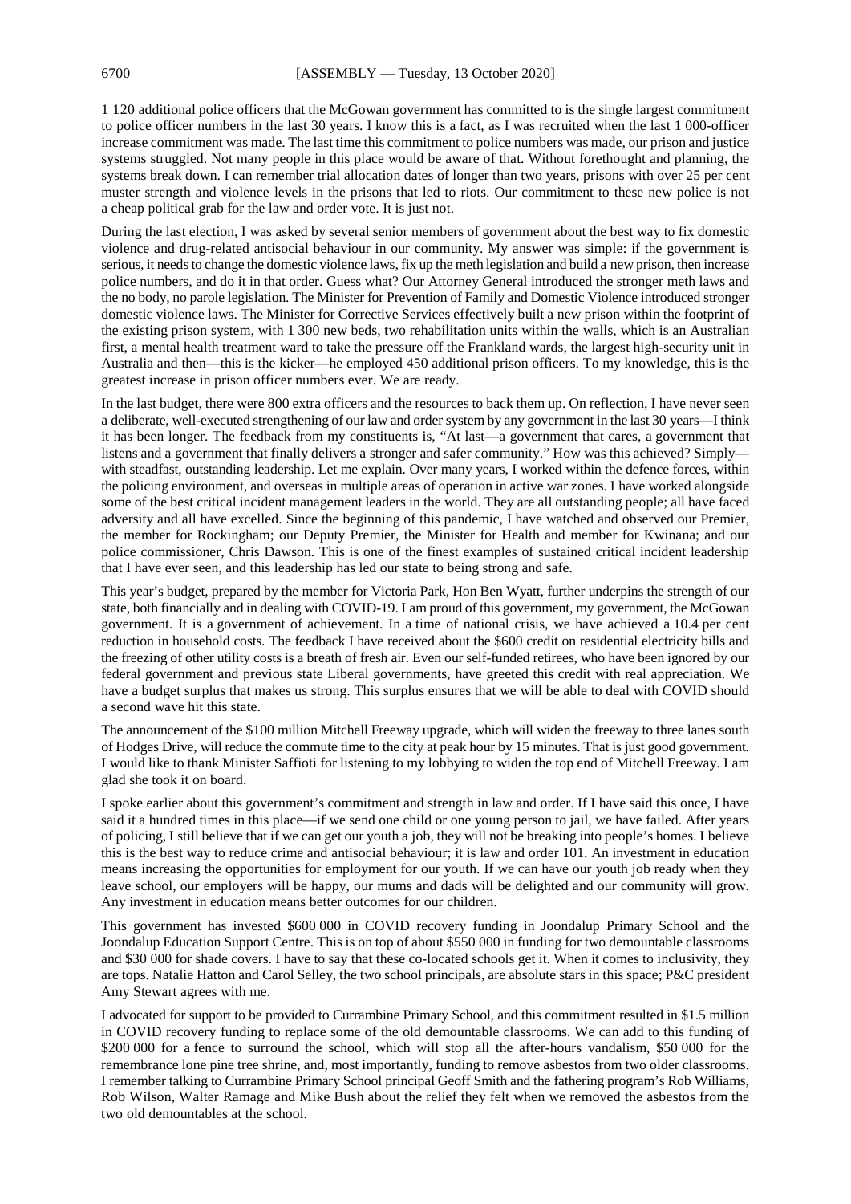1 120 additional police officers that the McGowan government has committed to is the single largest commitment to police officer numbers in the last 30 years. I know this is a fact, as I was recruited when the last 1 000-officer increase commitment was made. The last time this commitment to police numbers was made, our prison and justice systems struggled. Not many people in this place would be aware of that. Without forethought and planning, the systems break down. I can remember trial allocation dates of longer than two years, prisons with over 25 per cent muster strength and violence levels in the prisons that led to riots. Our commitment to these new police is not a cheap political grab for the law and order vote. It is just not.

During the last election, I was asked by several senior members of government about the best way to fix domestic violence and drug-related antisocial behaviour in our community. My answer was simple: if the government is serious, it needs to change the domestic violence laws, fix up the meth legislation and build a new prison, then increase police numbers, and do it in that order. Guess what? Our Attorney General introduced the stronger meth laws and the no body, no parole legislation. The Minister for Prevention of Family and Domestic Violence introduced stronger domestic violence laws. The Minister for Corrective Services effectively built a new prison within the footprint of the existing prison system, with 1 300 new beds, two rehabilitation units within the walls, which is an Australian first, a mental health treatment ward to take the pressure off the Frankland wards, the largest high-security unit in Australia and then—this is the kicker—he employed 450 additional prison officers. To my knowledge, this is the greatest increase in prison officer numbers ever. We are ready.

In the last budget, there were 800 extra officers and the resources to back them up. On reflection, I have never seen a deliberate, well-executed strengthening of our law and order system by any government in the last 30 years—I think it has been longer. The feedback from my constituents is, "At last—a government that cares, a government that listens and a government that finally delivers a stronger and safer community." How was this achieved? Simply—with steadfast, outstanding leadership. Let me explain. Over many years, I worked within the defence forces, within the policing environment, and overseas in multiple areas of operation in active war zones. I have worked alongside some of the best critical incident management leaders in the world. They are all outstanding people; all have faced adversity and all have excelled. Since the beginning of this pandemic, I have watched and observed our Premier, the member for Rockingham; our Deputy Premier, the Minister for Health and member for Kwinana; and our police commissioner, Chris Dawson. This is one of the finest examples of sustained critical incident leadership that I have ever seen, and this leadership has led our state to being strong and safe.

This year's budget, prepared by the member for Victoria Park, Hon Ben Wyatt, further underpins the strength of our state, both financially and in dealing with COVID-19. I am proud of this government, my government, the McGowan government. It is a government of achievement. In a time of national crisis, we have achieved a 10.4 per cent reduction in household costs. The feedback I have received about the $600 credit on residential electricity bills and the freezing of other utility costs is a breath of fresh air. Even our self-funded retirees, who have been ignored by our federal government and previous state Liberal governments, have greeted this credit with real appreciation. We have a budget surplus that makes us strong. This surplus ensures that we will be able to deal with COVID should a second wave hit this state.

The announcement of the $100 million Mitchell Freeway upgrade, which will widen the freeway to three lanes south of Hodges Drive, will reduce the commute time to the city at peak hour by 15 minutes. That is just good government. I would like to thank Minister Saffioti for listening to my lobbying to widen the top end of Mitchell Freeway. I am glad she took it on board.

I spoke earlier about this government's commitment and strength in law and order. If I have said this once, I have said it a hundred times in this place—if we send one child or one young person to jail, we have failed. After years of policing, I still believe that if we can get our youth a job, they will not be breaking into people's homes. I believe this is the best way to reduce crime and antisocial behaviour; it is law and order 101. An investment in education means increasing the opportunities for employment for our youth. If we can have our youth job ready when they leave school, our employers will be happy, our mums and dads will be delighted and our community will grow. Any investment in education means better outcomes for our children.

This government has invested $600 000 in COVID recovery funding in Joondalup Primary School and the Joondalup Education Support Centre. This is on top of about $550 000 in funding for two demountable classrooms and $30 000 for shade covers. I have to say that these co-located schools get it. When it comes to inclusivity, they are tops. Natalie Hatton and Carol Selley, the two school principals, are absolute stars in this space; P&C president Amy Stewart agrees with me.

I advocated for support to be provided to Currambine Primary School, and this commitment resulted in $1.5 million in COVID recovery funding to replace some of the old demountable classrooms. We can add to this funding of $200 000 for a fence to surround the school, which will stop all the after-hours vandalism, $50 000 for the remembrance lone pine tree shrine, and, most importantly, funding to remove asbestos from two older classrooms. I remember talking to Currambine Primary School principal Geoff Smith and the fathering program's Rob Williams, Rob Wilson, Walter Ramage and Mike Bush about the relief they felt when we removed the asbestos from the two old demountables at the school.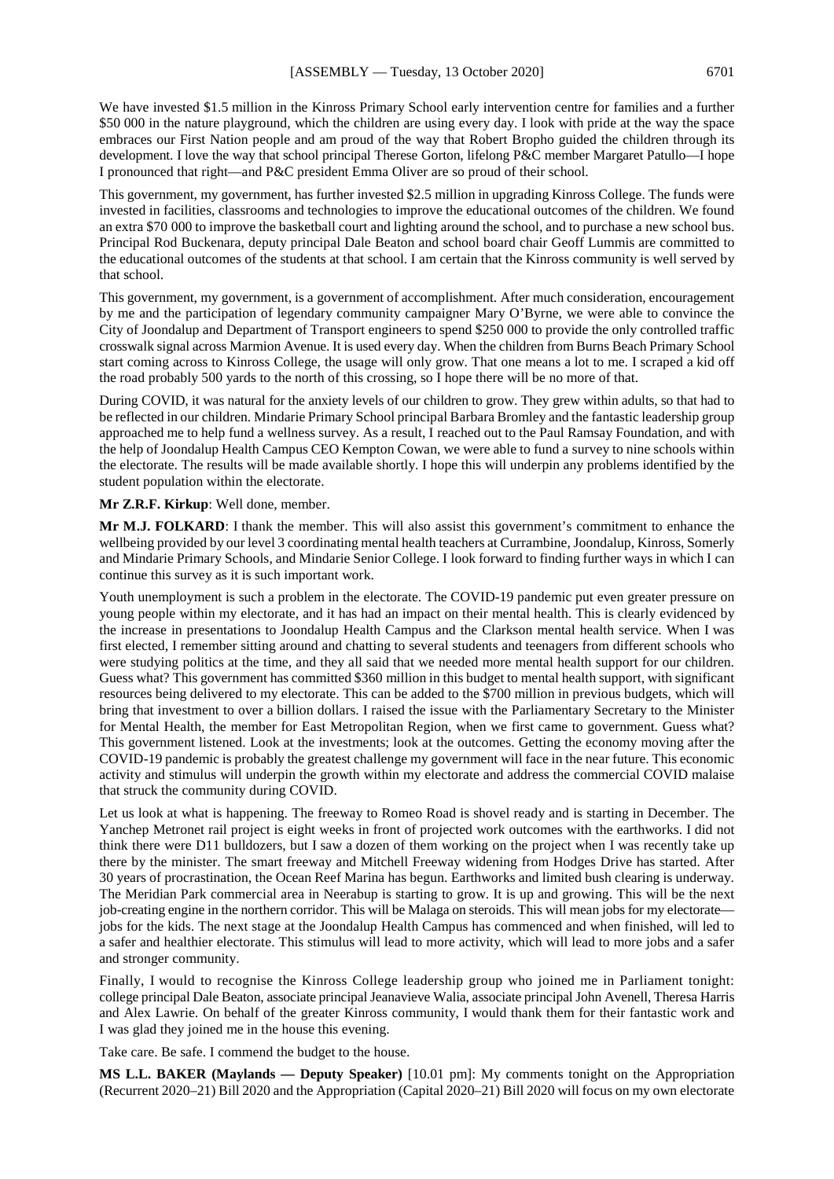We have invested $1.5 million in the Kinross Primary School early intervention centre for families and a further $50 000 in the nature playground, which the children are using every day. I look with pride at the way the space embraces our First Nation people and am proud of the way that Robert Bropho guided the children through its development. I love the way that school principal Therese Gorton, lifelong P&C member Margaret Patullo—I hope I pronounced that right—and P&C president Emma Oliver are so proud of their school.

This government, my government, has further invested $2.5 million in upgrading Kinross College. The funds were invested in facilities, classrooms and technologies to improve the educational outcomes of the children. We found an extra $70 000 to improve the basketball court and lighting around the school, and to purchase a new school bus. Principal Rod Buckenara, deputy principal Dale Beaton and school board chair Geoff Lummis are committed to the educational outcomes of the students at that school. I am certain that the Kinross community is well served by that school.

This government, my government, is a government of accomplishment. After much consideration, encouragement by me and the participation of legendary community campaigner Mary O'Byrne, we were able to convince the City of Joondalup and Department of Transport engineers to spend $250 000 to provide the only controlled traffic crosswalk signal across Marmion Avenue. It is used every day. When the children from Burns Beach Primary School start coming across to Kinross College, the usage will only grow. That one means a lot to me. I scraped a kid off the road probably 500 yards to the north of this crossing, so I hope there will be no more of that.

During COVID, it was natural for the anxiety levels of our children to grow. They grew within adults, so that had to be reflected in our children. Mindarie Primary School principal Barbara Bromley and the fantastic leadership group approached me to help fund a wellness survey. As a result, I reached out to the Paul Ramsay Foundation, and with the help of Joondalup Health Campus CEO Kempton Cowan, we were able to fund a survey to nine schools within the electorate. The results will be made available shortly. I hope this will underpin any problems identified by the student population within the electorate.

**Mr Z.R.F. Kirkup**: Well done, member.

**Mr M.J. FOLKARD**: I thank the member. This will also assist this government's commitment to enhance the wellbeing provided by our level 3 coordinating mental health teachers at Currambine, Joondalup, Kinross, Somerly and Mindarie Primary Schools, and Mindarie Senior College. I look forward to finding further ways in which I can continue this survey as it is such important work.

Youth unemployment is such a problem in the electorate. The COVID-19 pandemic put even greater pressure on young people within my electorate, and it has had an impact on their mental health. This is clearly evidenced by the increase in presentations to Joondalup Health Campus and the Clarkson mental health service. When I was first elected, I remember sitting around and chatting to several students and teenagers from different schools who were studying politics at the time, and they all said that we needed more mental health support for our children. Guess what? This government has committed $360 million in this budget to mental health support, with significant resources being delivered to my electorate. This can be added to the $700 million in previous budgets, which will bring that investment to over a billion dollars. I raised the issue with the Parliamentary Secretary to the Minister for Mental Health, the member for East Metropolitan Region, when we first came to government. Guess what? This government listened. Look at the investments; look at the outcomes. Getting the economy moving after the COVID-19 pandemic is probably the greatest challenge my government will face in the near future. This economic activity and stimulus will underpin the growth within my electorate and address the commercial COVID malaise that struck the community during COVID.

Let us look at what is happening. The freeway to Romeo Road is shovel ready and is starting in December. The Yanchep Metronet rail project is eight weeks in front of projected work outcomes with the earthworks. I did not think there were D11 bulldozers, but I saw a dozen of them working on the project when I was recently take up there by the minister. The smart freeway and Mitchell Freeway widening from Hodges Drive has started. After 30 years of procrastination, the Ocean Reef Marina has begun. Earthworks and limited bush clearing is underway. The Meridian Park commercial area in Neerabup is starting to grow. It is up and growing. This will be the next job-creating engine in the northern corridor. This will be Malaga on steroids. This will mean jobs for my electorate—jobs for the kids. The next stage at the Joondalup Health Campus has commenced and when finished, will led to a safer and healthier electorate. This stimulus will lead to more activity, which will lead to more jobs and a safer and stronger community.

Finally, I would to recognise the Kinross College leadership group who joined me in Parliament tonight: college principal Dale Beaton, associate principal Jeanavieve Walia, associate principal John Avenell, Theresa Harris and Alex Lawrie. On behalf of the greater Kinross community, I would thank them for their fantastic work and I was glad they joined me in the house this evening.

Take care. Be safe. I commend the budget to the house.

**MS L.L. BAKER (Maylands — Deputy Speaker)** [10.01 pm]: My comments tonight on the Appropriation (Recurrent 2020–21) Bill 2020 and the Appropriation (Capital 2020–21) Bill 2020 will focus on my own electorate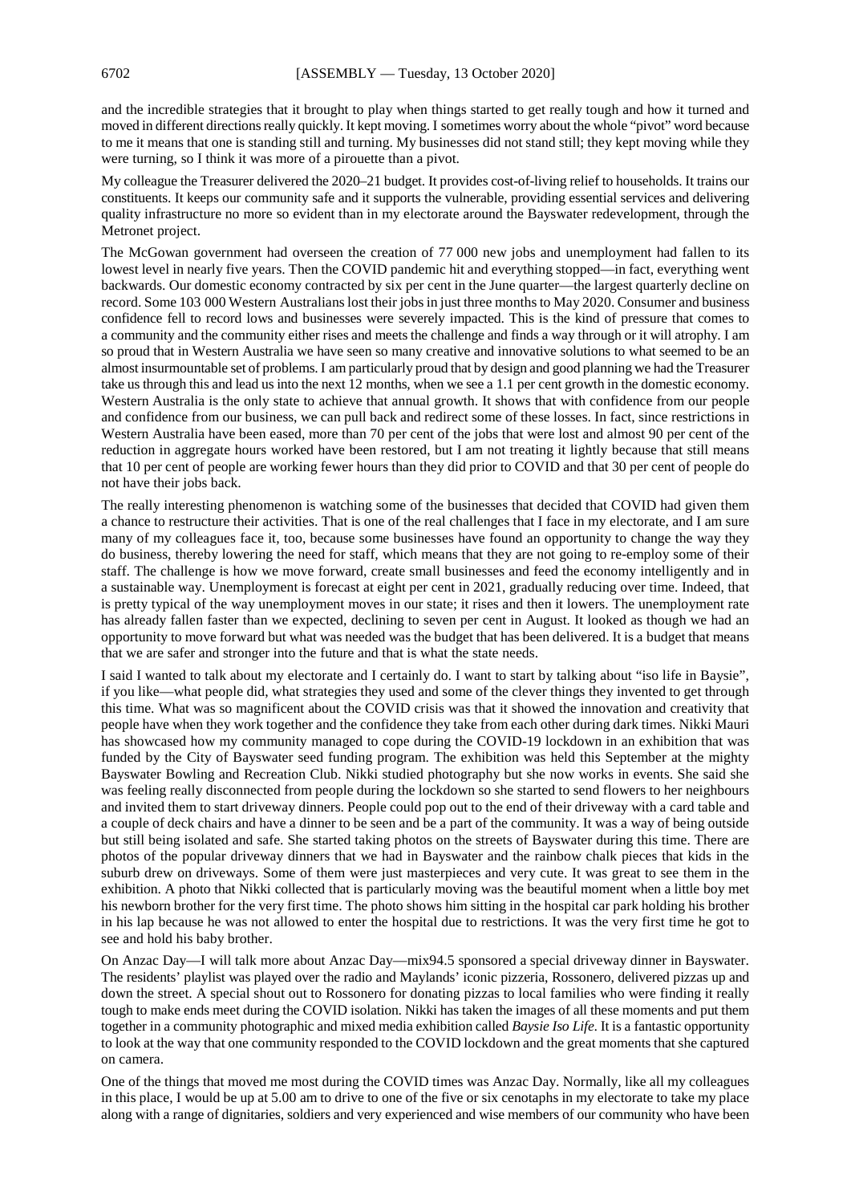and the incredible strategies that it brought to play when things started to get really tough and how it turned and moved in different directions really quickly. It kept moving. I sometimes worry about the whole "pivot" word because to me it means that one is standing still and turning. My businesses did not stand still; they kept moving while they were turning, so I think it was more of a pirouette than a pivot.

My colleague the Treasurer delivered the 2020–21 budget. It provides cost-of-living relief to households. It trains our constituents. It keeps our community safe and it supports the vulnerable, providing essential services and delivering quality infrastructure no more so evident than in my electorate around the Bayswater redevelopment, through the Metronet project.

The McGowan government had overseen the creation of 77 000 new jobs and unemployment had fallen to its lowest level in nearly five years. Then the COVID pandemic hit and everything stopped—in fact, everything went backwards. Our domestic economy contracted by six per cent in the June quarter—the largest quarterly decline on record. Some 103 000 Western Australians lost their jobs in just three months to May 2020. Consumer and business confidence fell to record lows and businesses were severely impacted. This is the kind of pressure that comes to a community and the community either rises and meets the challenge and finds a way through or it will atrophy. I am so proud that in Western Australia we have seen so many creative and innovative solutions to what seemed to be an almost insurmountable set of problems. I am particularly proud that by design and good planning we had the Treasurer take us through this and lead us into the next 12 months, when we see a 1.1 per cent growth in the domestic economy. Western Australia is the only state to achieve that annual growth. It shows that with confidence from our people and confidence from our business, we can pull back and redirect some of these losses. In fact, since restrictions in Western Australia have been eased, more than 70 per cent of the jobs that were lost and almost 90 per cent of the reduction in aggregate hours worked have been restored, but I am not treating it lightly because that still means that 10 per cent of people are working fewer hours than they did prior to COVID and that 30 per cent of people do not have their jobs back.

The really interesting phenomenon is watching some of the businesses that decided that COVID had given them a chance to restructure their activities. That is one of the real challenges that I face in my electorate, and I am sure many of my colleagues face it, too, because some businesses have found an opportunity to change the way they do business, thereby lowering the need for staff, which means that they are not going to re-employ some of their staff. The challenge is how we move forward, create small businesses and feed the economy intelligently and in a sustainable way. Unemployment is forecast at eight per cent in 2021, gradually reducing over time. Indeed, that is pretty typical of the way unemployment moves in our state; it rises and then it lowers. The unemployment rate has already fallen faster than we expected, declining to seven per cent in August. It looked as though we had an opportunity to move forward but what was needed was the budget that has been delivered. It is a budget that means that we are safer and stronger into the future and that is what the state needs.

I said I wanted to talk about my electorate and I certainly do. I want to start by talking about "iso life in Baysie", if you like—what people did, what strategies they used and some of the clever things they invented to get through this time. What was so magnificent about the COVID crisis was that it showed the innovation and creativity that people have when they work together and the confidence they take from each other during dark times. Nikki Mauri has showcased how my community managed to cope during the COVID-19 lockdown in an exhibition that was funded by the City of Bayswater seed funding program. The exhibition was held this September at the mighty Bayswater Bowling and Recreation Club. Nikki studied photography but she now works in events. She said she was feeling really disconnected from people during the lockdown so she started to send flowers to her neighbours and invited them to start driveway dinners. People could pop out to the end of their driveway with a card table and a couple of deck chairs and have a dinner to be seen and be a part of the community. It was a way of being outside but still being isolated and safe. She started taking photos on the streets of Bayswater during this time. There are photos of the popular driveway dinners that we had in Bayswater and the rainbow chalk pieces that kids in the suburb drew on driveways. Some of them were just masterpieces and very cute. It was great to see them in the exhibition. A photo that Nikki collected that is particularly moving was the beautiful moment when a little boy met his newborn brother for the very first time. The photo shows him sitting in the hospital car park holding his brother in his lap because he was not allowed to enter the hospital due to restrictions. It was the very first time he got to see and hold his baby brother.

On Anzac Day—I will talk more about Anzac Day—mix94.5 sponsored a special driveway dinner in Bayswater. The residents' playlist was played over the radio and Maylands' iconic pizzeria, Rossonero, delivered pizzas up and down the street. A special shout out to Rossonero for donating pizzas to local families who were finding it really tough to make ends meet during the COVID isolation. Nikki has taken the images of all these moments and put them together in a community photographic and mixed media exhibition called *Baysie Iso Life*. It is a fantastic opportunity to look at the way that one community responded to the COVID lockdown and the great moments that she captured on camera.

One of the things that moved me most during the COVID times was Anzac Day. Normally, like all my colleagues in this place, I would be up at 5.00 am to drive to one of the five or six cenotaphs in my electorate to take my place along with a range of dignitaries, soldiers and very experienced and wise members of our community who have been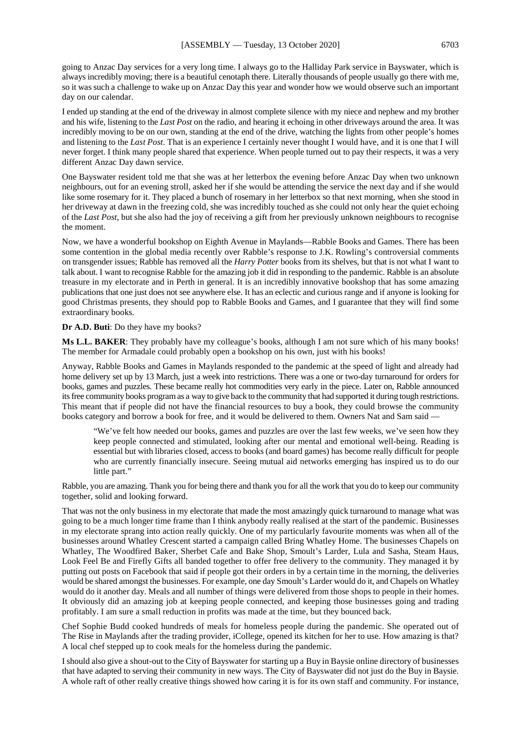going to Anzac Day services for a very long time. I always go to the Halliday Park service in Bayswater, which is always incredibly moving; there is a beautiful cenotaph there. Literally thousands of people usually go there with me, so it was such a challenge to wake up on Anzac Day this year and wonder how we would observe such an important day on our calendar.

I ended up standing at the end of the driveway in almost complete silence with my niece and nephew and my brother and his wife, listening to the *Last Post* on the radio, and hearing it echoing in other driveways around the area. It was incredibly moving to be on our own, standing at the end of the drive, watching the lights from other people's homes and listening to the *Last Post*. That is an experience I certainly never thought I would have, and it is one that I will never forget. I think many people shared that experience. When people turned out to pay their respects, it was a very different Anzac Day dawn service.

One Bayswater resident told me that she was at her letterbox the evening before Anzac Day when two unknown neighbours, out for an evening stroll, asked her if she would be attending the service the next day and if she would like some rosemary for it. They placed a bunch of rosemary in her letterbox so that next morning, when she stood in her driveway at dawn in the freezing cold, she was incredibly touched as she could not only hear the quiet echoing of the *Last Post*, but she also had the joy of receiving a gift from her previously unknown neighbours to recognise the moment.

Now, we have a wonderful bookshop on Eighth Avenue in Maylands—Rabble Books and Games. There has been some contention in the global media recently over Rabble's response to J.K. Rowling's controversial comments on transgender issues; Rabble has removed all the *Harry Potter* books from its shelves, but that is not what I want to talk about. I want to recognise Rabble for the amazing job it did in responding to the pandemic. Rabble is an absolute treasure in my electorate and in Perth in general. It is an incredibly innovative bookshop that has some amazing publications that one just does not see anywhere else. It has an eclectic and curious range and if anyone is looking for good Christmas presents, they should pop to Rabble Books and Games, and I guarantee that they will find some extraordinary books.

**Dr A.D. Buti**: Do they have my books?

**Ms L.L. BAKER**: They probably have my colleague's books, although I am not sure which of his many books! The member for Armadale could probably open a bookshop on his own, just with his books!

Anyway, Rabble Books and Games in Maylands responded to the pandemic at the speed of light and already had home delivery set up by 13 March, just a week into restrictions. There was a one or two-day turnaround for orders for books, games and puzzles. These became really hot commodities very early in the piece. Later on, Rabble announced its free community books program as a way to give back to the community that had supported it during tough restrictions. This meant that if people did not have the financial resources to buy a book, they could browse the community books category and borrow a book for free, and it would be delivered to them. Owners Nat and Sam said —

> "We've felt how needed our books, games and puzzles are over the last few weeks, we've seen how they keep people connected and stimulated, looking after our mental and emotional well-being. Reading is essential but with libraries closed, access to books (and board games) has become really difficult for people who are currently financially insecure. Seeing mutual aid networks emerging has inspired us to do our little part."

Rabble, you are amazing. Thank you for being there and thank you for all the work that you do to keep our community together, solid and looking forward.

That was not the only business in my electorate that made the most amazingly quick turnaround to manage what was going to be a much longer time frame than I think anybody really realised at the start of the pandemic. Businesses in my electorate sprang into action really quickly. One of my particularly favourite moments was when all of the businesses around Whatley Crescent started a campaign called Bring Whatley Home. The businesses Chapels on Whatley, The Woodfired Baker, Sherbet Cafe and Bake Shop, Smoult's Larder, Lula and Sasha, Steam Haus, Look Feel Be and Firefly Gifts all banded together to offer free delivery to the community. They managed it by putting out posts on Facebook that said if people got their orders in by a certain time in the morning, the deliveries would be shared amongst the businesses. For example, one day Smoult's Larder would do it, and Chapels on Whatley would do it another day. Meals and all number of things were delivered from those shops to people in their homes. It obviously did an amazing job at keeping people connected, and keeping those businesses going and trading profitably. I am sure a small reduction in profits was made at the time, but they bounced back.

Chef Sophie Budd cooked hundreds of meals for homeless people during the pandemic. She operated out of The Rise in Maylands after the trading provider, iCollege, opened its kitchen for her to use. How amazing is that? A local chef stepped up to cook meals for the homeless during the pandemic.

I should also give a shout-out to the City of Bayswater for starting up a Buy in Baysie online directory of businesses that have adapted to serving their community in new ways. The City of Bayswater did not just do the Buy in Baysie. A whole raft of other really creative things showed how caring it is for its own staff and community. For instance,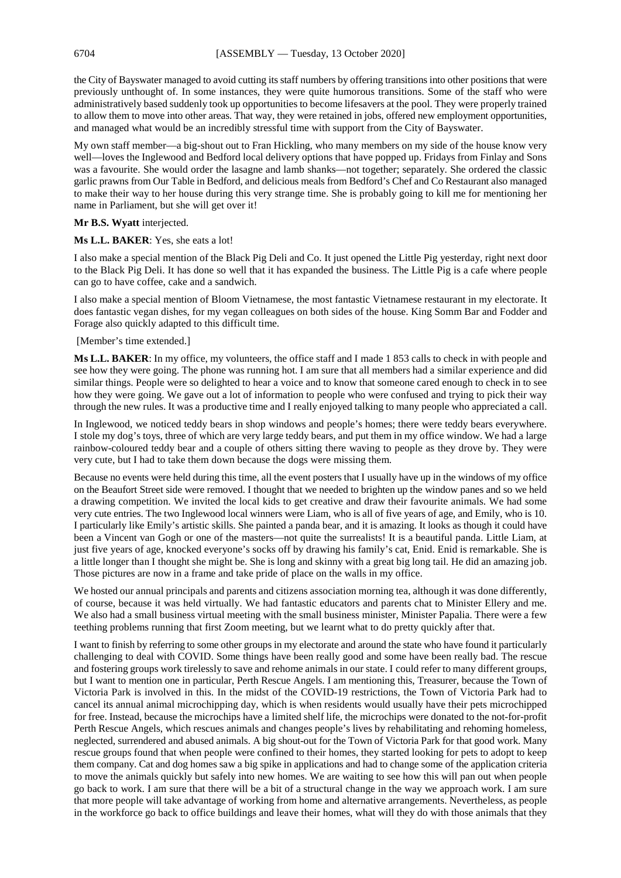the City of Bayswater managed to avoid cutting its staff numbers by offering transitions into other positions that were previously unthought of. In some instances, they were quite humorous transitions. Some of the staff who were administratively based suddenly took up opportunities to become lifesavers at the pool. They were properly trained to allow them to move into other areas. That way, they were retained in jobs, offered new employment opportunities, and managed what would be an incredibly stressful time with support from the City of Bayswater.

My own staff member—a big-shout out to Fran Hickling, who many members on my side of the house know very well—loves the Inglewood and Bedford local delivery options that have popped up. Fridays from Finlay and Sons was a favourite. She would order the lasagne and lamb shanks—not together; separately. She ordered the classic garlic prawns from Our Table in Bedford, and delicious meals from Bedford's Chef and Co Restaurant also managed to make their way to her house during this very strange time. She is probably going to kill me for mentioning her name in Parliament, but she will get over it!

**Mr B.S. Wyatt** interjected.

**Ms L.L. BAKER**: Yes, she eats a lot!

I also make a special mention of the Black Pig Deli and Co. It just opened the Little Pig yesterday, right next door to the Black Pig Deli. It has done so well that it has expanded the business. The Little Pig is a cafe where people can go to have coffee, cake and a sandwich.

I also make a special mention of Bloom Vietnamese, the most fantastic Vietnamese restaurant in my electorate. It does fantastic vegan dishes, for my vegan colleagues on both sides of the house. King Somm Bar and Fodder and Forage also quickly adapted to this difficult time.

[Member's time extended.]

**Ms L.L. BAKER**: In my office, my volunteers, the office staff and I made 1 853 calls to check in with people and see how they were going. The phone was running hot. I am sure that all members had a similar experience and did similar things. People were so delighted to hear a voice and to know that someone cared enough to check in to see how they were going. We gave out a lot of information to people who were confused and trying to pick their way through the new rules. It was a productive time and I really enjoyed talking to many people who appreciated a call.

In Inglewood, we noticed teddy bears in shop windows and people's homes; there were teddy bears everywhere. I stole my dog's toys, three of which are very large teddy bears, and put them in my office window. We had a large rainbow-coloured teddy bear and a couple of others sitting there waving to people as they drove by. They were very cute, but I had to take them down because the dogs were missing them.

Because no events were held during this time, all the event posters that I usually have up in the windows of my office on the Beaufort Street side were removed. I thought that we needed to brighten up the window panes and so we held a drawing competition. We invited the local kids to get creative and draw their favourite animals. We had some very cute entries. The two Inglewood local winners were Liam, who is all of five years of age, and Emily, who is 10. I particularly like Emily's artistic skills. She painted a panda bear, and it is amazing. It looks as though it could have been a Vincent van Gogh or one of the masters—not quite the surrealists! It is a beautiful panda. Little Liam, at just five years of age, knocked everyone's socks off by drawing his family's cat, Enid. Enid is remarkable. She is a little longer than I thought she might be. She is long and skinny with a great big long tail. He did an amazing job. Those pictures are now in a frame and take pride of place on the walls in my office.

We hosted our annual principals and parents and citizens association morning tea, although it was done differently, of course, because it was held virtually. We had fantastic educators and parents chat to Minister Ellery and me. We also had a small business virtual meeting with the small business minister, Minister Papalia. There were a few teething problems running that first Zoom meeting, but we learnt what to do pretty quickly after that.

I want to finish by referring to some other groups in my electorate and around the state who have found it particularly challenging to deal with COVID. Some things have been really good and some have been really bad. The rescue and fostering groups work tirelessly to save and rehome animals in our state. I could refer to many different groups, but I want to mention one in particular, Perth Rescue Angels. I am mentioning this, Treasurer, because the Town of Victoria Park is involved in this. In the midst of the COVID-19 restrictions, the Town of Victoria Park had to cancel its annual animal microchipping day, which is when residents would usually have their pets microchipped for free. Instead, because the microchips have a limited shelf life, the microchips were donated to the not-for-profit Perth Rescue Angels, which rescues animals and changes people's lives by rehabilitating and rehoming homeless, neglected, surrendered and abused animals. A big shout-out for the Town of Victoria Park for that good work. Many rescue groups found that when people were confined to their homes, they started looking for pets to adopt to keep them company. Cat and dog homes saw a big spike in applications and had to change some of the application criteria to move the animals quickly but safely into new homes. We are waiting to see how this will pan out when people go back to work. I am sure that there will be a bit of a structural change in the way we approach work. I am sure that more people will take advantage of working from home and alternative arrangements. Nevertheless, as people in the workforce go back to office buildings and leave their homes, what will they do with those animals that they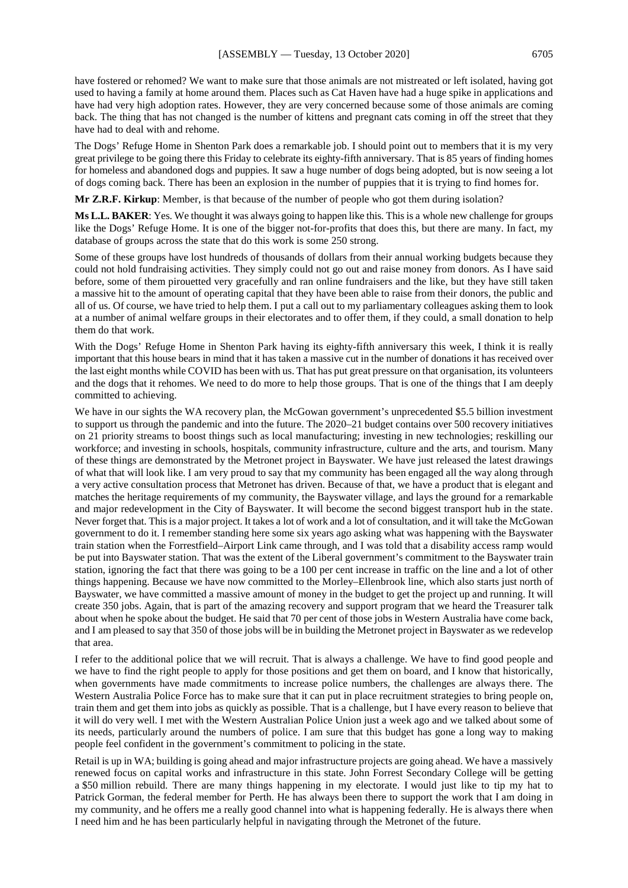have fostered or rehomed? We want to make sure that those animals are not mistreated or left isolated, having got used to having a family at home around them. Places such as Cat Haven have had a huge spike in applications and have had very high adoption rates. However, they are very concerned because some of those animals are coming back. The thing that has not changed is the number of kittens and pregnant cats coming in off the street that they have had to deal with and rehome.

The Dogs' Refuge Home in Shenton Park does a remarkable job. I should point out to members that it is my very great privilege to be going there this Friday to celebrate its eighty-fifth anniversary. That is 85 years of finding homes for homeless and abandoned dogs and puppies. It saw a huge number of dogs being adopted, but is now seeing a lot of dogs coming back. There has been an explosion in the number of puppies that it is trying to find homes for.

**Mr Z.R.F. Kirkup**: Member, is that because of the number of people who got them during isolation?

**Ms L.L. BAKER**: Yes. We thought it was always going to happen like this. This is a whole new challenge for groups like the Dogs' Refuge Home. It is one of the bigger not-for-profits that does this, but there are many. In fact, my database of groups across the state that do this work is some 250 strong.

Some of these groups have lost hundreds of thousands of dollars from their annual working budgets because they could not hold fundraising activities. They simply could not go out and raise money from donors. As I have said before, some of them pirouetted very gracefully and ran online fundraisers and the like, but they have still taken a massive hit to the amount of operating capital that they have been able to raise from their donors, the public and all of us. Of course, we have tried to help them. I put a call out to my parliamentary colleagues asking them to look at a number of animal welfare groups in their electorates and to offer them, if they could, a small donation to help them do that work.

With the Dogs' Refuge Home in Shenton Park having its eighty-fifth anniversary this week, I think it is really important that this house bears in mind that it has taken a massive cut in the number of donations it has received over the last eight months while COVID has been with us. That has put great pressure on that organisation, its volunteers and the dogs that it rehomes. We need to do more to help those groups. That is one of the things that I am deeply committed to achieving.

We have in our sights the WA recovery plan, the McGowan government's unprecedented $5.5 billion investment to support us through the pandemic and into the future. The 2020–21 budget contains over 500 recovery initiatives on 21 priority streams to boost things such as local manufacturing; investing in new technologies; reskilling our workforce; and investing in schools, hospitals, community infrastructure, culture and the arts, and tourism. Many of these things are demonstrated by the Metronet project in Bayswater. We have just released the latest drawings of what that will look like. I am very proud to say that my community has been engaged all the way along through a very active consultation process that Metronet has driven. Because of that, we have a product that is elegant and matches the heritage requirements of my community, the Bayswater village, and lays the ground for a remarkable and major redevelopment in the City of Bayswater. It will become the second biggest transport hub in the state. Never forget that. This is a major project. It takes a lot of work and a lot of consultation, and it will take the McGowan government to do it. I remember standing here some six years ago asking what was happening with the Bayswater train station when the Forrestfield–Airport Link came through, and I was told that a disability access ramp would be put into Bayswater station. That was the extent of the Liberal government's commitment to the Bayswater train station, ignoring the fact that there was going to be a 100 per cent increase in traffic on the line and a lot of other things happening. Because we have now committed to the Morley–Ellenbrook line, which also starts just north of Bayswater, we have committed a massive amount of money in the budget to get the project up and running. It will create 350 jobs. Again, that is part of the amazing recovery and support program that we heard the Treasurer talk about when he spoke about the budget. He said that 70 per cent of those jobs in Western Australia have come back, and I am pleased to say that 350 of those jobs will be in building the Metronet project in Bayswater as we redevelop that area.

I refer to the additional police that we will recruit. That is always a challenge. We have to find good people and we have to find the right people to apply for those positions and get them on board, and I know that historically, when governments have made commitments to increase police numbers, the challenges are always there. The Western Australia Police Force has to make sure that it can put in place recruitment strategies to bring people on, train them and get them into jobs as quickly as possible. That is a challenge, but I have every reason to believe that it will do very well. I met with the Western Australian Police Union just a week ago and we talked about some of its needs, particularly around the numbers of police. I am sure that this budget has gone a long way to making people feel confident in the government's commitment to policing in the state.

Retail is up in WA; building is going ahead and major infrastructure projects are going ahead. We have a massively renewed focus on capital works and infrastructure in this state. John Forrest Secondary College will be getting a $50 million rebuild. There are many things happening in my electorate. I would just like to tip my hat to Patrick Gorman, the federal member for Perth. He has always been there to support the work that I am doing in my community, and he offers me a really good channel into what is happening federally. He is always there when I need him and he has been particularly helpful in navigating through the Metronet of the future.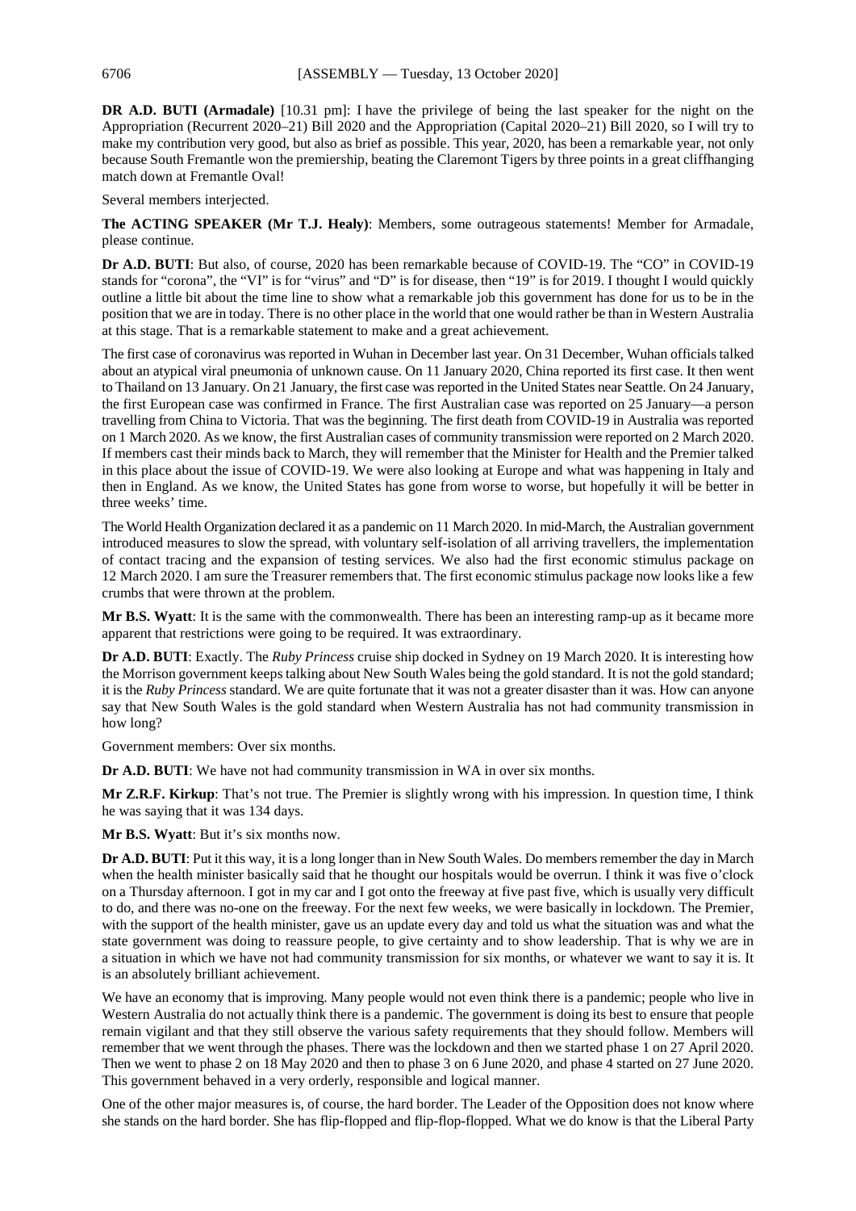**DR A.D. BUTI (Armadale)** [10.31 pm]: I have the privilege of being the last speaker for the night on the Appropriation (Recurrent 2020–21) Bill 2020 and the Appropriation (Capital 2020–21) Bill 2020, so I will try to make my contribution very good, but also as brief as possible. This year, 2020, has been a remarkable year, not only because South Fremantle won the premiership, beating the Claremont Tigers by three points in a great cliffhanging match down at Fremantle Oval!

Several members interjected.

**The ACTING SPEAKER (Mr T.J. Healy)**: Members, some outrageous statements! Member for Armadale, please continue.

**Dr A.D. BUTI**: But also, of course, 2020 has been remarkable because of COVID-19. The "CO" in COVID-19 stands for "corona", the "VI" is for "virus" and "D" is for disease, then "19" is for 2019. I thought I would quickly outline a little bit about the time line to show what a remarkable job this government has done for us to be in the position that we are in today. There is no other place in the world that one would rather be than in Western Australia at this stage. That is a remarkable statement to make and a great achievement.

The first case of coronavirus was reported in Wuhan in December last year. On 31 December, Wuhan officials talked about an atypical viral pneumonia of unknown cause. On 11 January 2020, China reported its first case. It then went to Thailand on 13 January. On 21 January, the first case was reported in the United States near Seattle. On 24 January, the first European case was confirmed in France. The first Australian case was reported on 25 January—a person travelling from China to Victoria. That was the beginning. The first death from COVID-19 in Australia was reported on 1 March 2020. As we know, the first Australian cases of community transmission were reported on 2 March 2020. If members cast their minds back to March, they will remember that the Minister for Health and the Premier talked in this place about the issue of COVID-19. We were also looking at Europe and what was happening in Italy and then in England. As we know, the United States has gone from worse to worse, but hopefully it will be better in three weeks' time.

The World Health Organization declared it as a pandemic on 11 March 2020. In mid-March, the Australian government introduced measures to slow the spread, with voluntary self-isolation of all arriving travellers, the implementation of contact tracing and the expansion of testing services. We also had the first economic stimulus package on 12 March 2020. I am sure the Treasurer remembers that. The first economic stimulus package now looks like a few crumbs that were thrown at the problem.

**Mr B.S. Wyatt**: It is the same with the commonwealth. There has been an interesting ramp-up as it became more apparent that restrictions were going to be required. It was extraordinary.

**Dr A.D. BUTI**: Exactly. The *Ruby Princess* cruise ship docked in Sydney on 19 March 2020. It is interesting how the Morrison government keeps talking about New South Wales being the gold standard. It is not the gold standard; it is the *Ruby Princess* standard. We are quite fortunate that it was not a greater disaster than it was. How can anyone say that New South Wales is the gold standard when Western Australia has not had community transmission in how long?

Government members: Over six months.

**Dr A.D. BUTI**: We have not had community transmission in WA in over six months.

**Mr Z.R.F. Kirkup**: That's not true. The Premier is slightly wrong with his impression. In question time, I think he was saying that it was 134 days.

**Mr B.S. Wyatt**: But it's six months now.

**Dr A.D. BUTI**: Put it this way, it is a long longer than in New South Wales. Do members remember the day in March when the health minister basically said that he thought our hospitals would be overrun. I think it was five o'clock on a Thursday afternoon. I got in my car and I got onto the freeway at five past five, which is usually very difficult to do, and there was no-one on the freeway. For the next few weeks, we were basically in lockdown. The Premier, with the support of the health minister, gave us an update every day and told us what the situation was and what the state government was doing to reassure people, to give certainty and to show leadership. That is why we are in a situation in which we have not had community transmission for six months, or whatever we want to say it is. It is an absolutely brilliant achievement.

We have an economy that is improving. Many people would not even think there is a pandemic; people who live in Western Australia do not actually think there is a pandemic. The government is doing its best to ensure that people remain vigilant and that they still observe the various safety requirements that they should follow. Members will remember that we went through the phases. There was the lockdown and then we started phase 1 on 27 April 2020. Then we went to phase 2 on 18 May 2020 and then to phase 3 on 6 June 2020, and phase 4 started on 27 June 2020. This government behaved in a very orderly, responsible and logical manner.

One of the other major measures is, of course, the hard border. The Leader of the Opposition does not know where she stands on the hard border. She has flip-flopped and flip-flop-flopped. What we do know is that the Liberal Party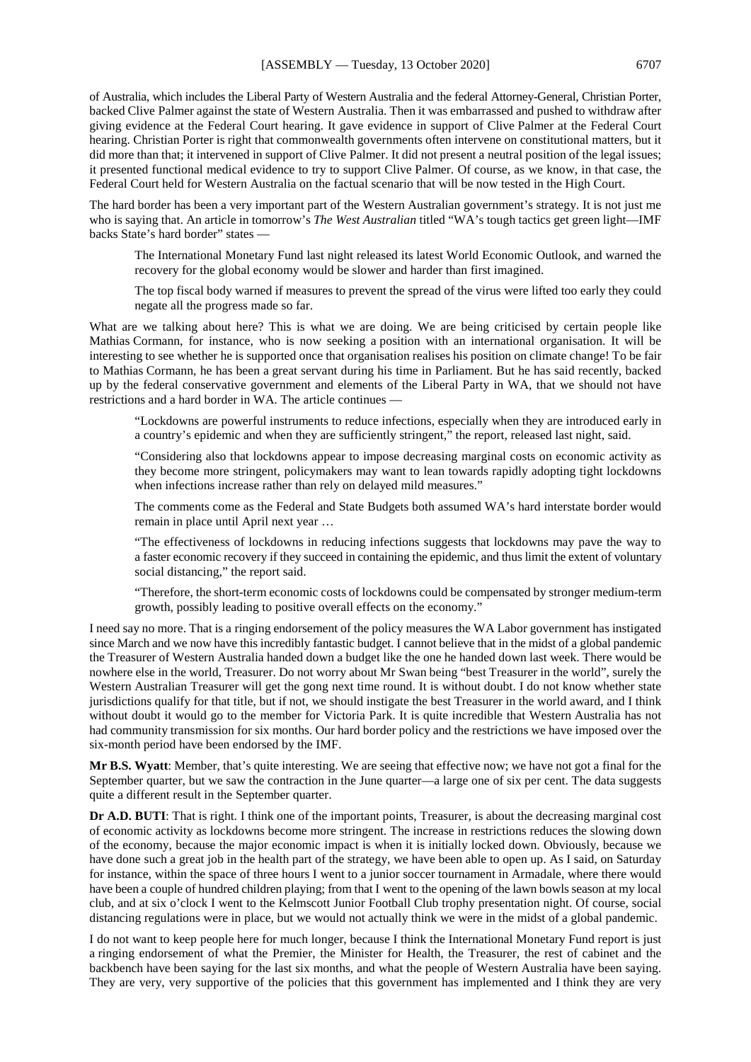of Australia, which includes the Liberal Party of Western Australia and the federal Attorney-General, Christian Porter, backed Clive Palmer against the state of Western Australia. Then it was embarrassed and pushed to withdraw after giving evidence at the Federal Court hearing. It gave evidence in support of Clive Palmer at the Federal Court hearing. Christian Porter is right that commonwealth governments often intervene on constitutional matters, but it did more than that; it intervened in support of Clive Palmer. It did not present a neutral position of the legal issues; it presented functional medical evidence to try to support Clive Palmer. Of course, as we know, in that case, the Federal Court held for Western Australia on the factual scenario that will be now tested in the High Court.

The hard border has been a very important part of the Western Australian government's strategy. It is not just me who is saying that. An article in tomorrow's *The West Australian* titled "WA's tough tactics get green light—IMF backs State's hard border" states —

> The International Monetary Fund last night released its latest World Economic Outlook, and warned the recovery for the global economy would be slower and harder than first imagined.
>
> The top fiscal body warned if measures to prevent the spread of the virus were lifted too early they could negate all the progress made so far.

What are we talking about here? This is what we are doing. We are being criticised by certain people like Mathias Cormann, for instance, who is now seeking a position with an international organisation. It will be interesting to see whether he is supported once that organisation realises his position on climate change! To be fair to Mathias Cormann, he has been a great servant during his time in Parliament. But he has said recently, backed up by the federal conservative government and elements of the Liberal Party in WA, that we should not have restrictions and a hard border in WA. The article continues —

> "Lockdowns are powerful instruments to reduce infections, especially when they are introduced early in a country's epidemic and when they are sufficiently stringent," the report, released last night, said.
>
> "Considering also that lockdowns appear to impose decreasing marginal costs on economic activity as they become more stringent, policymakers may want to lean towards rapidly adopting tight lockdowns when infections increase rather than rely on delayed mild measures."
>
> The comments come as the Federal and State Budgets both assumed WA's hard interstate border would remain in place until April next year …
>
> "The effectiveness of lockdowns in reducing infections suggests that lockdowns may pave the way to a faster economic recovery if they succeed in containing the epidemic, and thus limit the extent of voluntary social distancing," the report said.
>
> "Therefore, the short-term economic costs of lockdowns could be compensated by stronger medium-term growth, possibly leading to positive overall effects on the economy."

I need say no more. That is a ringing endorsement of the policy measures the WA Labor government has instigated since March and we now have this incredibly fantastic budget. I cannot believe that in the midst of a global pandemic the Treasurer of Western Australia handed down a budget like the one he handed down last week. There would be nowhere else in the world, Treasurer. Do not worry about Mr Swan being "best Treasurer in the world", surely the Western Australian Treasurer will get the gong next time round. It is without doubt. I do not know whether state jurisdictions qualify for that title, but if not, we should instigate the best Treasurer in the world award, and I think without doubt it would go to the member for Victoria Park. It is quite incredible that Western Australia has not had community transmission for six months. Our hard border policy and the restrictions we have imposed over the six-month period have been endorsed by the IMF.

**Mr B.S. Wyatt**: Member, that's quite interesting. We are seeing that effective now; we have not got a final for the September quarter, but we saw the contraction in the June quarter—a large one of six per cent. The data suggests quite a different result in the September quarter.

**Dr A.D. BUTI**: That is right. I think one of the important points, Treasurer, is about the decreasing marginal cost of economic activity as lockdowns become more stringent. The increase in restrictions reduces the slowing down of the economy, because the major economic impact is when it is initially locked down. Obviously, because we have done such a great job in the health part of the strategy, we have been able to open up. As I said, on Saturday for instance, within the space of three hours I went to a junior soccer tournament in Armadale, where there would have been a couple of hundred children playing; from that I went to the opening of the lawn bowls season at my local club, and at six o'clock I went to the Kelmscott Junior Football Club trophy presentation night. Of course, social distancing regulations were in place, but we would not actually think we were in the midst of a global pandemic.

I do not want to keep people here for much longer, because I think the International Monetary Fund report is just a ringing endorsement of what the Premier, the Minister for Health, the Treasurer, the rest of cabinet and the backbench have been saying for the last six months, and what the people of Western Australia have been saying. They are very, very supportive of the policies that this government has implemented and I think they are very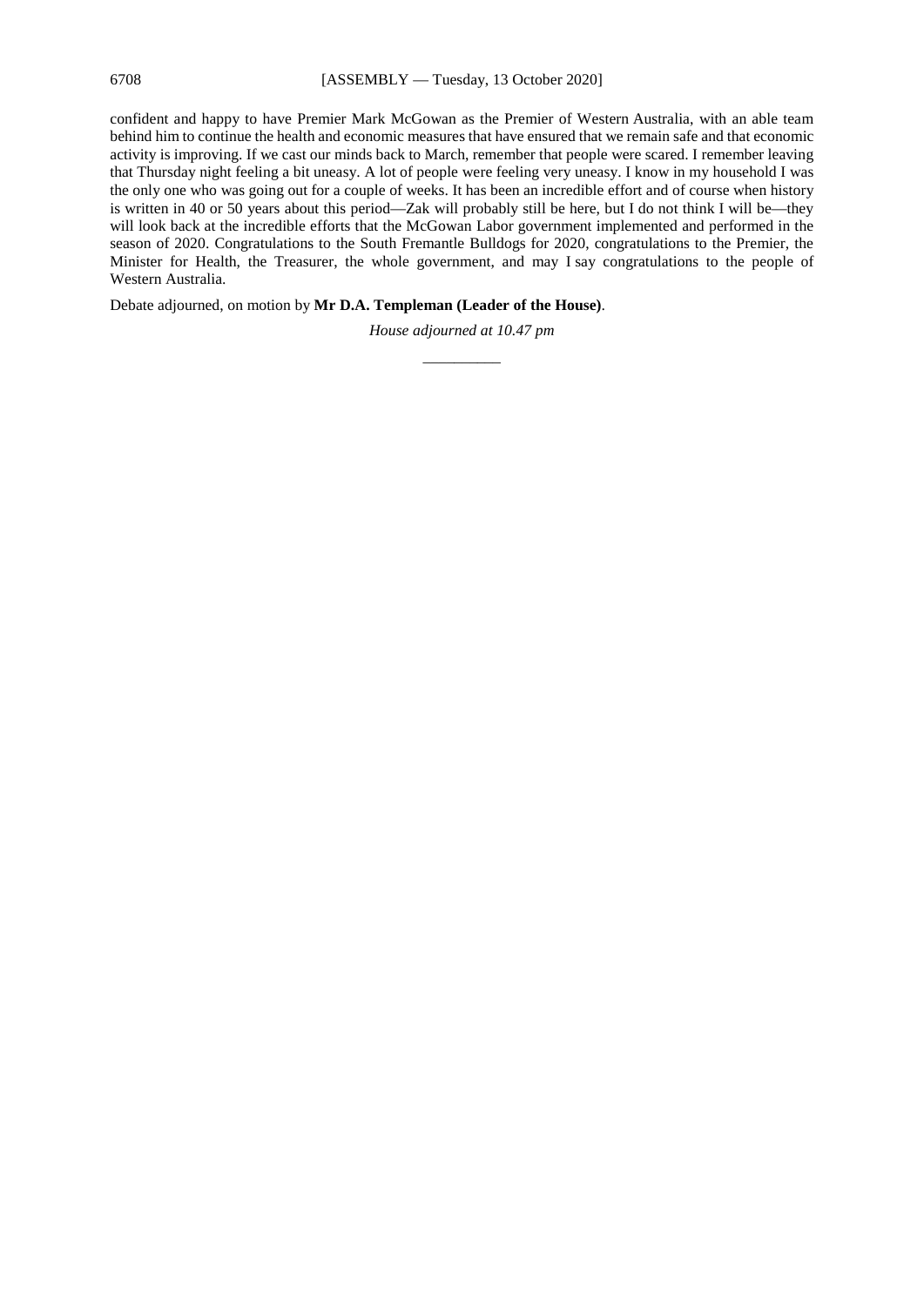confident and happy to have Premier Mark McGowan as the Premier of Western Australia, with an able team behind him to continue the health and economic measures that have ensured that we remain safe and that economic activity is improving. If we cast our minds back to March, remember that people were scared. I remember leaving that Thursday night feeling a bit uneasy. A lot of people were feeling very uneasy. I know in my household I was the only one who was going out for a couple of weeks. It has been an incredible effort and of course when history is written in 40 or 50 years about this period—Zak will probably still be here, but I do not think I will be—they will look back at the incredible efforts that the McGowan Labor government implemented and performed in the season of 2020. Congratulations to the South Fremantle Bulldogs for 2020, congratulations to the Premier, the Minister for Health, the Treasurer, the whole government, and may I say congratulations to the people of Western Australia.

Debate adjourned, on motion by **Mr D.A. Templeman (Leader of the House)**.

*House adjourned at 10.47 pm*

__________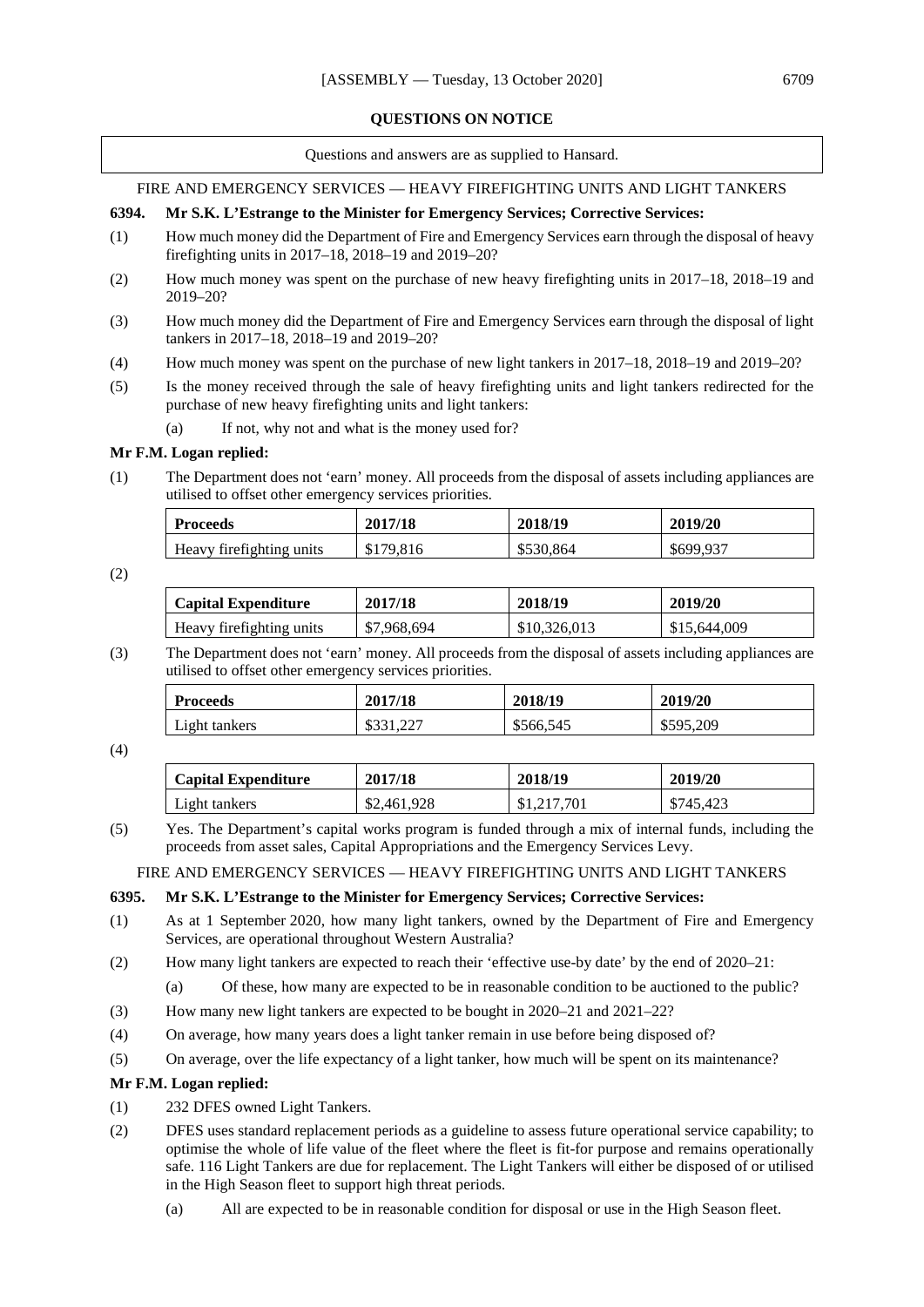## QUESTIONS ON NOTICE

Questions and answers are as supplied to Hansard.

### FIRE AND EMERGENCY SERVICES — HEAVY FIREFIGHTING UNITS AND LIGHT TANKERS

**6394. Mr S.K. L'Estrange to the Minister for Emergency Services; Corrective Services:**

(1) How much money did the Department of Fire and Emergency Services earn through the disposal of heavy firefighting units in 2017–18, 2018–19 and 2019–20?

(2) How much money was spent on the purchase of new heavy firefighting units in 2017–18, 2018–19 and 2019–20?

(3) How much money did the Department of Fire and Emergency Services earn through the disposal of light tankers in 2017–18, 2018–19 and 2019–20?

(4) How much money was spent on the purchase of new light tankers in 2017–18, 2018–19 and 2019–20?

(5) Is the money received through the sale of heavy firefighting units and light tankers redirected for the purchase of new heavy firefighting units and light tankers:

  (a) If not, why not and what is the money used for?

**Mr F.M. Logan replied:**

(1) The Department does not 'earn' money. All proceeds from the disposal of assets including appliances are utilised to offset other emergency services priorities.

| Proceeds | 2017/18 | 2018/19 | 2019/20 |
|---|---|---|---|
| Heavy firefighting units | $179,816 | $530,864 | $699,937 |

(2)

| Capital Expenditure | 2017/18 | 2018/19 | 2019/20 |
|---|---|---|---|
| Heavy firefighting units | $7,968,694 | $10,326,013 | $15,644,009 |

(3) The Department does not 'earn' money. All proceeds from the disposal of assets including appliances are utilised to offset other emergency services priorities.

| Proceeds | 2017/18 | 2018/19 | 2019/20 |
|---|---|---|---|
| Light tankers | $331,227 | $566,545 | $595,209 |

(4)

| Capital Expenditure | 2017/18 | 2018/19 | 2019/20 |
|---|---|---|---|
| Light tankers | $2,461,928 | $1,217,701 | $745,423 |

(5) Yes. The Department's capital works program is funded through a mix of internal funds, including the proceeds from asset sales, Capital Appropriations and the Emergency Services Levy.

### FIRE AND EMERGENCY SERVICES — HEAVY FIREFIGHTING UNITS AND LIGHT TANKERS

**6395. Mr S.K. L'Estrange to the Minister for Emergency Services; Corrective Services:**

(1) As at 1 September 2020, how many light tankers, owned by the Department of Fire and Emergency Services, are operational throughout Western Australia?

(2) How many light tankers are expected to reach their 'effective use-by date' by the end of 2020–21:

  (a) Of these, how many are expected to be in reasonable condition to be auctioned to the public?

(3) How many new light tankers are expected to be bought in 2020–21 and 2021–22?

(4) On average, how many years does a light tanker remain in use before being disposed of?

(5) On average, over the life expectancy of a light tanker, how much will be spent on its maintenance?

**Mr F.M. Logan replied:**

(1) 232 DFES owned Light Tankers.

(2) DFES uses standard replacement periods as a guideline to assess future operational service capability; to optimise the whole of life value of the fleet where the fleet is fit-for purpose and remains operationally safe. 116 Light Tankers are due for replacement. The Light Tankers will either be disposed of or utilised in the High Season fleet to support high threat periods.

  (a) All are expected to be in reasonable condition for disposal or use in the High Season fleet.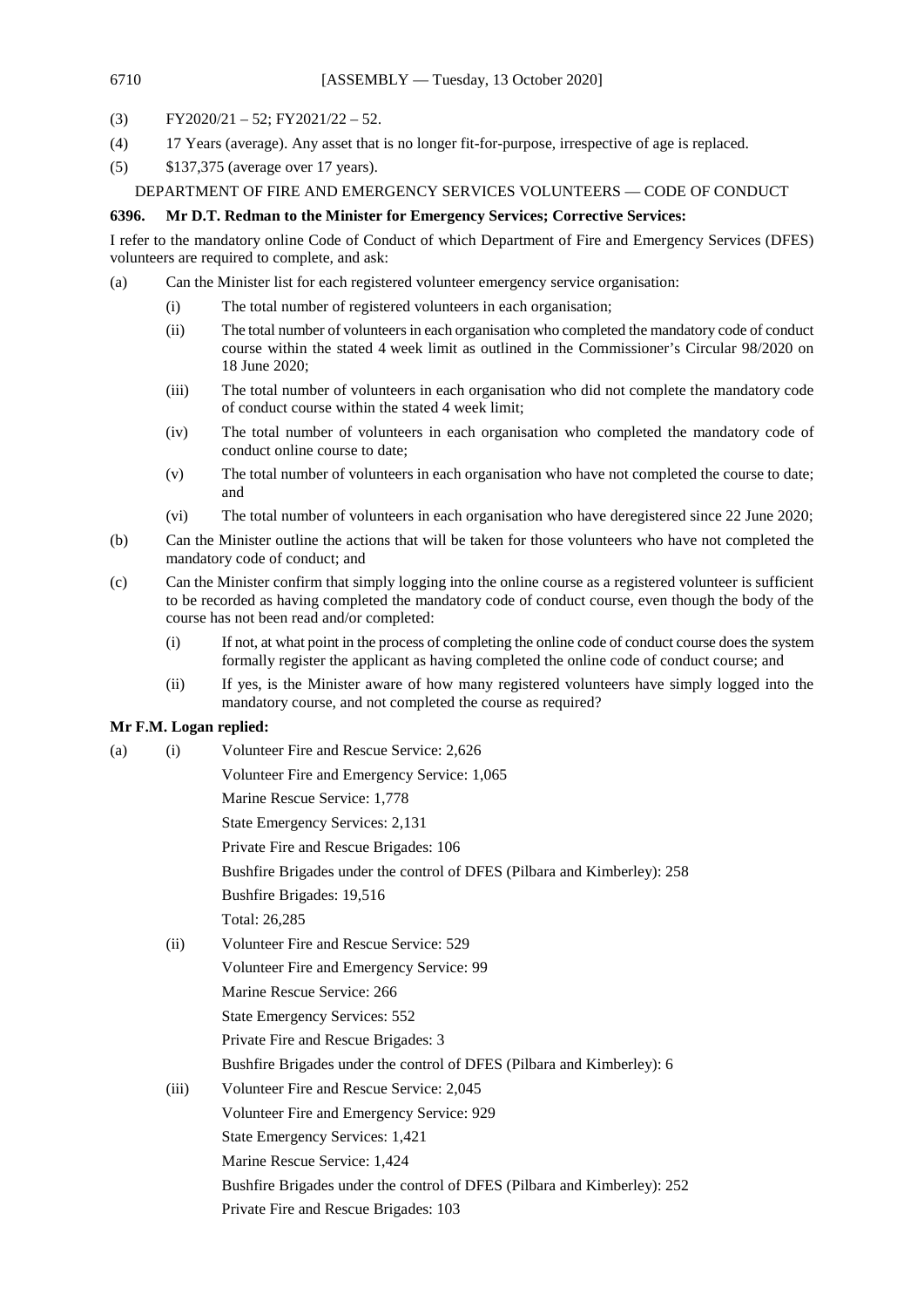(3) FY2020/21 – 52; FY2021/22 – 52.

(4) 17 Years (average). Any asset that is no longer fit-for-purpose, irrespective of age is replaced.

(5) $137,375 (average over 17 years).

DEPARTMENT OF FIRE AND EMERGENCY SERVICES VOLUNTEERS — CODE OF CONDUCT

**6396. Mr D.T. Redman to the Minister for Emergency Services; Corrective Services:**

I refer to the mandatory online Code of Conduct of which Department of Fire and Emergency Services (DFES) volunteers are required to complete, and ask:

(a) Can the Minister list for each registered volunteer emergency service organisation:

- (i) The total number of registered volunteers in each organisation;
- (ii) The total number of volunteers in each organisation who completed the mandatory code of conduct course within the stated 4 week limit as outlined in the Commissioner's Circular 98/2020 on 18 June 2020;
- (iii) The total number of volunteers in each organisation who did not complete the mandatory code of conduct course within the stated 4 week limit;
- (iv) The total number of volunteers in each organisation who completed the mandatory code of conduct online course to date;
- (v) The total number of volunteers in each organisation who have not completed the course to date; and
- (vi) The total number of volunteers in each organisation who have deregistered since 22 June 2020;

(b) Can the Minister outline the actions that will be taken for those volunteers who have not completed the mandatory code of conduct; and

(c) Can the Minister confirm that simply logging into the online course as a registered volunteer is sufficient to be recorded as having completed the mandatory code of conduct course, even though the body of the course has not been read and/or completed:

- (i) If not, at what point in the process of completing the online code of conduct course does the system formally register the applicant as having completed the online code of conduct course; and
- (ii) If yes, is the Minister aware of how many registered volunteers have simply logged into the mandatory course, and not completed the course as required?

**Mr F.M. Logan replied:**

(a) (i) Volunteer Fire and Rescue Service: 2,626
Volunteer Fire and Emergency Service: 1,065
Marine Rescue Service: 1,778
State Emergency Services: 2,131
Private Fire and Rescue Brigades: 106
Bushfire Brigades under the control of DFES (Pilbara and Kimberley): 258
Bushfire Brigades: 19,516
Total: 26,285

(ii) Volunteer Fire and Rescue Service: 529
Volunteer Fire and Emergency Service: 99
Marine Rescue Service: 266
State Emergency Services: 552
Private Fire and Rescue Brigades: 3
Bushfire Brigades under the control of DFES (Pilbara and Kimberley): 6

(iii) Volunteer Fire and Rescue Service: 2,045
Volunteer Fire and Emergency Service: 929
State Emergency Services: 1,421
Marine Rescue Service: 1,424
Bushfire Brigades under the control of DFES (Pilbara and Kimberley): 252
Private Fire and Rescue Brigades: 103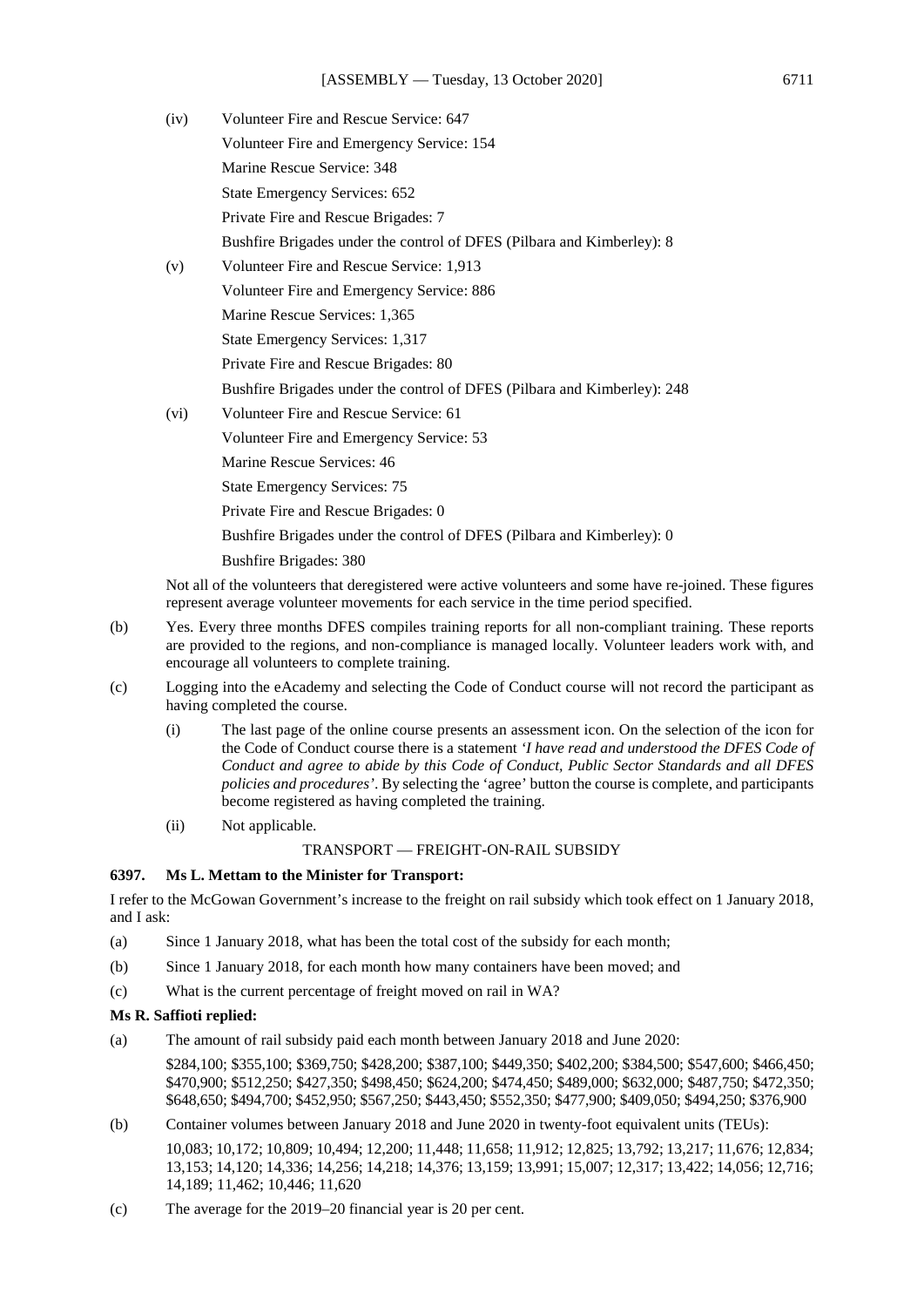(iv) Volunteer Fire and Rescue Service: 647

Volunteer Fire and Emergency Service: 154

Marine Rescue Service: 348

State Emergency Services: 652

Private Fire and Rescue Brigades: 7

Bushfire Brigades under the control of DFES (Pilbara and Kimberley): 8

(v) Volunteer Fire and Rescue Service: 1,913

Volunteer Fire and Emergency Service: 886

Marine Rescue Services: 1,365

State Emergency Services: 1,317

Private Fire and Rescue Brigades: 80

Bushfire Brigades under the control of DFES (Pilbara and Kimberley): 248

(vi) Volunteer Fire and Rescue Service: 61

Volunteer Fire and Emergency Service: 53

Marine Rescue Services: 46

State Emergency Services: 75

Private Fire and Rescue Brigades: 0

Bushfire Brigades under the control of DFES (Pilbara and Kimberley): 0

Bushfire Brigades: 380

Not all of the volunteers that deregistered were active volunteers and some have re-joined. These figures represent average volunteer movements for each service in the time period specified.

(b) Yes. Every three months DFES compiles training reports for all non-compliant training. These reports are provided to the regions, and non-compliance is managed locally. Volunteer leaders work with, and encourage all volunteers to complete training.

(c) Logging into the eAcademy and selecting the Code of Conduct course will not record the participant as having completed the course.

(i) The last page of the online course presents an assessment icon. On the selection of the icon for the Code of Conduct course there is a statement *'I have read and understood the DFES Code of Conduct and agree to abide by this Code of Conduct, Public Sector Standards and all DFES policies and procedures'*. By selecting the 'agree' button the course is complete, and participants become registered as having completed the training.

(ii) Not applicable.

TRANSPORT — FREIGHT-ON-RAIL SUBSIDY

**6397. Ms L. Mettam to the Minister for Transport:**

I refer to the McGowan Government's increase to the freight on rail subsidy which took effect on 1 January 2018, and I ask:

(a) Since 1 January 2018, what has been the total cost of the subsidy for each month;

(b) Since 1 January 2018, for each month how many containers have been moved; and

(c) What is the current percentage of freight moved on rail in WA?

**Ms R. Saffioti replied:**

(a) The amount of rail subsidy paid each month between January 2018 and June 2020:

$284,100; $355,100; $369,750; $428,200; $387,100; $449,350; $402,200; $384,500; $547,600; $466,450; $470,900; $512,250; $427,350; $498,450; $624,200; $474,450; $489,000; $632,000; $487,750; $472,350; $648,650; $494,700; $452,950; $567,250; $443,450; $552,350; $477,900; $409,050; $494,250; $376,900

(b) Container volumes between January 2018 and June 2020 in twenty-foot equivalent units (TEUs):

10,083; 10,172; 10,809; 10,494; 12,200; 11,448; 11,658; 11,912; 12,825; 13,792; 13,217; 11,676; 12,834; 13,153; 14,120; 14,336; 14,256; 14,218; 14,376; 13,159; 13,991; 15,007; 12,317; 13,422; 14,056; 12,716; 14,189; 11,462; 10,446; 11,620

(c) The average for the 2019–20 financial year is 20 per cent.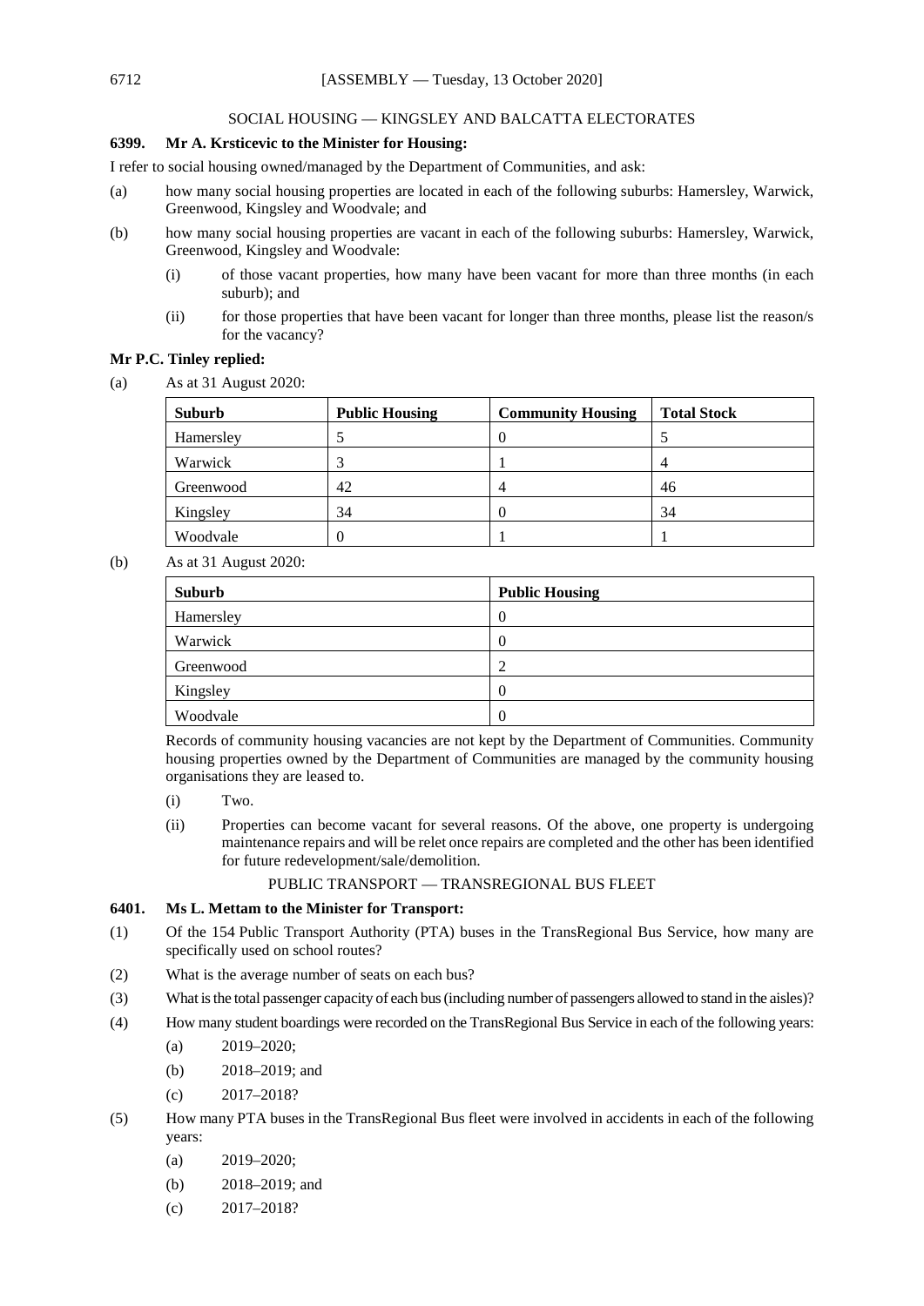SOCIAL HOUSING — KINGSLEY AND BALCATTA ELECTORATES

**6399. Mr A. Krsticevic to the Minister for Housing:**

I refer to social housing owned/managed by the Department of Communities, and ask:

(a) how many social housing properties are located in each of the following suburbs: Hamersley, Warwick, Greenwood, Kingsley and Woodvale; and

(b) how many social housing properties are vacant in each of the following suburbs: Hamersley, Warwick, Greenwood, Kingsley and Woodvale:

(i) of those vacant properties, how many have been vacant for more than three months (in each suburb); and

(ii) for those properties that have been vacant for longer than three months, please list the reason/s for the vacancy?

**Mr P.C. Tinley replied:**

(a) As at 31 August 2020:

| Suburb | Public Housing | Community Housing | Total Stock |
|---|---|---|---|
| Hamersley | 5 | 0 | 5 |
| Warwick | 3 | 1 | 4 |
| Greenwood | 42 | 4 | 46 |
| Kingsley | 34 | 0 | 34 |
| Woodvale | 0 | 1 | 1 |

(b) As at 31 August 2020:

| Suburb | Public Housing |
|---|---|
| Hamersley | 0 |
| Warwick | 0 |
| Greenwood | 2 |
| Kingsley | 0 |
| Woodvale | 0 |

Records of community housing vacancies are not kept by the Department of Communities. Community housing properties owned by the Department of Communities are managed by the community housing organisations they are leased to.

(i) Two.

(ii) Properties can become vacant for several reasons. Of the above, one property is undergoing maintenance repairs and will be relet once repairs are completed and the other has been identified for future redevelopment/sale/demolition.

PUBLIC TRANSPORT — TRANSREGIONAL BUS FLEET

**6401. Ms L. Mettam to the Minister for Transport:**

(1) Of the 154 Public Transport Authority (PTA) buses in the TransRegional Bus Service, how many are specifically used on school routes?

(2) What is the average number of seats on each bus?

(3) What is the total passenger capacity of each bus (including number of passengers allowed to stand in the aisles)?

(4) How many student boardings were recorded on the TransRegional Bus Service in each of the following years:

(a) 2019–2020;

(b) 2018–2019; and

(c) 2017–2018?

(5) How many PTA buses in the TransRegional Bus fleet were involved in accidents in each of the following years:

(a) 2019–2020;

(b) 2018–2019; and

(c) 2017–2018?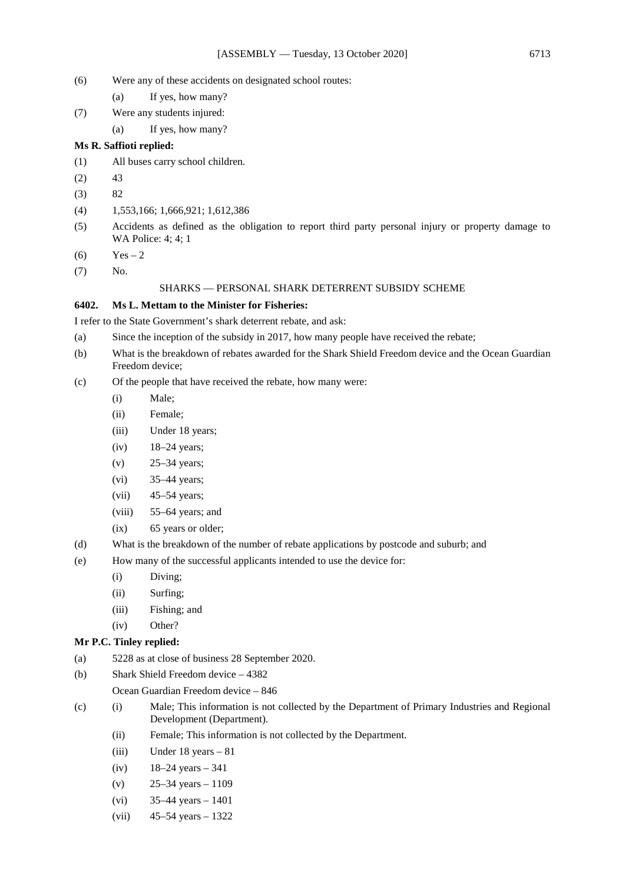(6) Were any of these accidents on designated school routes:

 (a) If yes, how many?

(7) Were any students injured:

 (a) If yes, how many?

**Ms R. Saffioti replied:**

(1) All buses carry school children.

(2) 43

(3) 82

(4) 1,553,166; 1,666,921; 1,612,386

(5) Accidents as defined as the obligation to report third party personal injury or property damage to WA Police: 4; 4; 1

(6) Yes – 2

(7) No.

SHARKS — PERSONAL SHARK DETERRENT SUBSIDY SCHEME

**6402. Ms L. Mettam to the Minister for Fisheries:**

I refer to the State Government's shark deterrent rebate, and ask:

(a) Since the inception of the subsidy in 2017, how many people have received the rebate;

(b) What is the breakdown of rebates awarded for the Shark Shield Freedom device and the Ocean Guardian Freedom device;

(c) Of the people that have received the rebate, how many were:

 (i) Male;

 (ii) Female;

 (iii) Under 18 years;

 (iv) 18–24 years;

 (v) 25–34 years;

 (vi) 35–44 years;

 (vii) 45–54 years;

 (viii) 55–64 years; and

 (ix) 65 years or older;

(d) What is the breakdown of the number of rebate applications by postcode and suburb; and

(e) How many of the successful applicants intended to use the device for:

 (i) Diving;

 (ii) Surfing;

 (iii) Fishing; and

 (iv) Other?

**Mr P.C. Tinley replied:**

(a) 5228 as at close of business 28 September 2020.

(b) Shark Shield Freedom device – 4382

 Ocean Guardian Freedom device – 846

(c) (i) Male; This information is not collected by the Department of Primary Industries and Regional Development (Department).

 (ii) Female; This information is not collected by the Department.

 (iii) Under 18 years – 81

 (iv) 18–24 years – 341

 (v) 25–34 years – 1109

 (vi) 35–44 years – 1401

 (vii) 45–54 years – 1322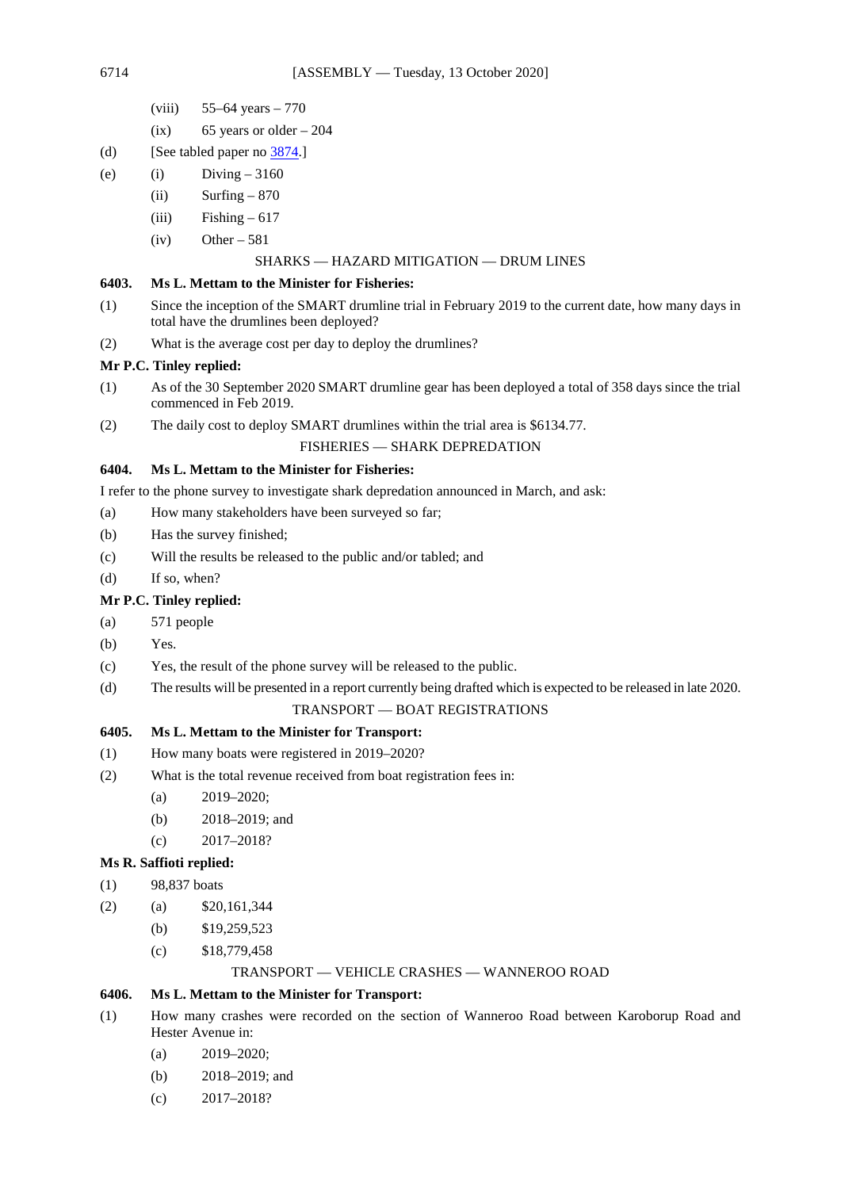(viii) 55–64 years – 770

(ix) 65 years or older – 204

(d) [See tabled paper no 3874.]

(e) (i) Diving – 3160

(ii) Surfing – 870

(iii) Fishing – 617

(iv) Other – 581

SHARKS — HAZARD MITIGATION — DRUM LINES

**6403. Ms L. Mettam to the Minister for Fisheries:**

(1) Since the inception of the SMART drumline trial in February 2019 to the current date, how many days in total have the drumlines been deployed?

(2) What is the average cost per day to deploy the drumlines?

**Mr P.C. Tinley replied:**

(1) As of the 30 September 2020 SMART drumline gear has been deployed a total of 358 days since the trial commenced in Feb 2019.

(2) The daily cost to deploy SMART drumlines within the trial area is $6134.77.

FISHERIES — SHARK DEPREDATION

**6404. Ms L. Mettam to the Minister for Fisheries:**

I refer to the phone survey to investigate shark depredation announced in March, and ask:

(a) How many stakeholders have been surveyed so far;

(b) Has the survey finished;

(c) Will the results be released to the public and/or tabled; and

(d) If so, when?

**Mr P.C. Tinley replied:**

(a) 571 people

(b) Yes.

(c) Yes, the result of the phone survey will be released to the public.

(d) The results will be presented in a report currently being drafted which is expected to be released in late 2020.

TRANSPORT — BOAT REGISTRATIONS

**6405. Ms L. Mettam to the Minister for Transport:**

(1) How many boats were registered in 2019–2020?

(2) What is the total revenue received from boat registration fees in:

(a) 2019–2020;

(b) 2018–2019; and

(c) 2017–2018?

**Ms R. Saffioti replied:**

(1) 98,837 boats

(2) (a) $20,161,344

(b) $19,259,523

(c) $18,779,458

TRANSPORT — VEHICLE CRASHES — WANNEROO ROAD

**6406. Ms L. Mettam to the Minister for Transport:**

(1) How many crashes were recorded on the section of Wanneroo Road between Karoborup Road and Hester Avenue in:

(a) 2019–2020;

(b) 2018–2019; and

(c) 2017–2018?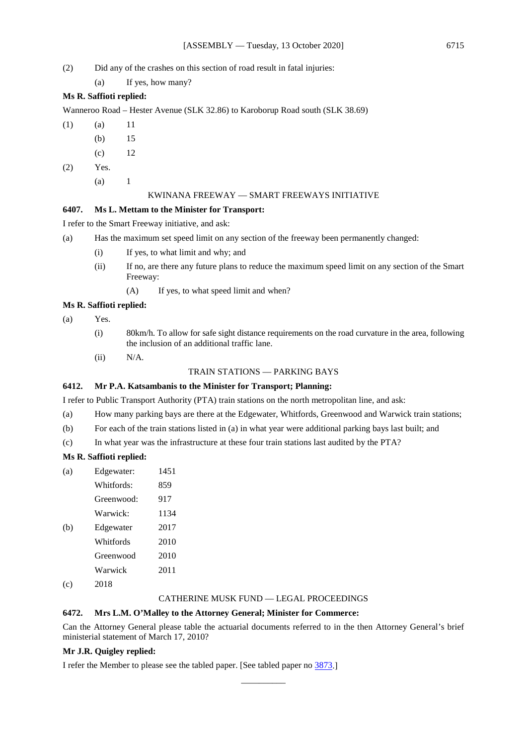(2) Did any of the crashes on this section of road result in fatal injuries:

(a) If yes, how many?

**Ms R. Saffioti replied:**

Wanneroo Road – Hester Avenue (SLK 32.86) to Karoborup Road south (SLK 38.69)

(1) (a) 11

(b) 15

(c) 12

(2) Yes.

(a) 1

KWINANA FREEWAY — SMART FREEWAYS INITIATIVE

**6407. Ms L. Mettam to the Minister for Transport:**

I refer to the Smart Freeway initiative, and ask:

(a) Has the maximum set speed limit on any section of the freeway been permanently changed:

(i) If yes, to what limit and why; and

(ii) If no, are there any future plans to reduce the maximum speed limit on any section of the Smart Freeway:

(A) If yes, to what speed limit and when?

**Ms R. Saffioti replied:**

(a) Yes.

(i) 80km/h. To allow for safe sight distance requirements on the road curvature in the area, following the inclusion of an additional traffic lane.

(ii) N/A.

TRAIN STATIONS — PARKING BAYS

**6412. Mr P.A. Katsambanis to the Minister for Transport; Planning:**

I refer to Public Transport Authority (PTA) train stations on the north metropolitan line, and ask:

(a) How many parking bays are there at the Edgewater, Whitfords, Greenwood and Warwick train stations;

(b) For each of the train stations listed in (a) in what year were additional parking bays last built; and

(c) In what year was the infrastructure at these four train stations last audited by the PTA?

**Ms R. Saffioti replied:**

| | | |
|---|---|---|
| (a) | Edgewater: | 1451 |
| | Whitfords: | 859 |
| | Greenwood: | 917 |
| | Warwick: | 1134 |
| (b) | Edgewater | 2017 |
| | Whitfords | 2010 |
| | Greenwood | 2010 |
| | Warwick | 2011 |
| (c) | 2018 | |

CATHERINE MUSK FUND — LEGAL PROCEEDINGS

**6472. Mrs L.M. O'Malley to the Attorney General; Minister for Commerce:**

Can the Attorney General please table the actuarial documents referred to in the then Attorney General's brief ministerial statement of March 17, 2010?

**Mr J.R. Quigley replied:**

I refer the Member to please see the tabled paper. [See tabled paper no 3873.]